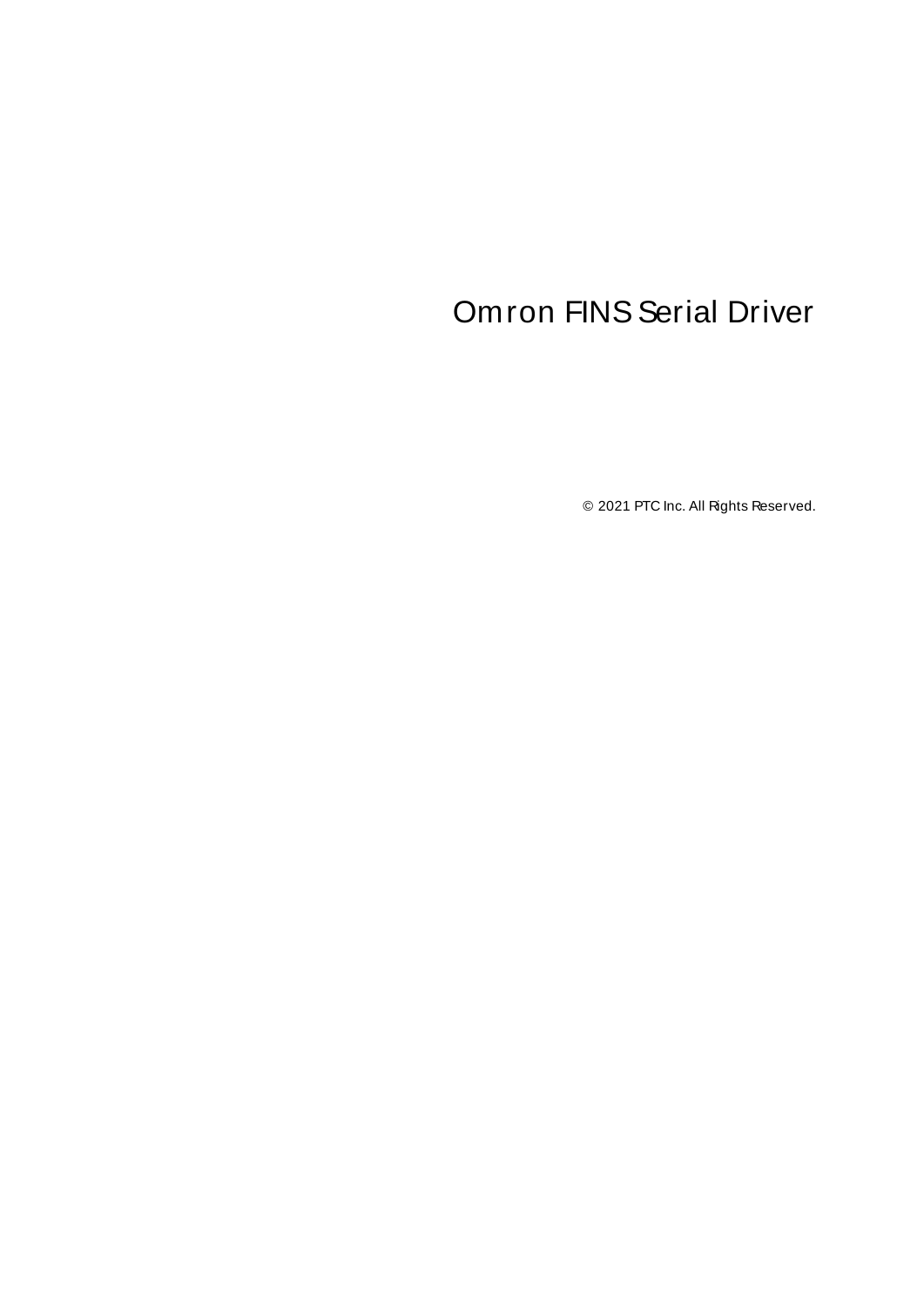# Omron FINS Serial Driver

© 2021 PTC Inc. All Rights Reserved.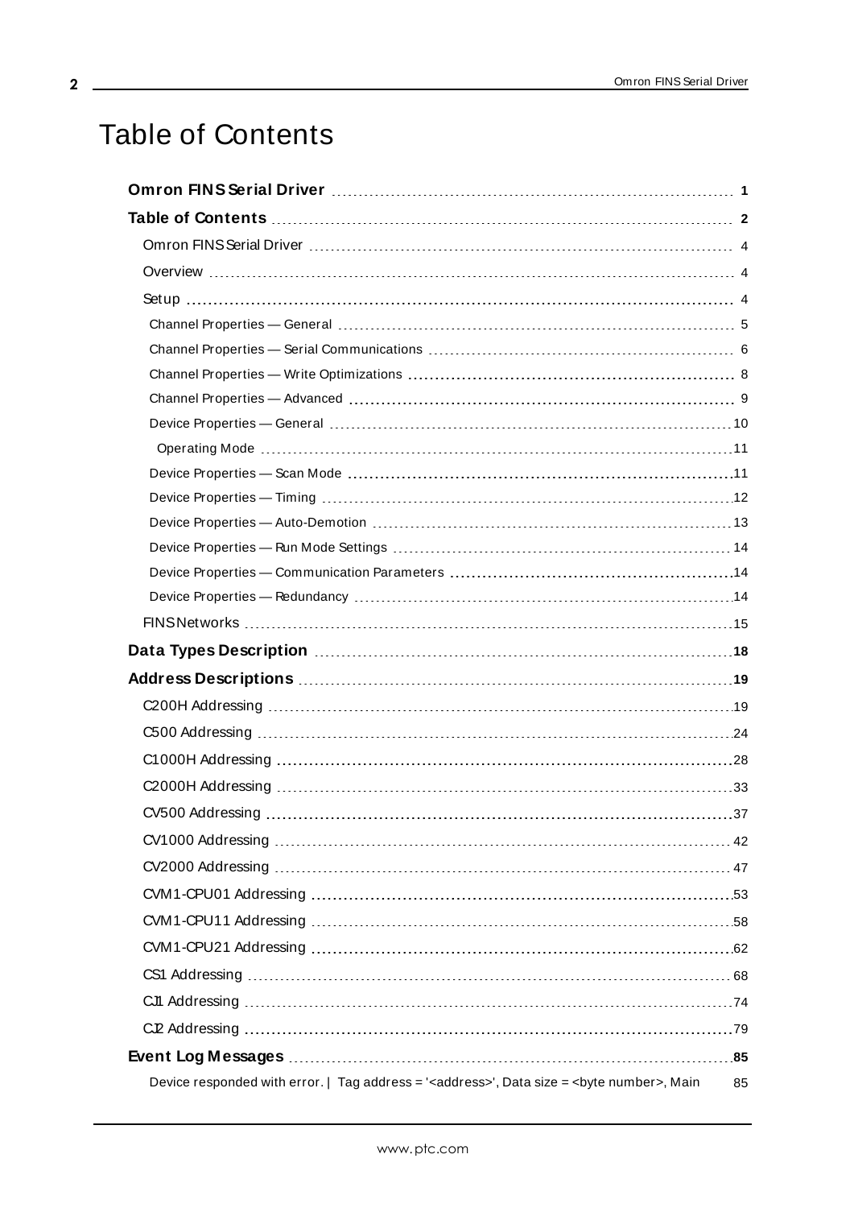# Table of Contents

**Omron FINS Serial Driver** 1

**Table of Contents** 2

- Omron FINS Serial Driver 4
- Overview 4
- Setup 4
  - Channel Properties — General 5
  - Channel Properties — Serial Communications 6
  - Channel Properties — Write Optimizations 8
  - Channel Properties — Advanced 9
  - Device Properties — General 10
    - Operating Mode 11
  - Device Properties — Scan Mode 11
  - Device Properties — Timing 12
  - Device Properties — Auto-Demotion 13
  - Device Properties — Run Mode Settings 14
  - Device Properties — Communication Parameters 14
  - Device Properties — Redundancy 14
- FINS Networks 15

**Data Types Description** 18

**Address Descriptions** 19

- C200H Addressing 19
- C500 Addressing 24
- C1000H Addressing 28
- C2000H Addressing 33
- CV500 Addressing 37
- CV1000 Addressing 42
- CV2000 Addressing 47
- CVM1-CPU01 Addressing 53
- CVM1-CPU11 Addressing 58
- CVM1-CPU21 Addressing 62
- CS1 Addressing 68
- CJ1 Addressing 74
- CJ2 Addressing 79

**Event Log Messages** 85

- Device responded with error. | Tag address = '<address>', Data size = <byte number>, Main 85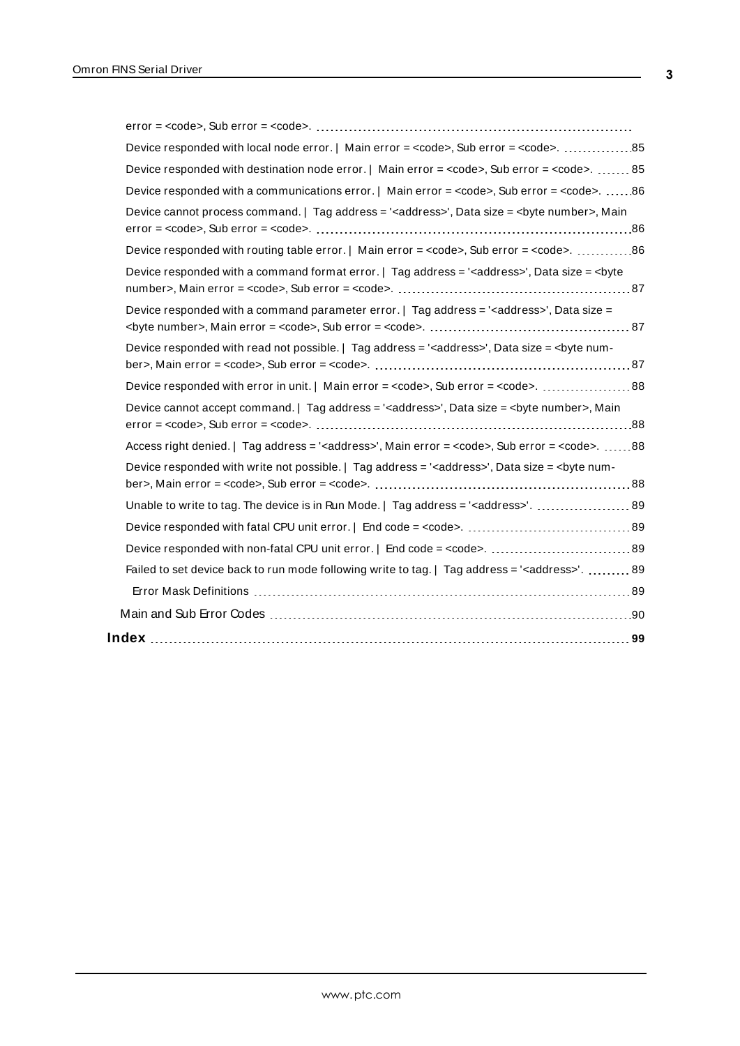error = <code>, Sub error = <code>.

Device responded with local node error. | Main error = <code>, Sub error = <code>. 85

Device responded with destination node error. | Main error = <code>, Sub error = <code>. 85

Device responded with a communications error. | Main error = <code>, Sub error = <code>. 86

Device cannot process command. | Tag address = '<address>', Data size = <byte number>, Main error = <code>, Sub error = <code>. 86

Device responded with routing table error. | Main error = <code>, Sub error = <code>. 86

Device responded with a command format error. | Tag address = '<address>', Data size = <byte number>, Main error = <code>, Sub error = <code>. 87

Device responded with a command parameter error. | Tag address = '<address>', Data size = <byte number>, Main error = <code>, Sub error = <code>. 87

Device responded with read not possible. | Tag address = '<address>', Data size = <byte number>, Main error = <code>, Sub error = <code>. 87

Device responded with error in unit. | Main error = <code>, Sub error = <code>. 88

Device cannot accept command. | Tag address = '<address>', Data size = <byte number>, Main error = <code>, Sub error = <code>. 88

Access right denied. | Tag address = '<address>', Main error = <code>, Sub error = <code>. 88

Device responded with write not possible. | Tag address = '<address>', Data size = <byte number>, Main error = <code>, Sub error = <code>. 88

Unable to write to tag. The device is in Run Mode. | Tag address = '<address>'. 89

Device responded with fatal CPU unit error. | End code = <code>. 89

Device responded with non-fatal CPU unit error. | End code = <code>. 89

Failed to set device back to run mode following write to tag. | Tag address = '<address>'. 89

Error Mask Definitions 89

Main and Sub Error Codes 90

**Index 99**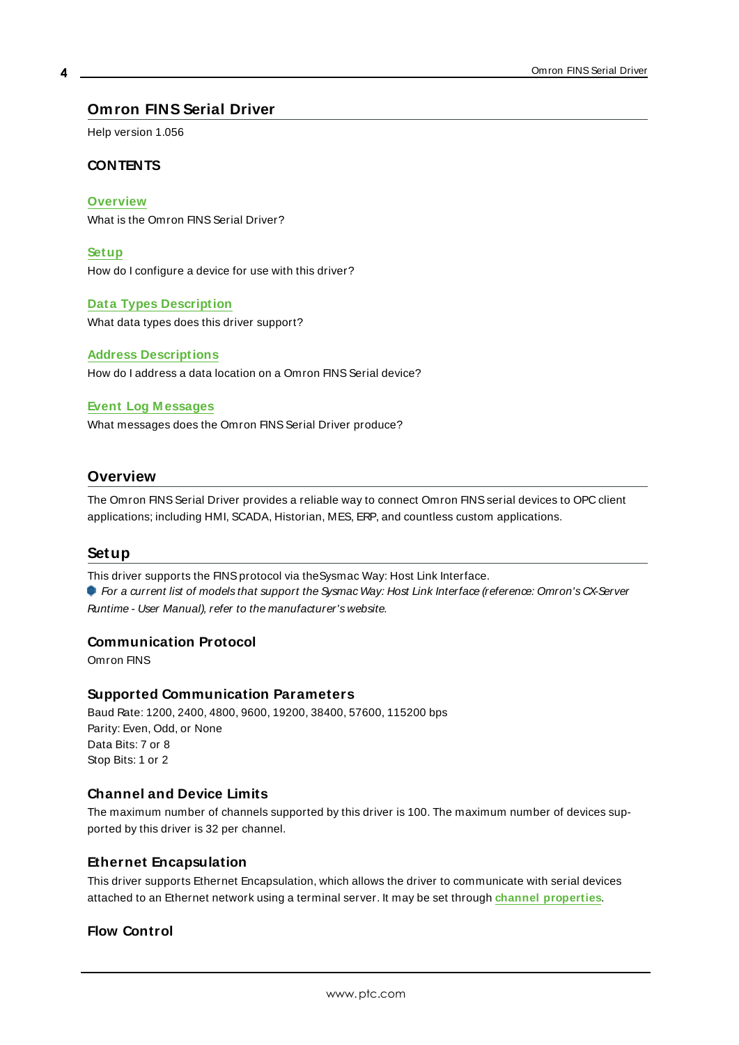# Omron FINS Serial Driver

Help version 1.056

### CONTENTS

**Overview**
What is the Omron FINS Serial Driver?

**Setup**
How do I configure a device for use with this driver?

**Data Types Description**
What data types does this driver support?

**Address Descriptions**
How do I address a data location on a Omron FINS Serial device?

**Event Log Messages**
What messages does the Omron FINS Serial Driver produce?

## Overview

The Omron FINS Serial Driver provides a reliable way to connect Omron FINS serial devices to OPC client applications; including HMI, SCADA, Historian, MES, ERP, and countless custom applications.

## Setup

This driver supports the FINS protocol via theSysmac Way: Host Link Interface.

*For a current list of models that support the Sysmac Way: Host Link Interface (reference: Omron's CX-Server Runtime - User Manual), refer to the manufacturer's website.*

### Communication Protocol

Omron FINS

### Supported Communication Parameters

Baud Rate: 1200, 2400, 4800, 9600, 19200, 38400, 57600, 115200 bps
Parity: Even, Odd, or None
Data Bits: 7 or 8
Stop Bits: 1 or 2

### Channel and Device Limits

The maximum number of channels supported by this driver is 100. The maximum number of devices supported by this driver is 32 per channel.

### Ethernet Encapsulation

This driver supports Ethernet Encapsulation, which allows the driver to communicate with serial devices attached to an Ethernet network using a terminal server. It may be set through **channel properties**.

### Flow Control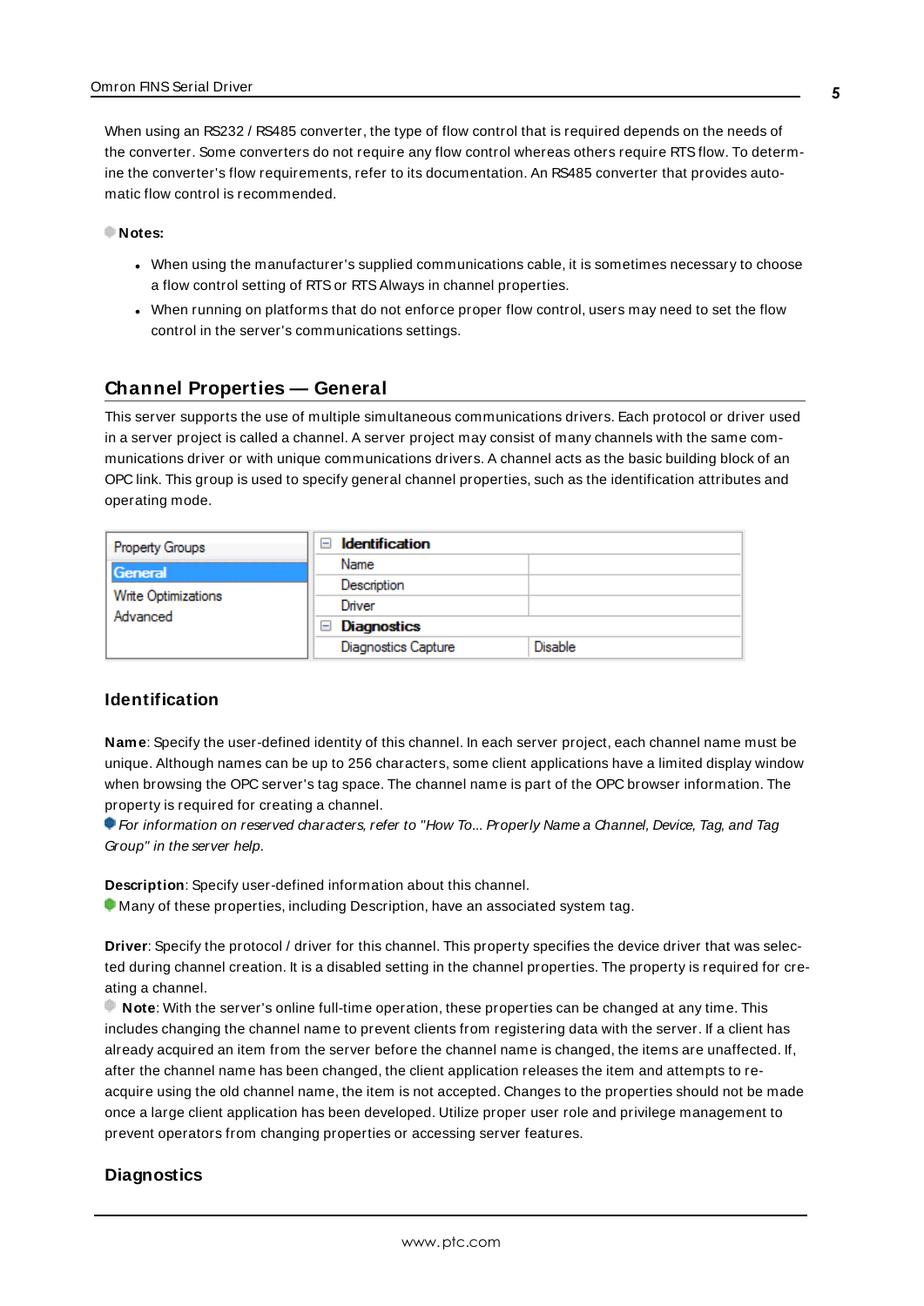When using an RS232 / RS485 converter, the type of flow control that is required depends on the needs of the converter. Some converters do not require any flow control whereas others require RTS flow. To determine the converter's flow requirements, refer to its documentation. An RS485 converter that provides automatic flow control is recommended.

**Notes:**

- When using the manufacturer's supplied communications cable, it is sometimes necessary to choose a flow control setting of RTS or RTS Always in channel properties.
- When running on platforms that do not enforce proper flow control, users may need to set the flow control in the server's communications settings.

## Channel Properties — General

This server supports the use of multiple simultaneous communications drivers. Each protocol or driver used in a server project is called a channel. A server project may consist of many channels with the same communications driver or with unique communications drivers. A channel acts as the basic building block of an OPC link. This group is used to specify general channel properties, such as the identification attributes and operating mode.

| Property Groups | Property | Value |
|---|---|---|
| **General** | **Identification** | |
| Write Optimizations | Name | |
| Advanced | Description | |
| | Driver | |
| | **Diagnostics** | |
| | Diagnostics Capture | Disable |

### Identification

**Name**: Specify the user-defined identity of this channel. In each server project, each channel name must be unique. Although names can be up to 256 characters, some client applications have a limited display window when browsing the OPC server's tag space. The channel name is part of the OPC browser information. The property is required for creating a channel.

*For information on reserved characters, refer to "How To... Properly Name a Channel, Device, Tag, and Tag Group" in the server help.*

**Description**: Specify user-defined information about this channel.

Many of these properties, including Description, have an associated system tag.

**Driver**: Specify the protocol / driver for this channel. This property specifies the device driver that was selected during channel creation. It is a disabled setting in the channel properties. The property is required for creating a channel.

**Note**: With the server's online full-time operation, these properties can be changed at any time. This includes changing the channel name to prevent clients from registering data with the server. If a client has already acquired an item from the server before the channel name is changed, the items are unaffected. If, after the channel name has been changed, the client application releases the item and attempts to re-acquire using the old channel name, the item is not accepted. Changes to the properties should not be made once a large client application has been developed. Utilize proper user role and privilege management to prevent operators from changing properties or accessing server features.

### Diagnostics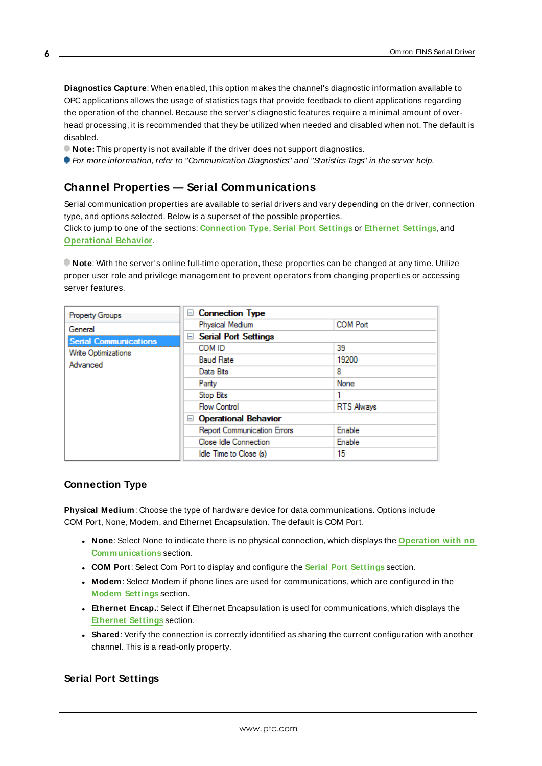**Diagnostics Capture**: When enabled, this option makes the channel's diagnostic information available to OPC applications allows the usage of statistics tags that provide feedback to client applications regarding the operation of the channel. Because the server's diagnostic features require a minimal amount of overhead processing, it is recommended that they be utilized when needed and disabled when not. The default is disabled.

**Note:** This property is not available if the driver does not support diagnostics.

*For more information, refer to "Communication Diagnostics" and "Statistics Tags" in the server help.*

## Channel Properties — Serial Communications

Serial communication properties are available to serial drivers and vary depending on the driver, connection type, and options selected. Below is a superset of the possible properties.
Click to jump to one of the sections: **Connection Type**, **Serial Port Settings** or **Ethernet Settings**, and **Operational Behavior**.

**Note**: With the server's online full-time operation, these properties can be changed at any time. Utilize proper user role and privilege management to prevent operators from changing properties or accessing server features.

| Property Groups | | |
|---|---|---|
| General | **Connection Type** | |
| **Serial Communications** | Physical Medium | COM Port |
| Write Optimizations | **Serial Port Settings** | |
| Advanced | COM ID | 39 |
| | Baud Rate | 19200 |
| | Data Bits | 8 |
| | Parity | None |
| | Stop Bits | 1 |
| | Flow Control | RTS Always |
| | **Operational Behavior** | |
| | Report Communication Errors | Enable |
| | Close Idle Connection | Enable |
| | Idle Time to Close (s) | 15 |

### Connection Type

**Physical Medium**: Choose the type of hardware device for data communications. Options include COM Port, None, Modem, and Ethernet Encapsulation. The default is COM Port.

- **None**: Select None to indicate there is no physical connection, which displays the **Operation with no Communications** section.
- **COM Port**: Select Com Port to display and configure the **Serial Port Settings** section.
- **Modem**: Select Modem if phone lines are used for communications, which are configured in the **Modem Settings** section.
- **Ethernet Encap.**: Select if Ethernet Encapsulation is used for communications, which displays the **Ethernet Settings** section.
- **Shared**: Verify the connection is correctly identified as sharing the current configuration with another channel. This is a read-only property.

### Serial Port Settings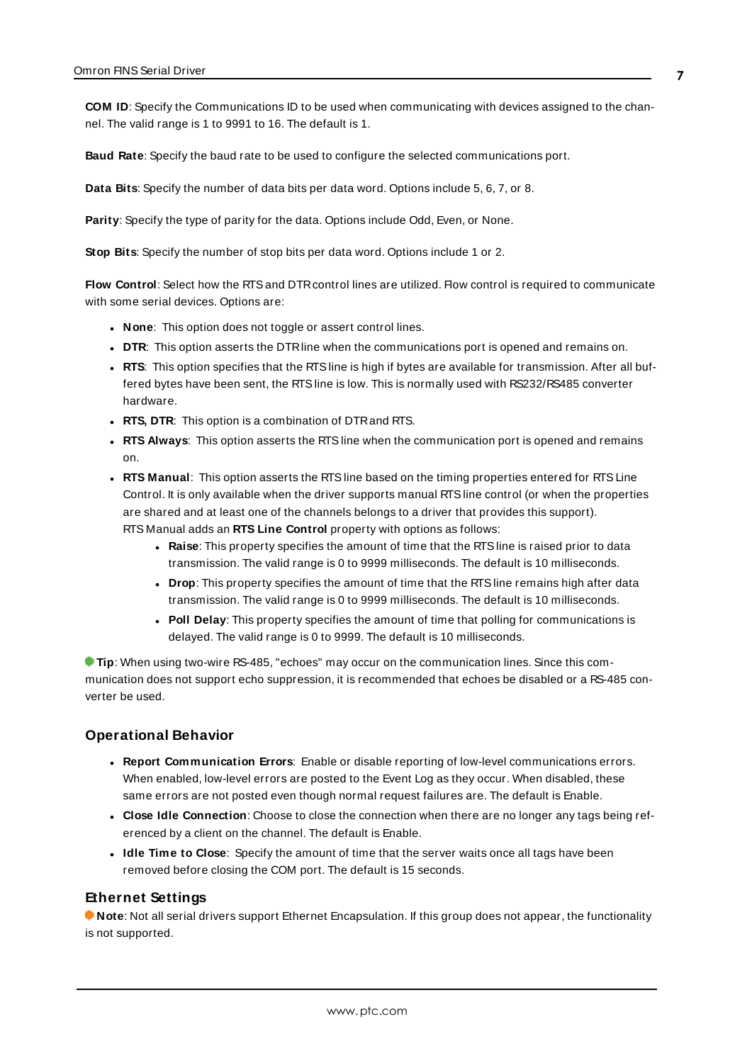**COM ID**: Specify the Communications ID to be used when communicating with devices assigned to the channel. The valid range is 1 to 9991 to 16. The default is 1.

**Baud Rate**: Specify the baud rate to be used to configure the selected communications port.

**Data Bits**: Specify the number of data bits per data word. Options include 5, 6, 7, or 8.

**Parity**: Specify the type of parity for the data. Options include Odd, Even, or None.

**Stop Bits**: Specify the number of stop bits per data word. Options include 1 or 2.

**Flow Control**: Select how the RTS and DTR control lines are utilized. Flow control is required to communicate with some serial devices. Options are:

- **None**: This option does not toggle or assert control lines.
- **DTR**: This option asserts the DTR line when the communications port is opened and remains on.
- **RTS**: This option specifies that the RTS line is high if bytes are available for transmission. After all buffered bytes have been sent, the RTS line is low. This is normally used with RS232/RS485 converter hardware.
- **RTS, DTR**: This option is a combination of DTR and RTS.
- **RTS Always**: This option asserts the RTS line when the communication port is opened and remains on.
- **RTS Manual**: This option asserts the RTS line based on the timing properties entered for RTS Line Control. It is only available when the driver supports manual RTS line control (or when the properties are shared and at least one of the channels belongs to a driver that provides this support). RTS Manual adds an **RTS Line Control** property with options as follows:
  - **Raise**: This property specifies the amount of time that the RTS line is raised prior to data transmission. The valid range is 0 to 9999 milliseconds. The default is 10 milliseconds.
  - **Drop**: This property specifies the amount of time that the RTS line remains high after data transmission. The valid range is 0 to 9999 milliseconds. The default is 10 milliseconds.
  - **Poll Delay**: This property specifies the amount of time that polling for communications is delayed. The valid range is 0 to 9999. The default is 10 milliseconds.

**Tip**: When using two-wire RS-485, "echoes" may occur on the communication lines. Since this communication does not support echo suppression, it is recommended that echoes be disabled or a RS-485 converter be used.

## Operational Behavior

- **Report Communication Errors**: Enable or disable reporting of low-level communications errors. When enabled, low-level errors are posted to the Event Log as they occur. When disabled, these same errors are not posted even though normal request failures are. The default is Enable.
- **Close Idle Connection**: Choose to close the connection when there are no longer any tags being referenced by a client on the channel. The default is Enable.
- **Idle Time to Close**: Specify the amount of time that the server waits once all tags have been removed before closing the COM port. The default is 15 seconds.

## Ethernet Settings

**Note**: Not all serial drivers support Ethernet Encapsulation. If this group does not appear, the functionality is not supported.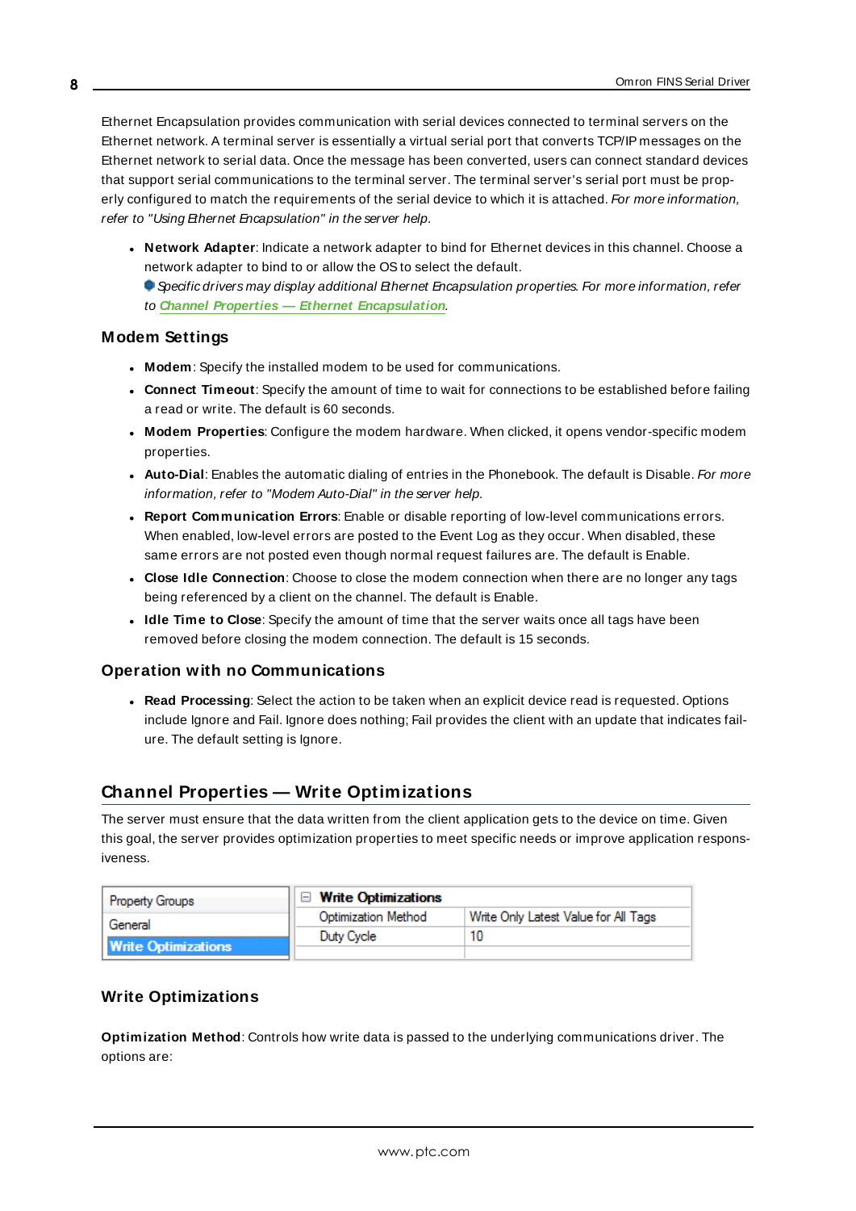Ethernet Encapsulation provides communication with serial devices connected to terminal servers on the Ethernet network. A terminal server is essentially a virtual serial port that converts TCP/IP messages on the Ethernet network to serial data. Once the message has been converted, users can connect standard devices that support serial communications to the terminal server. The terminal server's serial port must be properly configured to match the requirements of the serial device to which it is attached. *For more information, refer to "Using Ethernet Encapsulation" in the server help.*

- **Network Adapter**: Indicate a network adapter to bind for Ethernet devices in this channel. Choose a network adapter to bind to or allow the OS to select the default.
  *Specific drivers may display additional Ethernet Encapsulation properties. For more information, refer to Channel Properties — Ethernet Encapsulation.*

### Modem Settings

- **Modem**: Specify the installed modem to be used for communications.
- **Connect Timeout**: Specify the amount of time to wait for connections to be established before failing a read or write. The default is 60 seconds.
- **Modem Properties**: Configure the modem hardware. When clicked, it opens vendor-specific modem properties.
- **Auto-Dial**: Enables the automatic dialing of entries in the Phonebook. The default is Disable. *For more information, refer to "Modem Auto-Dial" in the server help.*
- **Report Communication Errors**: Enable or disable reporting of low-level communications errors. When enabled, low-level errors are posted to the Event Log as they occur. When disabled, these same errors are not posted even though normal request failures are. The default is Enable.
- **Close Idle Connection**: Choose to close the modem connection when there are no longer any tags being referenced by a client on the channel. The default is Enable.
- **Idle Time to Close**: Specify the amount of time that the server waits once all tags have been removed before closing the modem connection. The default is 15 seconds.

### Operation with no Communications

- **Read Processing**: Select the action to be taken when an explicit device read is requested. Options include Ignore and Fail. Ignore does nothing; Fail provides the client with an update that indicates failure. The default setting is Ignore.

## Channel Properties — Write Optimizations

The server must ensure that the data written from the client application gets to the device on time. Given this goal, the server provides optimization properties to meet specific needs or improve application responsiveness.

| Property Groups | Write Optimizations | |
|---|---|---|
| General | Optimization Method | Write Only Latest Value for All Tags |
| **Write Optimizations** | Duty Cycle | 10 |

### Write Optimizations

**Optimization Method**: Controls how write data is passed to the underlying communications driver. The options are: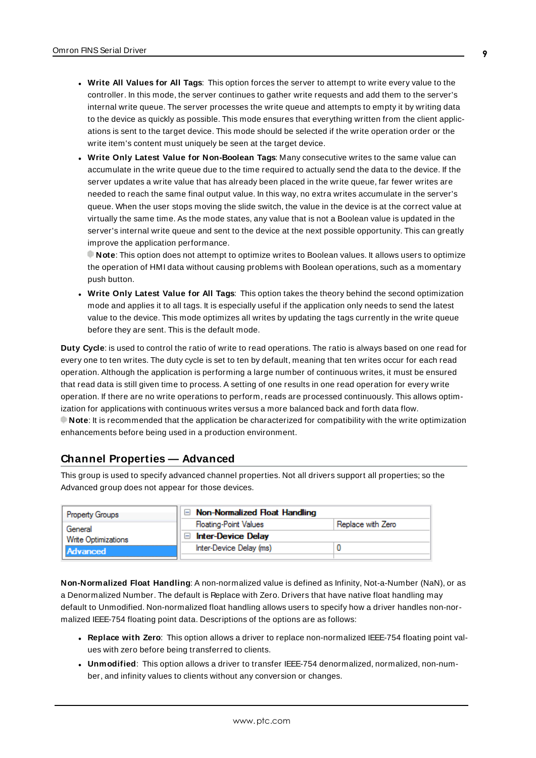- **Write All Values for All Tags**: This option forces the server to attempt to write every value to the controller. In this mode, the server continues to gather write requests and add them to the server's internal write queue. The server processes the write queue and attempts to empty it by writing data to the device as quickly as possible. This mode ensures that everything written from the client applications is sent to the target device. This mode should be selected if the write operation order or the write item's content must uniquely be seen at the target device.
- **Write Only Latest Value for Non-Boolean Tags**: Many consecutive writes to the same value can accumulate in the write queue due to the time required to actually send the data to the device. If the server updates a write value that has already been placed in the write queue, far fewer writes are needed to reach the same final output value. In this way, no extra writes accumulate in the server's queue. When the user stops moving the slide switch, the value in the device is at the correct value at virtually the same time. As the mode states, any value that is not a Boolean value is updated in the server's internal write queue and sent to the device at the next possible opportunity. This can greatly improve the application performance.
  **Note**: This option does not attempt to optimize writes to Boolean values. It allows users to optimize the operation of HMI data without causing problems with Boolean operations, such as a momentary push button.
- **Write Only Latest Value for All Tags**: This option takes the theory behind the second optimization mode and applies it to all tags. It is especially useful if the application only needs to send the latest value to the device. This mode optimizes all writes by updating the tags currently in the write queue before they are sent. This is the default mode.

**Duty Cycle**: is used to control the ratio of write to read operations. The ratio is always based on one read for every one to ten writes. The duty cycle is set to ten by default, meaning that ten writes occur for each read operation. Although the application is performing a large number of continuous writes, it must be ensured that read data is still given time to process. A setting of one results in one read operation for every write operation. If there are no write operations to perform, reads are processed continuously. This allows optimization for applications with continuous writes versus a more balanced back and forth data flow.
**Note**: It is recommended that the application be characterized for compatibility with the write optimization enhancements before being used in a production environment.

## Channel Properties — Advanced

This group is used to specify advanced channel properties. Not all drivers support all properties; so the Advanced group does not appear for those devices.

| Property Groups | Property | Value |
|---|---|---|
| General | **Non-Normalized Float Handling** | |
| Write Optimizations | Floating-Point Values | Replace with Zero |
| **Advanced** | **Inter-Device Delay** | |
| | Inter-Device Delay (ms) | 0 |

**Non-Normalized Float Handling**: A non-normalized value is defined as Infinity, Not-a-Number (NaN), or as a Denormalized Number. The default is Replace with Zero. Drivers that have native float handling may default to Unmodified. Non-normalized float handling allows users to specify how a driver handles non-normalized IEEE-754 floating point data. Descriptions of the options are as follows:

- **Replace with Zero**: This option allows a driver to replace non-normalized IEEE-754 floating point values with zero before being transferred to clients.
- **Unmodified**: This option allows a driver to transfer IEEE-754 denormalized, normalized, non-number, and infinity values to clients without any conversion or changes.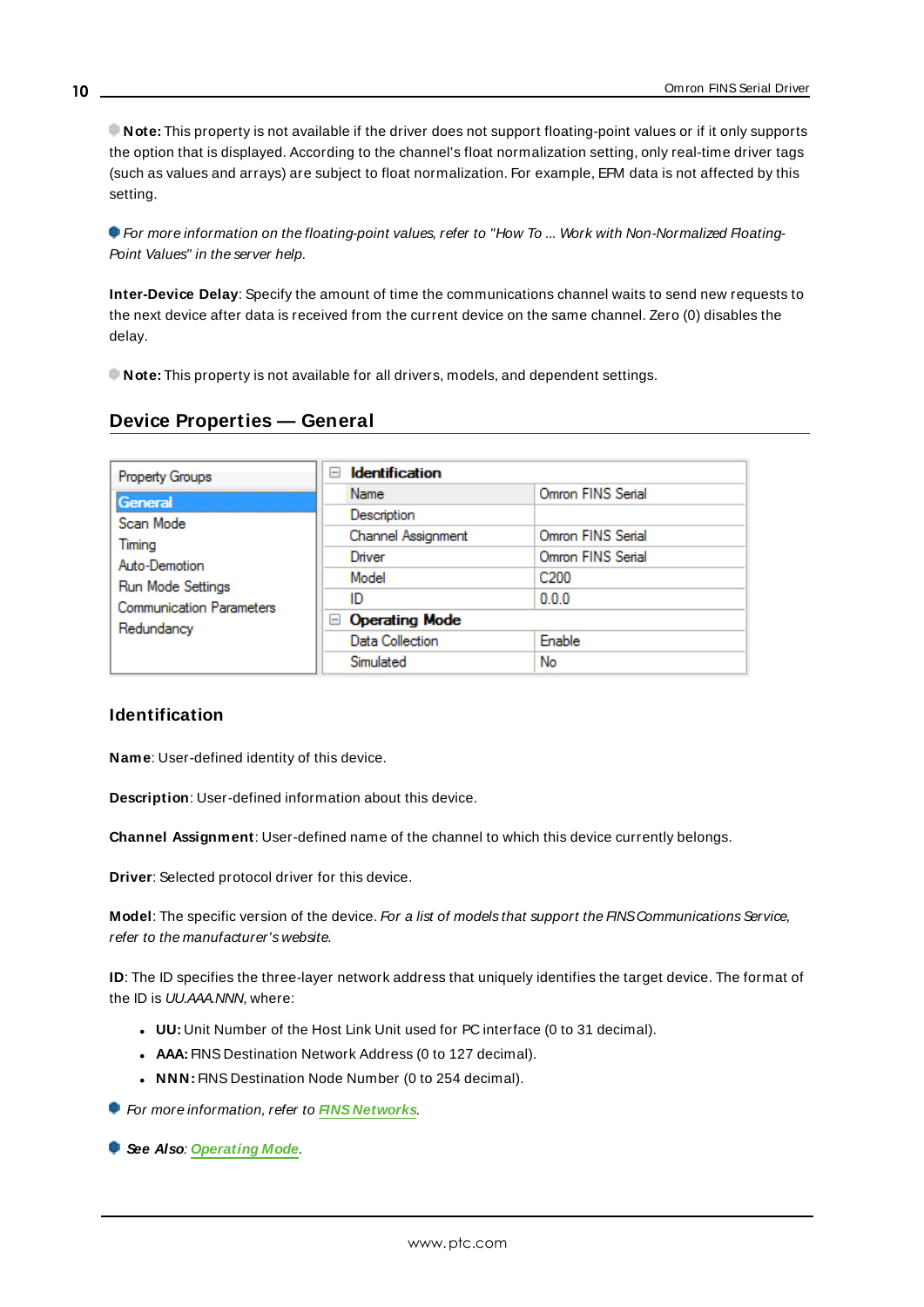**Note:** This property is not available if the driver does not support floating-point values or if it only supports the option that is displayed. According to the channel's float normalization setting, only real-time driver tags (such as values and arrays) are subject to float normalization. For example, EFM data is not affected by this setting.

*For more information on the floating-point values, refer to "How To ... Work with Non-Normalized Floating-Point Values" in the server help.*

**Inter-Device Delay**: Specify the amount of time the communications channel waits to send new requests to the next device after data is received from the current device on the same channel. Zero (0) disables the delay.

**Note:** This property is not available for all drivers, models, and dependent settings.

## Device Properties — General

| Property Groups | | |
|---|---|---|
| **General** | **Identification** | |
| Scan Mode | Name | Omron FINS Serial |
| Timing | Description | |
| Auto-Demotion | Channel Assignment | Omron FINS Serial |
| Run Mode Settings | Driver | Omron FINS Serial |
| Communication Parameters | Model | C200 |
| Redundancy | ID | 0.0.0 |
| | **Operating Mode** | |
| | Data Collection | Enable |
| | Simulated | No |

### Identification

**Name**: User-defined identity of this device.

**Description**: User-defined information about this device.

**Channel Assignment**: User-defined name of the channel to which this device currently belongs.

**Driver**: Selected protocol driver for this device.

**Model**: The specific version of the device. *For a list of models that support the FINS Communications Service, refer to the manufacturer's website.*

**ID**: The ID specifies the three-layer network address that uniquely identifies the target device. The format of the ID is *UU.AAA.NNN*, where:

- **UU:** Unit Number of the Host Link Unit used for PC interface (0 to 31 decimal).
- **AAA:** FINS Destination Network Address (0 to 127 decimal).
- **NNN:** FINS Destination Node Number (0 to 254 decimal).

*For more information, refer to* **FINS Networks**.

***See Also:*** **Operating Mode**.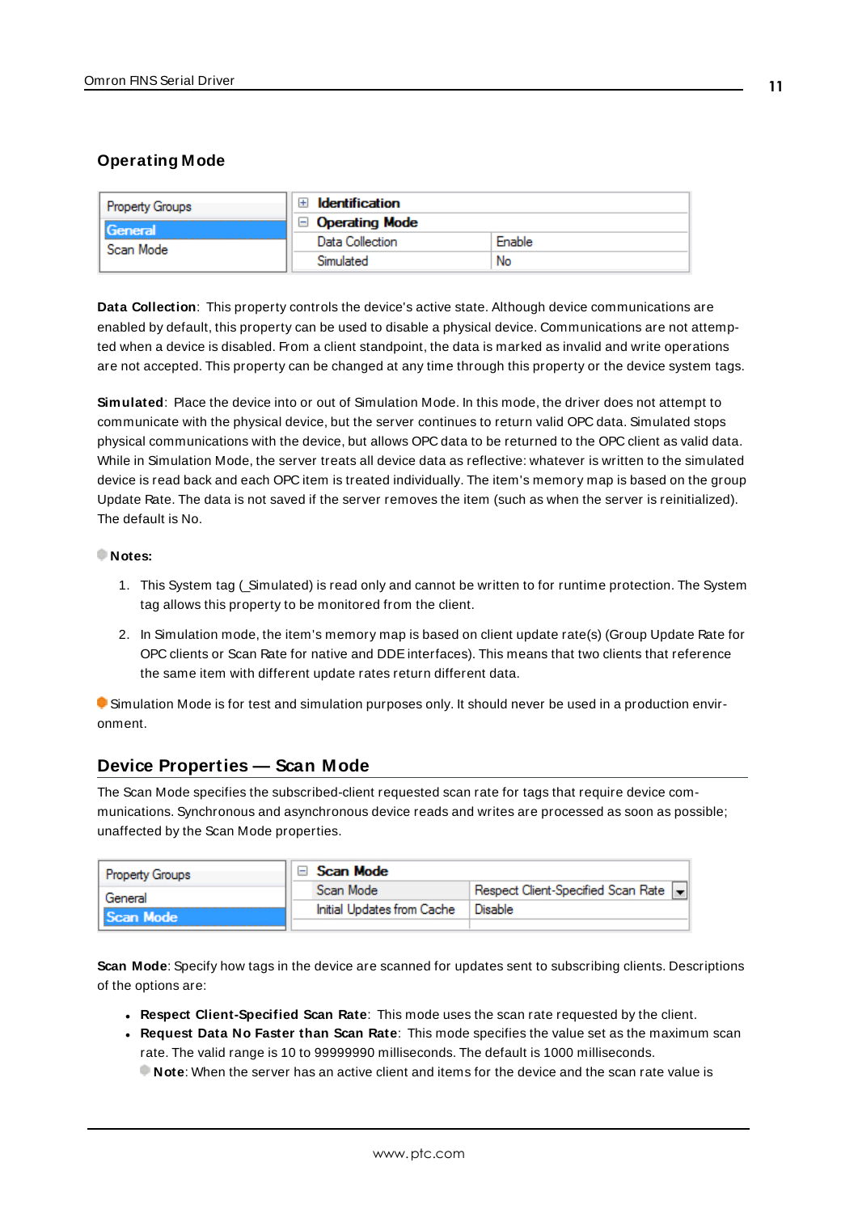### Operating Mode

| Property Groups | | |
|---|---|---|
| General | ⊞ Identification | |
| Scan Mode | ⊟ Operating Mode | |
| | Data Collection | Enable |
| | Simulated | No |

**Data Collection**: This property controls the device's active state. Although device communications are enabled by default, this property can be used to disable a physical device. Communications are not attempted when a device is disabled. From a client standpoint, the data is marked as invalid and write operations are not accepted. This property can be changed at any time through this property or the device system tags.

**Simulated**: Place the device into or out of Simulation Mode. In this mode, the driver does not attempt to communicate with the physical device, but the server continues to return valid OPC data. Simulated stops physical communications with the device, but allows OPC data to be returned to the OPC client as valid data. While in Simulation Mode, the server treats all device data as reflective: whatever is written to the simulated device is read back and each OPC item is treated individually. The item's memory map is based on the group Update Rate. The data is not saved if the server removes the item (such as when the server is reinitialized). The default is No.

**Notes:**

1. This System tag (_Simulated) is read only and cannot be written to for runtime protection. The System tag allows this property to be monitored from the client.

2. In Simulation mode, the item's memory map is based on client update rate(s) (Group Update Rate for OPC clients or Scan Rate for native and DDE interfaces). This means that two clients that reference the same item with different update rates return different data.

Simulation Mode is for test and simulation purposes only. It should never be used in a production environment.

## Device Properties — Scan Mode

The Scan Mode specifies the subscribed-client requested scan rate for tags that require device communications. Synchronous and asynchronous device reads and writes are processed as soon as possible; unaffected by the Scan Mode properties.

| Property Groups | | |
|---|---|---|
| General | ⊟ Scan Mode | |
| Scan Mode | Scan Mode | Respect Client-Specified Scan Rate |
| | Initial Updates from Cache | Disable |

**Scan Mode**: Specify how tags in the device are scanned for updates sent to subscribing clients. Descriptions of the options are:

- **Respect Client-Specified Scan Rate**: This mode uses the scan rate requested by the client.
- **Request Data No Faster than Scan Rate**: This mode specifies the value set as the maximum scan rate. The valid range is 10 to 99999990 milliseconds. The default is 1000 milliseconds.

  **Note**: When the server has an active client and items for the device and the scan rate value is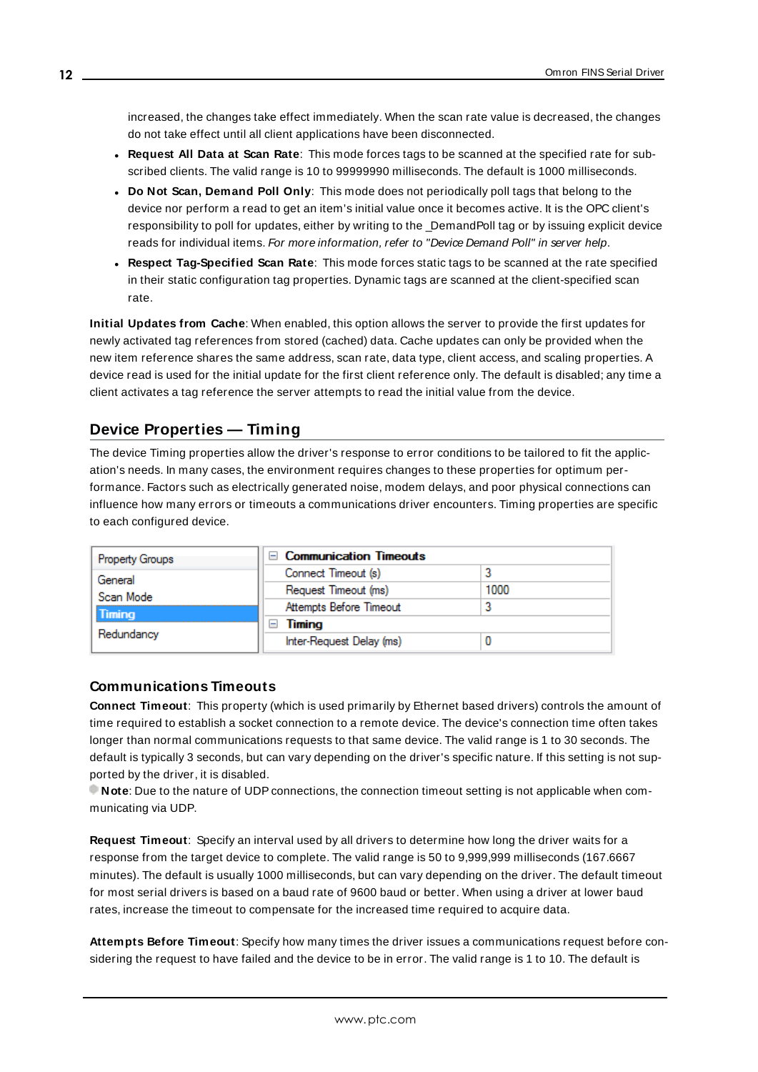increased, the changes take effect immediately. When the scan rate value is decreased, the changes do not take effect until all client applications have been disconnected.

- **Request All Data at Scan Rate**: This mode forces tags to be scanned at the specified rate for subscribed clients. The valid range is 10 to 99999990 milliseconds. The default is 1000 milliseconds.
- **Do Not Scan, Demand Poll Only**: This mode does not periodically poll tags that belong to the device nor perform a read to get an item's initial value once it becomes active. It is the OPC client's responsibility to poll for updates, either by writing to the _DemandPoll tag or by issuing explicit device reads for individual items. *For more information, refer to "Device Demand Poll" in server help.*
- **Respect Tag-Specified Scan Rate**: This mode forces static tags to be scanned at the rate specified in their static configuration tag properties. Dynamic tags are scanned at the client-specified scan rate.

**Initial Updates from Cache**: When enabled, this option allows the server to provide the first updates for newly activated tag references from stored (cached) data. Cache updates can only be provided when the new item reference shares the same address, scan rate, data type, client access, and scaling properties. A device read is used for the initial update for the first client reference only. The default is disabled; any time a client activates a tag reference the server attempts to read the initial value from the device.

## Device Properties — Timing

The device Timing properties allow the driver's response to error conditions to be tailored to fit the application's needs. In many cases, the environment requires changes to these properties for optimum performance. Factors such as electrically generated noise, modem delays, and poor physical connections can influence how many errors or timeouts a communications driver encounters. Timing properties are specific to each configured device.

| Property Groups | | |
|---|---|---|
| General | **Communication Timeouts** | |
| Scan Mode | Connect Timeout (s) | 3 |
| **Timing** | Request Timeout (ms) | 1000 |
| Redundancy | Attempts Before Timeout | 3 |
| | **Timing** | |
| | Inter-Request Delay (ms) | 0 |

### Communications Timeouts

**Connect Timeout**: This property (which is used primarily by Ethernet based drivers) controls the amount of time required to establish a socket connection to a remote device. The device's connection time often takes longer than normal communications requests to that same device. The valid range is 1 to 30 seconds. The default is typically 3 seconds, but can vary depending on the driver's specific nature. If this setting is not supported by the driver, it is disabled.

**Note**: Due to the nature of UDP connections, the connection timeout setting is not applicable when communicating via UDP.

**Request Timeout**: Specify an interval used by all drivers to determine how long the driver waits for a response from the target device to complete. The valid range is 50 to 9,999,999 milliseconds (167.6667 minutes). The default is usually 1000 milliseconds, but can vary depending on the driver. The default timeout for most serial drivers is based on a baud rate of 9600 baud or better. When using a driver at lower baud rates, increase the timeout to compensate for the increased time required to acquire data.

**Attempts Before Timeout**: Specify how many times the driver issues a communications request before considering the request to have failed and the device to be in error. The valid range is 1 to 10. The default is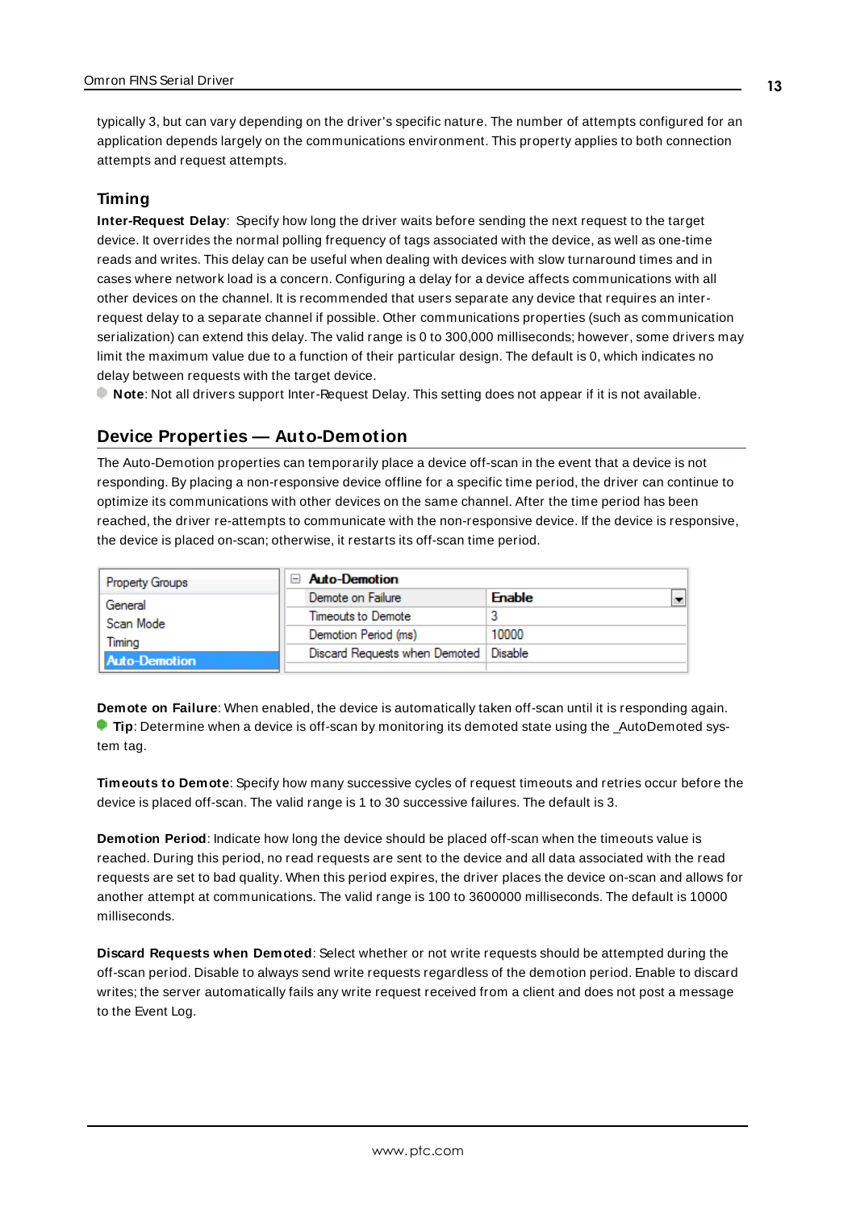typically 3, but can vary depending on the driver's specific nature. The number of attempts configured for an application depends largely on the communications environment. This property applies to both connection attempts and request attempts.

### Timing

**Inter-Request Delay**: Specify how long the driver waits before sending the next request to the target device. It overrides the normal polling frequency of tags associated with the device, as well as one-time reads and writes. This delay can be useful when dealing with devices with slow turnaround times and in cases where network load is a concern. Configuring a delay for a device affects communications with all other devices on the channel. It is recommended that users separate any device that requires an inter-request delay to a separate channel if possible. Other communications properties (such as communication serialization) can extend this delay. The valid range is 0 to 300,000 milliseconds; however, some drivers may limit the maximum value due to a function of their particular design. The default is 0, which indicates no delay between requests with the target device.

**Note**: Not all drivers support Inter-Request Delay. This setting does not appear if it is not available.

## Device Properties — Auto-Demotion

The Auto-Demotion properties can temporarily place a device off-scan in the event that a device is not responding. By placing a non-responsive device offline for a specific time period, the driver can continue to optimize its communications with other devices on the same channel. After the time period has been reached, the driver re-attempts to communicate with the non-responsive device. If the device is responsive, the device is placed on-scan; otherwise, it restarts its off-scan time period.

| Property Groups | Auto-Demotion | |
|---|---|---|
| General | Demote on Failure | Enable |
| Scan Mode | Timeouts to Demote | 3 |
| Timing | Demotion Period (ms) | 10000 |
| Auto-Demotion | Discard Requests when Demoted | Disable |

**Demote on Failure**: When enabled, the device is automatically taken off-scan until it is responding again.
**Tip**: Determine when a device is off-scan by monitoring its demoted state using the _AutoDemoted system tag.

**Timeouts to Demote**: Specify how many successive cycles of request timeouts and retries occur before the device is placed off-scan. The valid range is 1 to 30 successive failures. The default is 3.

**Demotion Period**: Indicate how long the device should be placed off-scan when the timeouts value is reached. During this period, no read requests are sent to the device and all data associated with the read requests are set to bad quality. When this period expires, the driver places the device on-scan and allows for another attempt at communications. The valid range is 100 to 3600000 milliseconds. The default is 10000 milliseconds.

**Discard Requests when Demoted**: Select whether or not write requests should be attempted during the off-scan period. Disable to always send write requests regardless of the demotion period. Enable to discard writes; the server automatically fails any write request received from a client and does not post a message to the Event Log.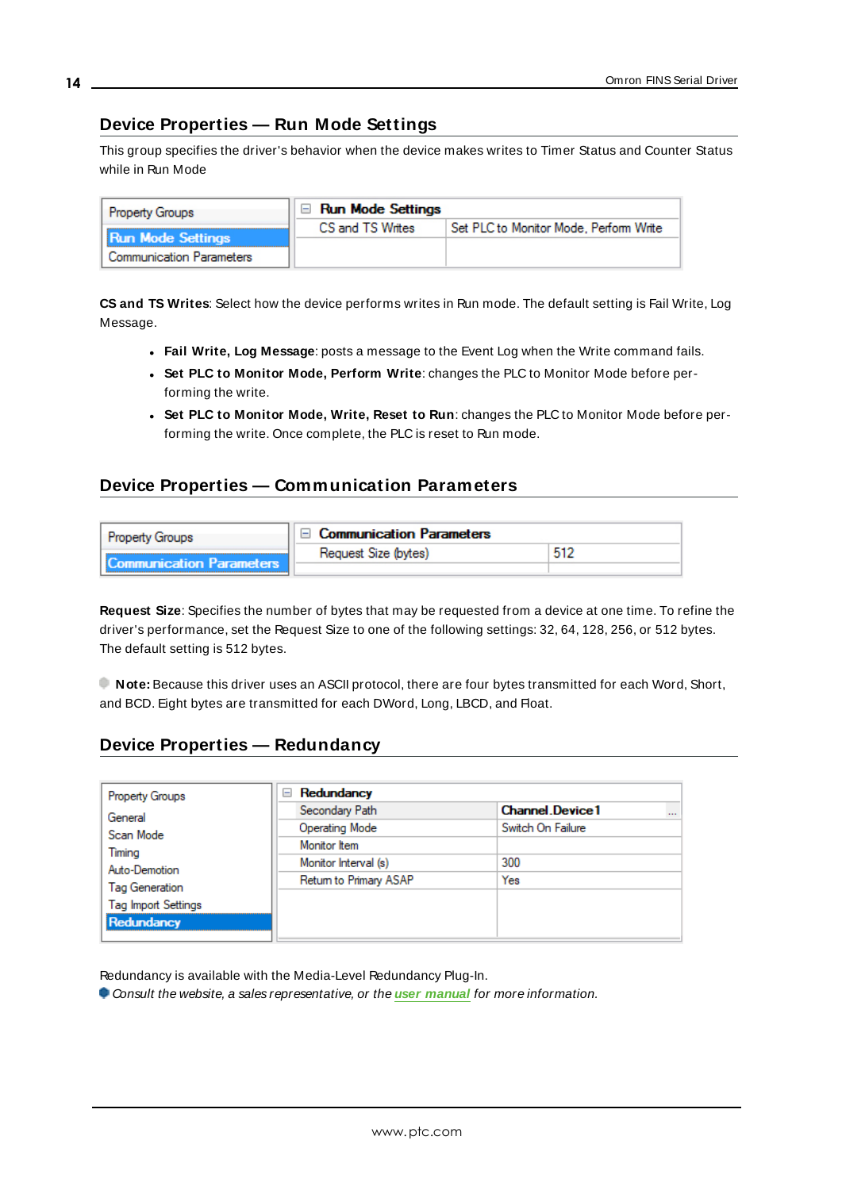## Device Properties — Run Mode Settings

This group specifies the driver's behavior when the device makes writes to Timer Status and Counter Status while in Run Mode

| Property Groups | Run Mode Settings | |
|---|---|---|
| **Run Mode Settings** | CS and TS Writes | Set PLC to Monitor Mode, Perform Write |
| Communication Parameters | | |

**CS and TS Writes**: Select how the device performs writes in Run mode. The default setting is Fail Write, Log Message.

- **Fail Write, Log Message**: posts a message to the Event Log when the Write command fails.
- **Set PLC to Monitor Mode, Perform Write**: changes the PLC to Monitor Mode before performing the write.
- **Set PLC to Monitor Mode, Write, Reset to Run**: changes the PLC to Monitor Mode before performing the write. Once complete, the PLC is reset to Run mode.

## Device Properties — Communication Parameters

| Property Groups | Communication Parameters | |
|---|---|---|
| **Communication Parameters** | Request Size (bytes) | 512 |

**Request Size**: Specifies the number of bytes that may be requested from a device at one time. To refine the driver's performance, set the Request Size to one of the following settings: 32, 64, 128, 256, or 512 bytes. The default setting is 512 bytes.

**Note:** Because this driver uses an ASCII protocol, there are four bytes transmitted for each Word, Short, and BCD. Eight bytes are transmitted for each DWord, Long, LBCD, and Float.

## Device Properties — Redundancy

| Property Groups | Redundancy | |
|---|---|---|
| General | Secondary Path | Channel.Device1 |
| Scan Mode | Operating Mode | Switch On Failure |
| Timing | Monitor Item | |
| Auto-Demotion | Monitor Interval (s) | 300 |
| Tag Generation | Return to Primary ASAP | Yes |
| Tag Import Settings | | |
| **Redundancy** | | |

Redundancy is available with the Media-Level Redundancy Plug-In.

*Consult the website, a sales representative, or the **user manual** for more information.*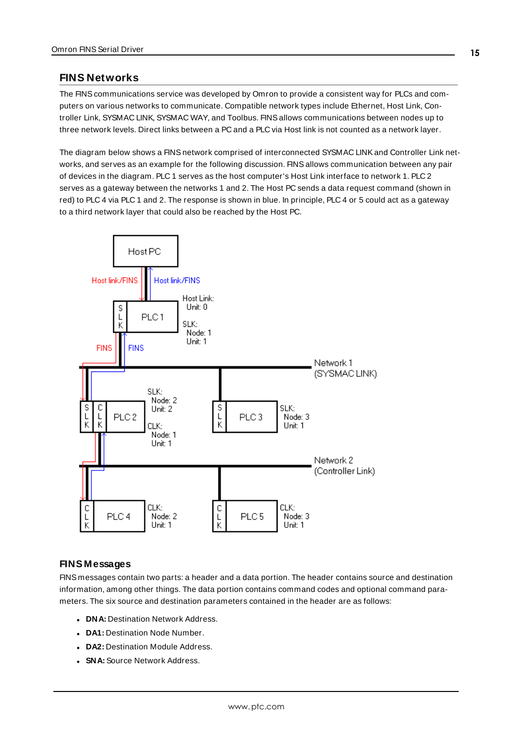## FINS Networks

The FINS communications service was developed by Omron to provide a consistent way for PLCs and computers on various networks to communicate. Compatible network types include Ethernet, Host Link, Controller Link, SYSMAC LINK, SYSMAC WAY, and Toolbus. FINS allows communications between nodes up to three network levels. Direct links between a PC and a PLC via Host link is not counted as a network layer.

The diagram below shows a FINS network comprised of interconnected SYSMAC LINK and Controller Link networks, and serves as an example for the following discussion. FINS allows communication between any pair of devices in the diagram. PLC 1 serves as the host computer's Host Link interface to network 1. PLC 2 serves as a gateway between the networks 1 and 2. The Host PC sends a data request command (shown in red) to PLC 4 via PLC 1 and 2. The response is shown in blue. In principle, PLC 4 or 5 could act as a gateway to a third network layer that could also be reached by the Host PC.

### FINS Messages

FINS messages contain two parts: a header and a data portion. The header contains source and destination information, among other things. The data portion contains command codes and optional command parameters. The six source and destination parameters contained in the header are as follows:

- **DNA:** Destination Network Address.
- **DA1:** Destination Node Number.
- **DA2:** Destination Module Address.
- **SNA:** Source Network Address.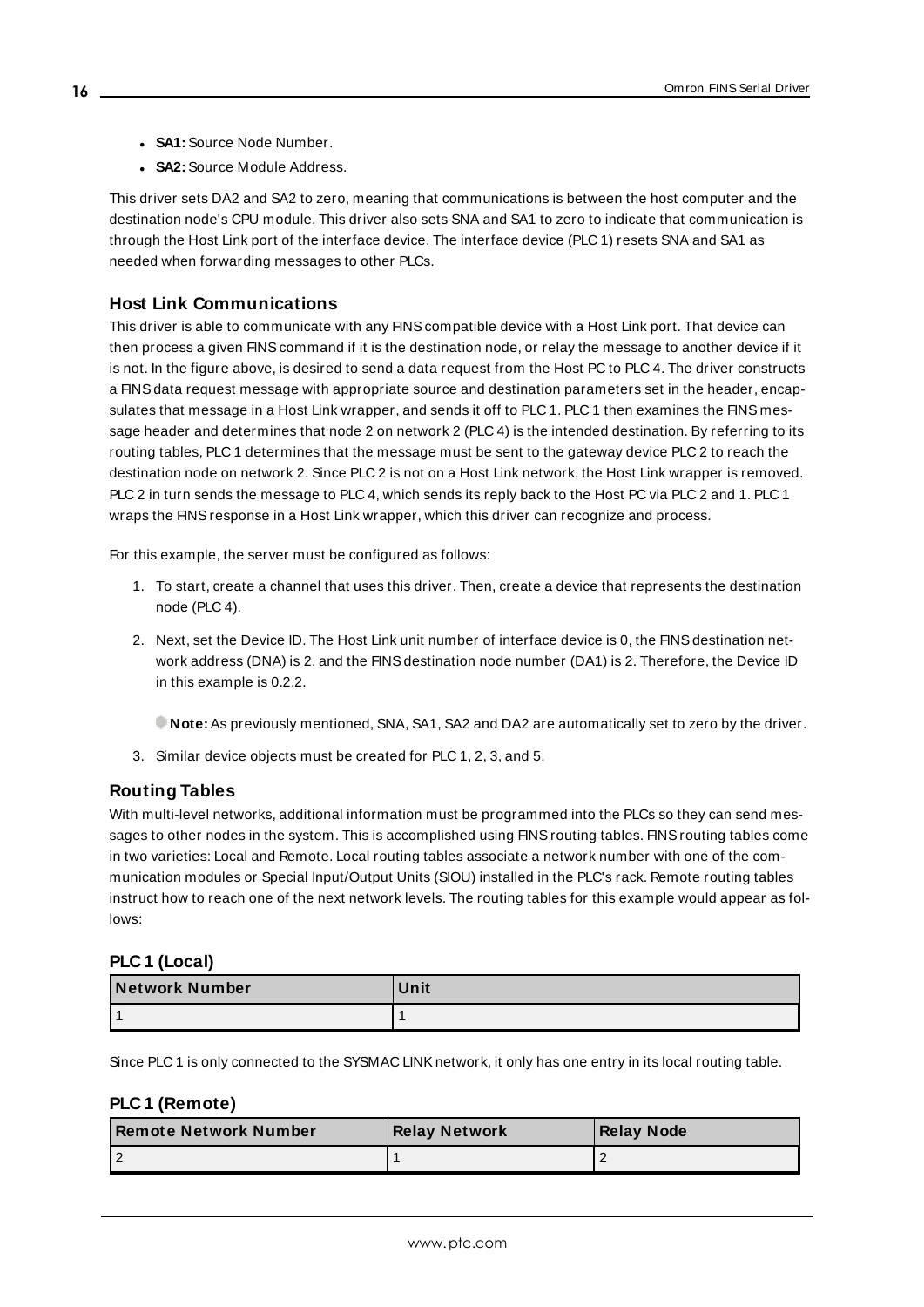- **SA1:** Source Node Number.
- **SA2:** Source Module Address.

This driver sets DA2 and SA2 to zero, meaning that communications is between the host computer and the destination node's CPU module. This driver also sets SNA and SA1 to zero to indicate that communication is through the Host Link port of the interface device. The interface device (PLC 1) resets SNA and SA1 as needed when forwarding messages to other PLCs.

### Host Link Communications

This driver is able to communicate with any FINS compatible device with a Host Link port. That device can then process a given FINS command if it is the destination node, or relay the message to another device if it is not. In the figure above, is desired to send a data request from the Host PC to PLC 4. The driver constructs a FINS data request message with appropriate source and destination parameters set in the header, encapsulates that message in a Host Link wrapper, and sends it off to PLC 1. PLC 1 then examines the FINS message header and determines that node 2 on network 2 (PLC 4) is the intended destination. By referring to its routing tables, PLC 1 determines that the message must be sent to the gateway device PLC 2 to reach the destination node on network 2. Since PLC 2 is not on a Host Link network, the Host Link wrapper is removed. PLC 2 in turn sends the message to PLC 4, which sends its reply back to the Host PC via PLC 2 and 1. PLC 1 wraps the FINS response in a Host Link wrapper, which this driver can recognize and process.

For this example, the server must be configured as follows:

1. To start, create a channel that uses this driver. Then, create a device that represents the destination node (PLC 4).
2. Next, set the Device ID. The Host Link unit number of interface device is 0, the FINS destination network address (DNA) is 2, and the FINS destination node number (DA1) is 2. Therefore, the Device ID in this example is 0.2.2.

   **Note:** As previously mentioned, SNA, SA1, SA2 and DA2 are automatically set to zero by the driver.
3. Similar device objects must be created for PLC 1, 2, 3, and 5.

### Routing Tables

With multi-level networks, additional information must be programmed into the PLCs so they can send messages to other nodes in the system. This is accomplished using FINS routing tables. FINS routing tables come in two varieties: Local and Remote. Local routing tables associate a network number with one of the communication modules or Special Input/Output Units (SIOU) installed in the PLC's rack. Remote routing tables instruct how to reach one of the next network levels. The routing tables for this example would appear as follows:

#### PLC 1 (Local)

| Network Number | Unit |
|---|---|
| 1 | 1 |

Since PLC 1 is only connected to the SYSMAC LINK network, it only has one entry in its local routing table.

#### PLC 1 (Remote)

| Remote Network Number | Relay Network | Relay Node |
|---|---|---|
| 2 | 1 | 2 |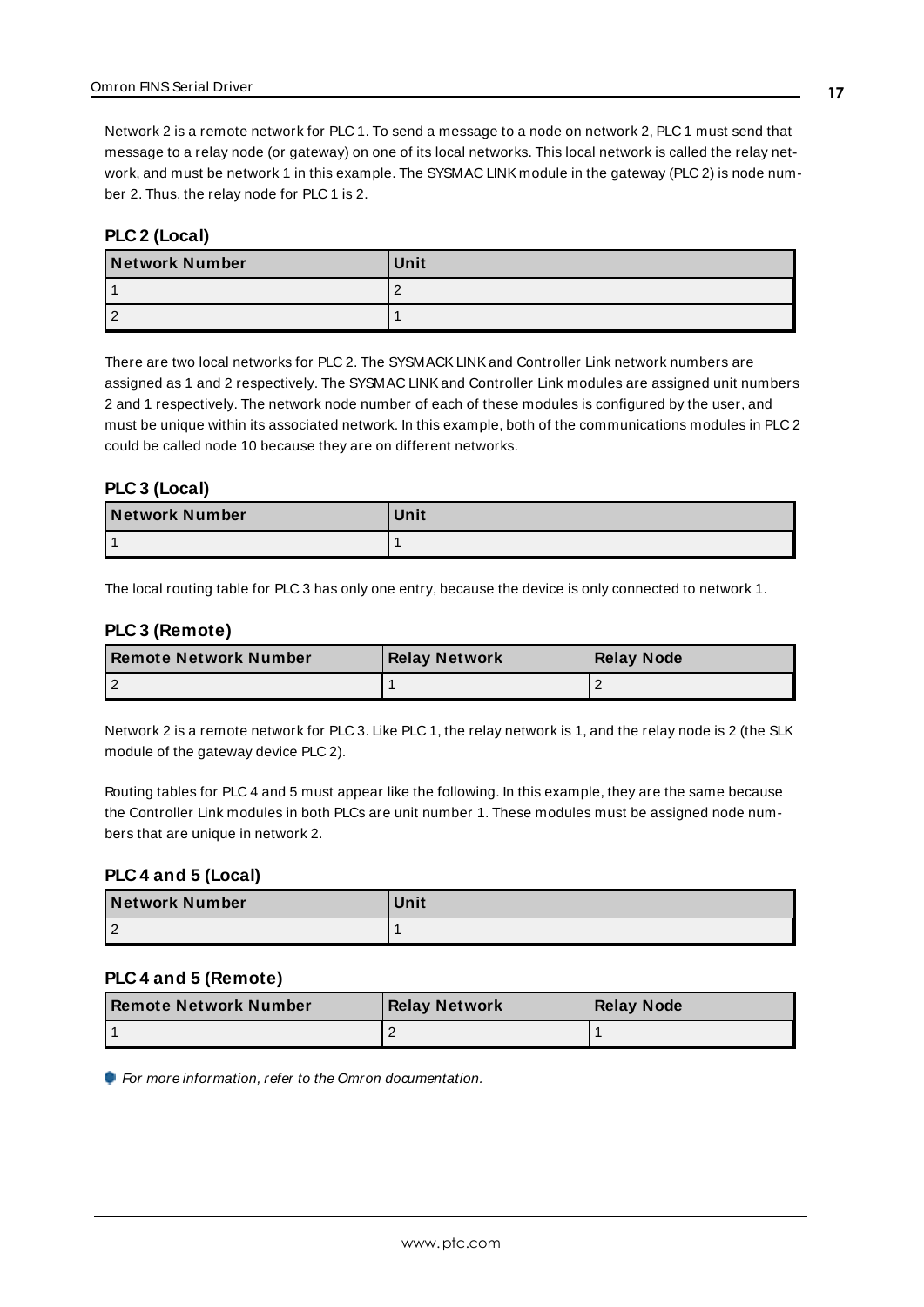Network 2 is a remote network for PLC 1. To send a message to a node on network 2, PLC 1 must send that message to a relay node (or gateway) on one of its local networks. This local network is called the relay network, and must be network 1 in this example. The SYSMAC LINK module in the gateway (PLC 2) is node number 2. Thus, the relay node for PLC 1 is 2.

#### PLC 2 (Local)

| Network Number | Unit |
| --- | --- |
| 1 | 2 |
| 2 | 1 |

There are two local networks for PLC 2. The SYSMACK LINK and Controller Link network numbers are assigned as 1 and 2 respectively. The SYSMAC LINK and Controller Link modules are assigned unit numbers 2 and 1 respectively. The network node number of each of these modules is configured by the user, and must be unique within its associated network. In this example, both of the communications modules in PLC 2 could be called node 10 because they are on different networks.

#### PLC 3 (Local)

| Network Number | Unit |
| --- | --- |
| 1 | 1 |

The local routing table for PLC 3 has only one entry, because the device is only connected to network 1.

#### PLC 3 (Remote)

| Remote Network Number | Relay Network | Relay Node |
| --- | --- | --- |
| 2 | 1 | 2 |

Network 2 is a remote network for PLC 3. Like PLC 1, the relay network is 1, and the relay node is 2 (the SLK module of the gateway device PLC 2).

Routing tables for PLC 4 and 5 must appear like the following. In this example, they are the same because the Controller Link modules in both PLCs are unit number 1. These modules must be assigned node numbers that are unique in network 2.

#### PLC 4 and 5 (Local)

| Network Number | Unit |
| --- | --- |
| 2 | 1 |

#### PLC 4 and 5 (Remote)

| Remote Network Number | Relay Network | Relay Node |
| --- | --- | --- |
| 1 | 2 | 1 |

*For more information, refer to the Omron documentation.*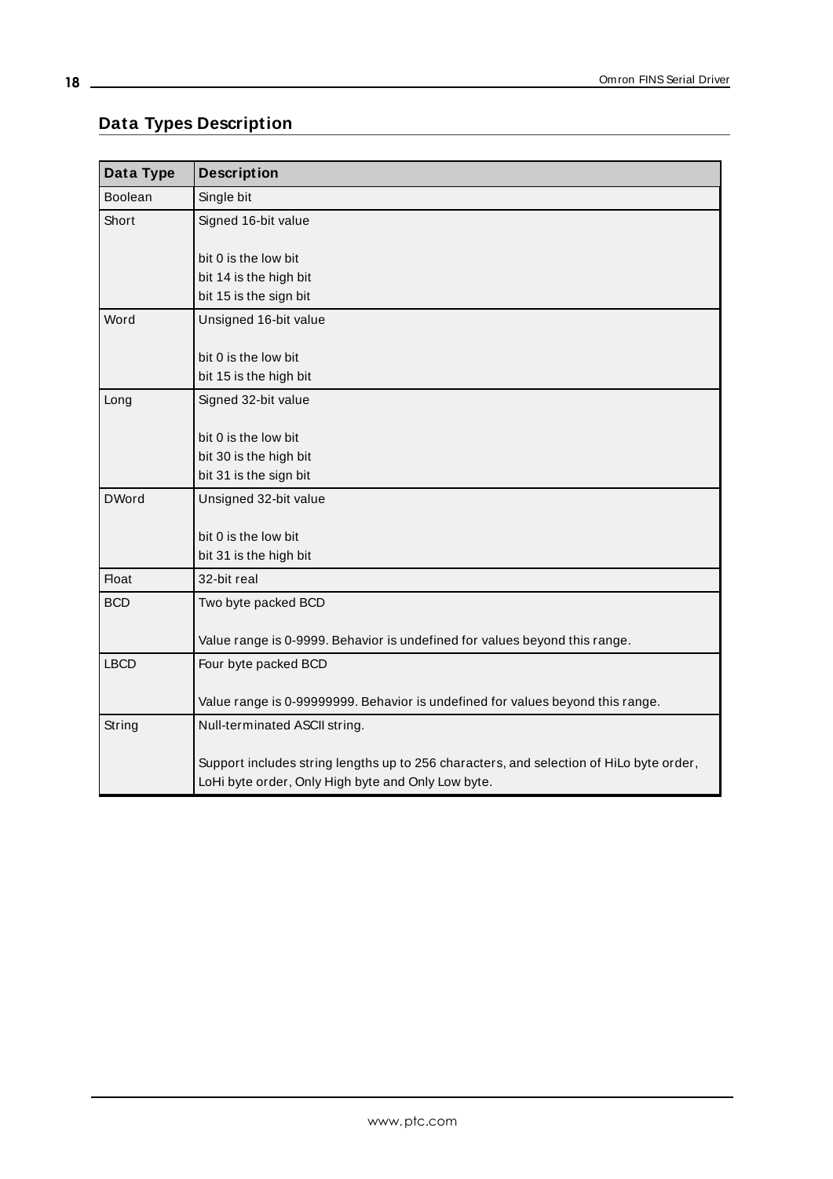## Data Types Description

| Data Type | Description |
|---|---|
| Boolean | Single bit |
| Short | Signed 16-bit value<br><br>bit 0 is the low bit<br>bit 14 is the high bit<br>bit 15 is the sign bit |
| Word | Unsigned 16-bit value<br><br>bit 0 is the low bit<br>bit 15 is the high bit |
| Long | Signed 32-bit value<br><br>bit 0 is the low bit<br>bit 30 is the high bit<br>bit 31 is the sign bit |
| DWord | Unsigned 32-bit value<br><br>bit 0 is the low bit<br>bit 31 is the high bit |
| Float | 32-bit real |
| BCD | Two byte packed BCD<br><br>Value range is 0-9999. Behavior is undefined for values beyond this range. |
| LBCD | Four byte packed BCD<br><br>Value range is 0-99999999. Behavior is undefined for values beyond this range. |
| String | Null-terminated ASCII string.<br><br>Support includes string lengths up to 256 characters, and selection of HiLo byte order, LoHi byte order, Only High byte and Only Low byte. |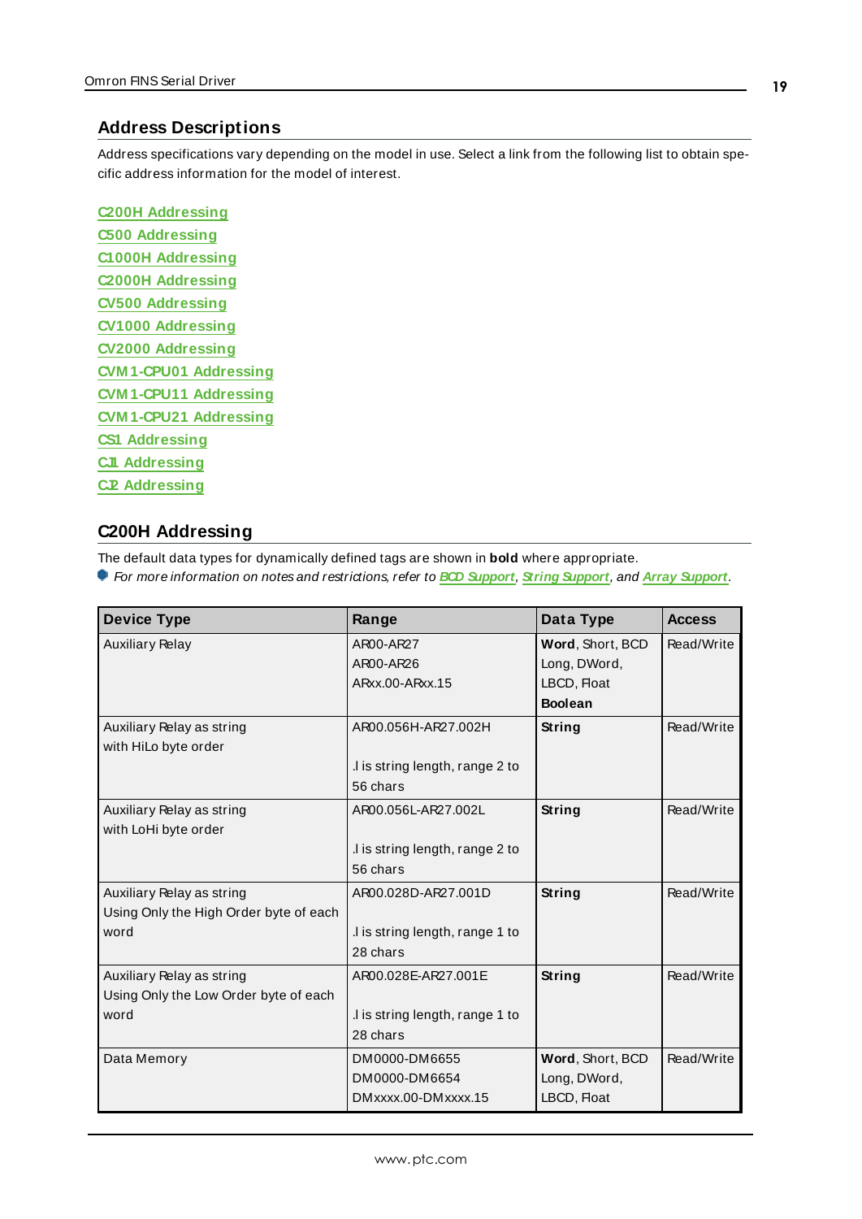## Address Descriptions

Address specifications vary depending on the model in use. Select a link from the following list to obtain specific address information for the model of interest.

C200H Addressing
C500 Addressing
C1000H Addressing
C2000H Addressing
CV500 Addressing
CV1000 Addressing
CV2000 Addressing
CVM1-CPU01 Addressing
CVM1-CPU11 Addressing
CVM1-CPU21 Addressing
CS1 Addressing
CJ1 Addressing
CJ2 Addressing

## C200H Addressing

The default data types for dynamically defined tags are shown in **bold** where appropriate.

*For more information on notes and restrictions, refer to BCD Support, String Support, and Array Support.*

| Device Type | Range | Data Type | Access |
|---|---|---|---|
| Auxiliary Relay | AR00-AR27<br>AR00-AR26<br>ARxx.00-ARxx.15 | **Word**, Short, BCD<br>Long, DWord, LBCD, Float<br>**Boolean** | Read/Write |
| Auxiliary Relay as string with HiLo byte order | AR00.056H-AR27.002H<br><br>.l is string length, range 2 to 56 chars | **String** | Read/Write |
| Auxiliary Relay as string with LoHi byte order | AR00.056L-AR27.002L<br><br>.l is string length, range 2 to 56 chars | **String** | Read/Write |
| Auxiliary Relay as string Using Only the High Order byte of each word | AR00.028D-AR27.001D<br><br>.l is string length, range 1 to 28 chars | **String** | Read/Write |
| Auxiliary Relay as string Using Only the Low Order byte of each word | AR00.028E-AR27.001E<br><br>.l is string length, range 1 to 28 chars | **String** | Read/Write |
| Data Memory | DM0000-DM6655<br>DM0000-DM6654<br>DMxxxx.00-DMxxxx.15 | **Word**, Short, BCD<br>Long, DWord, LBCD, Float | Read/Write |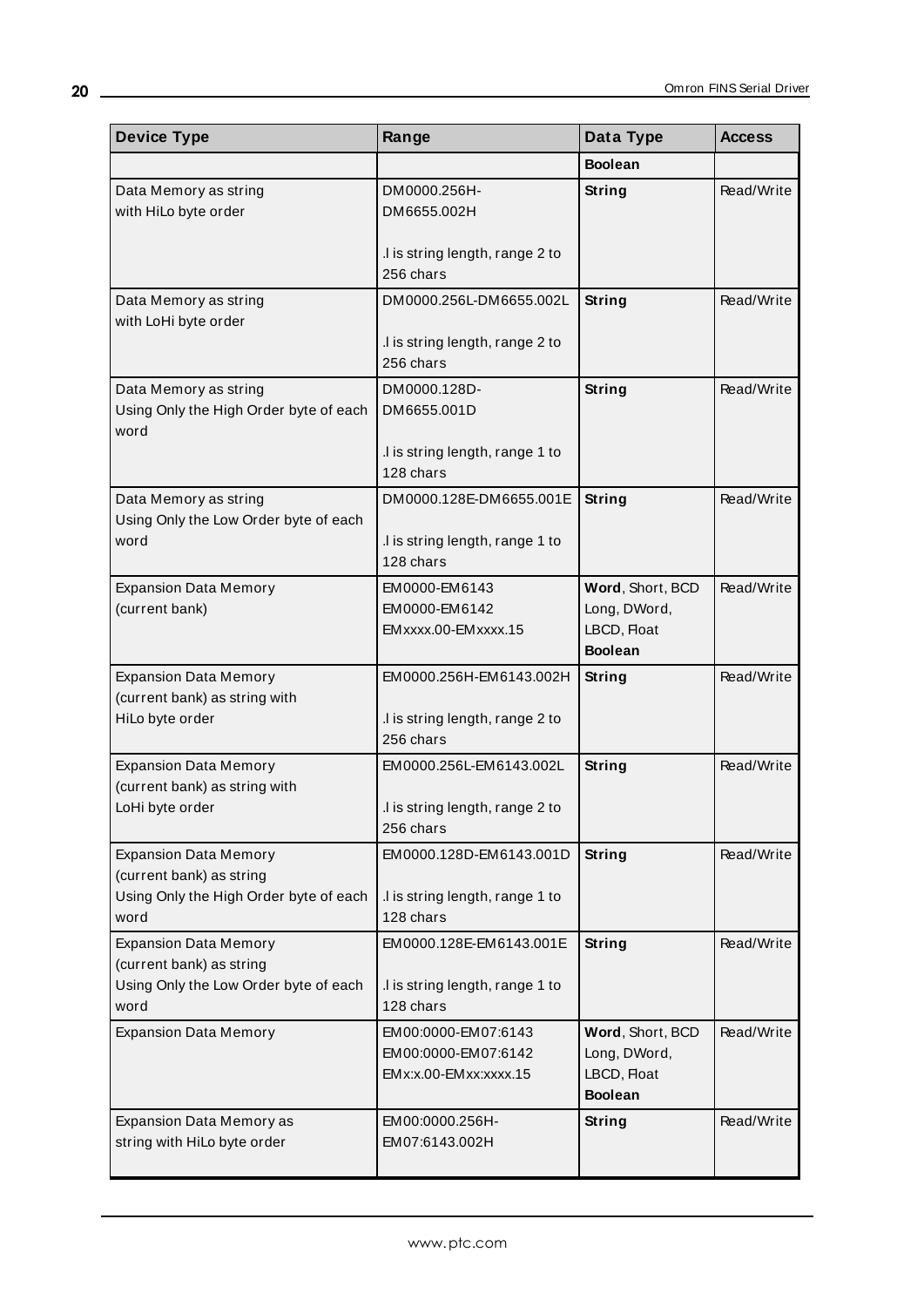| Device Type | Range | Data Type | Access |
|---|---|---|---|
| | | **Boolean** | |
| Data Memory as string<br>with HiLo byte order | DM0000.256H-<br>DM6655.002H<br><br>.l is string length, range 2 to 256 chars | **String** | Read/Write |
| Data Memory as string<br>with LoHi byte order | DM0000.256L-DM6655.002L<br><br>.l is string length, range 2 to 256 chars | **String** | Read/Write |
| Data Memory as string<br>Using Only the High Order byte of each word | DM0000.128D-<br>DM6655.001D<br><br>.l is string length, range 1 to 128 chars | **String** | Read/Write |
| Data Memory as string<br>Using Only the Low Order byte of each word | DM0000.128E-DM6655.001E<br><br>.l is string length, range 1 to 128 chars | **String** | Read/Write |
| Expansion Data Memory<br>(current bank) | EM0000-EM6143<br>EM0000-EM6142<br>EMxxxx.00-EMxxxx.15 | **Word**, Short, BCD<br>Long, DWord, LBCD, Float<br>**Boolean** | Read/Write |
| Expansion Data Memory<br>(current bank) as string with<br>HiLo byte order | EM0000.256H-EM6143.002H<br><br>.l is string length, range 2 to 256 chars | **String** | Read/Write |
| Expansion Data Memory<br>(current bank) as string with<br>LoHi byte order | EM0000.256L-EM6143.002L<br><br>.l is string length, range 2 to 256 chars | **String** | Read/Write |
| Expansion Data Memory<br>(current bank) as string<br>Using Only the High Order byte of each word | EM0000.128D-EM6143.001D<br><br>.l is string length, range 1 to 128 chars | **String** | Read/Write |
| Expansion Data Memory<br>(current bank) as string<br>Using Only the Low Order byte of each word | EM0000.128E-EM6143.001E<br><br>.l is string length, range 1 to 128 chars | **String** | Read/Write |
| Expansion Data Memory | EM00:0000-EM07:6143<br>EM00:0000-EM07:6142<br>EMx:x.00-EMxx:xxxx.15 | **Word**, Short, BCD<br>Long, DWord, LBCD, Float<br>**Boolean** | Read/Write |
| Expansion Data Memory as<br>string with HiLo byte order | EM00:0000.256H-<br>EM07:6143.002H | **String** | Read/Write |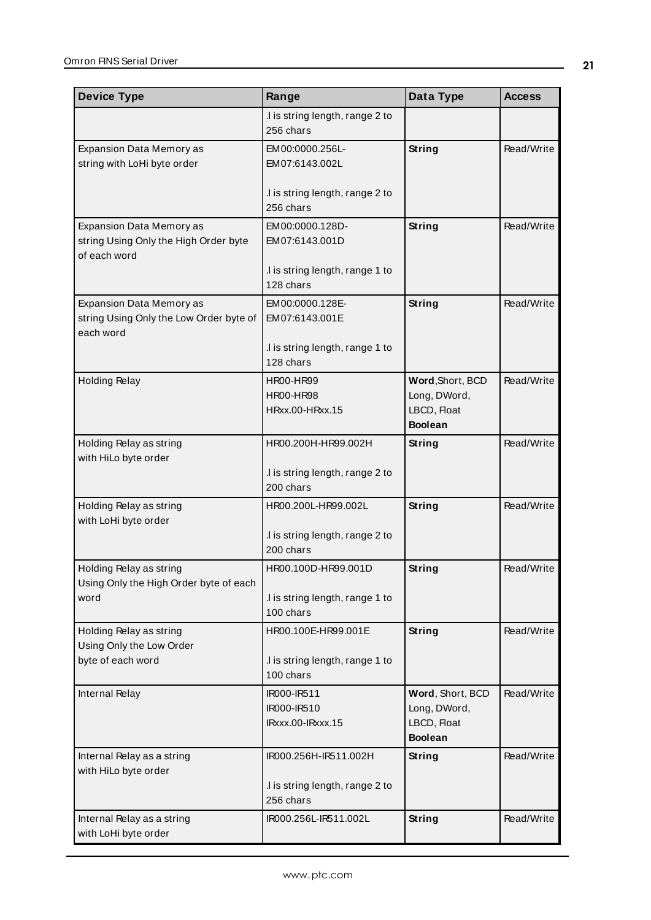| Device Type | Range | Data Type | Access |
|---|---|---|---|
| | .l is string length, range 2 to 256 chars | | |
| Expansion Data Memory as string with LoHi byte order | EM00:0000.256L-EM07:6143.002L<br><br>.l is string length, range 2 to 256 chars | **String** | Read/Write |
| Expansion Data Memory as string Using Only the High Order byte of each word | EM00:0000.128D-EM07:6143.001D<br><br>.l is string length, range 1 to 128 chars | **String** | Read/Write |
| Expansion Data Memory as string Using Only the Low Order byte of each word | EM00:0000.128E-EM07:6143.001E<br><br>.l is string length, range 1 to 128 chars | **String** | Read/Write |
| Holding Relay | HR00-HR99<br>HR00-HR98<br>HRxx.00-HRxx.15 | **Word**,Short, BCD<br>Long, DWord, LBCD, Float<br>**Boolean** | Read/Write |
| Holding Relay as string with HiLo byte order | HR00.200H-HR99.002H<br><br>.l is string length, range 2 to 200 chars | **String** | Read/Write |
| Holding Relay as string with LoHi byte order | HR00.200L-HR99.002L<br><br>.l is string length, range 2 to 200 chars | **String** | Read/Write |
| Holding Relay as string Using Only the High Order byte of each word | HR00.100D-HR99.001D<br><br>.l is string length, range 1 to 100 chars | **String** | Read/Write |
| Holding Relay as string Using Only the Low Order byte of each word | HR00.100E-HR99.001E<br><br>.l is string length, range 1 to 100 chars | **String** | Read/Write |
| Internal Relay | IR000-IR511<br>IR000-IR510<br>IRxxx.00-IRxxx.15 | **Word**, Short, BCD<br>Long, DWord, LBCD, Float<br>**Boolean** | Read/Write |
| Internal Relay as a string with HiLo byte order | IR000.256H-IR511.002H<br><br>.l is string length, range 2 to 256 chars | **String** | Read/Write |
| Internal Relay as a string with LoHi byte order | IR000.256L-IR511.002L | **String** | Read/Write |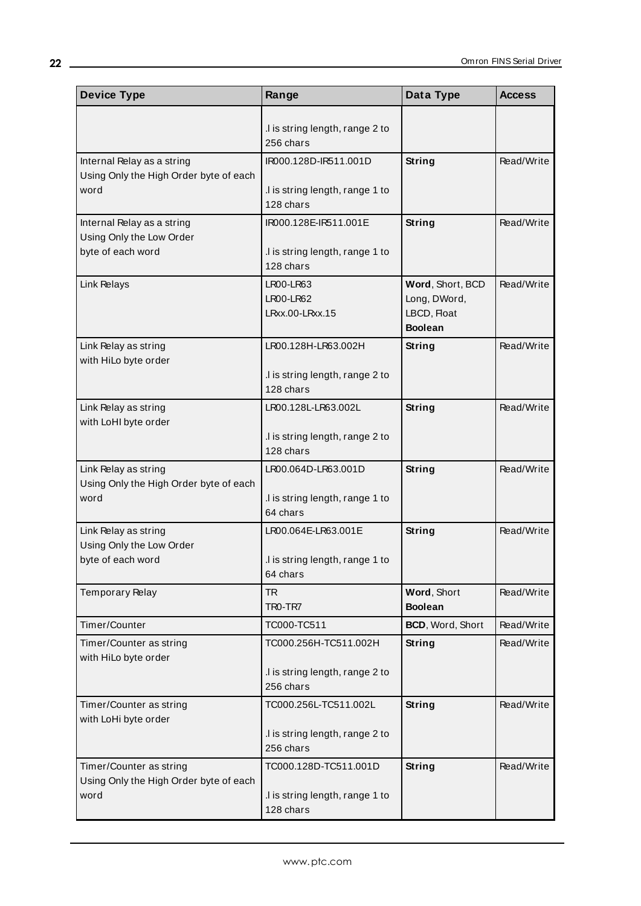| Device Type | Range | Data Type | Access |
|---|---|---|---|
| | .l is string length, range 2 to 256 chars | | |
| Internal Relay as a string Using Only the High Order byte of each word | IR000.128D-IR511.001D<br><br>.l is string length, range 1 to 128 chars | **String** | Read/Write |
| Internal Relay as a string Using Only the Low Order byte of each word | IR000.128E-IR511.001E<br><br>.l is string length, range 1 to 128 chars | **String** | Read/Write |
| Link Relays | LR00-LR63<br>LR00-LR62<br>LRxx.00-LRxx.15 | **Word**, Short, BCD<br>Long, DWord, LBCD, Float<br>**Boolean** | Read/Write |
| Link Relay as string with HiLo byte order | LR00.128H-LR63.002H<br><br>.l is string length, range 2 to 128 chars | **String** | Read/Write |
| Link Relay as string with LoHI byte order | LR00.128L-LR63.002L<br><br>.l is string length, range 2 to 128 chars | **String** | Read/Write |
| Link Relay as string Using Only the High Order byte of each word | LR00.064D-LR63.001D<br><br>.l is string length, range 1 to 64 chars | **String** | Read/Write |
| Link Relay as string Using Only the Low Order byte of each word | LR00.064E-LR63.001E<br><br>.l is string length, range 1 to 64 chars | **String** | Read/Write |
| Temporary Relay | TR<br>TR0-TR7 | **Word**, Short<br>**Boolean** | Read/Write |
| Timer/Counter | TC000-TC511 | **BCD**, Word, Short | Read/Write |
| Timer/Counter as string with HiLo byte order | TC000.256H-TC511.002H<br><br>.l is string length, range 2 to 256 chars | **String** | Read/Write |
| Timer/Counter as string with LoHi byte order | TC000.256L-TC511.002L<br><br>.l is string length, range 2 to 256 chars | **String** | Read/Write |
| Timer/Counter as string Using Only the High Order byte of each word | TC000.128D-TC511.001D<br><br>.l is string length, range 1 to 128 chars | **String** | Read/Write |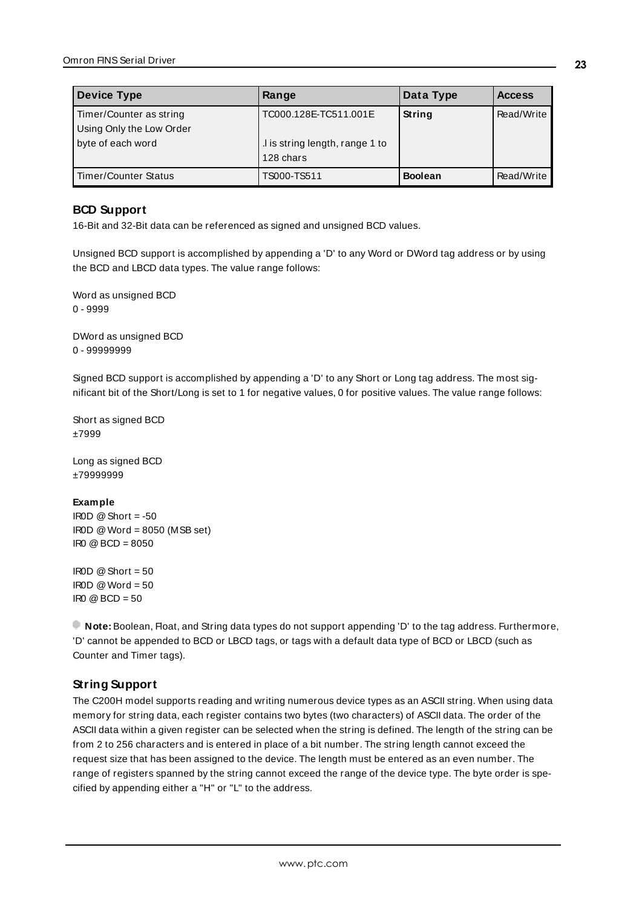| Device Type | Range | Data Type | Access |
|---|---|---|---|
| Timer/Counter as string Using Only the Low Order byte of each word | TC000.128E-TC511.001E<br>.l is string length, range 1 to 128 chars | **String** | Read/Write |
| Timer/Counter Status | TS000-TS511 | **Boolean** | Read/Write |

## BCD Support

16-Bit and 32-Bit data can be referenced as signed and unsigned BCD values.

Unsigned BCD support is accomplished by appending a 'D' to any Word or DWord tag address or by using the BCD and LBCD data types. The value range follows:

Word as unsigned BCD
0 - 9999

DWord as unsigned BCD
0 - 99999999

Signed BCD support is accomplished by appending a 'D' to any Short or Long tag address. The most significant bit of the Short/Long is set to 1 for negative values, 0 for positive values. The value range follows:

Short as signed BCD
±7999

Long as signed BCD
±79999999

**Example**
IR0D @ Short = -50
IR0D @ Word = 8050 (MSB set)
IR0 @ BCD = 8050

IR0D @ Short = 50
IR0D @ Word = 50
IR0 @ BCD = 50

**Note:** Boolean, Float, and String data types do not support appending 'D' to the tag address. Furthermore, 'D' cannot be appended to BCD or LBCD tags, or tags with a default data type of BCD or LBCD (such as Counter and Timer tags).

## String Support

The C200H model supports reading and writing numerous device types as an ASCII string. When using data memory for string data, each register contains two bytes (two characters) of ASCII data. The order of the ASCII data within a given register can be selected when the string is defined. The length of the string can be from 2 to 256 characters and is entered in place of a bit number. The string length cannot exceed the request size that has been assigned to the device. The length must be entered as an even number. The range of registers spanned by the string cannot exceed the range of the device type. The byte order is specified by appending either a "H" or "L" to the address.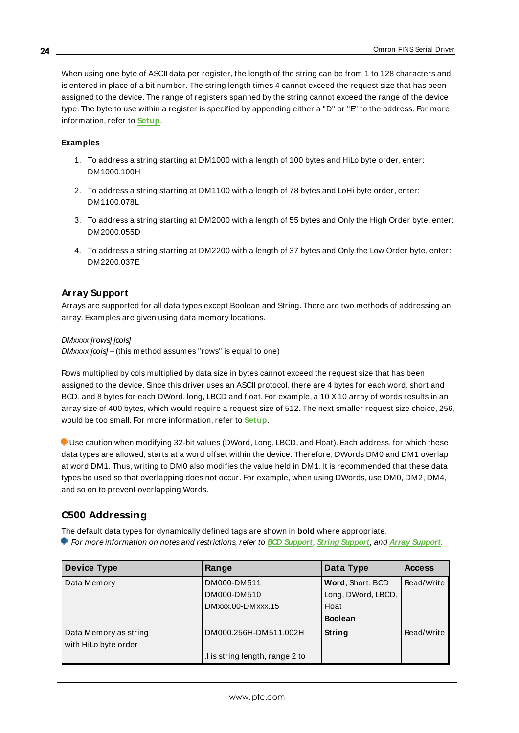When using one byte of ASCII data per register, the length of the string can be from 1 to 128 characters and is entered in place of a bit number. The string length times 4 cannot exceed the request size that has been assigned to the device. The range of registers spanned by the string cannot exceed the range of the device type. The byte to use within a register is specified by appending either a "D" or "E" to the address. For more information, refer to **Setup**.

**Examples**

1. To address a string starting at DM1000 with a length of 100 bytes and HiLo byte order, enter: DM1000.100H
2. To address a string starting at DM1100 with a length of 78 bytes and LoHi byte order, enter: DM1100.078L
3. To address a string starting at DM2000 with a length of 55 bytes and Only the High Order byte, enter: DM2000.055D
4. To address a string starting at DM2200 with a length of 37 bytes and Only the Low Order byte, enter: DM2200.037E

### Array Support

Arrays are supported for all data types except Boolean and String. There are two methods of addressing an array. Examples are given using data memory locations.

*DMxxxx [rows] [cols]*
*DMxxxx [cols]* – (this method assumes "rows" is equal to one)

Rows multiplied by cols multiplied by data size in bytes cannot exceed the request size that has been assigned to the device. Since this driver uses an ASCII protocol, there are 4 bytes for each word, short and BCD, and 8 bytes for each DWord, long, LBCD and float. For example, a 10 X 10 array of words results in an array size of 400 bytes, which would require a request size of 512. The next smaller request size choice, 256, would be too small. For more information, refer to **Setup**.

Use caution when modifying 32-bit values (DWord, Long, LBCD, and Float). Each address, for which these data types are allowed, starts at a word offset within the device. Therefore, DWords DM0 and DM1 overlap at word DM1. Thus, writing to DM0 also modifies the value held in DM1. It is recommended that these data types be used so that overlapping does not occur. For example, when using DWords, use DM0, DM2, DM4, and so on to prevent overlapping Words.

## C500 Addressing

The default data types for dynamically defined tags are shown in **bold** where appropriate.

*For more information on notes and restrictions, refer to BCD Support, String Support, and Array Support.*

| Device Type | Range | Data Type | Access |
|---|---|---|---|
| Data Memory | DM000-DM511<br>DM000-DM510<br>DMxxx.00-DMxxx.15 | **Word**, Short, BCD<br>Long, DWord, LBCD, Float<br>**Boolean** | Read/Write |
| Data Memory as string with HiLo byte order | DM000.256H-DM511.002H<br><br>.l is string length, range 2 to | **String** | Read/Write |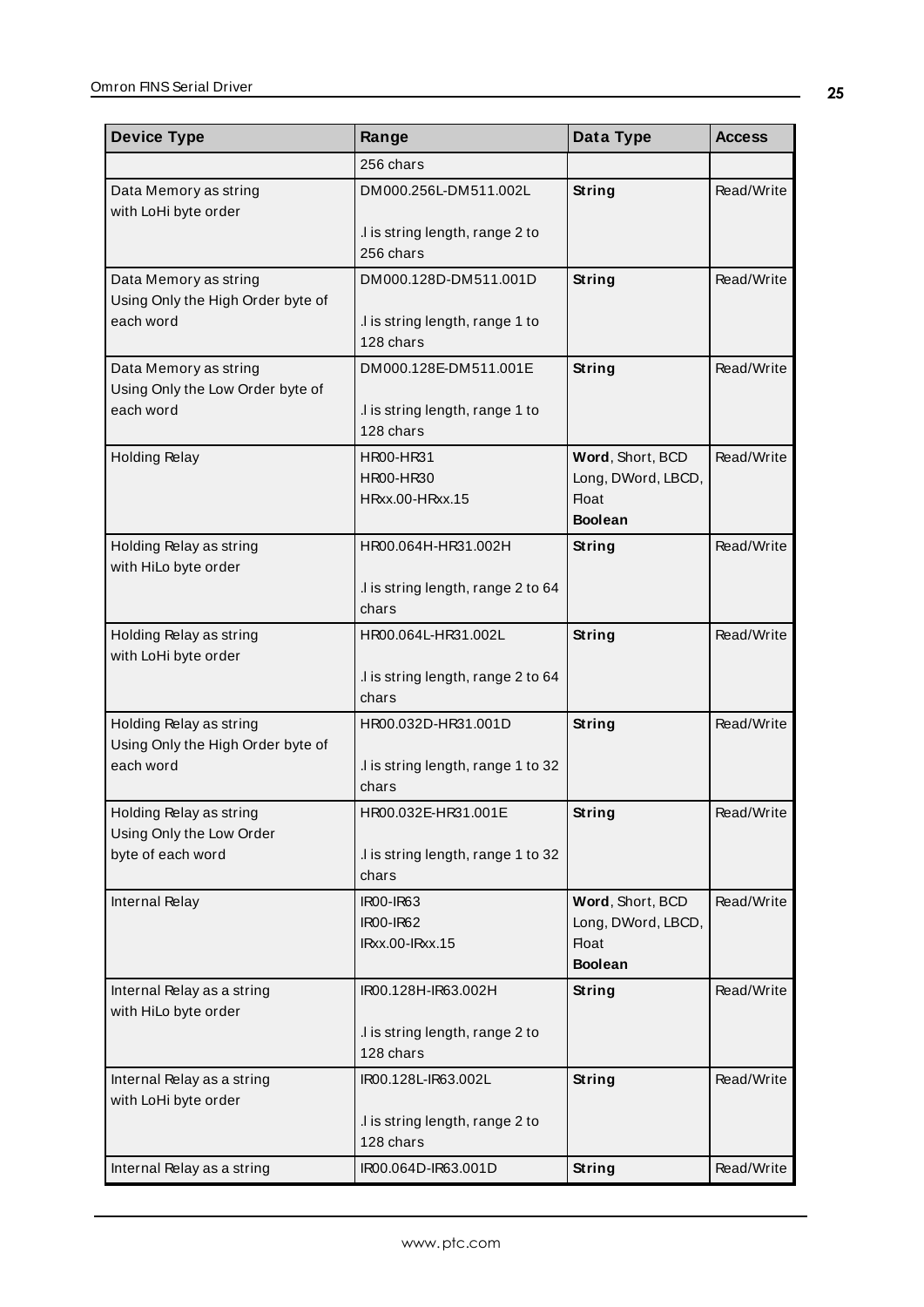| Device Type | Range | Data Type | Access |
|---|---|---|---|
| | 256 chars | | |
| Data Memory as string with LoHi byte order | DM000.256L-DM511.002L<br><br>.l is string length, range 2 to 256 chars | **String** | Read/Write |
| Data Memory as string Using Only the High Order byte of each word | DM000.128D-DM511.001D<br><br>.l is string length, range 1 to 128 chars | **String** | Read/Write |
| Data Memory as string Using Only the Low Order byte of each word | DM000.128E-DM511.001E<br><br>.l is string length, range 1 to 128 chars | **String** | Read/Write |
| Holding Relay | HR00-HR31<br>HR00-HR30<br>HRxx.00-HRxx.15 | **Word**, Short, BCD<br>Long, DWord, LBCD, Float<br>**Boolean** | Read/Write |
| Holding Relay as string with HiLo byte order | HR00.064H-HR31.002H<br><br>.l is string length, range 2 to 64 chars | **String** | Read/Write |
| Holding Relay as string with LoHi byte order | HR00.064L-HR31.002L<br><br>.l is string length, range 2 to 64 chars | **String** | Read/Write |
| Holding Relay as string Using Only the High Order byte of each word | HR00.032D-HR31.001D<br><br>.l is string length, range 1 to 32 chars | **String** | Read/Write |
| Holding Relay as string Using Only the Low Order byte of each word | HR00.032E-HR31.001E<br><br>.l is string length, range 1 to 32 chars | **String** | Read/Write |
| Internal Relay | IR00-IR63<br>IR00-IR62<br>IRxx.00-IRxx.15 | **Word**, Short, BCD<br>Long, DWord, LBCD, Float<br>**Boolean** | Read/Write |
| Internal Relay as a string with HiLo byte order | IR00.128H-IR63.002H<br><br>.l is string length, range 2 to 128 chars | **String** | Read/Write |
| Internal Relay as a string with LoHi byte order | IR00.128L-IR63.002L<br><br>.l is string length, range 2 to 128 chars | **String** | Read/Write |
| Internal Relay as a string | IR00.064D-IR63.001D | **String** | Read/Write |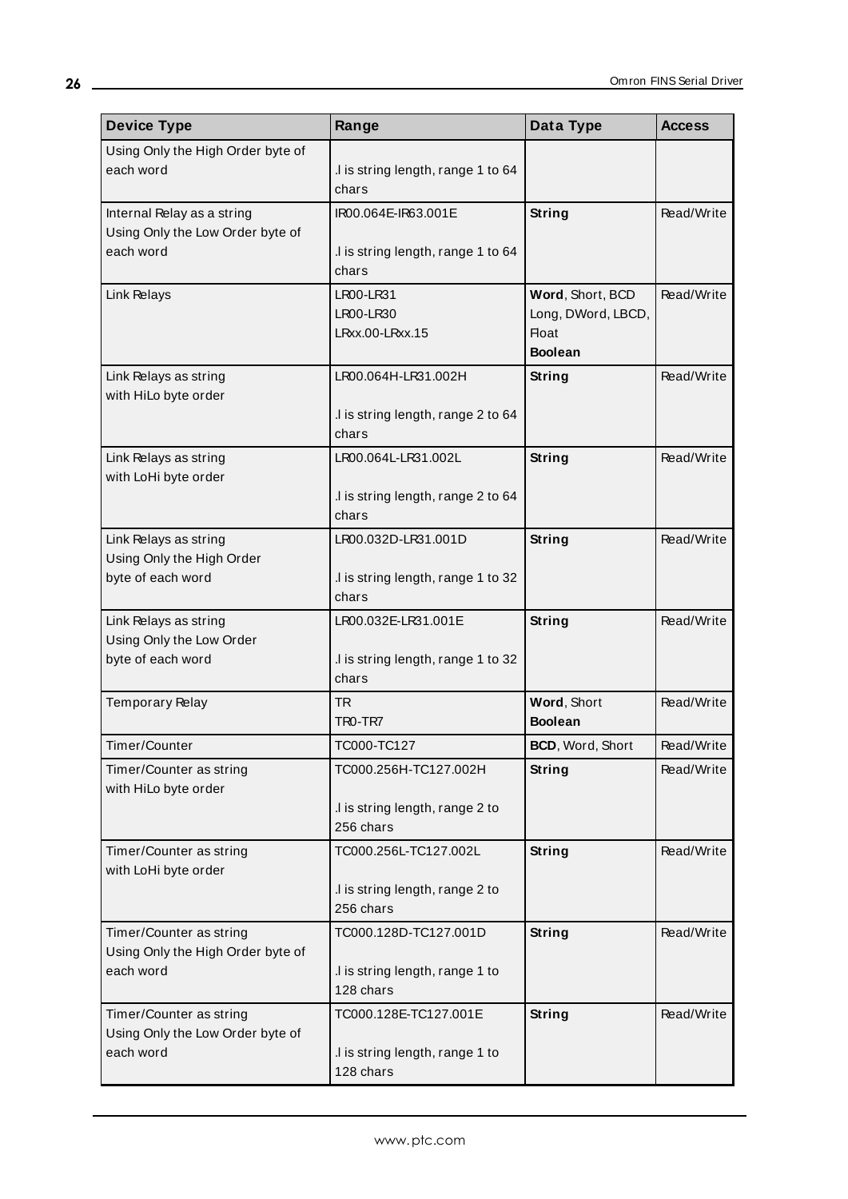| Device Type | Range | Data Type | Access |
|---|---|---|---|
| Using Only the High Order byte of each word | .l is string length, range 1 to 64 chars | | |
| Internal Relay as a string Using Only the Low Order byte of each word | IR00.064E-IR63.001E<br><br>.l is string length, range 1 to 64 chars | **String** | Read/Write |
| Link Relays | LR00-LR31<br>LR00-LR30<br>LRxx.00-LRxx.15 | **Word**, Short, BCD<br>Long, DWord, LBCD, Float<br>**Boolean** | Read/Write |
| Link Relays as string with HiLo byte order | LR00.064H-LR31.002H<br><br>.l is string length, range 2 to 64 chars | **String** | Read/Write |
| Link Relays as string with LoHi byte order | LR00.064L-LR31.002L<br><br>.l is string length, range 2 to 64 chars | **String** | Read/Write |
| Link Relays as string Using Only the High Order byte of each word | LR00.032D-LR31.001D<br><br>.l is string length, range 1 to 32 chars | **String** | Read/Write |
| Link Relays as string Using Only the Low Order byte of each word | LR00.032E-LR31.001E<br><br>.l is string length, range 1 to 32 chars | **String** | Read/Write |
| Temporary Relay | TR<br>TR0-TR7 | **Word**, Short<br>**Boolean** | Read/Write |
| Timer/Counter | TC000-TC127 | **BCD**, Word, Short | Read/Write |
| Timer/Counter as string with HiLo byte order | TC000.256H-TC127.002H<br><br>.l is string length, range 2 to 256 chars | **String** | Read/Write |
| Timer/Counter as string with LoHi byte order | TC000.256L-TC127.002L<br><br>.l is string length, range 2 to 256 chars | **String** | Read/Write |
| Timer/Counter as string Using Only the High Order byte of each word | TC000.128D-TC127.001D<br><br>.l is string length, range 1 to 128 chars | **String** | Read/Write |
| Timer/Counter as string Using Only the Low Order byte of each word | TC000.128E-TC127.001E<br><br>.l is string length, range 1 to 128 chars | **String** | Read/Write |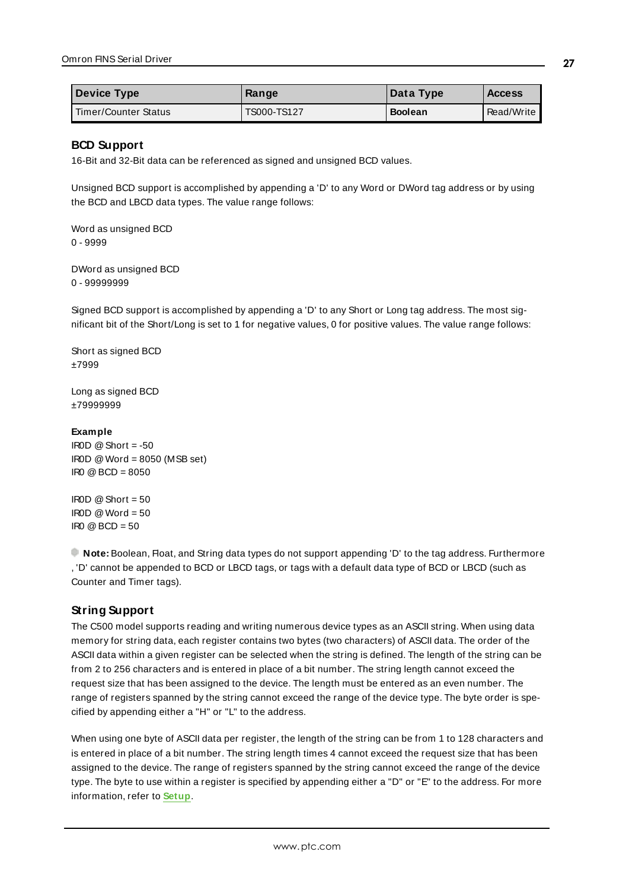| Device Type | Range | Data Type | Access |
|---|---|---|---|
| Timer/Counter Status | TS000-TS127 | **Boolean** | Read/Write |

## BCD Support

16-Bit and 32-Bit data can be referenced as signed and unsigned BCD values.

Unsigned BCD support is accomplished by appending a 'D' to any Word or DWord tag address or by using the BCD and LBCD data types. The value range follows:

Word as unsigned BCD
0 - 9999

DWord as unsigned BCD
0 - 99999999

Signed BCD support is accomplished by appending a 'D' to any Short or Long tag address. The most significant bit of the Short/Long is set to 1 for negative values, 0 for positive values. The value range follows:

Short as signed BCD
±7999

Long as signed BCD
±79999999

**Example**
IR0D @ Short = -50
IR0D @ Word = 8050 (MSB set)
IR0 @ BCD = 8050

IR0D @ Short = 50
IR0D @ Word = 50
IR0 @ BCD = 50

**Note:** Boolean, Float, and String data types do not support appending 'D' to the tag address. Furthermore , 'D' cannot be appended to BCD or LBCD tags, or tags with a default data type of BCD or LBCD (such as Counter and Timer tags).

## String Support

The C500 model supports reading and writing numerous device types as an ASCII string. When using data memory for string data, each register contains two bytes (two characters) of ASCII data. The order of the ASCII data within a given register can be selected when the string is defined. The length of the string can be from 2 to 256 characters and is entered in place of a bit number. The string length cannot exceed the request size that has been assigned to the device. The length must be entered as an even number. The range of registers spanned by the string cannot exceed the range of the device type. The byte order is specified by appending either a "H" or "L" to the address.

When using one byte of ASCII data per register, the length of the string can be from 1 to 128 characters and is entered in place of a bit number. The string length times 4 cannot exceed the request size that has been assigned to the device. The range of registers spanned by the string cannot exceed the range of the device type. The byte to use within a register is specified by appending either a "D" or "E" to the address. For more information, refer to **Setup**.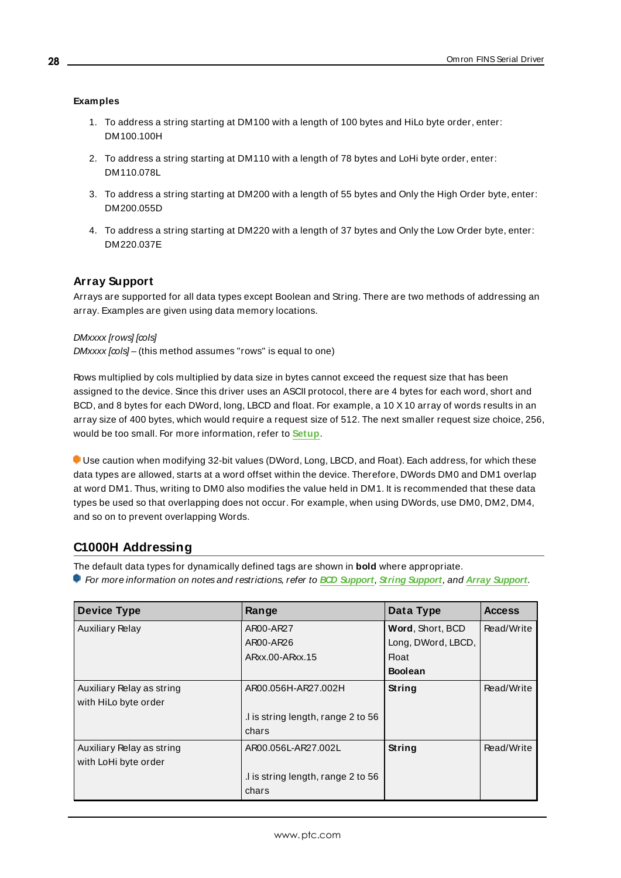**Examples**

1. To address a string starting at DM100 with a length of 100 bytes and HiLo byte order, enter: DM100.100H
2. To address a string starting at DM110 with a length of 78 bytes and LoHi byte order, enter: DM110.078L
3. To address a string starting at DM200 with a length of 55 bytes and Only the High Order byte, enter: DM200.055D
4. To address a string starting at DM220 with a length of 37 bytes and Only the Low Order byte, enter: DM220.037E

### Array Support

Arrays are supported for all data types except Boolean and String. There are two methods of addressing an array. Examples are given using data memory locations.

*DMxxxx [rows] [cols]*
*DMxxxx [cols]* – (this method assumes "rows" is equal to one)

Rows multiplied by cols multiplied by data size in bytes cannot exceed the request size that has been assigned to the device. Since this driver uses an ASCII protocol, there are 4 bytes for each word, short and BCD, and 8 bytes for each DWord, long, LBCD and float. For example, a 10 X 10 array of words results in an array size of 400 bytes, which would require a request size of 512. The next smaller request size choice, 256, would be too small. For more information, refer to **Setup**.

Use caution when modifying 32-bit values (DWord, Long, LBCD, and Float). Each address, for which these data types are allowed, starts at a word offset within the device. Therefore, DWords DM0 and DM1 overlap at word DM1. Thus, writing to DM0 also modifies the value held in DM1. It is recommended that these data types be used so that overlapping does not occur. For example, when using DWords, use DM0, DM2, DM4, and so on to prevent overlapping Words.

## C1000H Addressing

The default data types for dynamically defined tags are shown in **bold** where appropriate.
*For more information on notes and restrictions, refer to **BCD Support**, **String Support**, and **Array Support**.*

| Device Type | Range | Data Type | Access |
|---|---|---|---|
| Auxiliary Relay | AR00-AR27<br>AR00-AR26<br>ARxx.00-ARxx.15 | **Word**, Short, BCD<br>Long, DWord, LBCD, Float<br>**Boolean** | Read/Write |
| Auxiliary Relay as string with HiLo byte order | AR00.056H-AR27.002H<br><br>.l is string length, range 2 to 56 chars | **String** | Read/Write |
| Auxiliary Relay as string with LoHi byte order | AR00.056L-AR27.002L<br><br>.l is string length, range 2 to 56 chars | **String** | Read/Write |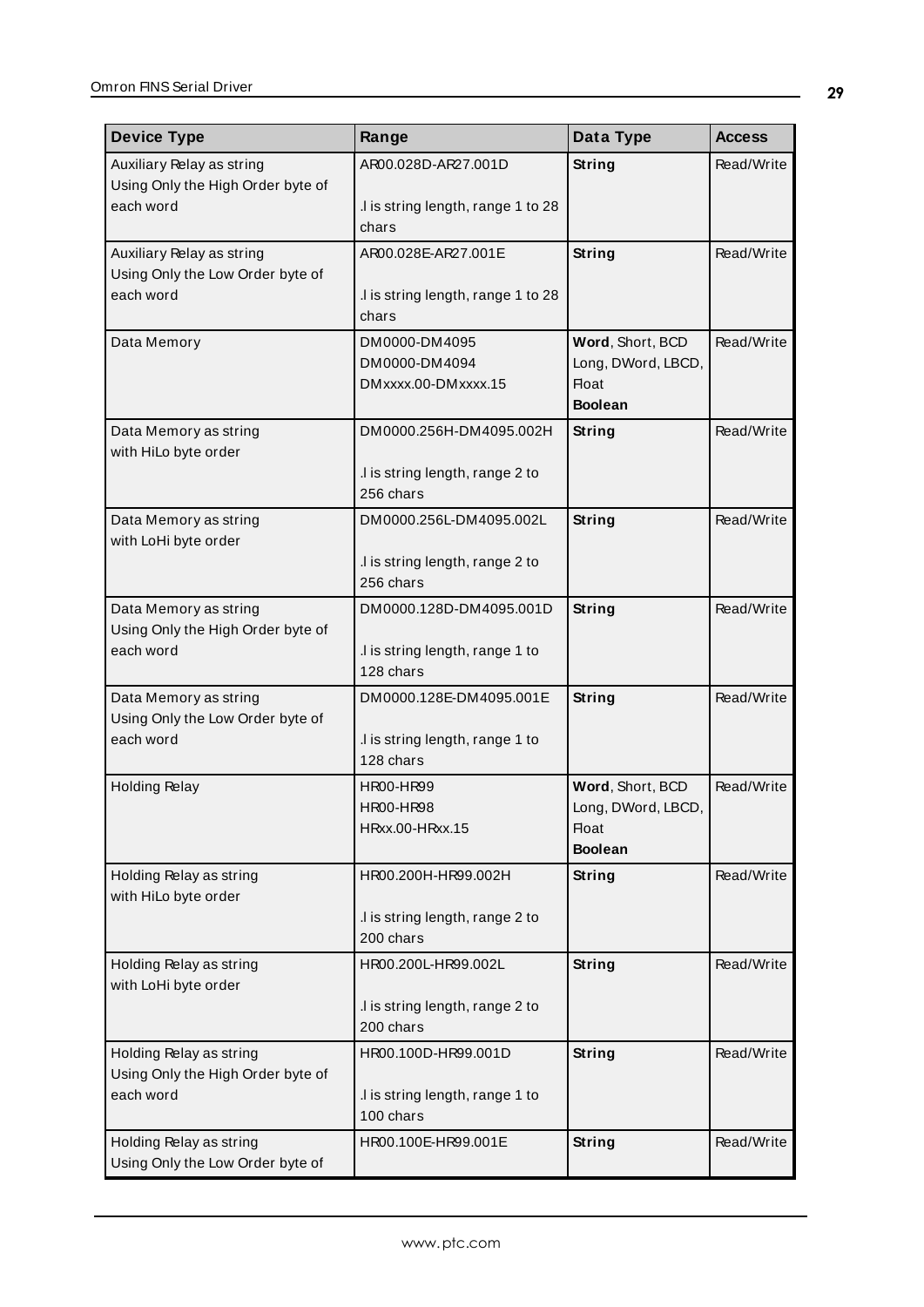| Device Type | Range | Data Type | Access |
|---|---|---|---|
| Auxiliary Relay as string Using Only the High Order byte of each word | AR00.028D-AR27.001D<br><br>.l is string length, range 1 to 28 chars | **String** | Read/Write |
| Auxiliary Relay as string Using Only the Low Order byte of each word | AR00.028E-AR27.001E<br><br>.l is string length, range 1 to 28 chars | **String** | Read/Write |
| Data Memory | DM0000-DM4095<br>DM0000-DM4094<br>DMxxxx.00-DMxxxx.15 | **Word**, Short, BCD<br>Long, DWord, LBCD, Float<br>**Boolean** | Read/Write |
| Data Memory as string with HiLo byte order | DM0000.256H-DM4095.002H<br><br>.l is string length, range 2 to 256 chars | **String** | Read/Write |
| Data Memory as string with LoHi byte order | DM0000.256L-DM4095.002L<br><br>.l is string length, range 2 to 256 chars | **String** | Read/Write |
| Data Memory as string Using Only the High Order byte of each word | DM0000.128D-DM4095.001D<br><br>.l is string length, range 1 to 128 chars | **String** | Read/Write |
| Data Memory as string Using Only the Low Order byte of each word | DM0000.128E-DM4095.001E<br><br>.l is string length, range 1 to 128 chars | **String** | Read/Write |
| Holding Relay | HR00-HR99<br>HR00-HR98<br>HRxx.00-HRxx.15 | **Word**, Short, BCD<br>Long, DWord, LBCD, Float<br>**Boolean** | Read/Write |
| Holding Relay as string with HiLo byte order | HR00.200H-HR99.002H<br><br>.l is string length, range 2 to 200 chars | **String** | Read/Write |
| Holding Relay as string with LoHi byte order | HR00.200L-HR99.002L<br><br>.l is string length, range 2 to 200 chars | **String** | Read/Write |
| Holding Relay as string Using Only the High Order byte of each word | HR00.100D-HR99.001D<br><br>.l is string length, range 1 to 100 chars | **String** | Read/Write |
| Holding Relay as string Using Only the Low Order byte of | HR00.100E-HR99.001E | **String** | Read/Write |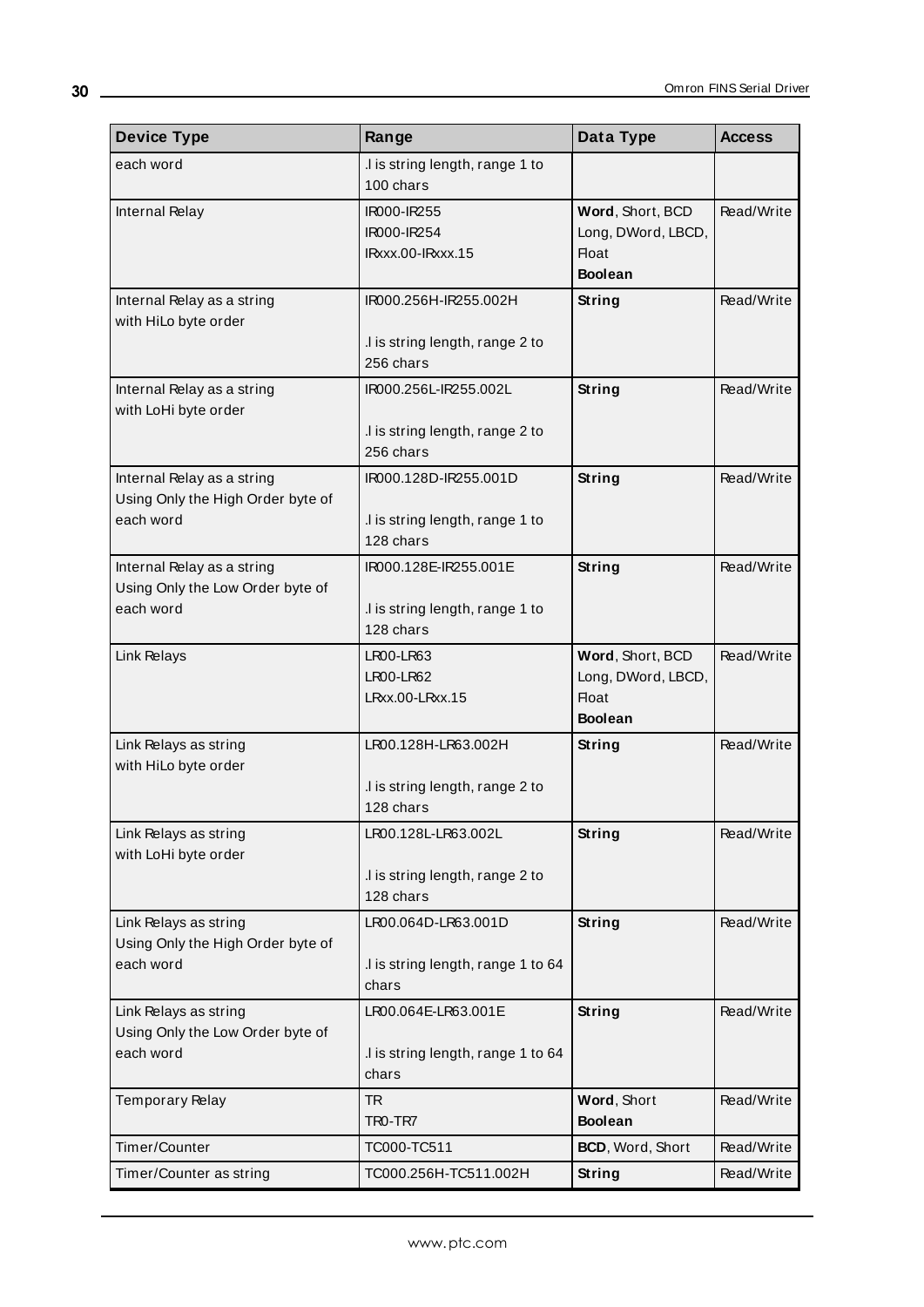| Device Type | Range | Data Type | Access |
|---|---|---|---|
| each word | .l is string length, range 1 to 100 chars | | |
| Internal Relay | IR000-IR255<br>IR000-IR254<br>IRxxx.00-IRxxx.15 | **Word**, Short, BCD<br>Long, DWord, LBCD, Float<br>**Boolean** | Read/Write |
| Internal Relay as a string with HiLo byte order | IR000.256H-IR255.002H<br><br>.l is string length, range 2 to 256 chars | **String** | Read/Write |
| Internal Relay as a string with LoHi byte order | IR000.256L-IR255.002L<br><br>.l is string length, range 2 to 256 chars | **String** | Read/Write |
| Internal Relay as a string Using Only the High Order byte of each word | IR000.128D-IR255.001D<br><br>.l is string length, range 1 to 128 chars | **String** | Read/Write |
| Internal Relay as a string Using Only the Low Order byte of each word | IR000.128E-IR255.001E<br><br>.l is string length, range 1 to 128 chars | **String** | Read/Write |
| Link Relays | LR00-LR63<br>LR00-LR62<br>LRxx.00-LRxx.15 | **Word**, Short, BCD<br>Long, DWord, LBCD, Float<br>**Boolean** | Read/Write |
| Link Relays as string with HiLo byte order | LR00.128H-LR63.002H<br><br>.l is string length, range 2 to 128 chars | **String** | Read/Write |
| Link Relays as string with LoHi byte order | LR00.128L-LR63.002L<br><br>.l is string length, range 2 to 128 chars | **String** | Read/Write |
| Link Relays as string Using Only the High Order byte of each word | LR00.064D-LR63.001D<br><br>.l is string length, range 1 to 64 chars | **String** | Read/Write |
| Link Relays as string Using Only the Low Order byte of each word | LR00.064E-LR63.001E<br><br>.l is string length, range 1 to 64 chars | **String** | Read/Write |
| Temporary Relay | TR<br>TR0-TR7 | **Word**, Short<br>**Boolean** | Read/Write |
| Timer/Counter | TC000-TC511 | **BCD**, Word, Short | Read/Write |
| Timer/Counter as string | TC000.256H-TC511.002H | **String** | Read/Write |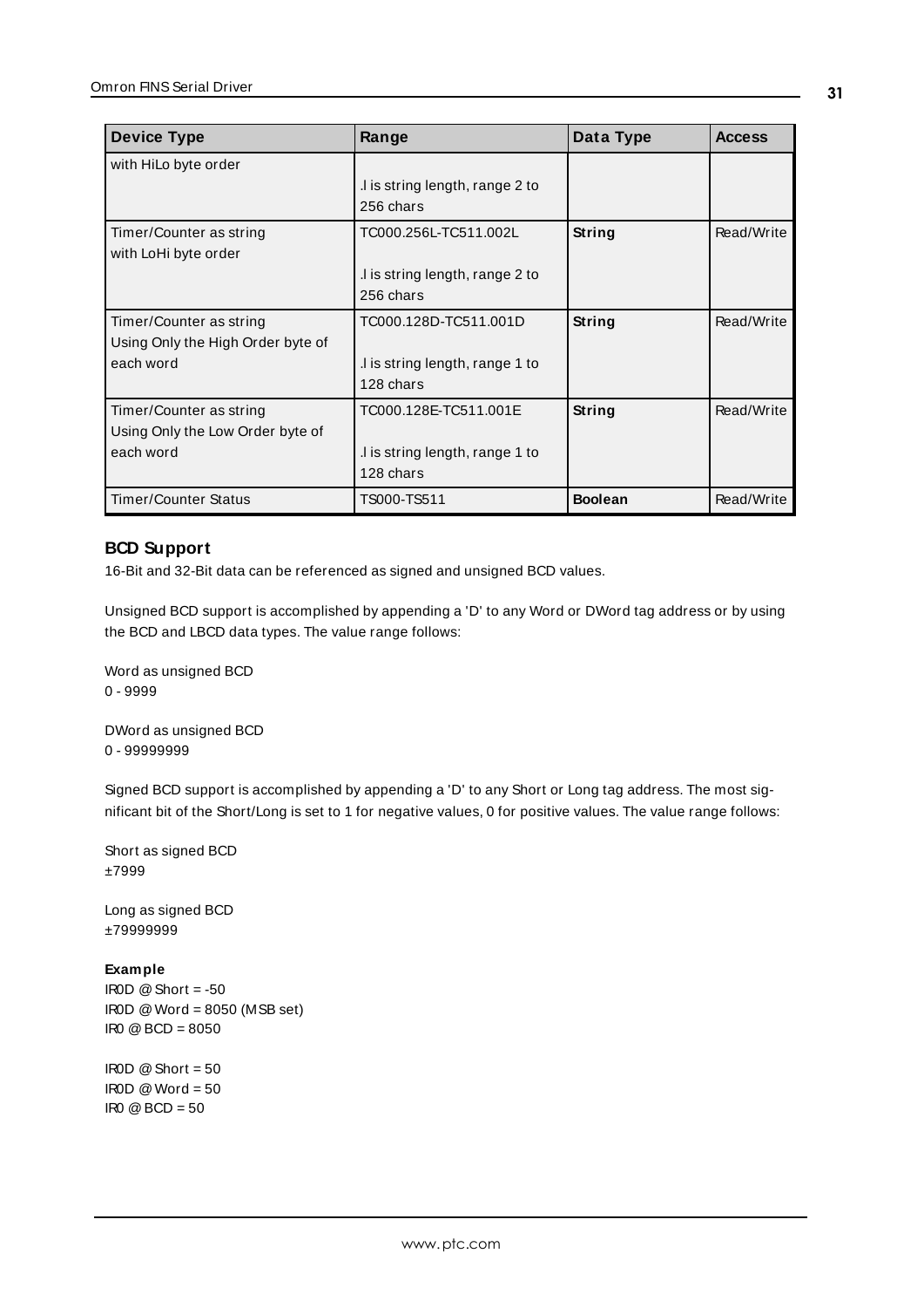| Device Type | Range | Data Type | Access |
|---|---|---|---|
| with HiLo byte order | .l is string length, range 2 to 256 chars | | |
| Timer/Counter as string with LoHi byte order | TC000.256L-TC511.002L<br><br>.l is string length, range 2 to 256 chars | **String** | Read/Write |
| Timer/Counter as string Using Only the High Order byte of each word | TC000.128D-TC511.001D<br><br>.l is string length, range 1 to 128 chars | **String** | Read/Write |
| Timer/Counter as string Using Only the Low Order byte of each word | TC000.128E-TC511.001E<br><br>.l is string length, range 1 to 128 chars | **String** | Read/Write |
| Timer/Counter Status | TS000-TS511 | **Boolean** | Read/Write |

## BCD Support

16-Bit and 32-Bit data can be referenced as signed and unsigned BCD values.

Unsigned BCD support is accomplished by appending a 'D' to any Word or DWord tag address or by using the BCD and LBCD data types. The value range follows:

Word as unsigned BCD
0 - 9999

DWord as unsigned BCD
0 - 99999999

Signed BCD support is accomplished by appending a 'D' to any Short or Long tag address. The most significant bit of the Short/Long is set to 1 for negative values, 0 for positive values. The value range follows:

Short as signed BCD
±7999

Long as signed BCD
±79999999

**Example**
IR0D @ Short = -50
IR0D @ Word = 8050 (MSB set)
IR0 @ BCD = 8050

IR0D @ Short = 50
IR0D @ Word = 50
IR0 @ BCD = 50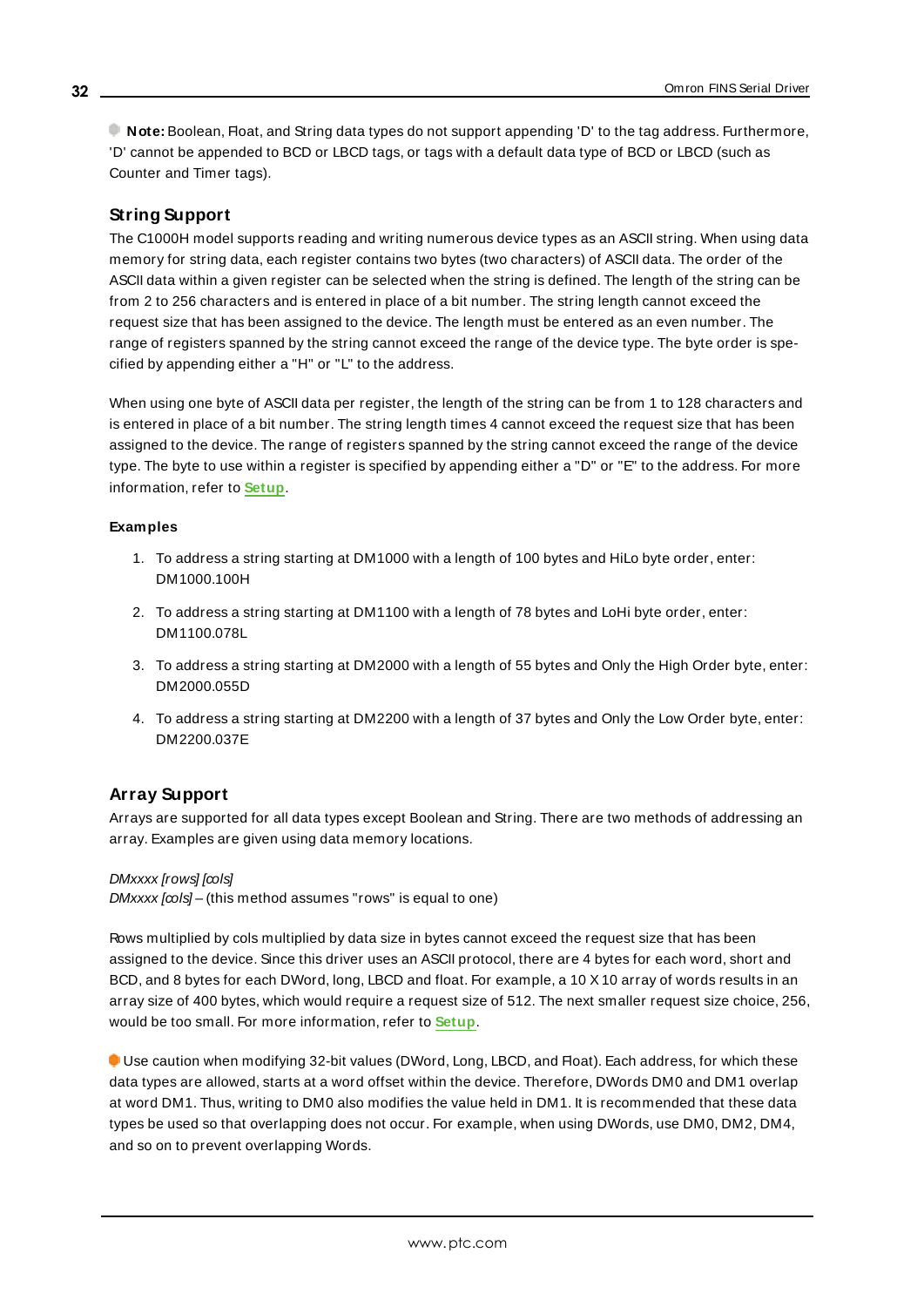**Note:** Boolean, Float, and String data types do not support appending 'D' to the tag address. Furthermore, 'D' cannot be appended to BCD or LBCD tags, or tags with a default data type of BCD or LBCD (such as Counter and Timer tags).

## String Support

The C1000H model supports reading and writing numerous device types as an ASCII string. When using data memory for string data, each register contains two bytes (two characters) of ASCII data. The order of the ASCII data within a given register can be selected when the string is defined. The length of the string can be from 2 to 256 characters and is entered in place of a bit number. The string length cannot exceed the request size that has been assigned to the device. The length must be entered as an even number. The range of registers spanned by the string cannot exceed the range of the device type. The byte order is specified by appending either a "H" or "L" to the address.

When using one byte of ASCII data per register, the length of the string can be from 1 to 128 characters and is entered in place of a bit number. The string length times 4 cannot exceed the request size that has been assigned to the device. The range of registers spanned by the string cannot exceed the range of the device type. The byte to use within a register is specified by appending either a "D" or "E" to the address. For more information, refer to **Setup**.

#### Examples

1. To address a string starting at DM1000 with a length of 100 bytes and HiLo byte order, enter: DM1000.100H
2. To address a string starting at DM1100 with a length of 78 bytes and LoHi byte order, enter: DM1100.078L
3. To address a string starting at DM2000 with a length of 55 bytes and Only the High Order byte, enter: DM2000.055D
4. To address a string starting at DM2200 with a length of 37 bytes and Only the Low Order byte, enter: DM2200.037E

## Array Support

Arrays are supported for all data types except Boolean and String. There are two methods of addressing an array. Examples are given using data memory locations.

*DMxxxx [rows] [cols]*
*DMxxxx [cols]* – (this method assumes "rows" is equal to one)

Rows multiplied by cols multiplied by data size in bytes cannot exceed the request size that has been assigned to the device. Since this driver uses an ASCII protocol, there are 4 bytes for each word, short and BCD, and 8 bytes for each DWord, long, LBCD and float. For example, a 10 X 10 array of words results in an array size of 400 bytes, which would require a request size of 512. The next smaller request size choice, 256, would be too small. For more information, refer to **Setup**.

Use caution when modifying 32-bit values (DWord, Long, LBCD, and Float). Each address, for which these data types are allowed, starts at a word offset within the device. Therefore, DWords DM0 and DM1 overlap at word DM1. Thus, writing to DM0 also modifies the value held in DM1. It is recommended that these data types be used so that overlapping does not occur. For example, when using DWords, use DM0, DM2, DM4, and so on to prevent overlapping Words.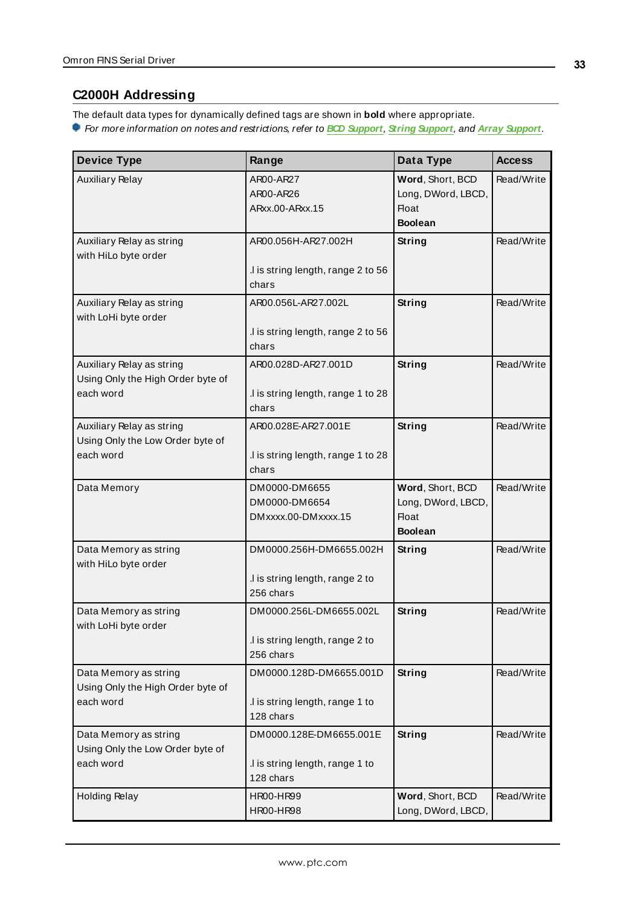## C2000H Addressing

The default data types for dynamically defined tags are shown in **bold** where appropriate.

*For more information on notes and restrictions, refer to* ***BCD Support***, ***String Support***, *and* ***Array Support***.

| Device Type | Range | Data Type | Access |
|---|---|---|---|
| Auxiliary Relay | AR00-AR27<br>AR00-AR26<br>ARxx.00-ARxx.15 | **Word**, Short, BCD<br>Long, DWord, LBCD, Float<br>**Boolean** | Read/Write |
| Auxiliary Relay as string with HiLo byte order | AR00.056H-AR27.002H<br><br>.l is string length, range 2 to 56 chars | **String** | Read/Write |
| Auxiliary Relay as string with LoHi byte order | AR00.056L-AR27.002L<br><br>.l is string length, range 2 to 56 chars | **String** | Read/Write |
| Auxiliary Relay as string Using Only the High Order byte of each word | AR00.028D-AR27.001D<br><br>.l is string length, range 1 to 28 chars | **String** | Read/Write |
| Auxiliary Relay as string Using Only the Low Order byte of each word | AR00.028E-AR27.001E<br><br>.l is string length, range 1 to 28 chars | **String** | Read/Write |
| Data Memory | DM0000-DM6655<br>DM0000-DM6654<br>DMxxxx.00-DMxxxx.15 | **Word**, Short, BCD<br>Long, DWord, LBCD, Float<br>**Boolean** | Read/Write |
| Data Memory as string with HiLo byte order | DM0000.256H-DM6655.002H<br><br>.l is string length, range 2 to 256 chars | **String** | Read/Write |
| Data Memory as string with LoHi byte order | DM0000.256L-DM6655.002L<br><br>.l is string length, range 2 to 256 chars | **String** | Read/Write |
| Data Memory as string Using Only the High Order byte of each word | DM0000.128D-DM6655.001D<br><br>.l is string length, range 1 to 128 chars | **String** | Read/Write |
| Data Memory as string Using Only the Low Order byte of each word | DM0000.128E-DM6655.001E<br><br>.l is string length, range 1 to 128 chars | **String** | Read/Write |
| Holding Relay | HR00-HR99<br>HR00-HR98 | **Word**, Short, BCD<br>Long, DWord, LBCD, | Read/Write |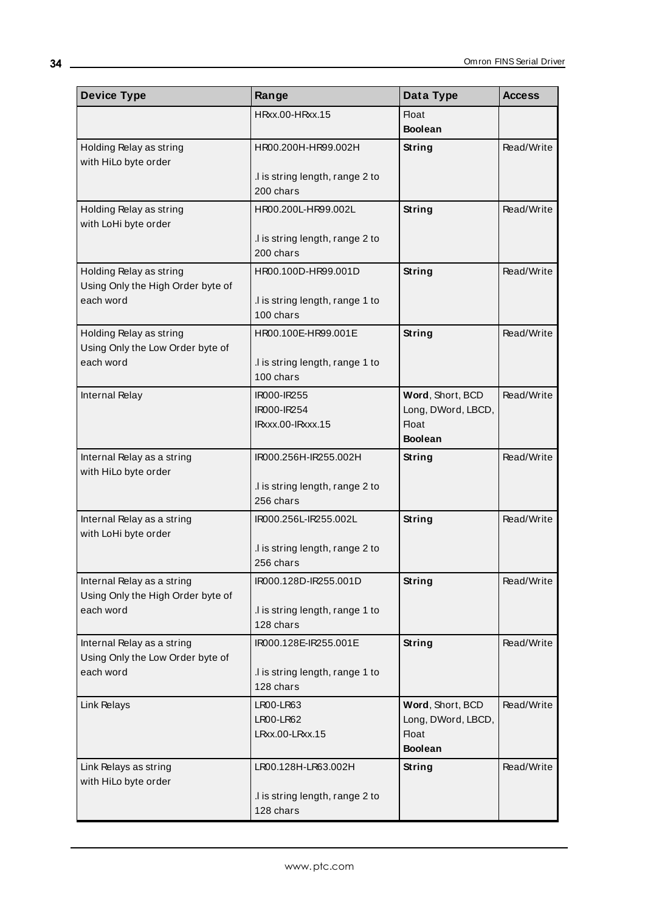| Device Type | Range | Data Type | Access |
|---|---|---|---|
| | HRxx.00-HRxx.15 | Float<br>**Boolean** | |
| Holding Relay as string with HiLo byte order | HR00.200H-HR99.002H<br><br>.l is string length, range 2 to 200 chars | **String** | Read/Write |
| Holding Relay as string with LoHi byte order | HR00.200L-HR99.002L<br><br>.l is string length, range 2 to 200 chars | **String** | Read/Write |
| Holding Relay as string Using Only the High Order byte of each word | HR00.100D-HR99.001D<br><br>.l is string length, range 1 to 100 chars | **String** | Read/Write |
| Holding Relay as string Using Only the Low Order byte of each word | HR00.100E-HR99.001E<br><br>.l is string length, range 1 to 100 chars | **String** | Read/Write |
| Internal Relay | IR000-IR255<br>IR000-IR254<br>IRxxx.00-IRxxx.15 | **Word**, Short, BCD<br>Long, DWord, LBCD, Float<br>**Boolean** | Read/Write |
| Internal Relay as a string with HiLo byte order | IR000.256H-IR255.002H<br><br>.l is string length, range 2 to 256 chars | **String** | Read/Write |
| Internal Relay as a string with LoHi byte order | IR000.256L-IR255.002L<br><br>.l is string length, range 2 to 256 chars | **String** | Read/Write |
| Internal Relay as a string Using Only the High Order byte of each word | IR000.128D-IR255.001D<br><br>.l is string length, range 1 to 128 chars | **String** | Read/Write |
| Internal Relay as a string Using Only the Low Order byte of each word | IR000.128E-IR255.001E<br><br>.l is string length, range 1 to 128 chars | **String** | Read/Write |
| Link Relays | LR00-LR63<br>LR00-LR62<br>LRxx.00-LRxx.15 | **Word**, Short, BCD<br>Long, DWord, LBCD, Float<br>**Boolean** | Read/Write |
| Link Relays as string with HiLo byte order | LR00.128H-LR63.002H<br><br>.l is string length, range 2 to 128 chars | **String** | Read/Write |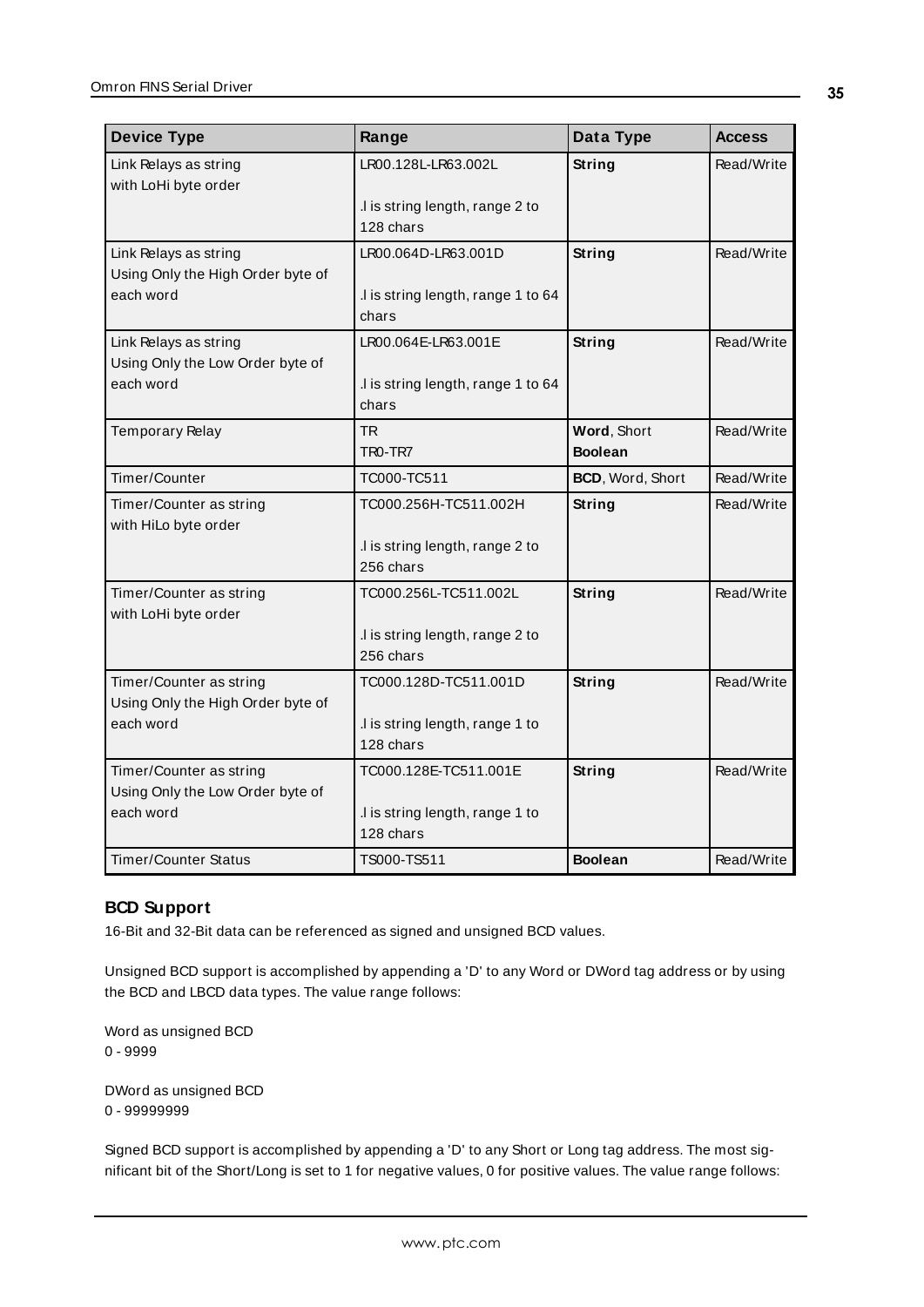| Device Type | Range | Data Type | Access |
|---|---|---|---|
| Link Relays as string with LoHi byte order | LR00.128L-LR63.002L<br><br>.l is string length, range 2 to 128 chars | **String** | Read/Write |
| Link Relays as string Using Only the High Order byte of each word | LR00.064D-LR63.001D<br><br>.l is string length, range 1 to 64 chars | **String** | Read/Write |
| Link Relays as string Using Only the Low Order byte of each word | LR00.064E-LR63.001E<br><br>.l is string length, range 1 to 64 chars | **String** | Read/Write |
| Temporary Relay | TR<br>TR0-TR7 | **Word**, Short<br>**Boolean** | Read/Write |
| Timer/Counter | TC000-TC511 | **BCD**, Word, Short | Read/Write |
| Timer/Counter as string with HiLo byte order | TC000.256H-TC511.002H<br><br>.l is string length, range 2 to 256 chars | **String** | Read/Write |
| Timer/Counter as string with LoHi byte order | TC000.256L-TC511.002L<br><br>.l is string length, range 2 to 256 chars | **String** | Read/Write |
| Timer/Counter as string Using Only the High Order byte of each word | TC000.128D-TC511.001D<br><br>.l is string length, range 1 to 128 chars | **String** | Read/Write |
| Timer/Counter as string Using Only the Low Order byte of each word | TC000.128E-TC511.001E<br><br>.l is string length, range 1 to 128 chars | **String** | Read/Write |
| Timer/Counter Status | TS000-TS511 | **Boolean** | Read/Write |

### BCD Support

16-Bit and 32-Bit data can be referenced as signed and unsigned BCD values.

Unsigned BCD support is accomplished by appending a 'D' to any Word or DWord tag address or by using the BCD and LBCD data types. The value range follows:

Word as unsigned BCD
0 - 9999

DWord as unsigned BCD
0 - 99999999

Signed BCD support is accomplished by appending a 'D' to any Short or Long tag address. The most significant bit of the Short/Long is set to 1 for negative values, 0 for positive values. The value range follows: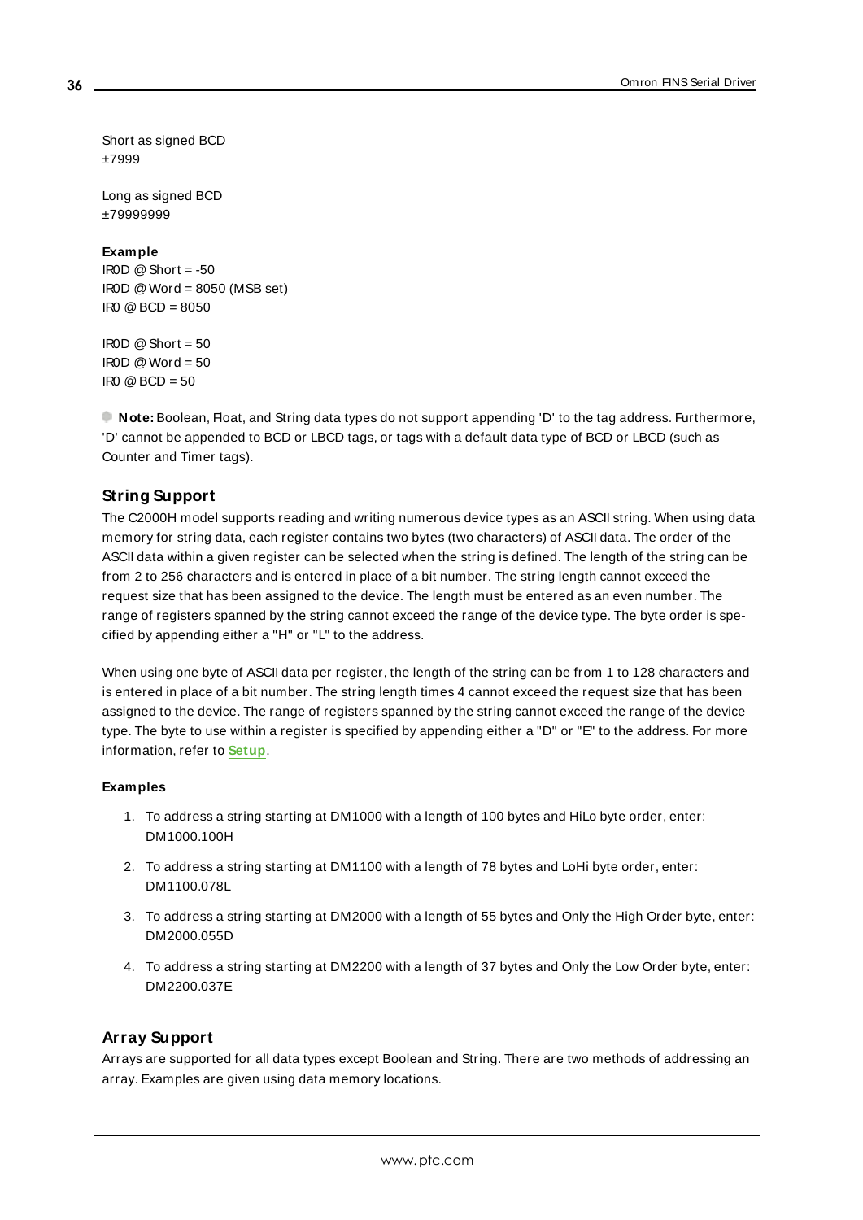Short as signed BCD
±7999

Long as signed BCD
±79999999

**Example**
IR0D @ Short = -50
IR0D @ Word = 8050 (MSB set)
IR0 @ BCD = 8050

IR0D @ Short = 50
IR0D @ Word = 50
IR0 @ BCD = 50

**Note:** Boolean, Float, and String data types do not support appending 'D' to the tag address. Furthermore, 'D' cannot be appended to BCD or LBCD tags, or tags with a default data type of BCD or LBCD (such as Counter and Timer tags).

## String Support

The C2000H model supports reading and writing numerous device types as an ASCII string. When using data memory for string data, each register contains two bytes (two characters) of ASCII data. The order of the ASCII data within a given register can be selected when the string is defined. The length of the string can be from 2 to 256 characters and is entered in place of a bit number. The string length cannot exceed the request size that has been assigned to the device. The length must be entered as an even number. The range of registers spanned by the string cannot exceed the range of the device type. The byte order is specified by appending either a "H" or "L" to the address.

When using one byte of ASCII data per register, the length of the string can be from 1 to 128 characters and is entered in place of a bit number. The string length times 4 cannot exceed the request size that has been assigned to the device. The range of registers spanned by the string cannot exceed the range of the device type. The byte to use within a register is specified by appending either a "D" or "E" to the address. For more information, refer to **Setup**.

**Examples**

1. To address a string starting at DM1000 with a length of 100 bytes and HiLo byte order, enter: DM1000.100H
2. To address a string starting at DM1100 with a length of 78 bytes and LoHi byte order, enter: DM1100.078L
3. To address a string starting at DM2000 with a length of 55 bytes and Only the High Order byte, enter: DM2000.055D
4. To address a string starting at DM2200 with a length of 37 bytes and Only the Low Order byte, enter: DM2200.037E

## Array Support

Arrays are supported for all data types except Boolean and String. There are two methods of addressing an array. Examples are given using data memory locations.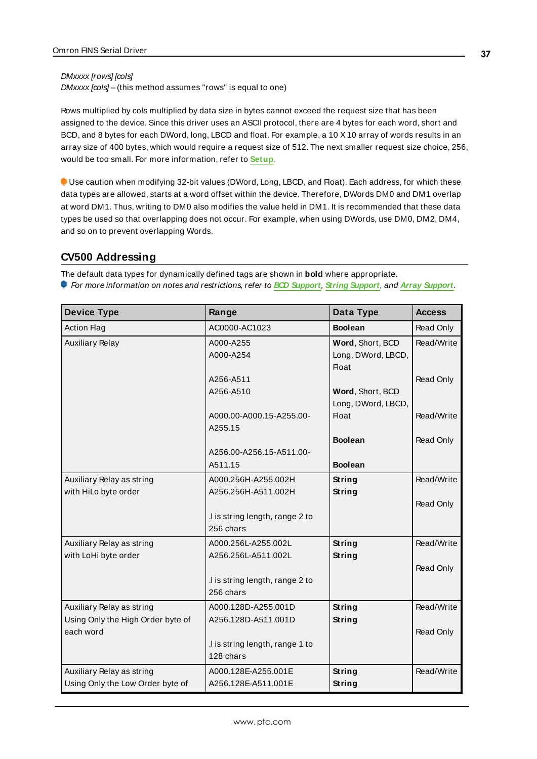*DMxxxx [rows] [cols]*
*DMxxxx [cols]* – (this method assumes "rows" is equal to one)

Rows multiplied by cols multiplied by data size in bytes cannot exceed the request size that has been assigned to the device. Since this driver uses an ASCII protocol, there are 4 bytes for each word, short and BCD, and 8 bytes for each DWord, long, LBCD and float. For example, a 10 X 10 array of words results in an array size of 400 bytes, which would require a request size of 512. The next smaller request size choice, 256, would be too small. For more information, refer to **Setup**.

Use caution when modifying 32-bit values (DWord, Long, LBCD, and Float). Each address, for which these data types are allowed, starts at a word offset within the device. Therefore, DWords DM0 and DM1 overlap at word DM1. Thus, writing to DM0 also modifies the value held in DM1. It is recommended that these data types be used so that overlapping does not occur. For example, when using DWords, use DM0, DM2, DM4, and so on to prevent overlapping Words.

## CV500 Addressing

The default data types for dynamically defined tags are shown in **bold** where appropriate.
*For more information on notes and restrictions, refer to **BCD Support**, **String Support**, and **Array Support**.*

| Device Type | Range | Data Type | Access |
|---|---|---|---|
| Action Flag | AC0000-AC1023 | **Boolean** | Read Only |
| Auxiliary Relay | A000-A255<br>A000-A254<br><br>A256-A511<br>A256-A510<br><br>A000.00-A000.15-A255.00-A255.15<br><br>A256.00-A256.15-A511.00-A511.15 | **Word**, Short, BCD<br>Long, DWord, LBCD, Float<br><br>**Word**, Short, BCD<br>Long, DWord, LBCD, Float<br><br>**Boolean**<br><br>**Boolean** | Read/Write<br><br>Read Only<br><br>Read/Write<br><br>Read Only |
| Auxiliary Relay as string with HiLo byte order | A000.256H-A255.002H<br>A256.256H-A511.002H<br><br>.l is string length, range 2 to 256 chars | **String**<br>**String** | Read/Write<br><br>Read Only |
| Auxiliary Relay as string with LoHi byte order | A000.256L-A255.002L<br>A256.256L-A511.002L<br><br>.l is string length, range 2 to 256 chars | **String**<br>**String** | Read/Write<br><br>Read Only |
| Auxiliary Relay as string Using Only the High Order byte of each word | A000.128D-A255.001D<br>A256.128D-A511.001D<br><br>.l is string length, range 1 to 128 chars | **String**<br>**String** | Read/Write<br><br>Read Only |
| Auxiliary Relay as string Using Only the Low Order byte of | A000.128E-A255.001E<br>A256.128E-A511.001E | **String**<br>**String** | Read/Write |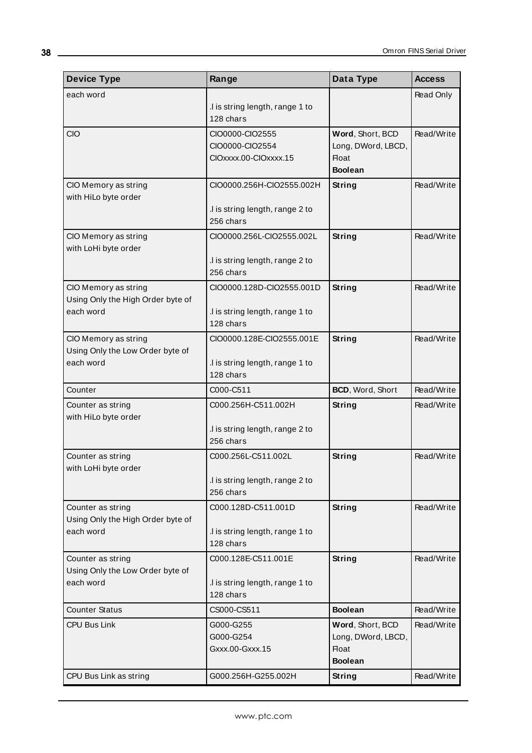| Device Type | Range | Data Type | Access |
|---|---|---|---|
| each word | .l is string length, range 1 to 128 chars | | Read Only |
| CIO | CIO0000-CIO2555<br>CIO0000-CIO2554<br>CIOxxxx.00-CIOxxxx.15 | **Word**, Short, BCD<br>Long, DWord, LBCD, Float<br>**Boolean** | Read/Write |
| CIO Memory as string with HiLo byte order | CIO0000.256H-CIO2555.002H<br><br>.l is string length, range 2 to 256 chars | **String** | Read/Write |
| CIO Memory as string with LoHi byte order | CIO0000.256L-CIO2555.002L<br><br>.l is string length, range 2 to 256 chars | **String** | Read/Write |
| CIO Memory as string Using Only the High Order byte of each word | CIO0000.128D-CIO2555.001D<br><br>.l is string length, range 1 to 128 chars | **String** | Read/Write |
| CIO Memory as string Using Only the Low Order byte of each word | CIO0000.128E-CIO2555.001E<br><br>.l is string length, range 1 to 128 chars | **String** | Read/Write |
| Counter | C000-C511 | **BCD**, Word, Short | Read/Write |
| Counter as string with HiLo byte order | C000.256H-C511.002H<br><br>.l is string length, range 2 to 256 chars | **String** | Read/Write |
| Counter as string with LoHi byte order | C000.256L-C511.002L<br><br>.l is string length, range 2 to 256 chars | **String** | Read/Write |
| Counter as string Using Only the High Order byte of each word | C000.128D-C511.001D<br><br>.l is string length, range 1 to 128 chars | **String** | Read/Write |
| Counter as string Using Only the Low Order byte of each word | C000.128E-C511.001E<br><br>.l is string length, range 1 to 128 chars | **String** | Read/Write |
| Counter Status | CS000-CS511 | **Boolean** | Read/Write |
| CPU Bus Link | G000-G255<br>G000-G254<br>Gxxx.00-Gxxx.15 | **Word**, Short, BCD<br>Long, DWord, LBCD, Float<br>**Boolean** | Read/Write |
| CPU Bus Link as string | G000.256H-G255.002H | **String** | Read/Write |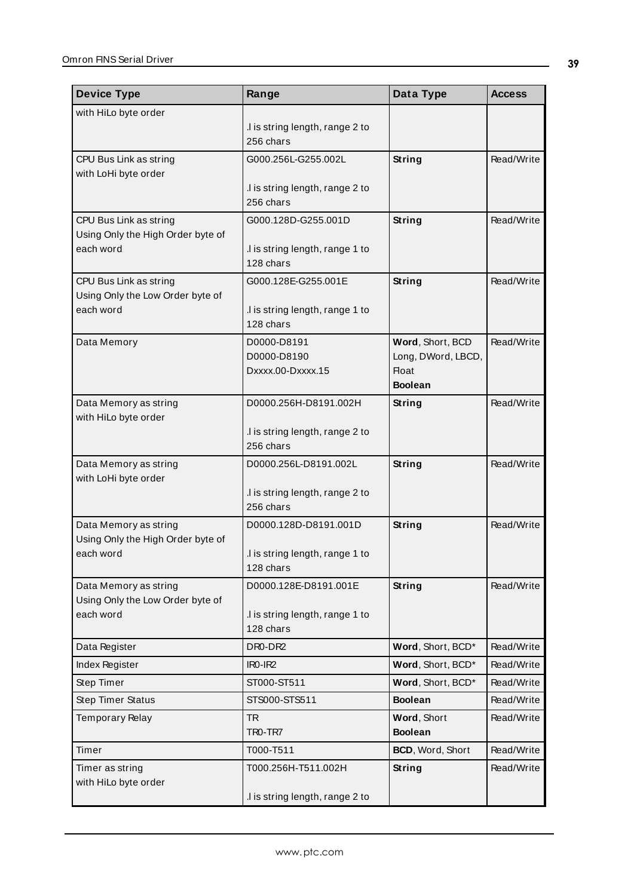| Device Type | Range | Data Type | Access |
|---|---|---|---|
| with HiLo byte order | .l is string length, range 2 to 256 chars | | |
| CPU Bus Link as string with LoHi byte order | G000.256L-G255.002L<br><br>.l is string length, range 2 to 256 chars | **String** | Read/Write |
| CPU Bus Link as string Using Only the High Order byte of each word | G000.128D-G255.001D<br><br>.l is string length, range 1 to 128 chars | **String** | Read/Write |
| CPU Bus Link as string Using Only the Low Order byte of each word | G000.128E-G255.001E<br><br>.l is string length, range 1 to 128 chars | **String** | Read/Write |
| Data Memory | D0000-D8191<br>D0000-D8190<br>Dxxxx.00-Dxxxx.15 | **Word**, Short, BCD<br>Long, DWord, LBCD, Float<br>**Boolean** | Read/Write |
| Data Memory as string with HiLo byte order | D0000.256H-D8191.002H<br><br>.l is string length, range 2 to 256 chars | **String** | Read/Write |
| Data Memory as string with LoHi byte order | D0000.256L-D8191.002L<br><br>.l is string length, range 2 to 256 chars | **String** | Read/Write |
| Data Memory as string Using Only the High Order byte of each word | D0000.128D-D8191.001D<br><br>.l is string length, range 1 to 128 chars | **String** | Read/Write |
| Data Memory as string Using Only the Low Order byte of each word | D0000.128E-D8191.001E<br><br>.l is string length, range 1 to 128 chars | **String** | Read/Write |
| Data Register | DR0-DR2 | **Word**, Short, BCD* | Read/Write |
| Index Register | IR0-IR2 | **Word**, Short, BCD* | Read/Write |
| Step Timer | ST000-ST511 | **Word**, Short, BCD* | Read/Write |
| Step Timer Status | STS000-STS511 | **Boolean** | Read/Write |
| Temporary Relay | TR<br>TR0-TR7 | **Word**, Short<br>**Boolean** | Read/Write |
| Timer | T000-T511 | **BCD**, Word, Short | Read/Write |
| Timer as string with HiLo byte order | T000.256H-T511.002H<br><br>.l is string length, range 2 to | **String** | Read/Write |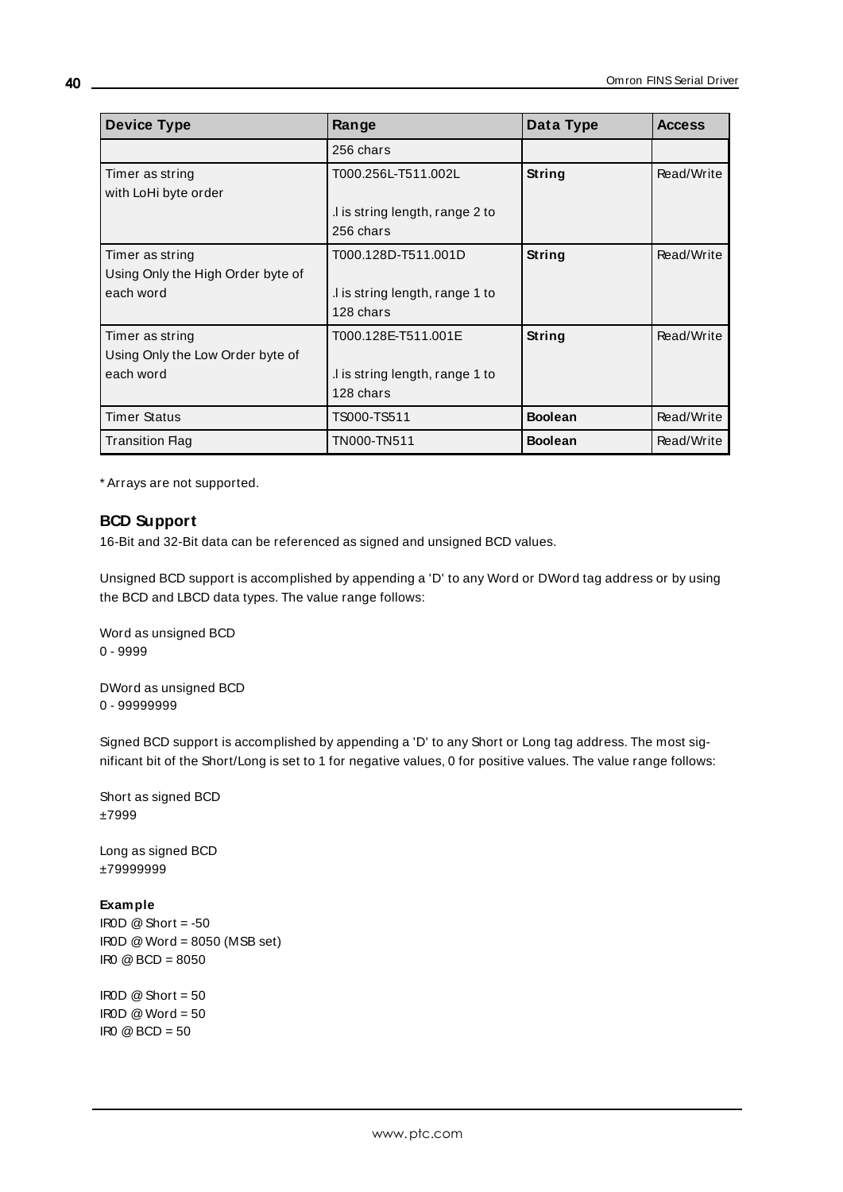| Device Type | Range | Data Type | Access |
|---|---|---|---|
| | 256 chars | | |
| Timer as string<br>with LoHi byte order | T000.256L-T511.002L<br><br>.l is string length, range 2 to 256 chars | **String** | Read/Write |
| Timer as string<br>Using Only the High Order byte of each word | T000.128D-T511.001D<br><br>.l is string length, range 1 to 128 chars | **String** | Read/Write |
| Timer as string<br>Using Only the Low Order byte of each word | T000.128E-T511.001E<br><br>.l is string length, range 1 to 128 chars | **String** | Read/Write |
| Timer Status | TS000-TS511 | **Boolean** | Read/Write |
| Transition Flag | TN000-TN511 | **Boolean** | Read/Write |

\* Arrays are not supported.

## BCD Support

16-Bit and 32-Bit data can be referenced as signed and unsigned BCD values.

Unsigned BCD support is accomplished by appending a 'D' to any Word or DWord tag address or by using the BCD and LBCD data types. The value range follows:

Word as unsigned BCD
0 - 9999

DWord as unsigned BCD
0 - 99999999

Signed BCD support is accomplished by appending a 'D' to any Short or Long tag address. The most significant bit of the Short/Long is set to 1 for negative values, 0 for positive values. The value range follows:

Short as signed BCD
±7999

Long as signed BCD
±79999999

**Example**
IR0D @ Short = -50
IR0D @ Word = 8050 (MSB set)
IR0 @ BCD = 8050

IR0D @ Short = 50
IR0D @ Word = 50
IR0 @ BCD = 50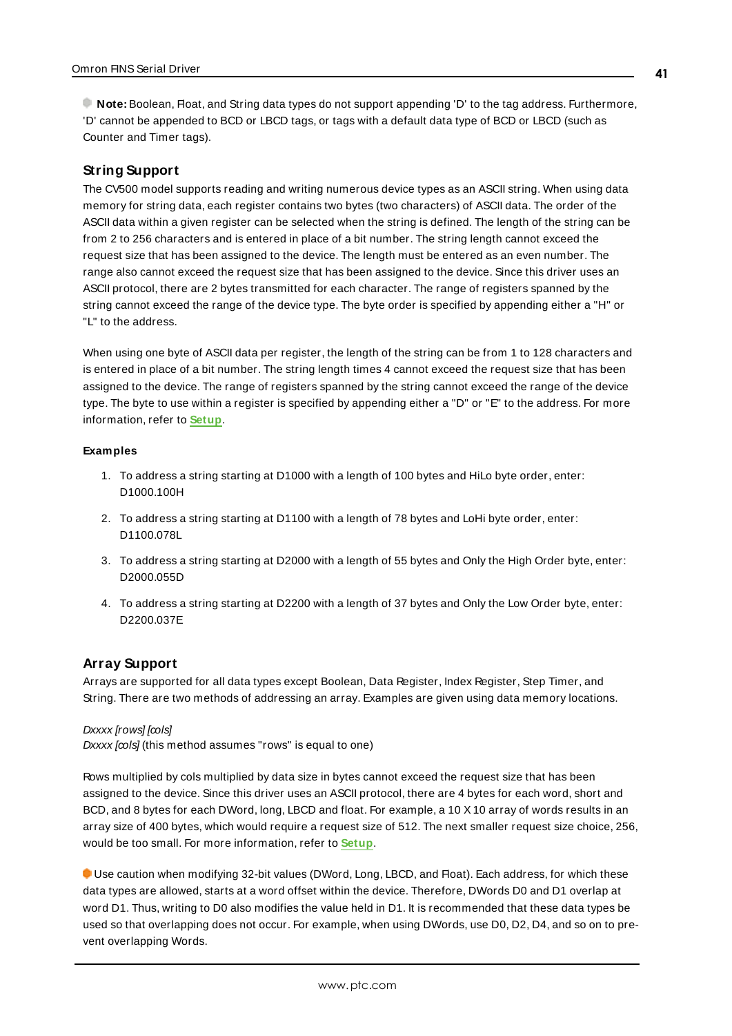**Note:** Boolean, Float, and String data types do not support appending 'D' to the tag address. Furthermore, 'D' cannot be appended to BCD or LBCD tags, or tags with a default data type of BCD or LBCD (such as Counter and Timer tags).

## String Support

The CV500 model supports reading and writing numerous device types as an ASCII string. When using data memory for string data, each register contains two bytes (two characters) of ASCII data. The order of the ASCII data within a given register can be selected when the string is defined. The length of the string can be from 2 to 256 characters and is entered in place of a bit number. The string length cannot exceed the request size that has been assigned to the device. The length must be entered as an even number. The range also cannot exceed the request size that has been assigned to the device. Since this driver uses an ASCII protocol, there are 2 bytes transmitted for each character. The range of registers spanned by the string cannot exceed the range of the device type. The byte order is specified by appending either a "H" or "L" to the address.

When using one byte of ASCII data per register, the length of the string can be from 1 to 128 characters and is entered in place of a bit number. The string length times 4 cannot exceed the request size that has been assigned to the device. The range of registers spanned by the string cannot exceed the range of the device type. The byte to use within a register is specified by appending either a "D" or "E" to the address. For more information, refer to **Setup**.

#### Examples

1. To address a string starting at D1000 with a length of 100 bytes and HiLo byte order, enter: D1000.100H
2. To address a string starting at D1100 with a length of 78 bytes and LoHi byte order, enter: D1100.078L
3. To address a string starting at D2000 with a length of 55 bytes and Only the High Order byte, enter: D2000.055D
4. To address a string starting at D2200 with a length of 37 bytes and Only the Low Order byte, enter: D2200.037E

## Array Support

Arrays are supported for all data types except Boolean, Data Register, Index Register, Step Timer, and String. There are two methods of addressing an array. Examples are given using data memory locations.

*Dxxxx [rows] [cols]*
*Dxxxx [cols]* (this method assumes "rows" is equal to one)

Rows multiplied by cols multiplied by data size in bytes cannot exceed the request size that has been assigned to the device. Since this driver uses an ASCII protocol, there are 4 bytes for each word, short and BCD, and 8 bytes for each DWord, long, LBCD and float. For example, a 10 X 10 array of words results in an array size of 400 bytes, which would require a request size of 512. The next smaller request size choice, 256, would be too small. For more information, refer to **Setup**.

Use caution when modifying 32-bit values (DWord, Long, LBCD, and Float). Each address, for which these data types are allowed, starts at a word offset within the device. Therefore, DWords D0 and D1 overlap at word D1. Thus, writing to D0 also modifies the value held in D1. It is recommended that these data types be used so that overlapping does not occur. For example, when using DWords, use D0, D2, D4, and so on to prevent overlapping Words.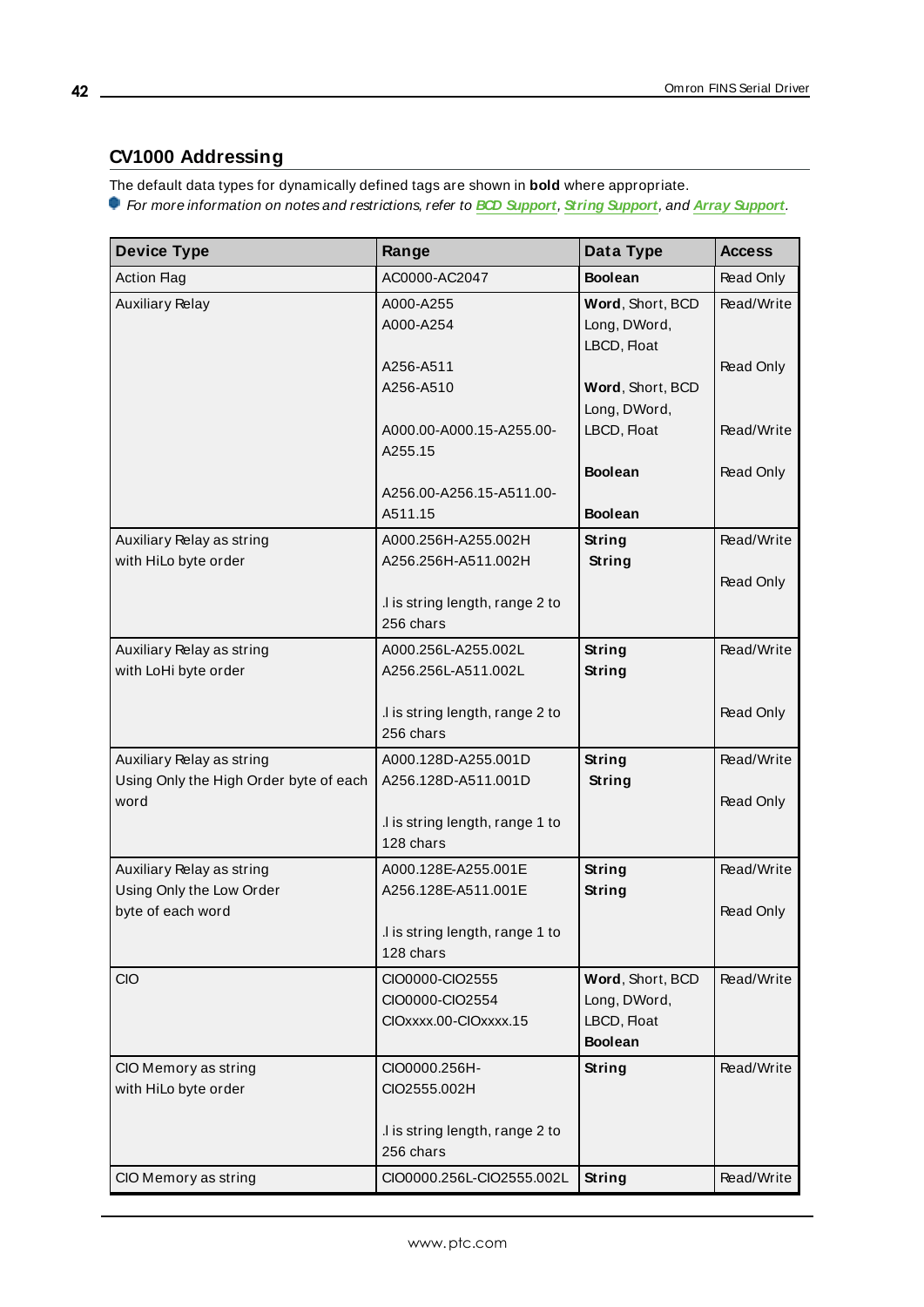## CV1000 Addressing

The default data types for dynamically defined tags are shown in **bold** where appropriate.

*For more information on notes and restrictions, refer to* ***BCD Support****,* ***String Support****, and* ***Array Support****.*

| Device Type | Range | Data Type | Access |
|---|---|---|---|
| Action Flag | AC0000-AC2047 | **Boolean** | Read Only |
| Auxiliary Relay | A000-A255<br>A000-A254<br><br>A256-A511<br>A256-A510<br><br>A000.00-A000.15-A255.00-A255.15<br><br>A256.00-A256.15-A511.00-A511.15 | **Word**, Short, BCD<br>Long, DWord, LBCD, Float<br><br>**Word**, Short, BCD<br>Long, DWord, LBCD, Float<br><br>**Boolean**<br><br>**Boolean** | Read/Write<br><br>Read Only<br><br>Read/Write<br><br>Read Only |
| Auxiliary Relay as string with HiLo byte order | A000.256H-A255.002H<br>A256.256H-A511.002H<br><br>.l is string length, range 2 to 256 chars | **String**<br>**String** | Read/Write<br><br>Read Only |
| Auxiliary Relay as string with LoHi byte order | A000.256L-A255.002L<br>A256.256L-A511.002L<br><br>.l is string length, range 2 to 256 chars | **String**<br>**String** | Read/Write<br><br>Read Only |
| Auxiliary Relay as string Using Only the High Order byte of each word | A000.128D-A255.001D<br>A256.128D-A511.001D<br><br>.l is string length, range 1 to 128 chars | **String**<br>**String** | Read/Write<br><br>Read Only |
| Auxiliary Relay as string Using Only the Low Order byte of each word | A000.128E-A255.001E<br>A256.128E-A511.001E<br><br>.l is string length, range 1 to 128 chars | **String**<br>**String** | Read/Write<br><br>Read Only |
| CIO | CIO0000-CIO2555<br>CIO0000-CIO2554<br>CIOxxxx.00-CIOxxxx.15 | **Word**, Short, BCD<br>Long, DWord, LBCD, Float<br>**Boolean** | Read/Write |
| CIO Memory as string with HiLo byte order | CIO0000.256H-CIO2555.002H<br><br>.l is string length, range 2 to 256 chars | **String** | Read/Write |
| CIO Memory as string | CIO0000.256L-CIO2555.002L | **String** | Read/Write |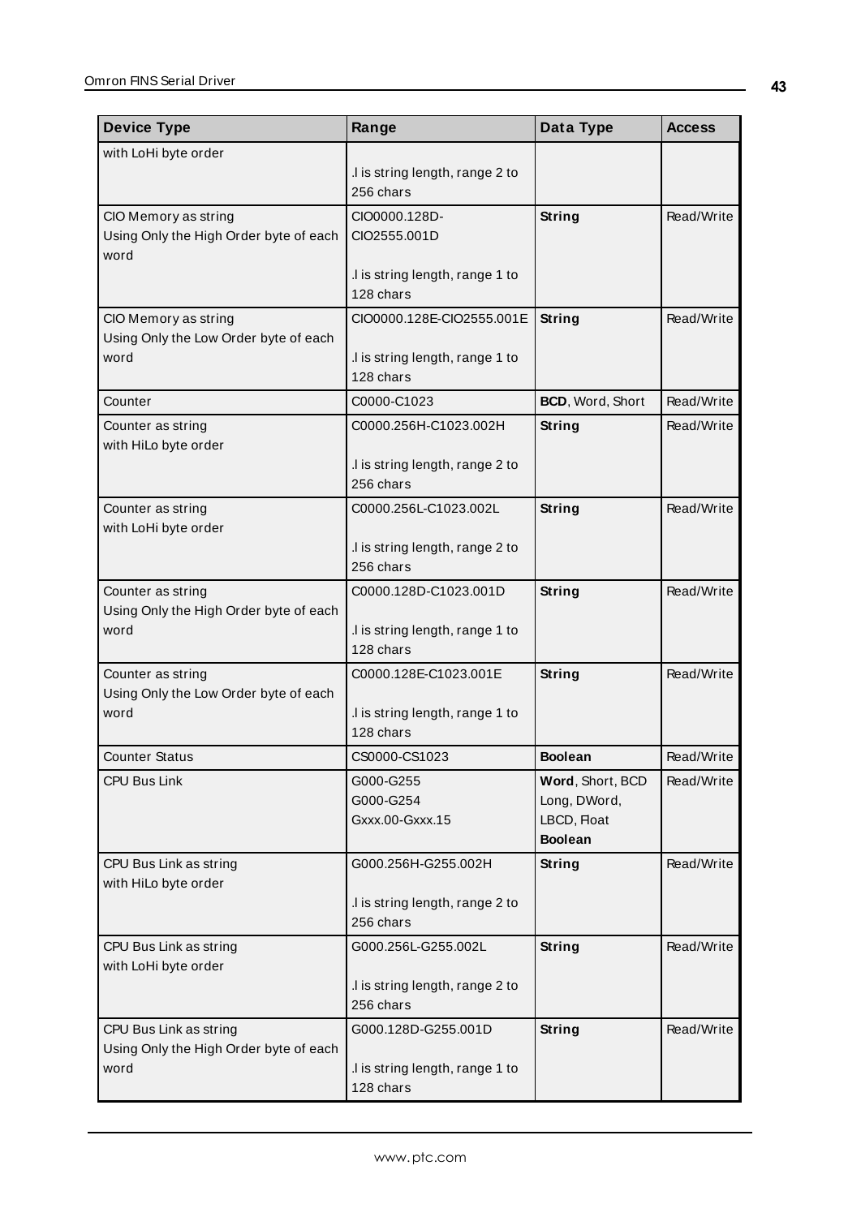| Device Type | Range | Data Type | Access |
|---|---|---|---|
| with LoHi byte order | .l is string length, range 2 to 256 chars | | |
| CIO Memory as string Using Only the High Order byte of each word | CIO0000.128D-CIO2555.001D<br><br>.l is string length, range 1 to 128 chars | **String** | Read/Write |
| CIO Memory as string Using Only the Low Order byte of each word | CIO0000.128E-CIO2555.001E<br><br>.l is string length, range 1 to 128 chars | **String** | Read/Write |
| Counter | C0000-C1023 | **BCD**, Word, Short | Read/Write |
| Counter as string with HiLo byte order | C0000.256H-C1023.002H<br><br>.l is string length, range 2 to 256 chars | **String** | Read/Write |
| Counter as string with LoHi byte order | C0000.256L-C1023.002L<br><br>.l is string length, range 2 to 256 chars | **String** | Read/Write |
| Counter as string Using Only the High Order byte of each word | C0000.128D-C1023.001D<br><br>.l is string length, range 1 to 128 chars | **String** | Read/Write |
| Counter as string Using Only the Low Order byte of each word | C0000.128E-C1023.001E<br><br>.l is string length, range 1 to 128 chars | **String** | Read/Write |
| Counter Status | CS0000-CS1023 | **Boolean** | Read/Write |
| CPU Bus Link | G000-G255<br>G000-G254<br>Gxxx.00-Gxxx.15 | **Word**, Short, BCD<br>Long, DWord, LBCD, Float<br>**Boolean** | Read/Write |
| CPU Bus Link as string with HiLo byte order | G000.256H-G255.002H<br><br>.l is string length, range 2 to 256 chars | **String** | Read/Write |
| CPU Bus Link as string with LoHi byte order | G000.256L-G255.002L<br><br>.l is string length, range 2 to 256 chars | **String** | Read/Write |
| CPU Bus Link as string Using Only the High Order byte of each word | G000.128D-G255.001D<br><br>.l is string length, range 1 to 128 chars | **String** | Read/Write |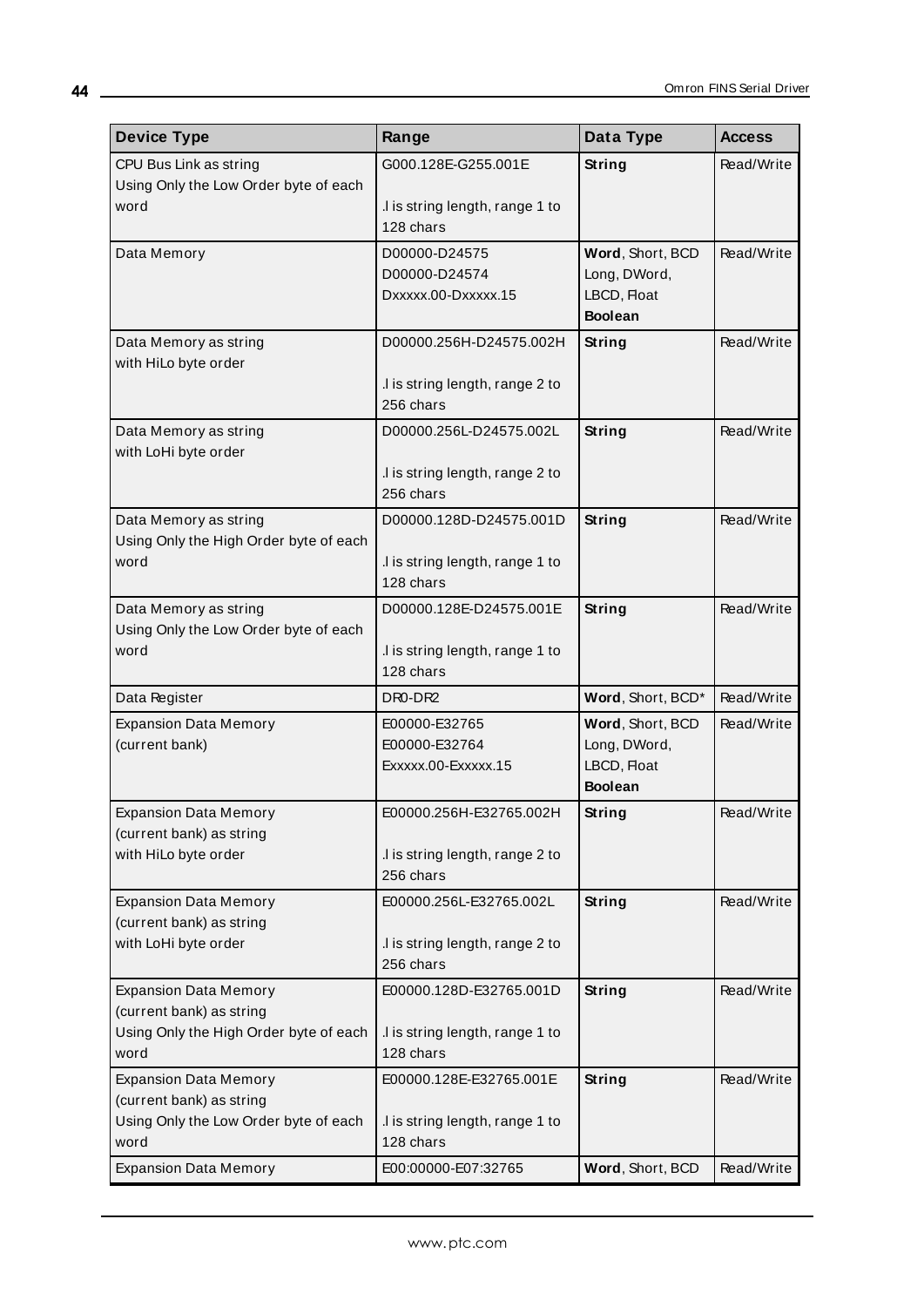| Device Type | Range | Data Type | Access |
|---|---|---|---|
| CPU Bus Link as string<br>Using Only the Low Order byte of each word | G000.128E-G255.001E<br><br>.l is string length, range 1 to 128 chars | **String** | Read/Write |
| Data Memory | D00000-D24575<br>D00000-D24574<br>Dxxxxx.00-Dxxxxx.15 | **Word**, Short, BCD<br>Long, DWord, LBCD, Float<br>**Boolean** | Read/Write |
| Data Memory as string<br>with HiLo byte order | D00000.256H-D24575.002H<br><br>.l is string length, range 2 to 256 chars | **String** | Read/Write |
| Data Memory as string<br>with LoHi byte order | D00000.256L-D24575.002L<br><br>.l is string length, range 2 to 256 chars | **String** | Read/Write |
| Data Memory as string<br>Using Only the High Order byte of each word | D00000.128D-D24575.001D<br><br>.l is string length, range 1 to 128 chars | **String** | Read/Write |
| Data Memory as string<br>Using Only the Low Order byte of each word | D00000.128E-D24575.001E<br><br>.l is string length, range 1 to 128 chars | **String** | Read/Write |
| Data Register | DR0-DR2 | **Word**, Short, BCD* | Read/Write |
| Expansion Data Memory<br>(current bank) | E00000-E32765<br>E00000-E32764<br>Exxxxx.00-Exxxxx.15 | **Word**, Short, BCD<br>Long, DWord, LBCD, Float<br>**Boolean** | Read/Write |
| Expansion Data Memory<br>(current bank) as string<br>with HiLo byte order | E00000.256H-E32765.002H<br><br>.l is string length, range 2 to 256 chars | **String** | Read/Write |
| Expansion Data Memory<br>(current bank) as string<br>with LoHi byte order | E00000.256L-E32765.002L<br><br>.l is string length, range 2 to 256 chars | **String** | Read/Write |
| Expansion Data Memory<br>(current bank) as string<br>Using Only the High Order byte of each word | E00000.128D-E32765.001D<br><br>.l is string length, range 1 to 128 chars | **String** | Read/Write |
| Expansion Data Memory<br>(current bank) as string<br>Using Only the Low Order byte of each word | E00000.128E-E32765.001E<br><br>.l is string length, range 1 to 128 chars | **String** | Read/Write |
| Expansion Data Memory | E00:00000-E07:32765 | **Word**, Short, BCD | Read/Write |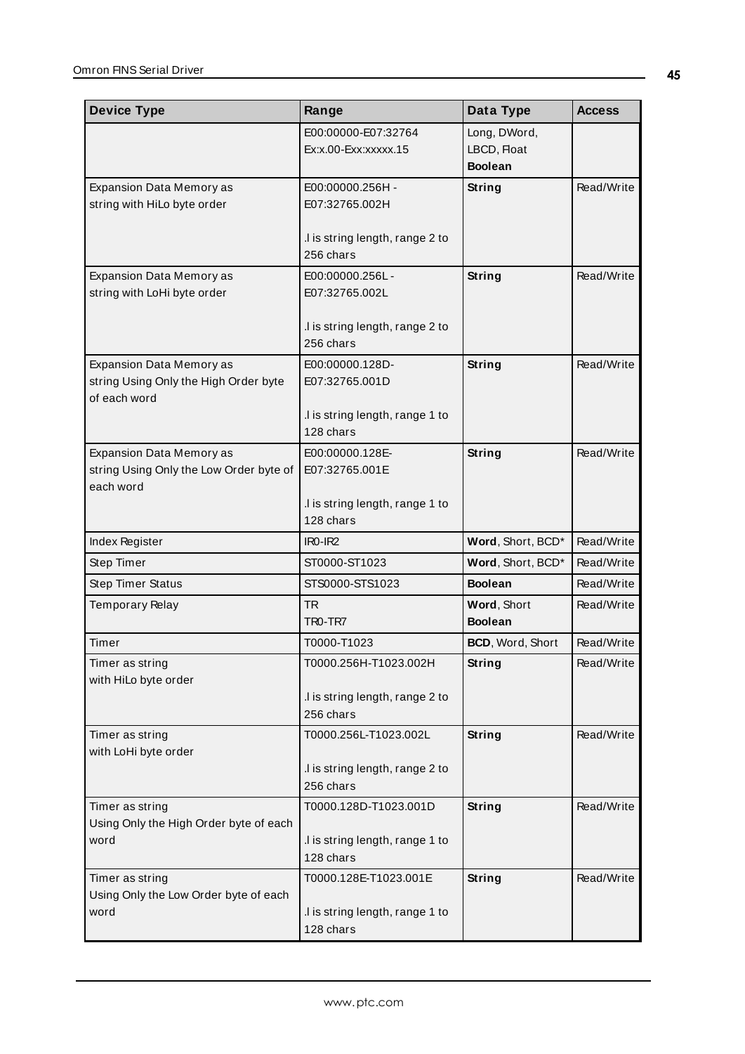| Device Type | Range | Data Type | Access |
|---|---|---|---|
| | E00:00000-E07:32764<br>Ex:x.00-Exx:xxxxx.15 | Long, DWord, LBCD, Float<br>**Boolean** | |
| Expansion Data Memory as string with HiLo byte order | E00:00000.256H - E07:32765.002H<br><br>.l is string length, range 2 to 256 chars | **String** | Read/Write |
| Expansion Data Memory as string with LoHi byte order | E00:00000.256L - E07:32765.002L<br><br>.l is string length, range 2 to 256 chars | **String** | Read/Write |
| Expansion Data Memory as string Using Only the High Order byte of each word | E00:00000.128D- E07:32765.001D<br><br>.l is string length, range 1 to 128 chars | **String** | Read/Write |
| Expansion Data Memory as string Using Only the Low Order byte of each word | E00:00000.128E- E07:32765.001E<br><br>.l is string length, range 1 to 128 chars | **String** | Read/Write |
| Index Register | IR0-IR2 | **Word**, Short, BCD* | Read/Write |
| Step Timer | ST0000-ST1023 | **Word**, Short, BCD* | Read/Write |
| Step Timer Status | STS0000-STS1023 | **Boolean** | Read/Write |
| Temporary Relay | TR<br>TR0-TR7 | **Word**, Short<br>**Boolean** | Read/Write |
| Timer | T0000-T1023 | **BCD**, Word, Short | Read/Write |
| Timer as string with HiLo byte order | T0000.256H-T1023.002H<br><br>.l is string length, range 2 to 256 chars | **String** | Read/Write |
| Timer as string with LoHi byte order | T0000.256L-T1023.002L<br><br>.l is string length, range 2 to 256 chars | **String** | Read/Write |
| Timer as string Using Only the High Order byte of each word | T0000.128D-T1023.001D<br><br>.l is string length, range 1 to 128 chars | **String** | Read/Write |
| Timer as string Using Only the Low Order byte of each word | T0000.128E-T1023.001E<br><br>.l is string length, range 1 to 128 chars | **String** | Read/Write |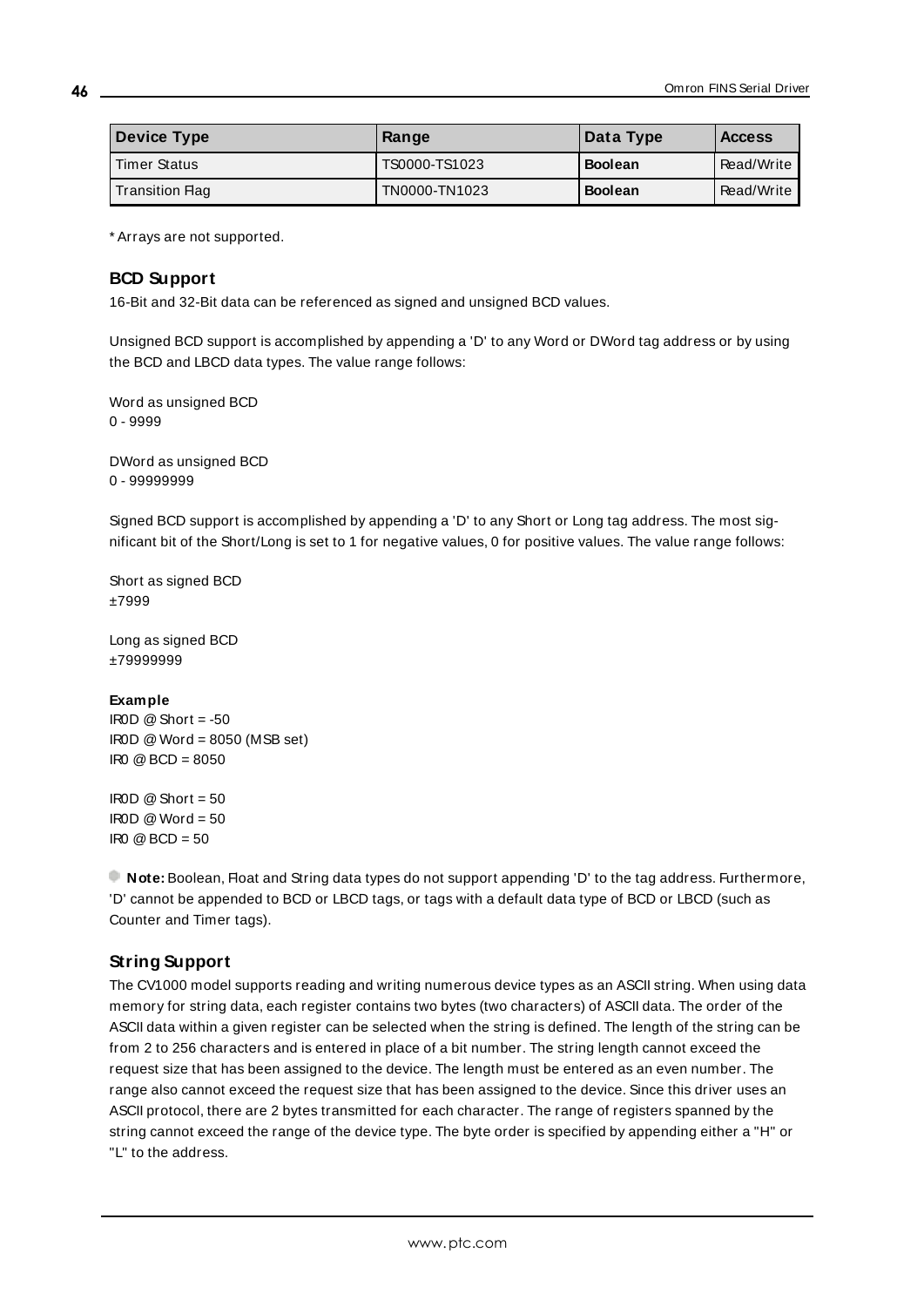| Device Type | Range | Data Type | Access |
|---|---|---|---|
| Timer Status | TS0000-TS1023 | **Boolean** | Read/Write |
| Transition Flag | TN0000-TN1023 | **Boolean** | Read/Write |

* Arrays are not supported.

### BCD Support

16-Bit and 32-Bit data can be referenced as signed and unsigned BCD values.

Unsigned BCD support is accomplished by appending a 'D' to any Word or DWord tag address or by using the BCD and LBCD data types. The value range follows:

Word as unsigned BCD
0 - 9999

DWord as unsigned BCD
0 - 99999999

Signed BCD support is accomplished by appending a 'D' to any Short or Long tag address. The most significant bit of the Short/Long is set to 1 for negative values, 0 for positive values. The value range follows:

Short as signed BCD
±7999

Long as signed BCD
±79999999

**Example**
IR0D @ Short = -50
IR0D @ Word = 8050 (MSB set)
IR0 @ BCD = 8050

IR0D @ Short = 50
IR0D @ Word = 50
IR0 @ BCD = 50

**Note:** Boolean, Float and String data types do not support appending 'D' to the tag address. Furthermore, 'D' cannot be appended to BCD or LBCD tags, or tags with a default data type of BCD or LBCD (such as Counter and Timer tags).

### String Support

The CV1000 model supports reading and writing numerous device types as an ASCII string. When using data memory for string data, each register contains two bytes (two characters) of ASCII data. The order of the ASCII data within a given register can be selected when the string is defined. The length of the string can be from 2 to 256 characters and is entered in place of a bit number. The string length cannot exceed the request size that has been assigned to the device. The length must be entered as an even number. The range also cannot exceed the request size that has been assigned to the device. Since this driver uses an ASCII protocol, there are 2 bytes transmitted for each character. The range of registers spanned by the string cannot exceed the range of the device type. The byte order is specified by appending either a "H" or "L" to the address.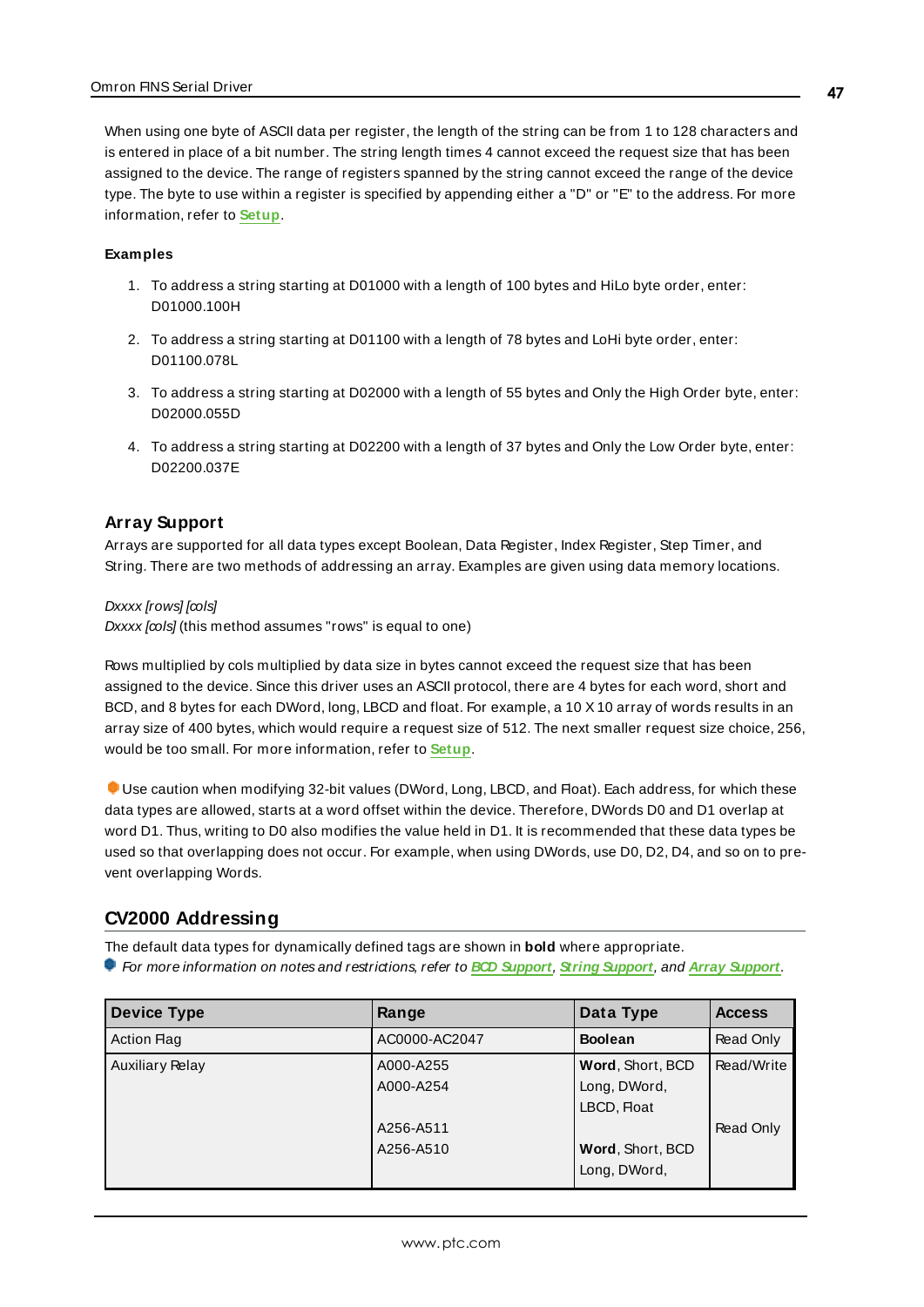When using one byte of ASCII data per register, the length of the string can be from 1 to 128 characters and is entered in place of a bit number. The string length times 4 cannot exceed the request size that has been assigned to the device. The range of registers spanned by the string cannot exceed the range of the device type. The byte to use within a register is specified by appending either a "D" or "E" to the address. For more information, refer to **Setup**.

**Examples**

1. To address a string starting at D01000 with a length of 100 bytes and HiLo byte order, enter: D01000.100H
2. To address a string starting at D01100 with a length of 78 bytes and LoHi byte order, enter: D01100.078L
3. To address a string starting at D02000 with a length of 55 bytes and Only the High Order byte, enter: D02000.055D
4. To address a string starting at D02200 with a length of 37 bytes and Only the Low Order byte, enter: D02200.037E

### Array Support

Arrays are supported for all data types except Boolean, Data Register, Index Register, Step Timer, and String. There are two methods of addressing an array. Examples are given using data memory locations.

*Dxxxx [rows] [cols]*
*Dxxxx [cols]* (this method assumes "rows" is equal to one)

Rows multiplied by cols multiplied by data size in bytes cannot exceed the request size that has been assigned to the device. Since this driver uses an ASCII protocol, there are 4 bytes for each word, short and BCD, and 8 bytes for each DWord, long, LBCD and float. For example, a 10 X 10 array of words results in an array size of 400 bytes, which would require a request size of 512. The next smaller request size choice, 256, would be too small. For more information, refer to **Setup**.

Use caution when modifying 32-bit values (DWord, Long, LBCD, and Float). Each address, for which these data types are allowed, starts at a word offset within the device. Therefore, DWords D0 and D1 overlap at word D1. Thus, writing to D0 also modifies the value held in D1. It is recommended that these data types be used so that overlapping does not occur. For example, when using DWords, use D0, D2, D4, and so on to prevent overlapping Words.

## CV2000 Addressing

The default data types for dynamically defined tags are shown in **bold** where appropriate.
*For more information on notes and restrictions, refer to BCD Support, String Support, and Array Support.*

| Device Type | Range | Data Type | Access |
|---|---|---|---|
| Action Flag | AC0000-AC2047 | **Boolean** | Read Only |
| Auxiliary Relay | A000-A255<br>A000-A254<br><br>A256-A511<br>A256-A510 | **Word**, Short, BCD<br>Long, DWord, LBCD, Float<br><br>**Word**, Short, BCD<br>Long, DWord, | Read/Write<br><br><br>Read Only |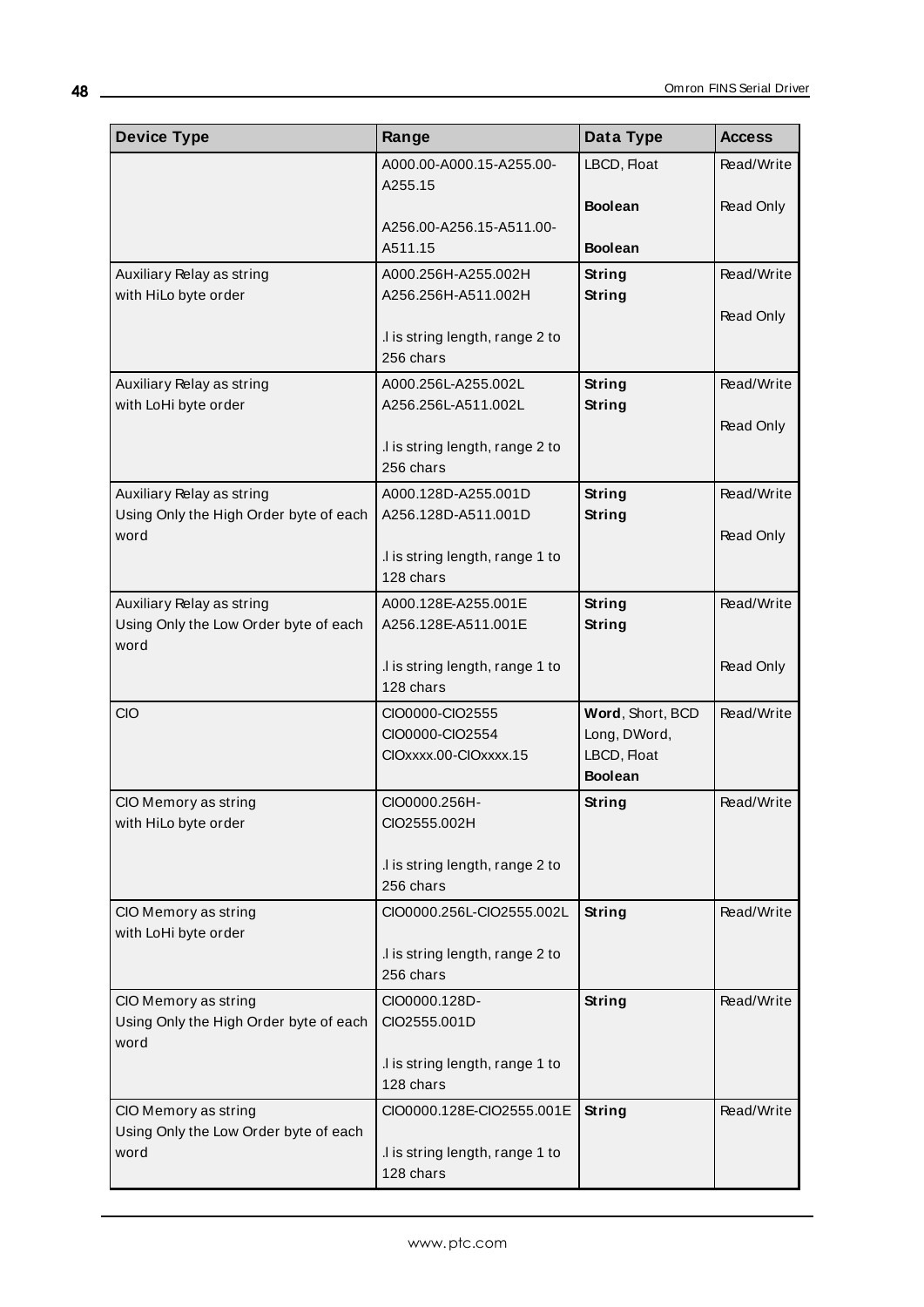| Device Type | Range | Data Type | Access |
| --- | --- | --- | --- |
| | A000.00-A000.15-A255.00-A255.15<br><br>A256.00-A256.15-A511.00-A511.15 | LBCD, Float<br><br>**Boolean**<br><br>**Boolean** | Read/Write<br><br>Read Only |
| Auxiliary Relay as string with HiLo byte order | A000.256H-A255.002H<br>A256.256H-A511.002H<br><br>.l is string length, range 2 to 256 chars | **String**<br>**String** | Read/Write<br><br>Read Only |
| Auxiliary Relay as string with LoHi byte order | A000.256L-A255.002L<br>A256.256L-A511.002L<br><br>.l is string length, range 2 to 256 chars | **String**<br>**String** | Read/Write<br><br>Read Only |
| Auxiliary Relay as string Using Only the High Order byte of each word | A000.128D-A255.001D<br>A256.128D-A511.001D<br><br>.l is string length, range 1 to 128 chars | **String**<br>**String** | Read/Write<br><br>Read Only |
| Auxiliary Relay as string Using Only the Low Order byte of each word | A000.128E-A255.001E<br>A256.128E-A511.001E<br><br>.l is string length, range 1 to 128 chars | **String**<br>**String** | Read/Write<br><br>Read Only |
| CIO | CIO0000-CIO2555<br>CIO0000-CIO2554<br>CIOxxxx.00-CIOxxxx.15 | **Word**, Short, BCD<br>Long, DWord, LBCD, Float<br>**Boolean** | Read/Write |
| CIO Memory as string with HiLo byte order | CIO0000.256H-CIO2555.002H<br><br>.l is string length, range 2 to 256 chars | **String** | Read/Write |
| CIO Memory as string with LoHi byte order | CIO0000.256L-CIO2555.002L<br><br>.l is string length, range 2 to 256 chars | **String** | Read/Write |
| CIO Memory as string Using Only the High Order byte of each word | CIO0000.128D-CIO2555.001D<br><br>.l is string length, range 1 to 128 chars | **String** | Read/Write |
| CIO Memory as string Using Only the Low Order byte of each word | CIO0000.128E-CIO2555.001E<br><br>.l is string length, range 1 to 128 chars | **String** | Read/Write |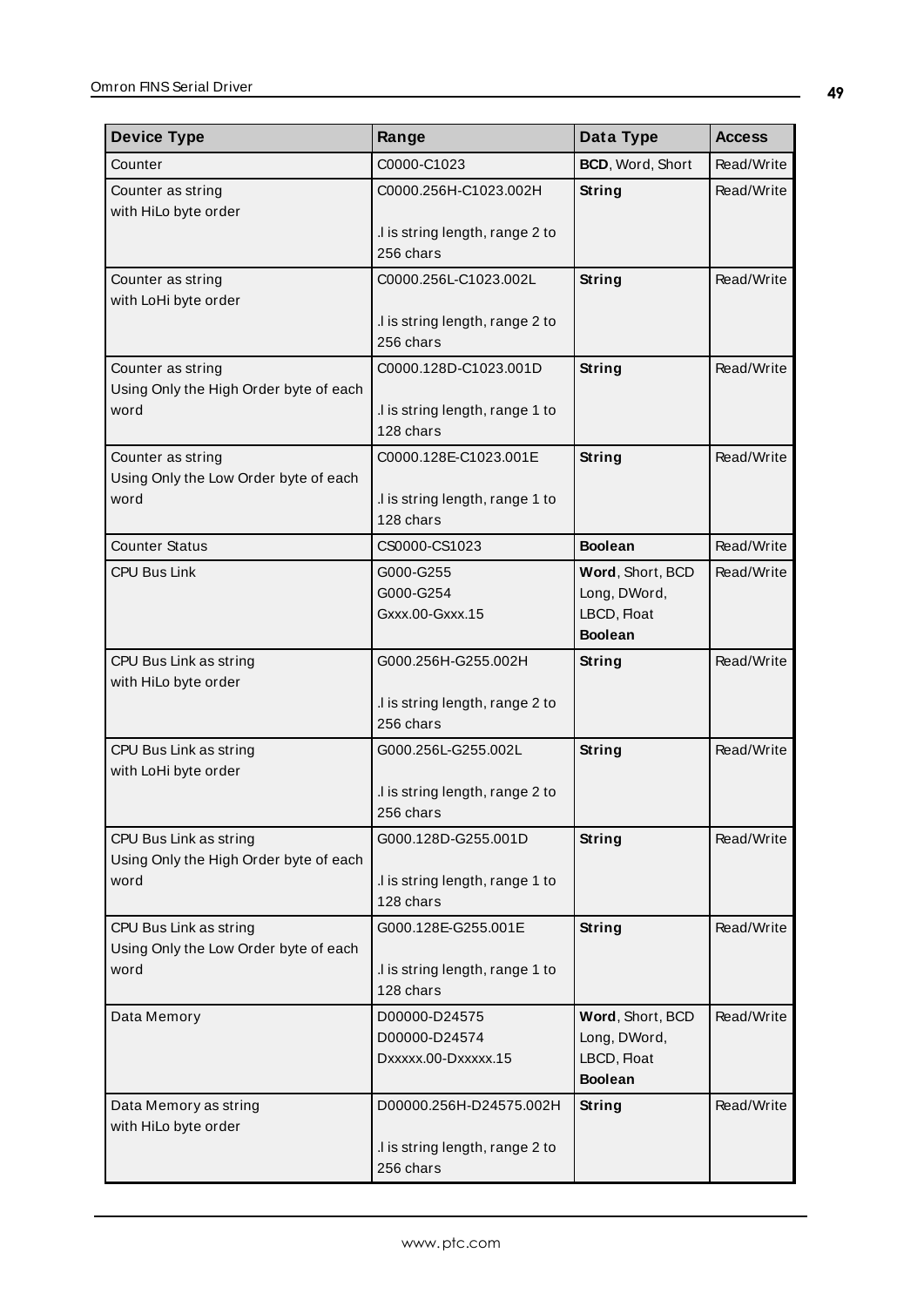| Device Type | Range | Data Type | Access |
|---|---|---|---|
| Counter | C0000-C1023 | **BCD**, Word, Short | Read/Write |
| Counter as string with HiLo byte order | C0000.256H-C1023.002H<br><br>.l is string length, range 2 to 256 chars | **String** | Read/Write |
| Counter as string with LoHi byte order | C0000.256L-C1023.002L<br><br>.l is string length, range 2 to 256 chars | **String** | Read/Write |
| Counter as string Using Only the High Order byte of each word | C0000.128D-C1023.001D<br><br>.l is string length, range 1 to 128 chars | **String** | Read/Write |
| Counter as string Using Only the Low Order byte of each word | C0000.128E-C1023.001E<br><br>.l is string length, range 1 to 128 chars | **String** | Read/Write |
| Counter Status | CS0000-CS1023 | **Boolean** | Read/Write |
| CPU Bus Link | G000-G255<br>G000-G254<br>Gxxx.00-Gxxx.15 | **Word**, Short, BCD<br>Long, DWord, LBCD, Float<br>**Boolean** | Read/Write |
| CPU Bus Link as string with HiLo byte order | G000.256H-G255.002H<br><br>.l is string length, range 2 to 256 chars | **String** | Read/Write |
| CPU Bus Link as string with LoHi byte order | G000.256L-G255.002L<br><br>.l is string length, range 2 to 256 chars | **String** | Read/Write |
| CPU Bus Link as string Using Only the High Order byte of each word | G000.128D-G255.001D<br><br>.l is string length, range 1 to 128 chars | **String** | Read/Write |
| CPU Bus Link as string Using Only the Low Order byte of each word | G000.128E-G255.001E<br><br>.l is string length, range 1 to 128 chars | **String** | Read/Write |
| Data Memory | D00000-D24575<br>D00000-D24574<br>Dxxxxx.00-Dxxxxx.15 | **Word**, Short, BCD<br>Long, DWord, LBCD, Float<br>**Boolean** | Read/Write |
| Data Memory as string with HiLo byte order | D00000.256H-D24575.002H<br><br>.l is string length, range 2 to 256 chars | **String** | Read/Write |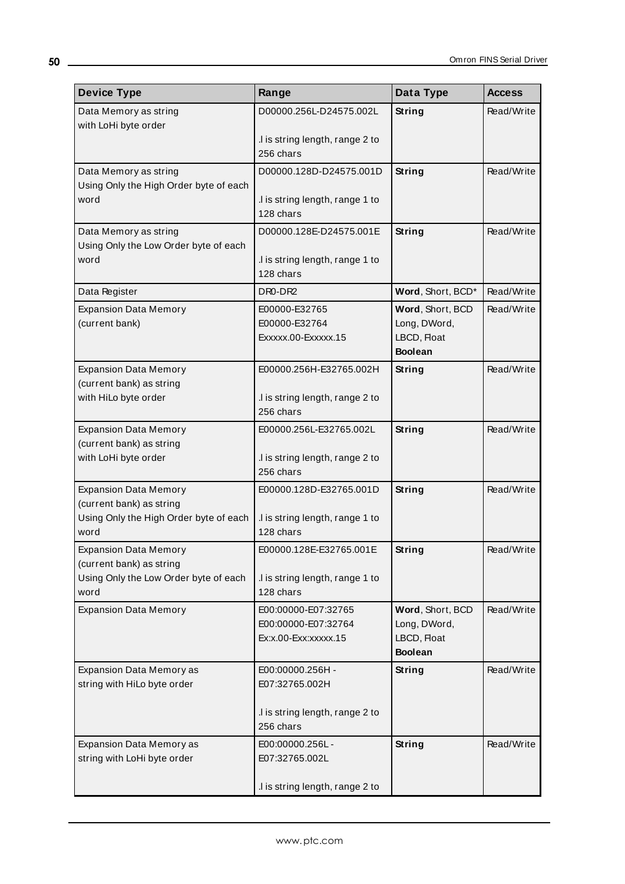| Device Type | Range | Data Type | Access |
| --- | --- | --- | --- |
| Data Memory as string with LoHi byte order | D00000.256L-D24575.002L<br><br>.l is string length, range 2 to 256 chars | **String** | Read/Write |
| Data Memory as string Using Only the High Order byte of each word | D00000.128D-D24575.001D<br><br>.l is string length, range 1 to 128 chars | **String** | Read/Write |
| Data Memory as string Using Only the Low Order byte of each word | D00000.128E-D24575.001E<br><br>.l is string length, range 1 to 128 chars | **String** | Read/Write |
| Data Register | DR0-DR2 | **Word**, Short, BCD* | Read/Write |
| Expansion Data Memory (current bank) | E00000-E32765<br>E00000-E32764<br>Exxxxx.00-Exxxxx.15 | **Word**, Short, BCD<br>Long, DWord, LBCD, Float<br>**Boolean** | Read/Write |
| Expansion Data Memory (current bank) as string with HiLo byte order | E00000.256H-E32765.002H<br><br>.l is string length, range 2 to 256 chars | **String** | Read/Write |
| Expansion Data Memory (current bank) as string with LoHi byte order | E00000.256L-E32765.002L<br><br>.l is string length, range 2 to 256 chars | **String** | Read/Write |
| Expansion Data Memory (current bank) as string Using Only the High Order byte of each word | E00000.128D-E32765.001D<br><br>.l is string length, range 1 to 128 chars | **String** | Read/Write |
| Expansion Data Memory (current bank) as string Using Only the Low Order byte of each word | E00000.128E-E32765.001E<br><br>.l is string length, range 1 to 128 chars | **String** | Read/Write |
| Expansion Data Memory | E00:00000-E07:32765<br>E00:00000-E07:32764<br>Ex:x.00-Exx:xxxxx.15 | **Word**, Short, BCD<br>Long, DWord, LBCD, Float<br>**Boolean** | Read/Write |
| Expansion Data Memory as string with HiLo byte order | E00:00000.256H - E07:32765.002H<br><br>.l is string length, range 2 to 256 chars | **String** | Read/Write |
| Expansion Data Memory as string with LoHi byte order | E00:00000.256L - E07:32765.002L<br><br>.l is string length, range 2 to | **String** | Read/Write |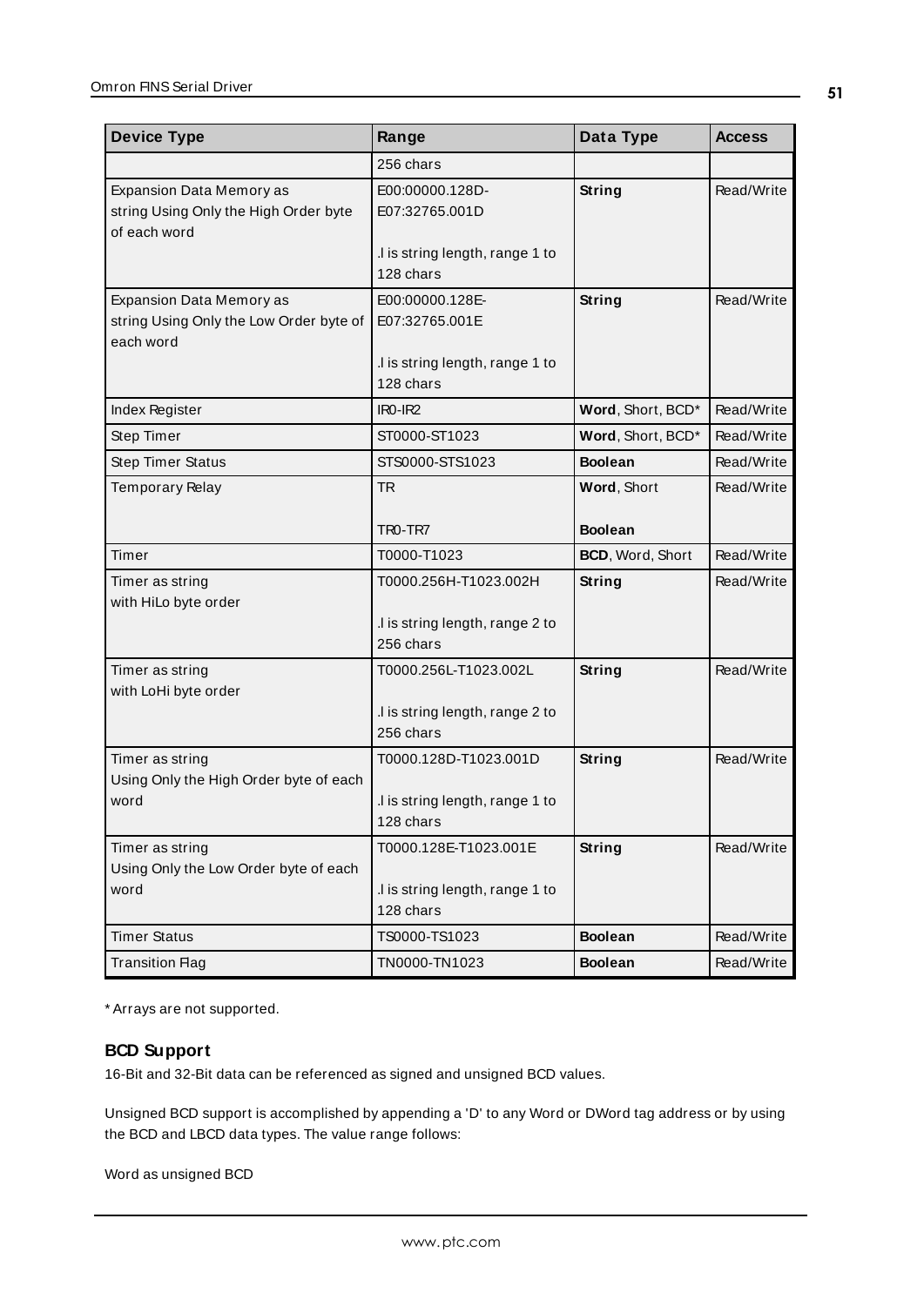| Device Type | Range | Data Type | Access |
|---|---|---|---|
| | 256 chars | | |
| Expansion Data Memory as string Using Only the High Order byte of each word | E00:00000.128D-E07:32765.001D<br><br>.l is string length, range 1 to 128 chars | **String** | Read/Write |
| Expansion Data Memory as string Using Only the Low Order byte of each word | E00:00000.128E-E07:32765.001E<br><br>.l is string length, range 1 to 128 chars | **String** | Read/Write |
| Index Register | IR0-IR2 | **Word**, Short, BCD* | Read/Write |
| Step Timer | ST0000-ST1023 | **Word**, Short, BCD* | Read/Write |
| Step Timer Status | STS0000-STS1023 | **Boolean** | Read/Write |
| Temporary Relay | TR<br><br>TR0-TR7 | **Word**, Short<br><br>**Boolean** | Read/Write |
| Timer | T0000-T1023 | **BCD**, Word, Short | Read/Write |
| Timer as string with HiLo byte order | T0000.256H-T1023.002H<br><br>.l is string length, range 2 to 256 chars | **String** | Read/Write |
| Timer as string with LoHi byte order | T0000.256L-T1023.002L<br><br>.l is string length, range 2 to 256 chars | **String** | Read/Write |
| Timer as string Using Only the High Order byte of each word | T0000.128D-T1023.001D<br><br>.l is string length, range 1 to 128 chars | **String** | Read/Write |
| Timer as string Using Only the Low Order byte of each word | T0000.128E-T1023.001E<br><br>.l is string length, range 1 to 128 chars | **String** | Read/Write |
| Timer Status | TS0000-TS1023 | **Boolean** | Read/Write |
| Transition Flag | TN0000-TN1023 | **Boolean** | Read/Write |

* Arrays are not supported.

### BCD Support

16-Bit and 32-Bit data can be referenced as signed and unsigned BCD values.

Unsigned BCD support is accomplished by appending a 'D' to any Word or DWord tag address or by using the BCD and LBCD data types. The value range follows:

Word as unsigned BCD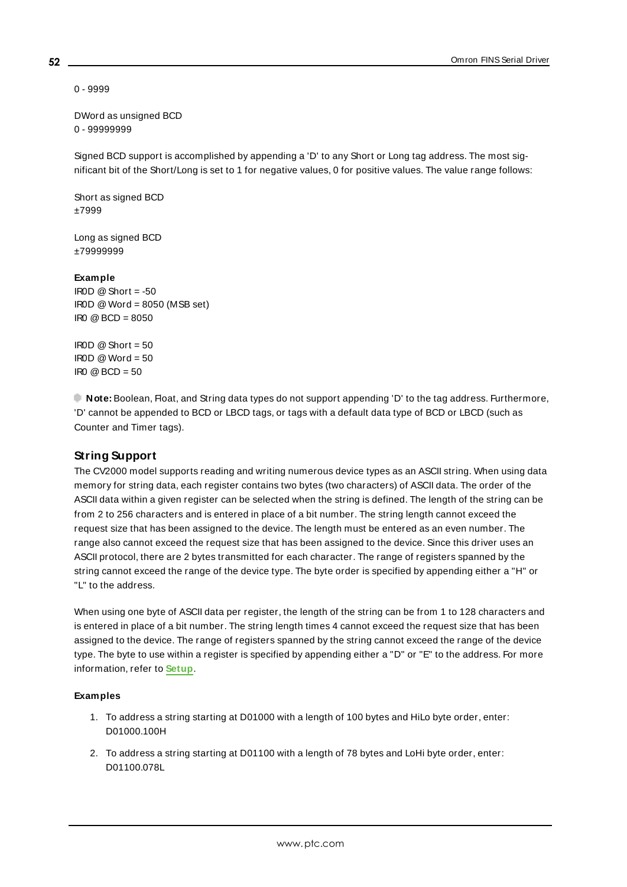0 - 9999

DWord as unsigned BCD
0 - 99999999

Signed BCD support is accomplished by appending a 'D' to any Short or Long tag address. The most significant bit of the Short/Long is set to 1 for negative values, 0 for positive values. The value range follows:

Short as signed BCD
±7999

Long as signed BCD
±79999999

**Example**
IR0D @ Short = -50
IR0D @ Word = 8050 (MSB set)
IR0 @ BCD = 8050

IR0D @ Short = 50
IR0D @ Word = 50
IR0 @ BCD = 50

**Note:** Boolean, Float, and String data types do not support appending 'D' to the tag address. Furthermore, 'D' cannot be appended to BCD or LBCD tags, or tags with a default data type of BCD or LBCD (such as Counter and Timer tags).

## String Support

The CV2000 model supports reading and writing numerous device types as an ASCII string. When using data memory for string data, each register contains two bytes (two characters) of ASCII data. The order of the ASCII data within a given register can be selected when the string is defined. The length of the string can be from 2 to 256 characters and is entered in place of a bit number. The string length cannot exceed the request size that has been assigned to the device. The length must be entered as an even number. The range also cannot exceed the request size that has been assigned to the device. Since this driver uses an ASCII protocol, there are 2 bytes transmitted for each character. The range of registers spanned by the string cannot exceed the range of the device type. The byte order is specified by appending either a "H" or "L" to the address.

When using one byte of ASCII data per register, the length of the string can be from 1 to 128 characters and is entered in place of a bit number. The string length times 4 cannot exceed the request size that has been assigned to the device. The range of registers spanned by the string cannot exceed the range of the device type. The byte to use within a register is specified by appending either a "D" or "E" to the address. For more information, refer to **Setup**.

**Examples**

1. To address a string starting at D01000 with a length of 100 bytes and HiLo byte order, enter: D01000.100H
2. To address a string starting at D01100 with a length of 78 bytes and LoHi byte order, enter: D01100.078L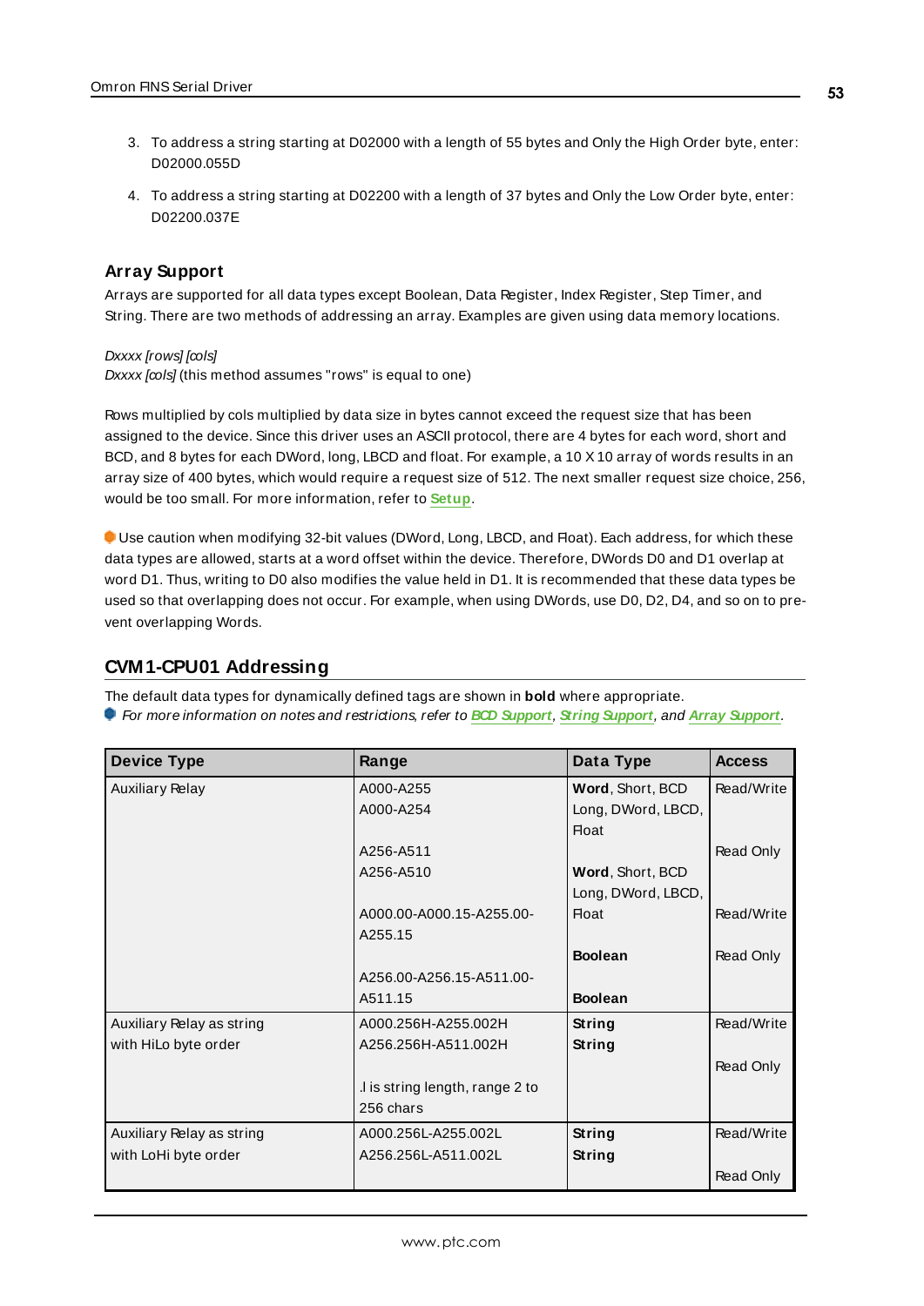3. To address a string starting at D02000 with a length of 55 bytes and Only the High Order byte, enter: D02000.055D
4. To address a string starting at D02200 with a length of 37 bytes and Only the Low Order byte, enter: D02200.037E

### Array Support

Arrays are supported for all data types except Boolean, Data Register, Index Register, Step Timer, and String. There are two methods of addressing an array. Examples are given using data memory locations.

*Dxxxx [rows] [cols]*
*Dxxxx [cols]* (this method assumes "rows" is equal to one)

Rows multiplied by cols multiplied by data size in bytes cannot exceed the request size that has been assigned to the device. Since this driver uses an ASCII protocol, there are 4 bytes for each word, short and BCD, and 8 bytes for each DWord, long, LBCD and float. For example, a 10 X 10 array of words results in an array size of 400 bytes, which would require a request size of 512. The next smaller request size choice, 256, would be too small. For more information, refer to **Setup**.

Use caution when modifying 32-bit values (DWord, Long, LBCD, and Float). Each address, for which these data types are allowed, starts at a word offset within the device. Therefore, DWords D0 and D1 overlap at word D1. Thus, writing to D0 also modifies the value held in D1. It is recommended that these data types be used so that overlapping does not occur. For example, when using DWords, use D0, D2, D4, and so on to prevent overlapping Words.

## CVM1-CPU01 Addressing

The default data types for dynamically defined tags are shown in **bold** where appropriate.
*For more information on notes and restrictions, refer to* ***BCD Support***, ***String Support***, *and* ***Array Support***.

| Device Type | Range | Data Type | Access |
|---|---|---|---|
| Auxiliary Relay | A000-A255<br>A000-A254<br><br>A256-A511<br>A256-A510<br><br>A000.00-A000.15-A255.00-A255.15<br><br>A256.00-A256.15-A511.00-A511.15 | **Word**, Short, BCD<br>Long, DWord, LBCD, Float<br><br>**Word**, Short, BCD<br>Long, DWord, LBCD, Float<br><br>**Boolean**<br><br>**Boolean** | Read/Write<br><br>Read Only<br><br>Read/Write<br><br>Read Only |
| Auxiliary Relay as string with HiLo byte order | A000.256H-A255.002H<br>A256.256H-A511.002H<br><br>.l is string length, range 2 to 256 chars | **String**<br>**String** | Read/Write<br><br>Read Only |
| Auxiliary Relay as string with LoHi byte order | A000.256L-A255.002L<br>A256.256L-A511.002L | **String**<br>**String** | Read/Write<br><br>Read Only |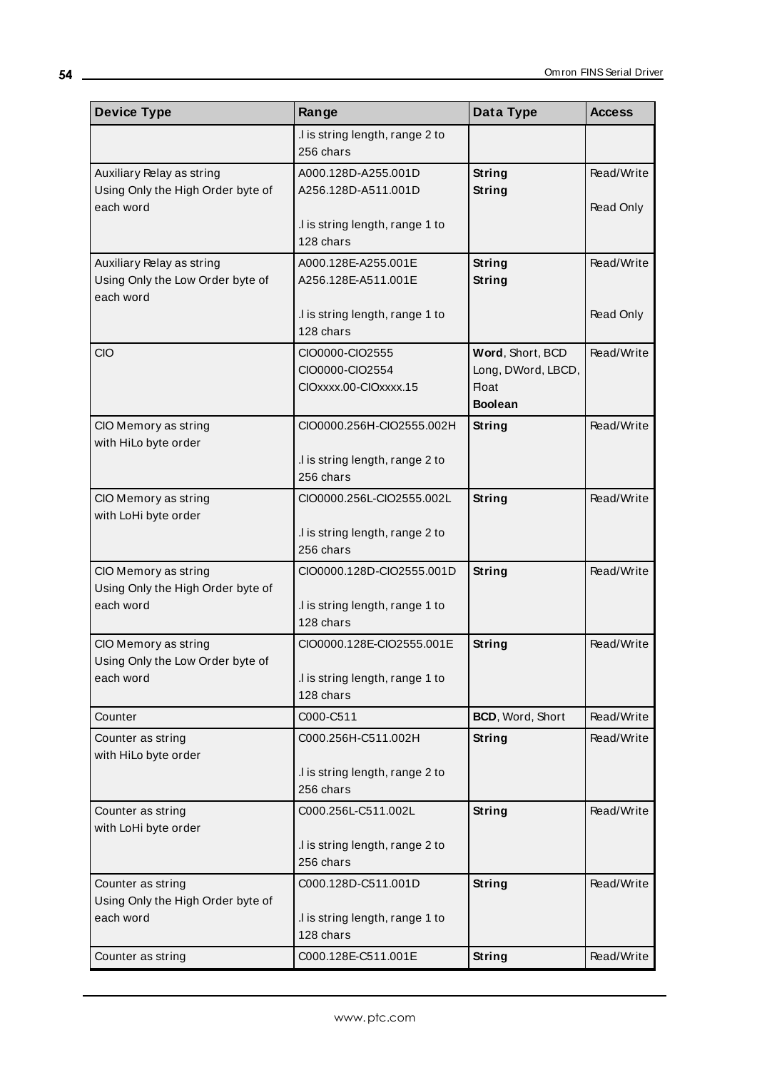| Device Type | Range | Data Type | Access |
|---|---|---|---|
| | .l is string length, range 2 to 256 chars | | |
| Auxiliary Relay as string Using Only the High Order byte of each word | A000.128D-A255.001D<br>A256.128D-A511.001D<br><br>.l is string length, range 1 to 128 chars | **String**<br>**String** | Read/Write<br><br>Read Only |
| Auxiliary Relay as string Using Only the Low Order byte of each word | A000.128E-A255.001E<br>A256.128E-A511.001E<br><br>.l is string length, range 1 to 128 chars | **String**<br>**String** | Read/Write<br><br>Read Only |
| CIO | CIO0000-CIO2555<br>CIO0000-CIO2554<br>CIOxxxx.00-CIOxxxx.15 | **Word**, Short, BCD<br>Long, DWord, LBCD, Float<br>**Boolean** | Read/Write |
| CIO Memory as string with HiLo byte order | CIO0000.256H-CIO2555.002H<br><br>.l is string length, range 2 to 256 chars | **String** | Read/Write |
| CIO Memory as string with LoHi byte order | CIO0000.256L-CIO2555.002L<br><br>.l is string length, range 2 to 256 chars | **String** | Read/Write |
| CIO Memory as string Using Only the High Order byte of each word | CIO0000.128D-CIO2555.001D<br><br>.l is string length, range 1 to 128 chars | **String** | Read/Write |
| CIO Memory as string Using Only the Low Order byte of each word | CIO0000.128E-CIO2555.001E<br><br>.l is string length, range 1 to 128 chars | **String** | Read/Write |
| Counter | C000-C511 | **BCD**, Word, Short | Read/Write |
| Counter as string with HiLo byte order | C000.256H-C511.002H<br><br>.l is string length, range 2 to 256 chars | **String** | Read/Write |
| Counter as string with LoHi byte order | C000.256L-C511.002L<br><br>.l is string length, range 2 to 256 chars | **String** | Read/Write |
| Counter as string Using Only the High Order byte of each word | C000.128D-C511.001D<br><br>.l is string length, range 1 to 128 chars | **String** | Read/Write |
| Counter as string | C000.128E-C511.001E | **String** | Read/Write |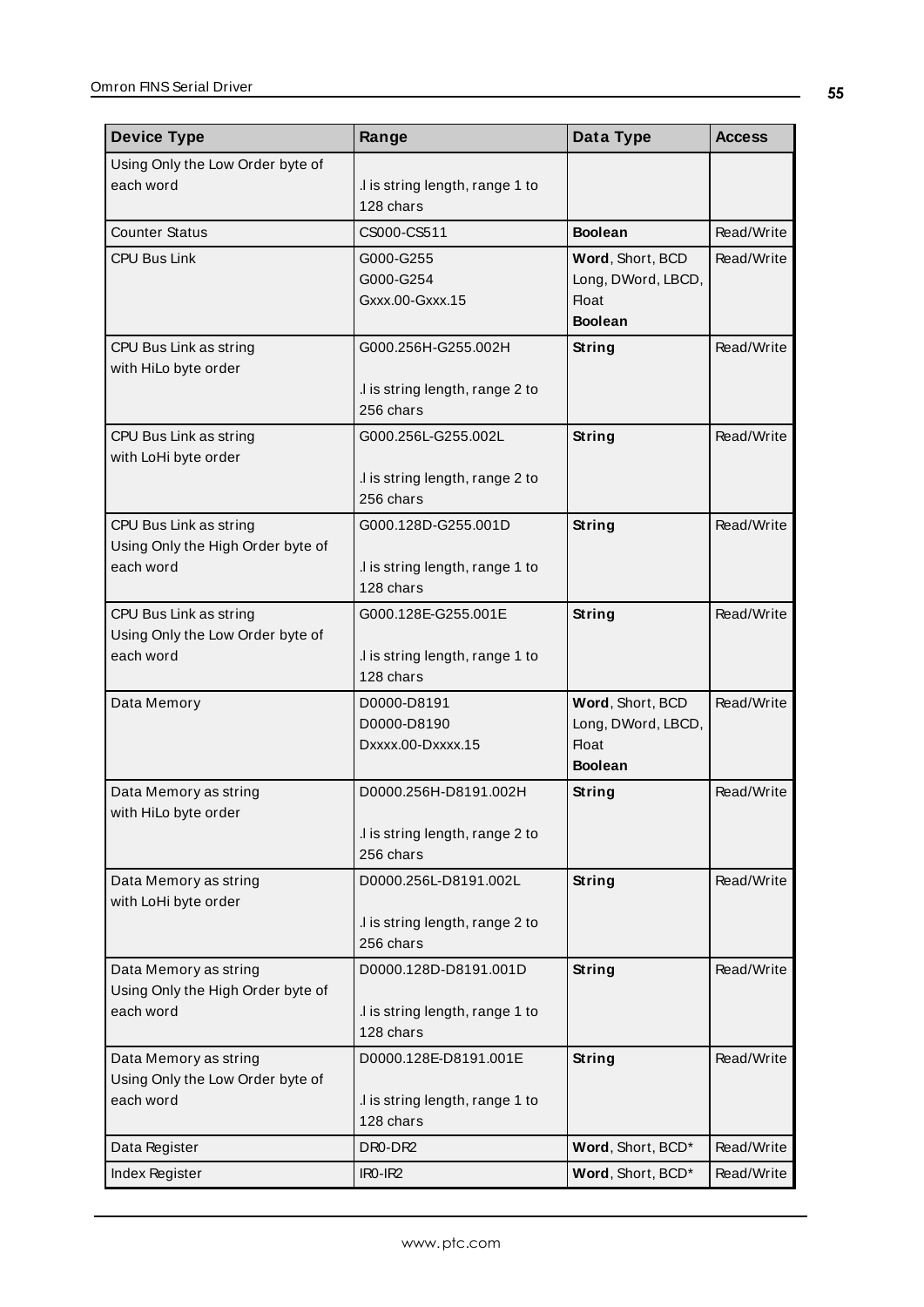| Device Type | Range | Data Type | Access |
|---|---|---|---|
| Using Only the Low Order byte of each word | .l is string length, range 1 to 128 chars | | |
| Counter Status | CS000-CS511 | **Boolean** | Read/Write |
| CPU Bus Link | G000-G255<br>G000-G254<br>Gxxx.00-Gxxx.15 | **Word**, Short, BCD<br>Long, DWord, LBCD, Float<br>**Boolean** | Read/Write |
| CPU Bus Link as string with HiLo byte order | G000.256H-G255.002H<br><br>.l is string length, range 2 to 256 chars | **String** | Read/Write |
| CPU Bus Link as string with LoHi byte order | G000.256L-G255.002L<br><br>.l is string length, range 2 to 256 chars | **String** | Read/Write |
| CPU Bus Link as string Using Only the High Order byte of each word | G000.128D-G255.001D<br><br>.l is string length, range 1 to 128 chars | **String** | Read/Write |
| CPU Bus Link as string Using Only the Low Order byte of each word | G000.128E-G255.001E<br><br>.l is string length, range 1 to 128 chars | **String** | Read/Write |
| Data Memory | D0000-D8191<br>D0000-D8190<br>Dxxxx.00-Dxxxx.15 | **Word**, Short, BCD<br>Long, DWord, LBCD, Float<br>**Boolean** | Read/Write |
| Data Memory as string with HiLo byte order | D0000.256H-D8191.002H<br><br>.l is string length, range 2 to 256 chars | **String** | Read/Write |
| Data Memory as string with LoHi byte order | D0000.256L-D8191.002L<br><br>.l is string length, range 2 to 256 chars | **String** | Read/Write |
| Data Memory as string Using Only the High Order byte of each word | D0000.128D-D8191.001D<br><br>.l is string length, range 1 to 128 chars | **String** | Read/Write |
| Data Memory as string Using Only the Low Order byte of each word | D0000.128E-D8191.001E<br><br>.l is string length, range 1 to 128 chars | **String** | Read/Write |
| Data Register | DR0-DR2 | **Word**, Short, BCD* | Read/Write |
| Index Register | IR0-IR2 | **Word**, Short, BCD* | Read/Write |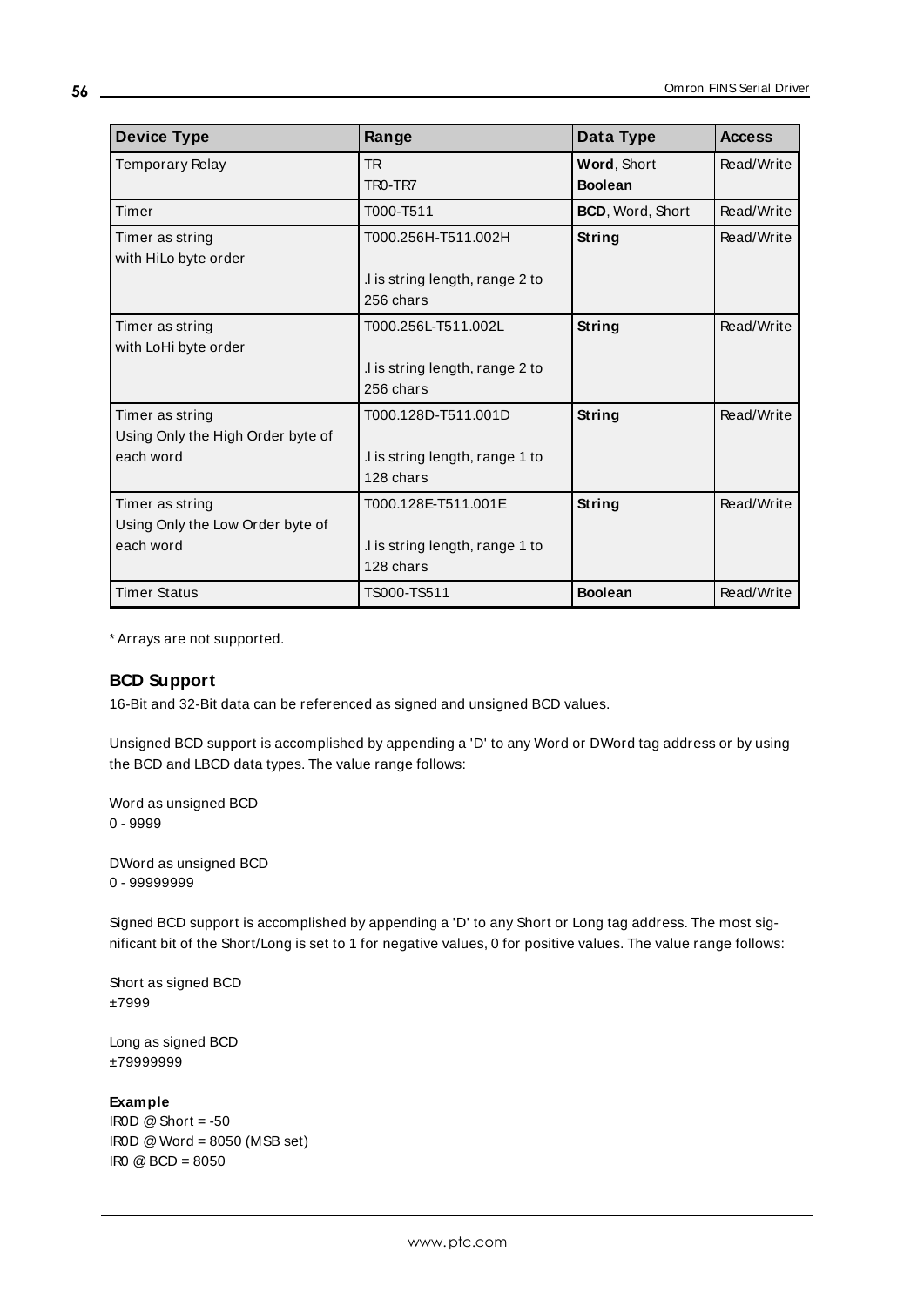| Device Type | Range | Data Type | Access |
| --- | --- | --- | --- |
| Temporary Relay | TR<br>TR0-TR7 | **Word**, Short<br>**Boolean** | Read/Write |
| Timer | T000-T511 | **BCD**, Word, Short | Read/Write |
| Timer as string<br>with HiLo byte order | T000.256H-T511.002H<br><br>.l is string length, range 2 to 256 chars | **String** | Read/Write |
| Timer as string<br>with LoHi byte order | T000.256L-T511.002L<br><br>.l is string length, range 2 to 256 chars | **String** | Read/Write |
| Timer as string<br>Using Only the High Order byte of each word | T000.128D-T511.001D<br><br>.l is string length, range 1 to 128 chars | **String** | Read/Write |
| Timer as string<br>Using Only the Low Order byte of each word | T000.128E-T511.001E<br><br>.l is string length, range 1 to 128 chars | **String** | Read/Write |
| Timer Status | TS000-TS511 | **Boolean** | Read/Write |

* Arrays are not supported.

### BCD Support

16-Bit and 32-Bit data can be referenced as signed and unsigned BCD values.

Unsigned BCD support is accomplished by appending a 'D' to any Word or DWord tag address or by using the BCD and LBCD data types. The value range follows:

Word as unsigned BCD
0 - 9999

DWord as unsigned BCD
0 - 99999999

Signed BCD support is accomplished by appending a 'D' to any Short or Long tag address. The most significant bit of the Short/Long is set to 1 for negative values, 0 for positive values. The value range follows:

Short as signed BCD
±7999

Long as signed BCD
±79999999

**Example**
IR0D @ Short = -50
IR0D @ Word = 8050 (MSB set)
IR0 @ BCD = 8050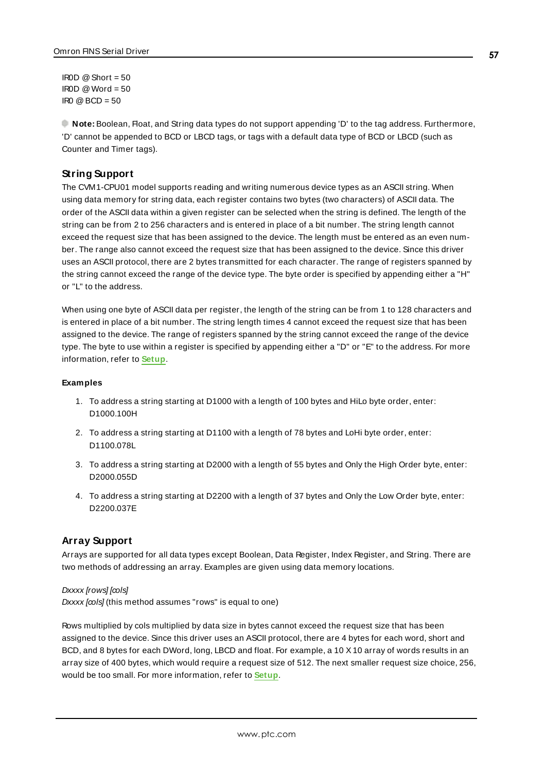IR0D @ Short = 50
IR0D @ Word = 50
IR0 @ BCD = 50

**Note:** Boolean, Float, and String data types do not support appending 'D' to the tag address. Furthermore, 'D' cannot be appended to BCD or LBCD tags, or tags with a default data type of BCD or LBCD (such as Counter and Timer tags).

## String Support

The CVM1-CPU01 model supports reading and writing numerous device types as an ASCII string. When using data memory for string data, each register contains two bytes (two characters) of ASCII data. The order of the ASCII data within a given register can be selected when the string is defined. The length of the string can be from 2 to 256 characters and is entered in place of a bit number. The string length cannot exceed the request size that has been assigned to the device. The length must be entered as an even number. The range also cannot exceed the request size that has been assigned to the device. Since this driver uses an ASCII protocol, there are 2 bytes transmitted for each character. The range of registers spanned by the string cannot exceed the range of the device type. The byte order is specified by appending either a "H" or "L" to the address.

When using one byte of ASCII data per register, the length of the string can be from 1 to 128 characters and is entered in place of a bit number. The string length times 4 cannot exceed the request size that has been assigned to the device. The range of registers spanned by the string cannot exceed the range of the device type. The byte to use within a register is specified by appending either a "D" or "E" to the address. For more information, refer to **Setup**.

#### Examples

1. To address a string starting at D1000 with a length of 100 bytes and HiLo byte order, enter: D1000.100H
2. To address a string starting at D1100 with a length of 78 bytes and LoHi byte order, enter: D1100.078L
3. To address a string starting at D2000 with a length of 55 bytes and Only the High Order byte, enter: D2000.055D
4. To address a string starting at D2200 with a length of 37 bytes and Only the Low Order byte, enter: D2200.037E

## Array Support

Arrays are supported for all data types except Boolean, Data Register, Index Register, and String. There are two methods of addressing an array. Examples are given using data memory locations.

*Dxxxx [rows] [cols]*
*Dxxxx [cols]* (this method assumes "rows" is equal to one)

Rows multiplied by cols multiplied by data size in bytes cannot exceed the request size that has been assigned to the device. Since this driver uses an ASCII protocol, there are 4 bytes for each word, short and BCD, and 8 bytes for each DWord, long, LBCD and float. For example, a 10 X 10 array of words results in an array size of 400 bytes, which would require a request size of 512. The next smaller request size choice, 256, would be too small. For more information, refer to **Setup**.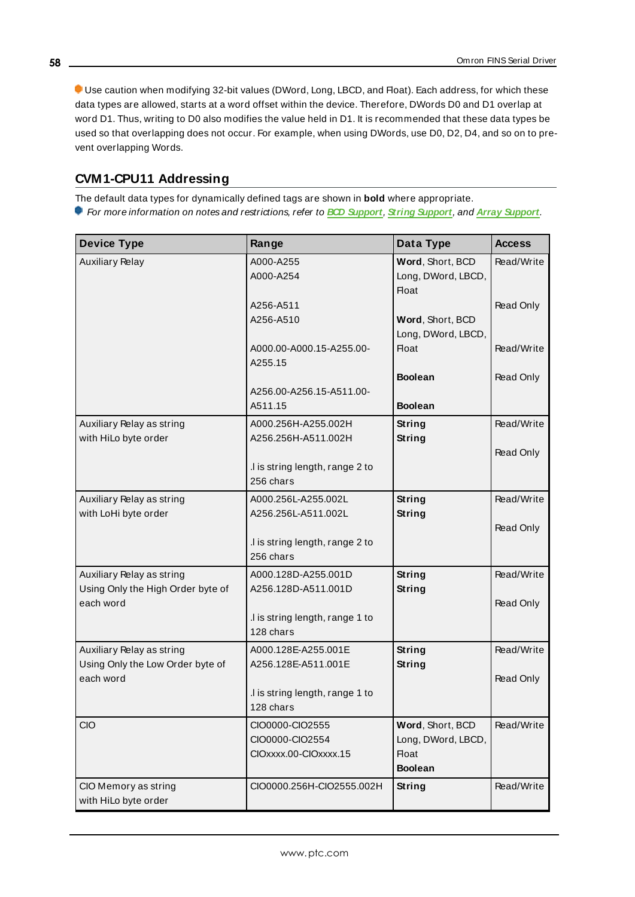Use caution when modifying 32-bit values (DWord, Long, LBCD, and Float). Each address, for which these data types are allowed, starts at a word offset within the device. Therefore, DWords D0 and D1 overlap at word D1. Thus, writing to D0 also modifies the value held in D1. It is recommended that these data types be used so that overlapping does not occur. For example, when using DWords, use D0, D2, D4, and so on to prevent overlapping Words.

## CVM1-CPU11 Addressing

The default data types for dynamically defined tags are shown in **bold** where appropriate.

*For more information on notes and restrictions, refer to* ***BCD Support***, ***String Support***, *and* ***Array Support***.

| Device Type | Range | Data Type | Access |
|---|---|---|---|
| Auxiliary Relay | A000-A255<br>A000-A254<br><br>A256-A511<br>A256-A510<br><br>A000.00-A000.15-A255.00-A255.15<br><br>A256.00-A256.15-A511.00-A511.15 | **Word**, Short, BCD<br>Long, DWord, LBCD, Float<br><br>**Word**, Short, BCD<br>Long, DWord, LBCD, Float<br><br>**Boolean**<br><br>**Boolean** | Read/Write<br><br>Read Only<br><br>Read/Write<br><br>Read Only |
| Auxiliary Relay as string with HiLo byte order | A000.256H-A255.002H<br>A256.256H-A511.002H<br><br>.l is string length, range 2 to 256 chars | **String**<br>**String** | Read/Write<br><br>Read Only |
| Auxiliary Relay as string with LoHi byte order | A000.256L-A255.002L<br>A256.256L-A511.002L<br><br>.l is string length, range 2 to 256 chars | **String**<br>**String** | Read/Write<br><br>Read Only |
| Auxiliary Relay as string Using Only the High Order byte of each word | A000.128D-A255.001D<br>A256.128D-A511.001D<br><br>.l is string length, range 1 to 128 chars | **String**<br>**String** | Read/Write<br><br>Read Only |
| Auxiliary Relay as string Using Only the Low Order byte of each word | A000.128E-A255.001E<br>A256.128E-A511.001E<br><br>.l is string length, range 1 to 128 chars | **String**<br>**String** | Read/Write<br><br>Read Only |
| CIO | CIO0000-CIO2555<br>CIO0000-CIO2554<br>CIOxxxx.00-CIOxxxx.15 | **Word**, Short, BCD<br>Long, DWord, LBCD, Float<br>**Boolean** | Read/Write |
| CIO Memory as string with HiLo byte order | CIO0000.256H-CIO2555.002H | **String** | Read/Write |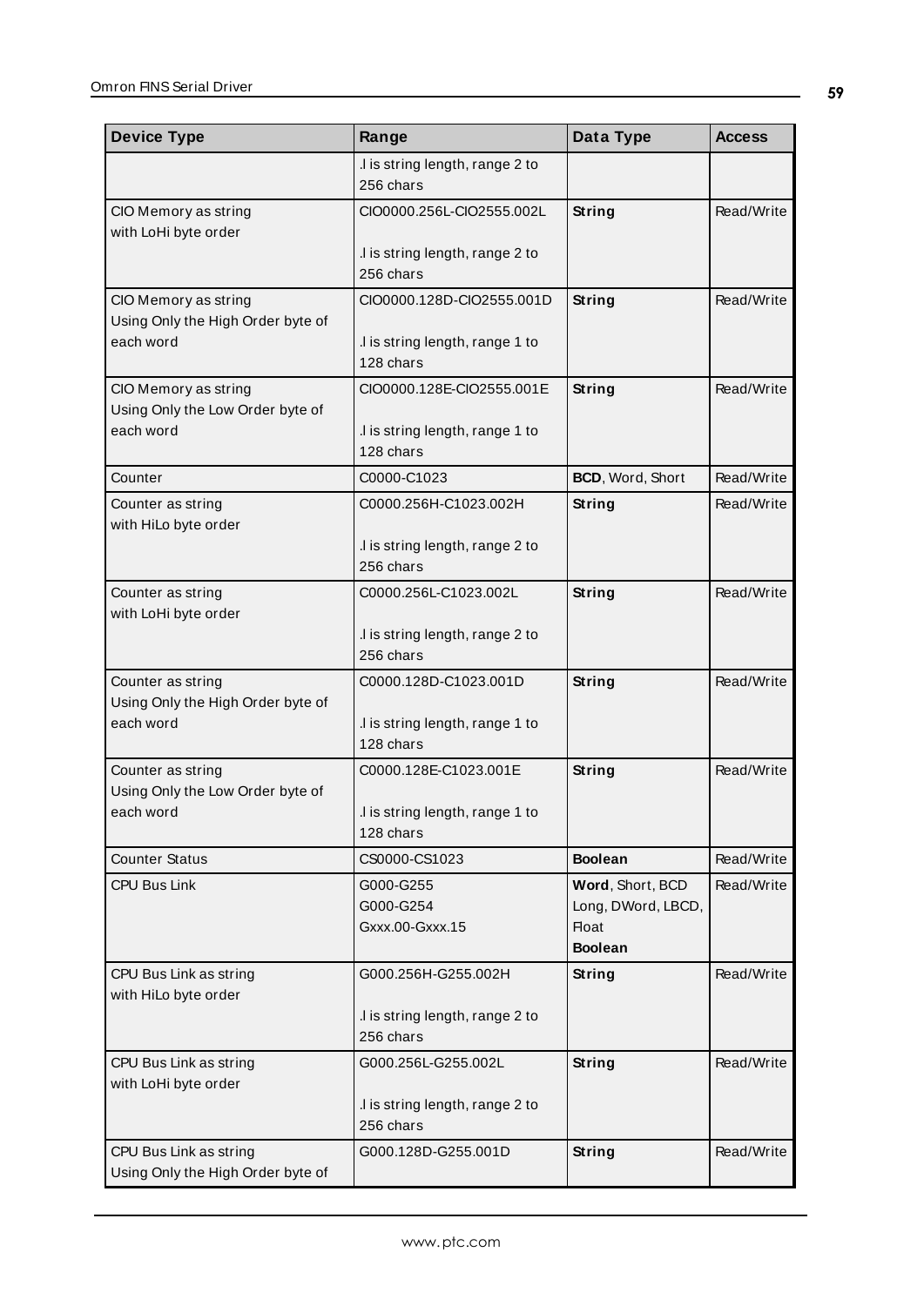| Device Type | Range | Data Type | Access |
|---|---|---|---|
| | .l is string length, range 2 to 256 chars | | |
| CIO Memory as string with LoHi byte order | CIO0000.256L-CIO2555.002L<br><br>.l is string length, range 2 to 256 chars | **String** | Read/Write |
| CIO Memory as string Using Only the High Order byte of each word | CIO0000.128D-CIO2555.001D<br><br>.l is string length, range 1 to 128 chars | **String** | Read/Write |
| CIO Memory as string Using Only the Low Order byte of each word | CIO0000.128E-CIO2555.001E<br><br>.l is string length, range 1 to 128 chars | **String** | Read/Write |
| Counter | C0000-C1023 | **BCD**, Word, Short | Read/Write |
| Counter as string with HiLo byte order | C0000.256H-C1023.002H<br><br>.l is string length, range 2 to 256 chars | **String** | Read/Write |
| Counter as string with LoHi byte order | C0000.256L-C1023.002L<br><br>.l is string length, range 2 to 256 chars | **String** | Read/Write |
| Counter as string Using Only the High Order byte of each word | C0000.128D-C1023.001D<br><br>.l is string length, range 1 to 128 chars | **String** | Read/Write |
| Counter as string Using Only the Low Order byte of each word | C0000.128E-C1023.001E<br><br>.l is string length, range 1 to 128 chars | **String** | Read/Write |
| Counter Status | CS0000-CS1023 | **Boolean** | Read/Write |
| CPU Bus Link | G000-G255<br>G000-G254<br>Gxxx.00-Gxxx.15 | **Word**, Short, BCD<br>Long, DWord, LBCD, Float<br>**Boolean** | Read/Write |
| CPU Bus Link as string with HiLo byte order | G000.256H-G255.002H<br><br>.l is string length, range 2 to 256 chars | **String** | Read/Write |
| CPU Bus Link as string with LoHi byte order | G000.256L-G255.002L<br><br>.l is string length, range 2 to 256 chars | **String** | Read/Write |
| CPU Bus Link as string Using Only the High Order byte of | G000.128D-G255.001D | **String** | Read/Write |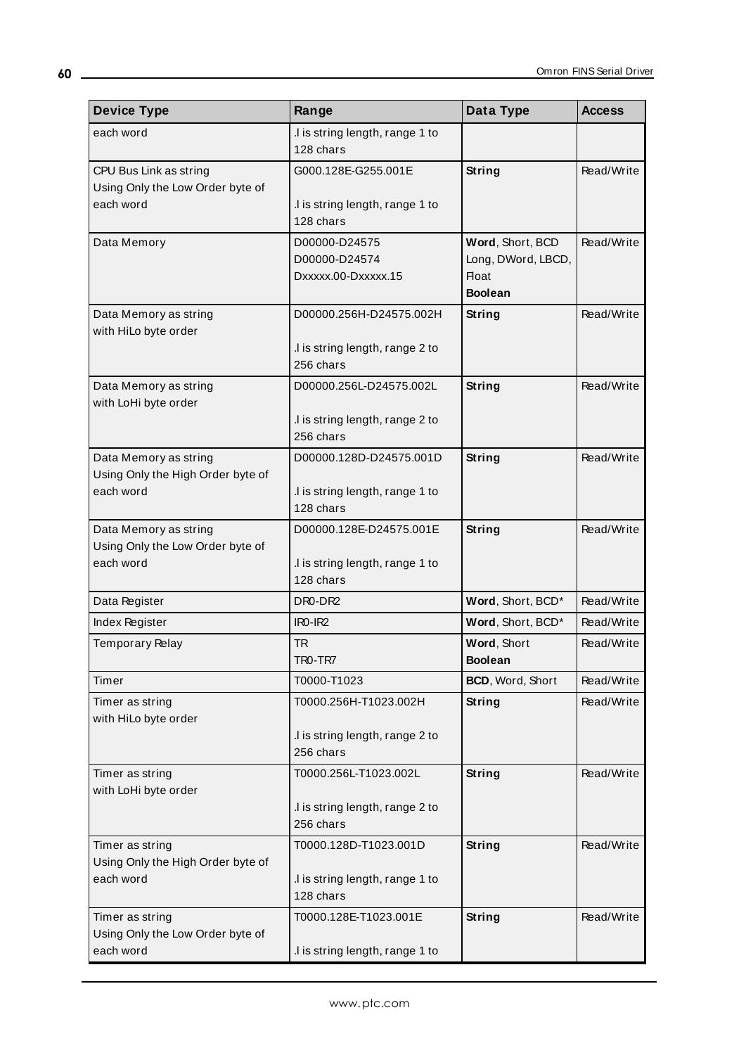| Device Type | Range | Data Type | Access |
|---|---|---|---|
| each word | .l is string length, range 1 to 128 chars | | |
| CPU Bus Link as string Using Only the Low Order byte of each word | G000.128E-G255.001E<br><br>.l is string length, range 1 to 128 chars | **String** | Read/Write |
| Data Memory | D00000-D24575<br>D00000-D24574<br>Dxxxxx.00-Dxxxxx.15 | **Word**, Short, BCD<br>Long, DWord, LBCD, Float<br>**Boolean** | Read/Write |
| Data Memory as string with HiLo byte order | D00000.256H-D24575.002H<br><br>.l is string length, range 2 to 256 chars | **String** | Read/Write |
| Data Memory as string with LoHi byte order | D00000.256L-D24575.002L<br><br>.l is string length, range 2 to 256 chars | **String** | Read/Write |
| Data Memory as string Using Only the High Order byte of each word | D00000.128D-D24575.001D<br><br>.l is string length, range 1 to 128 chars | **String** | Read/Write |
| Data Memory as string Using Only the Low Order byte of each word | D00000.128E-D24575.001E<br><br>.l is string length, range 1 to 128 chars | **String** | Read/Write |
| Data Register | DR0-DR2 | **Word**, Short, BCD* | Read/Write |
| Index Register | IR0-IR2 | **Word**, Short, BCD* | Read/Write |
| Temporary Relay | TR<br>TR0-TR7 | **Word**, Short<br>**Boolean** | Read/Write |
| Timer | T0000-T1023 | **BCD**, Word, Short | Read/Write |
| Timer as string with HiLo byte order | T0000.256H-T1023.002H<br><br>.l is string length, range 2 to 256 chars | **String** | Read/Write |
| Timer as string with LoHi byte order | T0000.256L-T1023.002L<br><br>.l is string length, range 2 to 256 chars | **String** | Read/Write |
| Timer as string Using Only the High Order byte of each word | T0000.128D-T1023.001D<br><br>.l is string length, range 1 to 128 chars | **String** | Read/Write |
| Timer as string Using Only the Low Order byte of each word | T0000.128E-T1023.001E<br><br>.l is string length, range 1 to | **String** | Read/Write |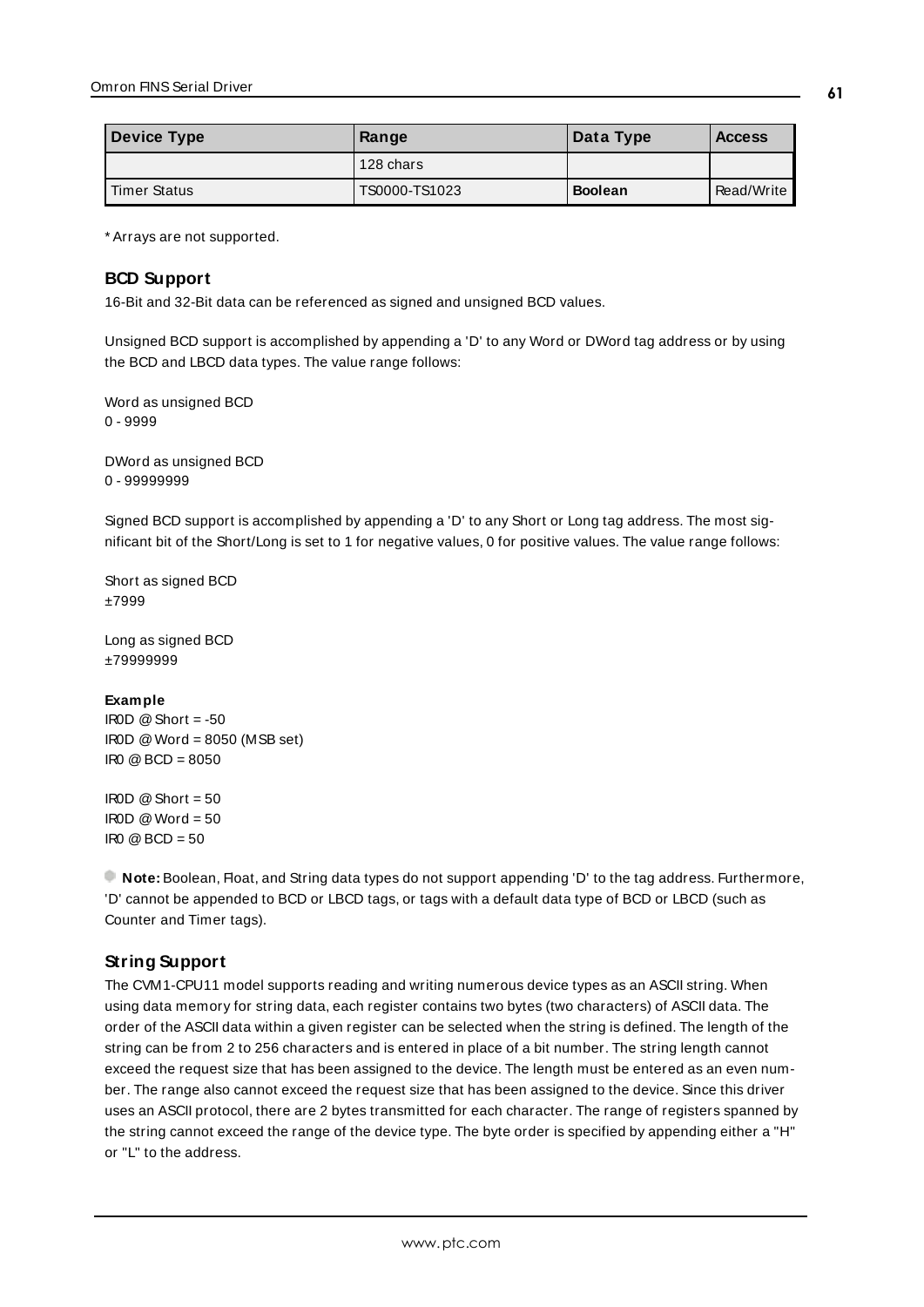| Device Type | Range | Data Type | Access |
|---|---|---|---|
| | 128 chars | | |
| Timer Status | TS0000-TS1023 | **Boolean** | Read/Write |

* Arrays are not supported.

### BCD Support

16-Bit and 32-Bit data can be referenced as signed and unsigned BCD values.

Unsigned BCD support is accomplished by appending a 'D' to any Word or DWord tag address or by using the BCD and LBCD data types. The value range follows:

Word as unsigned BCD
0 - 9999

DWord as unsigned BCD
0 - 99999999

Signed BCD support is accomplished by appending a 'D' to any Short or Long tag address. The most significant bit of the Short/Long is set to 1 for negative values, 0 for positive values. The value range follows:

Short as signed BCD
±7999

Long as signed BCD
±79999999

**Example**
IR0D @ Short = -50
IR0D @ Word = 8050 (MSB set)
IR0 @ BCD = 8050

IR0D @ Short = 50
IR0D @ Word = 50
IR0 @ BCD = 50

**Note:** Boolean, Float, and String data types do not support appending 'D' to the tag address. Furthermore, 'D' cannot be appended to BCD or LBCD tags, or tags with a default data type of BCD or LBCD (such as Counter and Timer tags).

### String Support

The CVM1-CPU11 model supports reading and writing numerous device types as an ASCII string. When using data memory for string data, each register contains two bytes (two characters) of ASCII data. The order of the ASCII data within a given register can be selected when the string is defined. The length of the string can be from 2 to 256 characters and is entered in place of a bit number. The string length cannot exceed the request size that has been assigned to the device. The length must be entered as an even number. The range also cannot exceed the request size that has been assigned to the device. Since this driver uses an ASCII protocol, there are 2 bytes transmitted for each character. The range of registers spanned by the string cannot exceed the range of the device type. The byte order is specified by appending either a "H" or "L" to the address.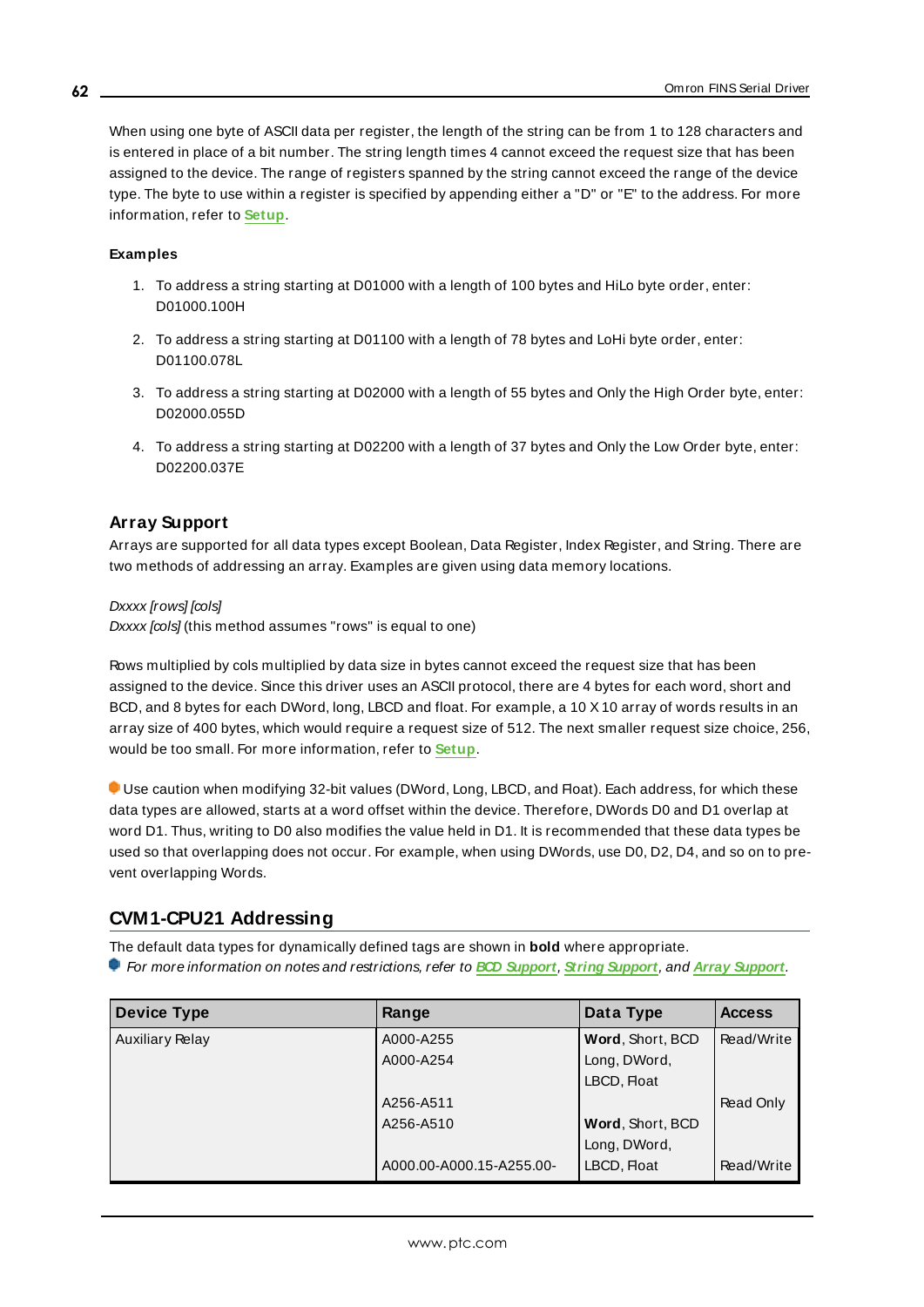When using one byte of ASCII data per register, the length of the string can be from 1 to 128 characters and is entered in place of a bit number. The string length times 4 cannot exceed the request size that has been assigned to the device. The range of registers spanned by the string cannot exceed the range of the device type. The byte to use within a register is specified by appending either a "D" or "E" to the address. For more information, refer to **Setup**.

**Examples**

1. To address a string starting at D01000 with a length of 100 bytes and HiLo byte order, enter: D01000.100H
2. To address a string starting at D01100 with a length of 78 bytes and LoHi byte order, enter: D01100.078L
3. To address a string starting at D02000 with a length of 55 bytes and Only the High Order byte, enter: D02000.055D
4. To address a string starting at D02200 with a length of 37 bytes and Only the Low Order byte, enter: D02200.037E

### Array Support

Arrays are supported for all data types except Boolean, Data Register, Index Register, and String. There are two methods of addressing an array. Examples are given using data memory locations.

*Dxxxx [rows] [cols]*
*Dxxxx [cols]* (this method assumes "rows" is equal to one)

Rows multiplied by cols multiplied by data size in bytes cannot exceed the request size that has been assigned to the device. Since this driver uses an ASCII protocol, there are 4 bytes for each word, short and BCD, and 8 bytes for each DWord, long, LBCD and float. For example, a 10 X 10 array of words results in an array size of 400 bytes, which would require a request size of 512. The next smaller request size choice, 256, would be too small. For more information, refer to **Setup**.

Use caution when modifying 32-bit values (DWord, Long, LBCD, and Float). Each address, for which these data types are allowed, starts at a word offset within the device. Therefore, DWords D0 and D1 overlap at word D1. Thus, writing to D0 also modifies the value held in D1. It is recommended that these data types be used so that overlapping does not occur. For example, when using DWords, use D0, D2, D4, and so on to prevent overlapping Words.

## CVM1-CPU21 Addressing

The default data types for dynamically defined tags are shown in **bold** where appropriate.
*For more information on notes and restrictions, refer to **BCD Support**, **String Support**, and **Array Support**.*

| Device Type | Range | Data Type | Access |
|---|---|---|---|
| Auxiliary Relay | A000-A255 | **Word**, Short, BCD | Read/Write |
| | A000-A254 | Long, DWord, LBCD, Float | |
| | A256-A511 | | Read Only |
| | A256-A510 | **Word**, Short, BCD | |
| | | Long, DWord, | |
| | A000.00-A000.15-A255.00- | LBCD, Float | Read/Write |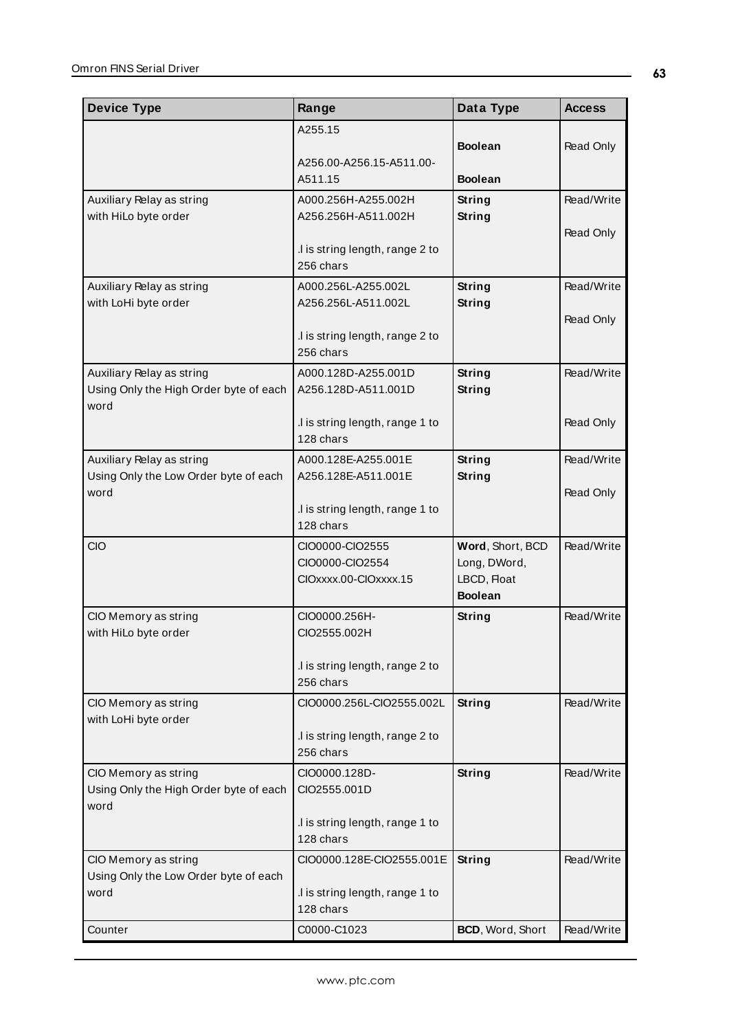| Device Type | Range | Data Type | Access |
|---|---|---|---|
| | A255.15<br><br>A256.00-A256.15-A511.00-A511.15 | **Boolean**<br><br>**Boolean** | Read Only |
| Auxiliary Relay as string with HiLo byte order | A000.256H-A255.002H<br>A256.256H-A511.002H<br><br>.l is string length, range 2 to 256 chars | **String**<br>**String** | Read/Write<br><br>Read Only |
| Auxiliary Relay as string with LoHi byte order | A000.256L-A255.002L<br>A256.256L-A511.002L<br><br>.l is string length, range 2 to 256 chars | **String**<br>**String** | Read/Write<br><br>Read Only |
| Auxiliary Relay as string Using Only the High Order byte of each word | A000.128D-A255.001D<br>A256.128D-A511.001D<br><br>.l is string length, range 1 to 128 chars | **String**<br>**String** | Read/Write<br><br>Read Only |
| Auxiliary Relay as string Using Only the Low Order byte of each word | A000.128E-A255.001E<br>A256.128E-A511.001E<br><br>.l is string length, range 1 to 128 chars | **String**<br>**String** | Read/Write<br><br>Read Only |
| CIO | CIO0000-CIO2555<br>CIO0000-CIO2554<br>CIOxxxx.00-CIOxxxx.15 | **Word**, Short, BCD<br>Long, DWord, LBCD, Float<br>**Boolean** | Read/Write |
| CIO Memory as string with HiLo byte order | CIO0000.256H-CIO2555.002H<br><br>.l is string length, range 2 to 256 chars | **String** | Read/Write |
| CIO Memory as string with LoHi byte order | CIO0000.256L-CIO2555.002L<br><br>.l is string length, range 2 to 256 chars | **String** | Read/Write |
| CIO Memory as string Using Only the High Order byte of each word | CIO0000.128D-CIO2555.001D<br><br>.l is string length, range 1 to 128 chars | **String** | Read/Write |
| CIO Memory as string Using Only the Low Order byte of each word | CIO0000.128E-CIO2555.001E<br><br>.l is string length, range 1 to 128 chars | **String** | Read/Write |
| Counter | C0000-C1023 | **BCD**, Word, Short | Read/Write |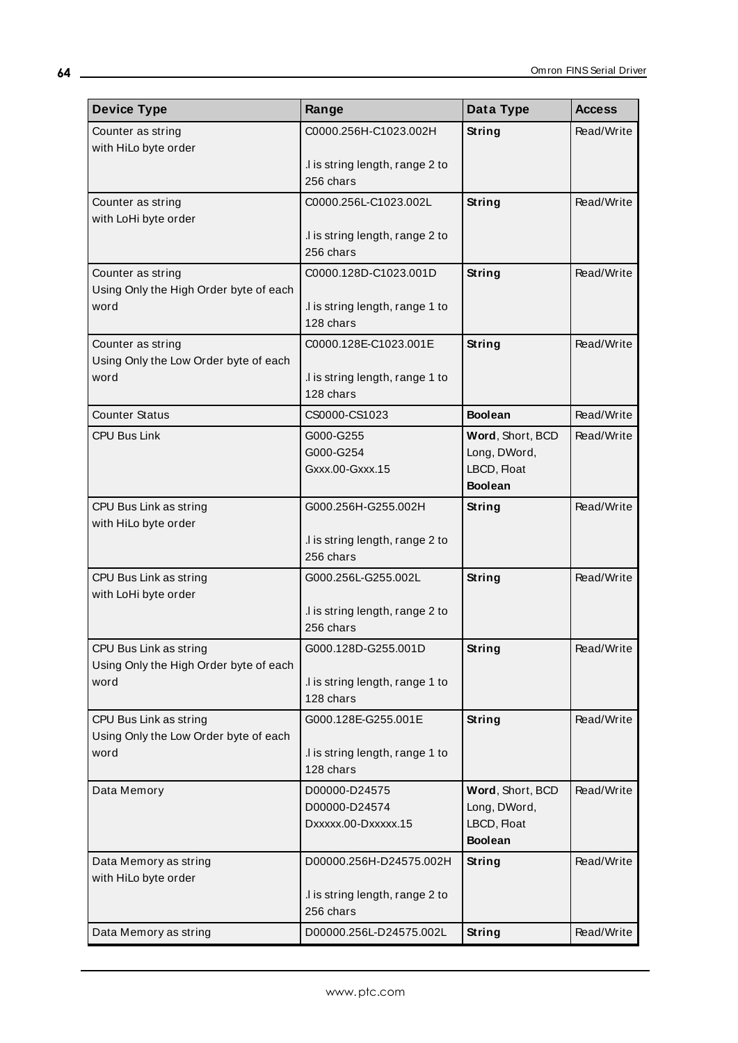| Device Type | Range | Data Type | Access |
|---|---|---|---|
| Counter as string<br>with HiLo byte order | C0000.256H-C1023.002H<br><br>.l is string length, range 2 to 256 chars | **String** | Read/Write |
| Counter as string<br>with LoHi byte order | C0000.256L-C1023.002L<br><br>.l is string length, range 2 to 256 chars | **String** | Read/Write |
| Counter as string<br>Using Only the High Order byte of each word | C0000.128D-C1023.001D<br><br>.l is string length, range 1 to 128 chars | **String** | Read/Write |
| Counter as string<br>Using Only the Low Order byte of each word | C0000.128E-C1023.001E<br><br>.l is string length, range 1 to 128 chars | **String** | Read/Write |
| Counter Status | CS0000-CS1023 | **Boolean** | Read/Write |
| CPU Bus Link | G000-G255<br>G000-G254<br>Gxxx.00-Gxxx.15 | **Word**, Short, BCD<br>Long, DWord, LBCD, Float<br>**Boolean** | Read/Write |
| CPU Bus Link as string<br>with HiLo byte order | G000.256H-G255.002H<br><br>.l is string length, range 2 to 256 chars | **String** | Read/Write |
| CPU Bus Link as string<br>with LoHi byte order | G000.256L-G255.002L<br><br>.l is string length, range 2 to 256 chars | **String** | Read/Write |
| CPU Bus Link as string<br>Using Only the High Order byte of each word | G000.128D-G255.001D<br><br>.l is string length, range 1 to 128 chars | **String** | Read/Write |
| CPU Bus Link as string<br>Using Only the Low Order byte of each word | G000.128E-G255.001E<br><br>.l is string length, range 1 to 128 chars | **String** | Read/Write |
| Data Memory | D00000-D24575<br>D00000-D24574<br>Dxxxxx.00-Dxxxxx.15 | **Word**, Short, BCD<br>Long, DWord, LBCD, Float<br>**Boolean** | Read/Write |
| Data Memory as string<br>with HiLo byte order | D00000.256H-D24575.002H<br><br>.l is string length, range 2 to 256 chars | **String** | Read/Write |
| Data Memory as string | D00000.256L-D24575.002L | **String** | Read/Write |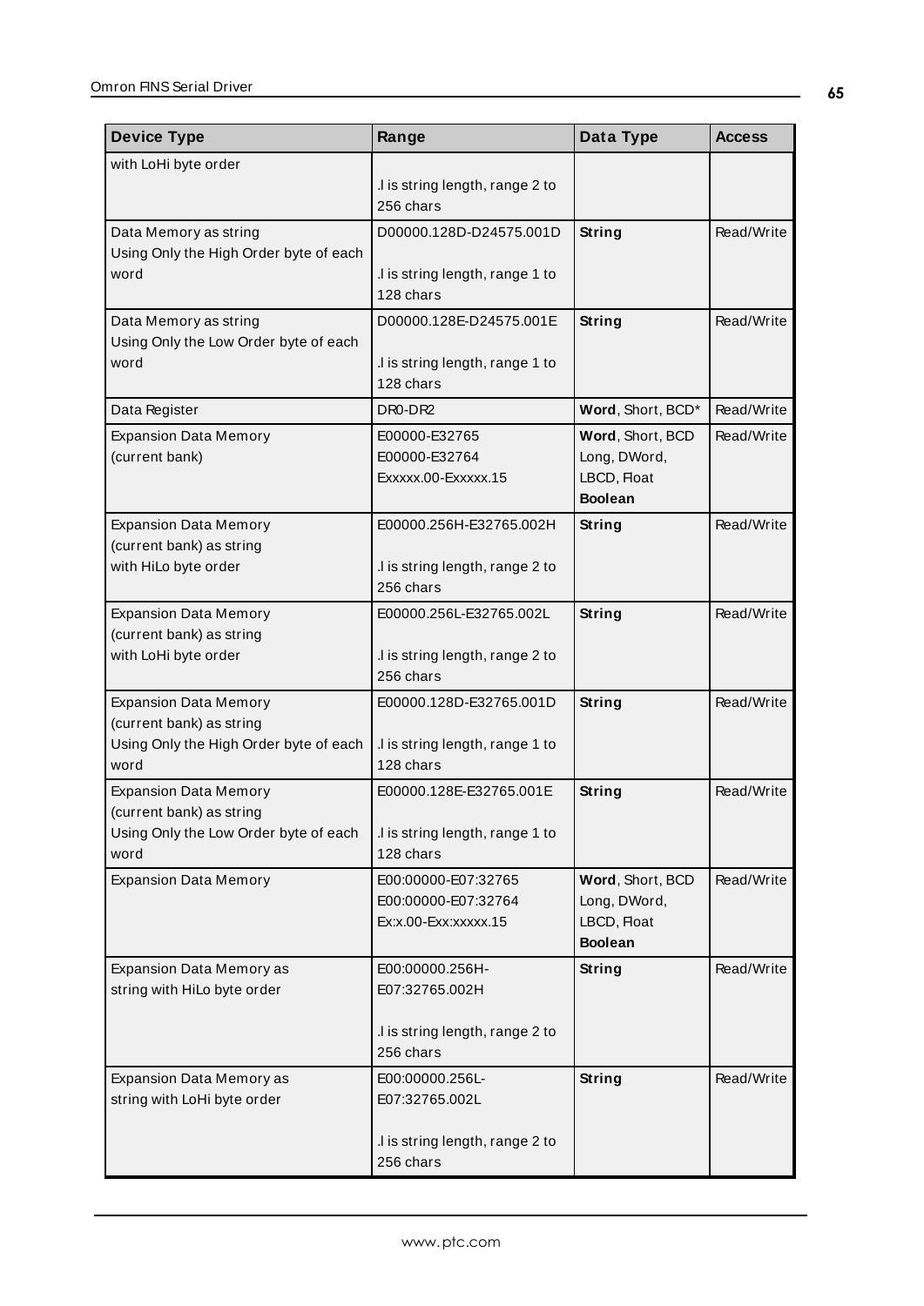| Device Type | Range | Data Type | Access |
|---|---|---|---|
| with LoHi byte order | .l is string length, range 2 to 256 chars | | |
| Data Memory as string Using Only the High Order byte of each word | D00000.128D-D24575.001D<br><br>.l is string length, range 1 to 128 chars | **String** | Read/Write |
| Data Memory as string Using Only the Low Order byte of each word | D00000.128E-D24575.001E<br><br>.l is string length, range 1 to 128 chars | **String** | Read/Write |
| Data Register | DR0-DR2 | **Word**, Short, BCD* | Read/Write |
| Expansion Data Memory (current bank) | E00000-E32765<br>E00000-E32764<br>Exxxxx.00-Exxxxx.15 | **Word**, Short, BCD<br>Long, DWord,<br>LBCD, Float<br>**Boolean** | Read/Write |
| Expansion Data Memory (current bank) as string with HiLo byte order | E00000.256H-E32765.002H<br><br>.l is string length, range 2 to 256 chars | **String** | Read/Write |
| Expansion Data Memory (current bank) as string with LoHi byte order | E00000.256L-E32765.002L<br><br>.l is string length, range 2 to 256 chars | **String** | Read/Write |
| Expansion Data Memory (current bank) as string Using Only the High Order byte of each word | E00000.128D-E32765.001D<br><br>.l is string length, range 1 to 128 chars | **String** | Read/Write |
| Expansion Data Memory (current bank) as string Using Only the Low Order byte of each word | E00000.128E-E32765.001E<br><br>.l is string length, range 1 to 128 chars | **String** | Read/Write |
| Expansion Data Memory | E00:00000-E07:32765<br>E00:00000-E07:32764<br>Ex:x.00-Exx:xxxxx.15 | **Word**, Short, BCD<br>Long, DWord,<br>LBCD, Float<br>**Boolean** | Read/Write |
| Expansion Data Memory as string with HiLo byte order | E00:00000.256H-E07:32765.002H<br><br>.l is string length, range 2 to 256 chars | **String** | Read/Write |
| Expansion Data Memory as string with LoHi byte order | E00:00000.256L-E07:32765.002L<br><br>.l is string length, range 2 to 256 chars | **String** | Read/Write |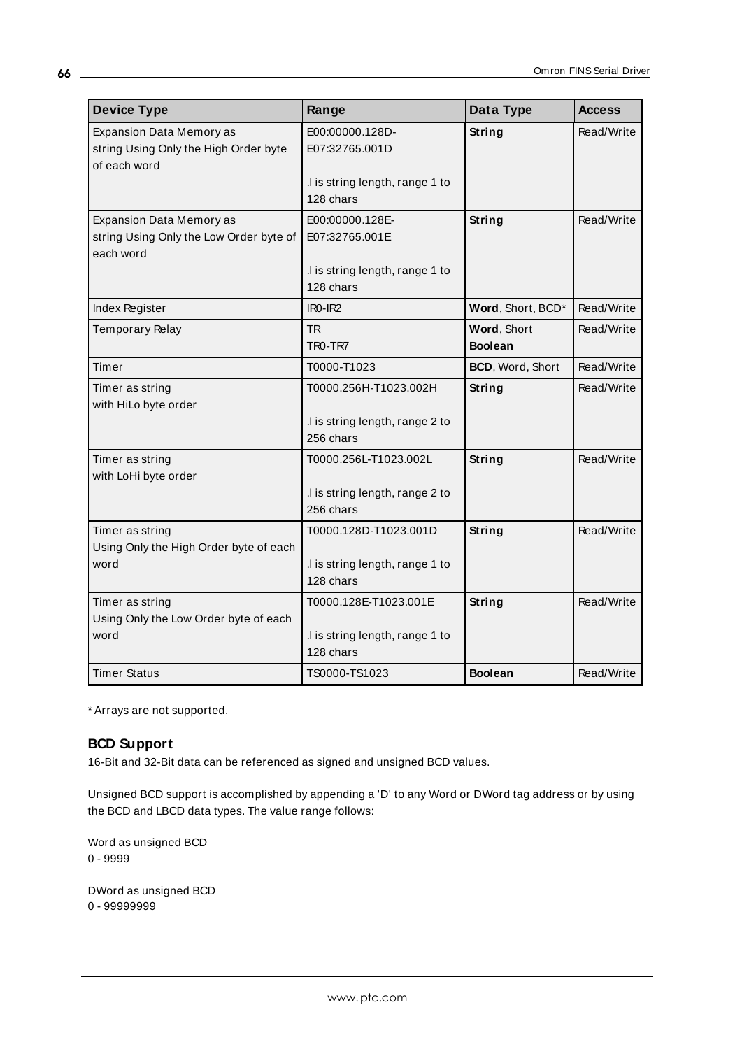| Device Type | Range | Data Type | Access |
| --- | --- | --- | --- |
| Expansion Data Memory as string Using Only the High Order byte of each word | E00:00000.128D-E07:32765.001D<br><br>.l is string length, range 1 to 128 chars | **String** | Read/Write |
| Expansion Data Memory as string Using Only the Low Order byte of each word | E00:00000.128E-E07:32765.001E<br><br>.l is string length, range 1 to 128 chars | **String** | Read/Write |
| Index Register | IR0-IR2 | **Word**, Short, BCD* | Read/Write |
| Temporary Relay | TR<br>TR0-TR7 | **Word**, Short<br>**Boolean** | Read/Write |
| Timer | T0000-T1023 | **BCD**, Word, Short | Read/Write |
| Timer as string with HiLo byte order | T0000.256H-T1023.002H<br><br>.l is string length, range 2 to 256 chars | **String** | Read/Write |
| Timer as string with LoHi byte order | T0000.256L-T1023.002L<br><br>.l is string length, range 2 to 256 chars | **String** | Read/Write |
| Timer as string Using Only the High Order byte of each word | T0000.128D-T1023.001D<br><br>.l is string length, range 1 to 128 chars | **String** | Read/Write |
| Timer as string Using Only the Low Order byte of each word | T0000.128E-T1023.001E<br><br>.l is string length, range 1 to 128 chars | **String** | Read/Write |
| Timer Status | TS0000-TS1023 | **Boolean** | Read/Write |

* Arrays are not supported.

### BCD Support

16-Bit and 32-Bit data can be referenced as signed and unsigned BCD values.

Unsigned BCD support is accomplished by appending a 'D' to any Word or DWord tag address or by using the BCD and LBCD data types. The value range follows:

Word as unsigned BCD
0 - 9999

DWord as unsigned BCD
0 - 99999999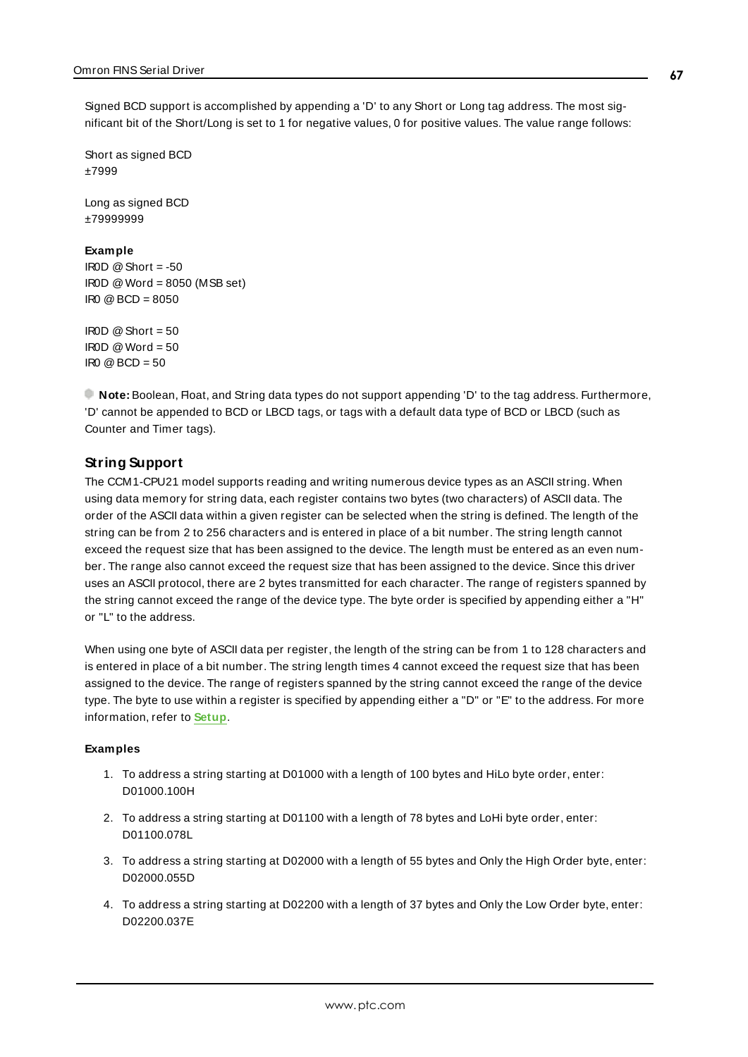Signed BCD support is accomplished by appending a 'D' to any Short or Long tag address. The most significant bit of the Short/Long is set to 1 for negative values, 0 for positive values. The value range follows:

Short as signed BCD
±7999

Long as signed BCD
±79999999

**Example**
IR0D @ Short = -50
IR0D @ Word = 8050 (MSB set)
IR0 @ BCD = 8050

IR0D @ Short = 50
IR0D @ Word = 50
IR0 @ BCD = 50

**Note:** Boolean, Float, and String data types do not support appending 'D' to the tag address. Furthermore, 'D' cannot be appended to BCD or LBCD tags, or tags with a default data type of BCD or LBCD (such as Counter and Timer tags).

## String Support

The CCM1-CPU21 model supports reading and writing numerous device types as an ASCII string. When using data memory for string data, each register contains two bytes (two characters) of ASCII data. The order of the ASCII data within a given register can be selected when the string is defined. The length of the string can be from 2 to 256 characters and is entered in place of a bit number. The string length cannot exceed the request size that has been assigned to the device. The length must be entered as an even number. The range also cannot exceed the request size that has been assigned to the device. Since this driver uses an ASCII protocol, there are 2 bytes transmitted for each character. The range of registers spanned by the string cannot exceed the range of the device type. The byte order is specified by appending either a "H" or "L" to the address.

When using one byte of ASCII data per register, the length of the string can be from 1 to 128 characters and is entered in place of a bit number. The string length times 4 cannot exceed the request size that has been assigned to the device. The range of registers spanned by the string cannot exceed the range of the device type. The byte to use within a register is specified by appending either a "D" or "E" to the address. For more information, refer to **Setup**.

**Examples**

1. To address a string starting at D01000 with a length of 100 bytes and HiLo byte order, enter: D01000.100H
2. To address a string starting at D01100 with a length of 78 bytes and LoHi byte order, enter: D01100.078L
3. To address a string starting at D02000 with a length of 55 bytes and Only the High Order byte, enter: D02000.055D
4. To address a string starting at D02200 with a length of 37 bytes and Only the Low Order byte, enter: D02200.037E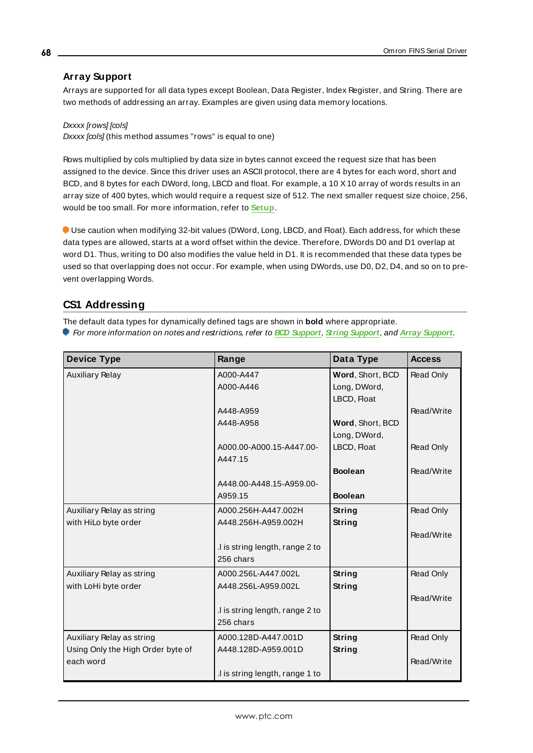### Array Support

Arrays are supported for all data types except Boolean, Data Register, Index Register, and String. There are two methods of addressing an array. Examples are given using data memory locations.

*Dxxxx [rows] [cols]*
*Dxxxx [cols]* (this method assumes "rows" is equal to one)

Rows multiplied by cols multiplied by data size in bytes cannot exceed the request size that has been assigned to the device. Since this driver uses an ASCII protocol, there are 4 bytes for each word, short and BCD, and 8 bytes for each DWord, long, LBCD and float. For example, a 10 X 10 array of words results in an array size of 400 bytes, which would require a request size of 512. The next smaller request size choice, 256, would be too small. For more information, refer to **Setup**.

Use caution when modifying 32-bit values (DWord, Long, LBCD, and Float). Each address, for which these data types are allowed, starts at a word offset within the device. Therefore, DWords D0 and D1 overlap at word D1. Thus, writing to D0 also modifies the value held in D1. It is recommended that these data types be used so that overlapping does not occur. For example, when using DWords, use D0, D2, D4, and so on to prevent overlapping Words.

## CS1 Addressing

The default data types for dynamically defined tags are shown in **bold** where appropriate.

*For more information on notes and restrictions, refer to* ***BCD Support****,* ***String Support****, and* ***Array Support****.*

| Device Type | Range | Data Type | Access |
|---|---|---|---|
| Auxiliary Relay | A000-A447<br>A000-A446<br><br>A448-A959<br>A448-A958<br><br>A000.00-A000.15-A447.00-A447.15<br><br>A448.00-A448.15-A959.00-A959.15 | **Word**, Short, BCD<br>Long, DWord, LBCD, Float<br><br>**Word**, Short, BCD<br>Long, DWord, LBCD, Float<br><br>**Boolean**<br><br>**Boolean** | Read Only<br><br><br>Read/Write<br><br><br>Read Only<br><br>Read/Write |
| Auxiliary Relay as string with HiLo byte order | A000.256H-A447.002H<br>A448.256H-A959.002H<br><br>.l is string length, range 2 to 256 chars | **String**<br>**String** | Read Only<br><br>Read/Write |
| Auxiliary Relay as string with LoHi byte order | A000.256L-A447.002L<br>A448.256L-A959.002L<br><br>.l is string length, range 2 to 256 chars | **String**<br>**String** | Read Only<br><br>Read/Write |
| Auxiliary Relay as string Using Only the High Order byte of each word | A000.128D-A447.001D<br>A448.128D-A959.001D<br><br>.l is string length, range 1 to | **String**<br>**String** | Read Only<br><br>Read/Write |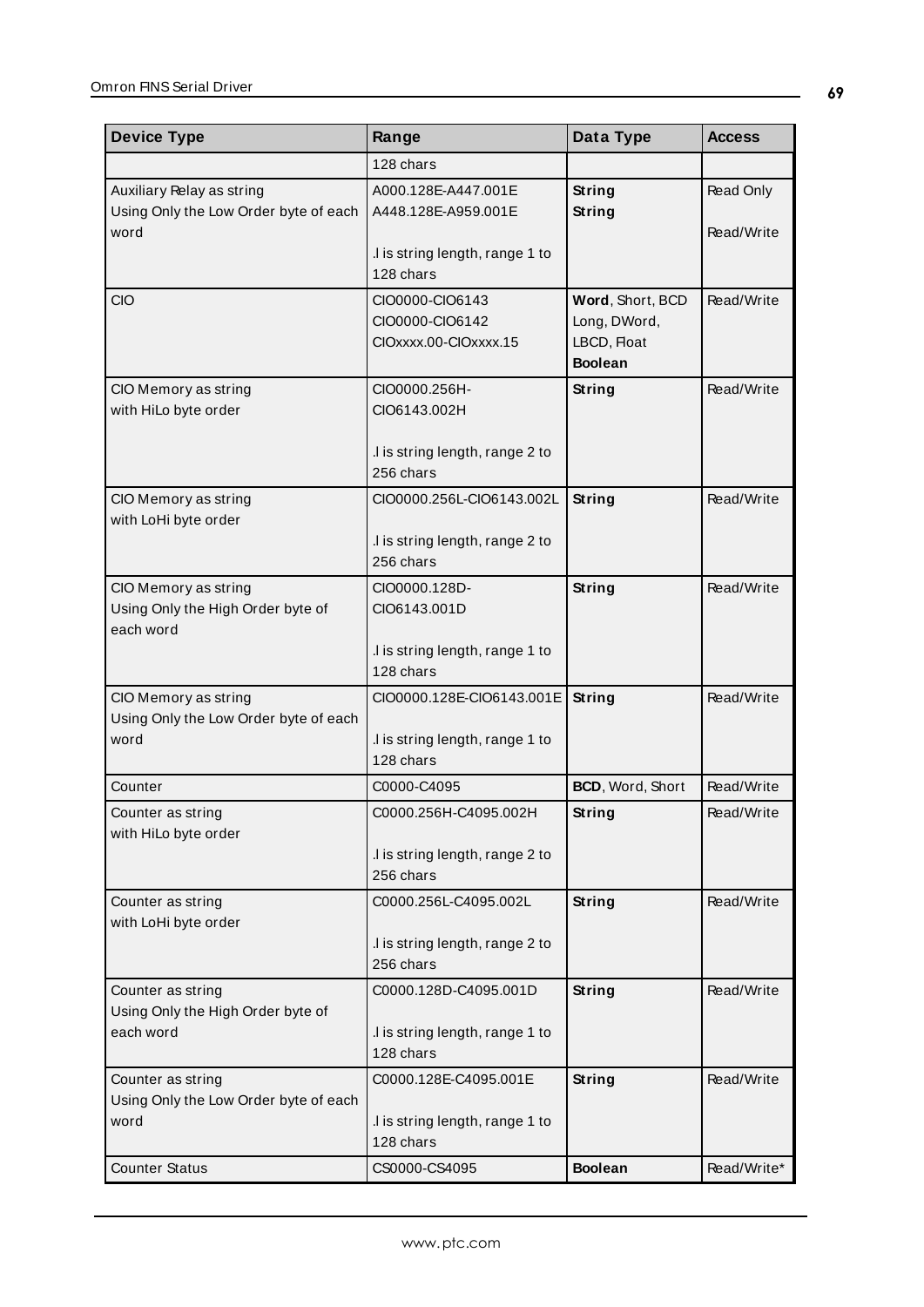| Device Type | Range | Data Type | Access |
|---|---|---|---|
| | 128 chars | | |
| Auxiliary Relay as string<br>Using Only the Low Order byte of each word | A000.128E-A447.001E<br>A448.128E-A959.001E<br><br>.l is string length, range 1 to 128 chars | **String**<br>**String** | Read Only<br><br>Read/Write |
| CIO | CIO0000-CIO6143<br>CIO0000-CIO6142<br>CIOxxxx.00-CIOxxxx.15 | **Word**, Short, BCD<br>Long, DWord, LBCD, Float<br>**Boolean** | Read/Write |
| CIO Memory as string<br>with HiLo byte order | CIO0000.256H-CIO6143.002H<br><br>.l is string length, range 2 to 256 chars | **String** | Read/Write |
| CIO Memory as string<br>with LoHi byte order | CIO0000.256L-CIO6143.002L<br><br>.l is string length, range 2 to 256 chars | **String** | Read/Write |
| CIO Memory as string<br>Using Only the High Order byte of each word | CIO0000.128D-CIO6143.001D<br><br>.l is string length, range 1 to 128 chars | **String** | Read/Write |
| CIO Memory as string<br>Using Only the Low Order byte of each word | CIO0000.128E-CIO6143.001E<br><br>.l is string length, range 1 to 128 chars | **String** | Read/Write |
| Counter | C0000-C4095 | **BCD**, Word, Short | Read/Write |
| Counter as string<br>with HiLo byte order | C0000.256H-C4095.002H<br><br>.l is string length, range 2 to 256 chars | **String** | Read/Write |
| Counter as string<br>with LoHi byte order | C0000.256L-C4095.002L<br><br>.l is string length, range 2 to 256 chars | **String** | Read/Write |
| Counter as string<br>Using Only the High Order byte of each word | C0000.128D-C4095.001D<br><br>.l is string length, range 1 to 128 chars | **String** | Read/Write |
| Counter as string<br>Using Only the Low Order byte of each word | C0000.128E-C4095.001E<br><br>.l is string length, range 1 to 128 chars | **String** | Read/Write |
| Counter Status | CS0000-CS4095 | **Boolean** | Read/Write* |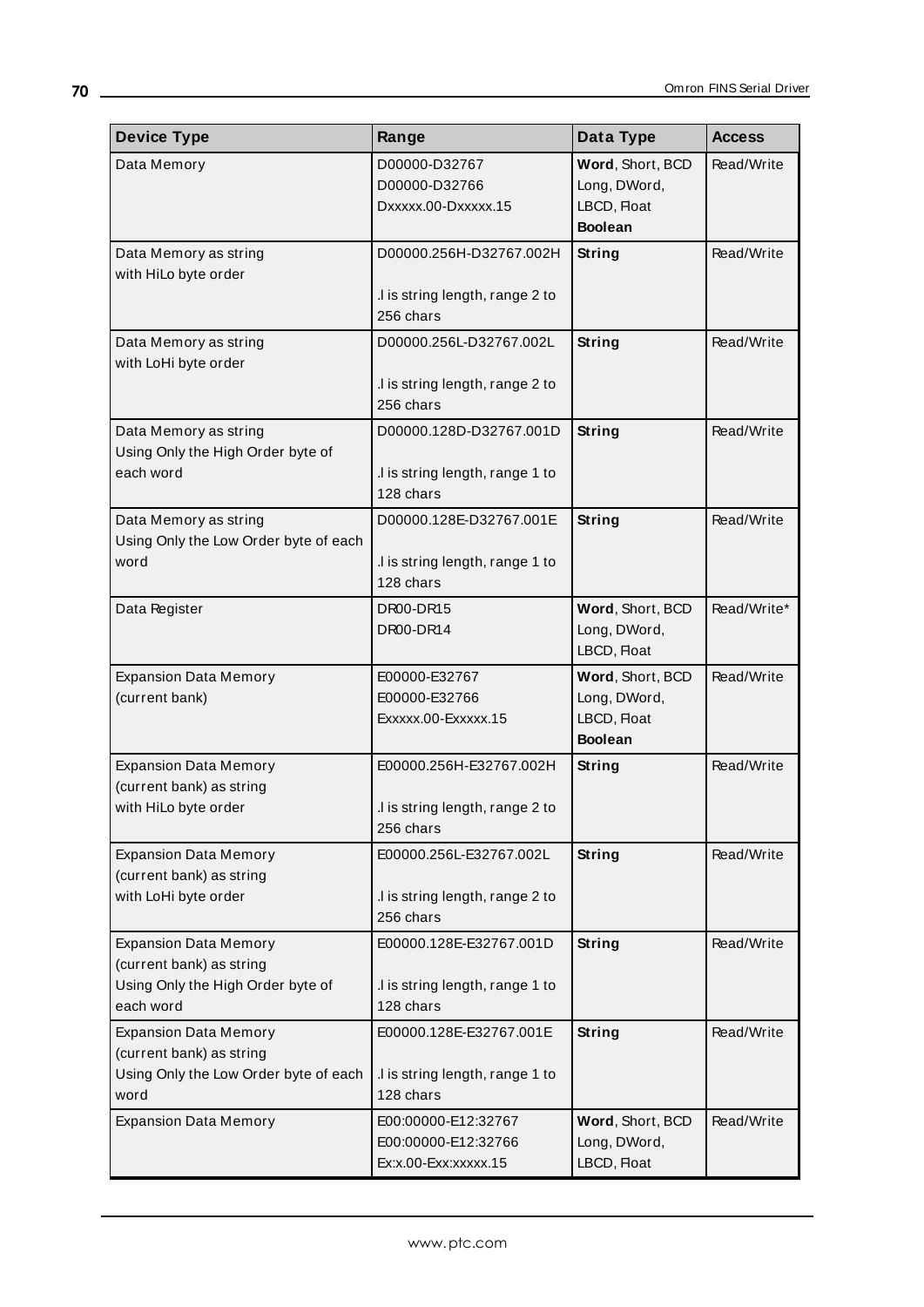| Device Type | Range | Data Type | Access |
|---|---|---|---|
| Data Memory | D00000-D32767<br>D00000-D32766<br>Dxxxxx.00-Dxxxxx.15 | **Word**, Short, BCD<br>Long, DWord,<br>LBCD, Float<br>**Boolean** | Read/Write |
| Data Memory as string<br>with HiLo byte order | D00000.256H-D32767.002H<br><br>.l is string length, range 2 to 256 chars | **String** | Read/Write |
| Data Memory as string<br>with LoHi byte order | D00000.256L-D32767.002L<br><br>.l is string length, range 2 to 256 chars | **String** | Read/Write |
| Data Memory as string<br>Using Only the High Order byte of each word | D00000.128D-D32767.001D<br><br>.l is string length, range 1 to 128 chars | **String** | Read/Write |
| Data Memory as string<br>Using Only the Low Order byte of each word | D00000.128E-D32767.001E<br><br>.l is string length, range 1 to 128 chars | **String** | Read/Write |
| Data Register | DR00-DR15<br>DR00-DR14 | **Word**, Short, BCD<br>Long, DWord,<br>LBCD, Float | Read/Write* |
| Expansion Data Memory<br>(current bank) | E00000-E32767<br>E00000-E32766<br>Exxxxx.00-Exxxxx.15 | **Word**, Short, BCD<br>Long, DWord,<br>LBCD, Float<br>**Boolean** | Read/Write |
| Expansion Data Memory<br>(current bank) as string<br>with HiLo byte order | E00000.256H-E32767.002H<br><br>.l is string length, range 2 to 256 chars | **String** | Read/Write |
| Expansion Data Memory<br>(current bank) as string<br>with LoHi byte order | E00000.256L-E32767.002L<br><br>.l is string length, range 2 to 256 chars | **String** | Read/Write |
| Expansion Data Memory<br>(current bank) as string<br>Using Only the High Order byte of each word | E00000.128E-E32767.001D<br><br>.l is string length, range 1 to 128 chars | **String** | Read/Write |
| Expansion Data Memory<br>(current bank) as string<br>Using Only the Low Order byte of each word | E00000.128E-E32767.001E<br><br>.l is string length, range 1 to 128 chars | **String** | Read/Write |
| Expansion Data Memory | E00:00000-E12:32767<br>E00:00000-E12:32766<br>Ex:x.00-Exx:xxxxx.15 | **Word**, Short, BCD<br>Long, DWord,<br>LBCD, Float | Read/Write |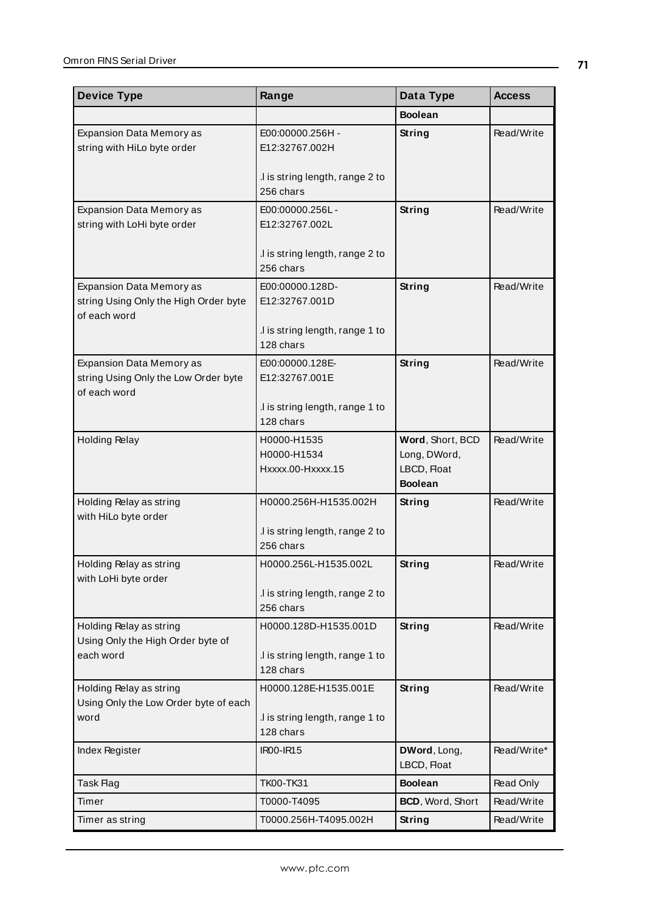| Device Type | Range | Data Type | Access |
|---|---|---|---|
| | | **Boolean** | |
| Expansion Data Memory as string with HiLo byte order | E00:00000.256H - E12:32767.002H<br><br>.l is string length, range 2 to 256 chars | **String** | Read/Write |
| Expansion Data Memory as string with LoHi byte order | E00:00000.256L - E12:32767.002L<br><br>.l is string length, range 2 to 256 chars | **String** | Read/Write |
| Expansion Data Memory as string Using Only the High Order byte of each word | E00:00000.128D-E12:32767.001D<br><br>.l is string length, range 1 to 128 chars | **String** | Read/Write |
| Expansion Data Memory as string Using Only the Low Order byte of each word | E00:00000.128E-E12:32767.001E<br><br>.l is string length, range 1 to 128 chars | **String** | Read/Write |
| Holding Relay | H0000-H1535<br>H0000-H1534<br>Hxxxx.00-Hxxxx.15 | **Word**, Short, BCD<br>Long, DWord, LBCD, Float<br>**Boolean** | Read/Write |
| Holding Relay as string with HiLo byte order | H0000.256H-H1535.002H<br><br>.l is string length, range 2 to 256 chars | **String** | Read/Write |
| Holding Relay as string with LoHi byte order | H0000.256L-H1535.002L<br><br>.l is string length, range 2 to 256 chars | **String** | Read/Write |
| Holding Relay as string Using Only the High Order byte of each word | H0000.128D-H1535.001D<br><br>.l is string length, range 1 to 128 chars | **String** | Read/Write |
| Holding Relay as string Using Only the Low Order byte of each word | H0000.128E-H1535.001E<br><br>.l is string length, range 1 to 128 chars | **String** | Read/Write |
| Index Register | IR00-IR15 | **DWord**, Long, LBCD, Float | Read/Write* |
| Task Flag | TK00-TK31 | **Boolean** | Read Only |
| Timer | T0000-T4095 | **BCD**, Word, Short | Read/Write |
| Timer as string | T0000.256H-T4095.002H | **String** | Read/Write |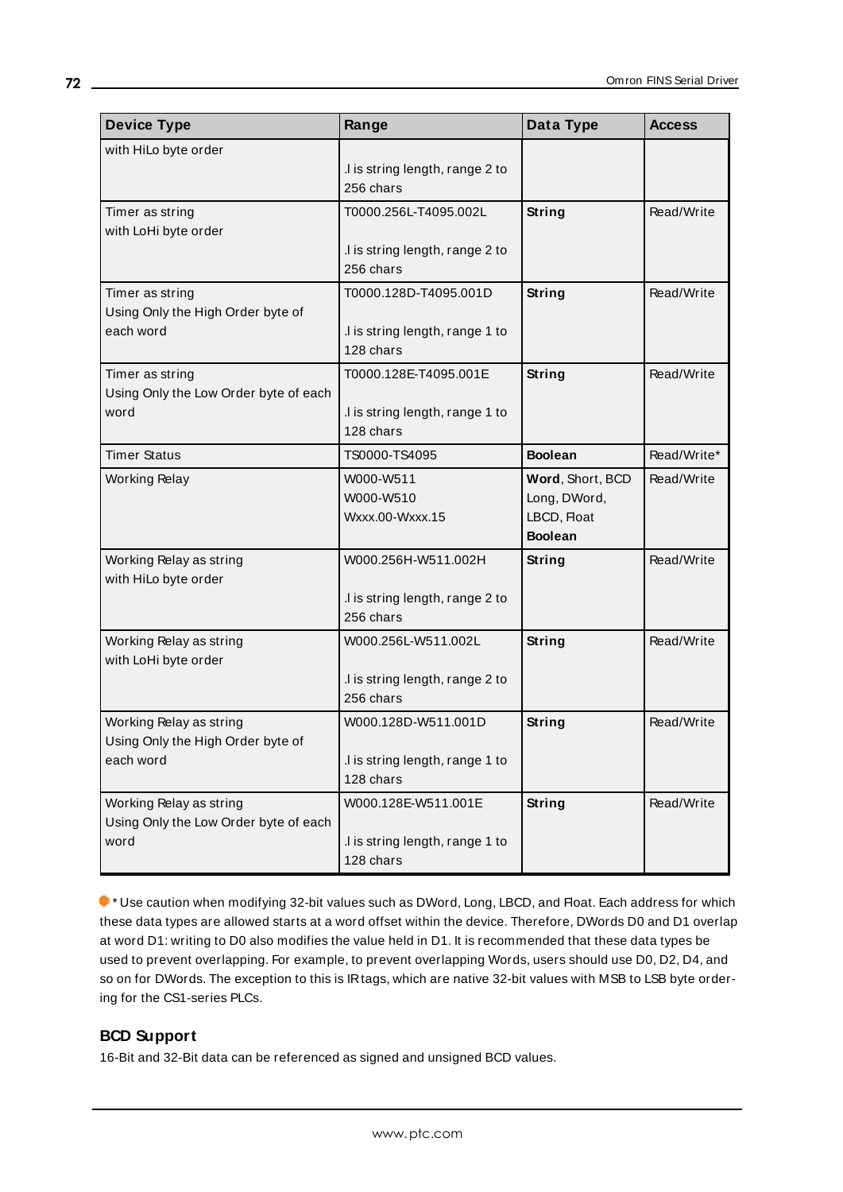| Device Type | Range | Data Type | Access |
|---|---|---|---|
| with HiLo byte order | .l is string length, range 2 to 256 chars | | |
| Timer as string with LoHi byte order | T0000.256L-T4095.002L<br><br>.l is string length, range 2 to 256 chars | **String** | Read/Write |
| Timer as string Using Only the High Order byte of each word | T0000.128D-T4095.001D<br><br>.l is string length, range 1 to 128 chars | **String** | Read/Write |
| Timer as string Using Only the Low Order byte of each word | T0000.128E-T4095.001E<br><br>.l is string length, range 1 to 128 chars | **String** | Read/Write |
| Timer Status | TS0000-TS4095 | **Boolean** | Read/Write* |
| Working Relay | W000-W511<br>W000-W510<br>Wxxx.00-Wxxx.15 | **Word**, Short, BCD<br>Long, DWord, LBCD, Float<br>**Boolean** | Read/Write |
| Working Relay as string with HiLo byte order | W000.256H-W511.002H<br><br>.l is string length, range 2 to 256 chars | **String** | Read/Write |
| Working Relay as string with LoHi byte order | W000.256L-W511.002L<br><br>.l is string length, range 2 to 256 chars | **String** | Read/Write |
| Working Relay as string Using Only the High Order byte of each word | W000.128D-W511.001D<br><br>.l is string length, range 1 to 128 chars | **String** | Read/Write |
| Working Relay as string Using Only the Low Order byte of each word | W000.128E-W511.001E<br><br>.l is string length, range 1 to 128 chars | **String** | Read/Write |

* Use caution when modifying 32-bit values such as DWord, Long, LBCD, and Float. Each address for which these data types are allowed starts at a word offset within the device. Therefore, DWords D0 and D1 overlap at word D1: writing to D0 also modifies the value held in D1. It is recommended that these data types be used to prevent overlapping. For example, to prevent overlapping Words, users should use D0, D2, D4, and so on for DWords. The exception to this is IR tags, which are native 32-bit values with MSB to LSB byte ordering for the CS1-series PLCs.

### BCD Support

16-Bit and 32-Bit data can be referenced as signed and unsigned BCD values.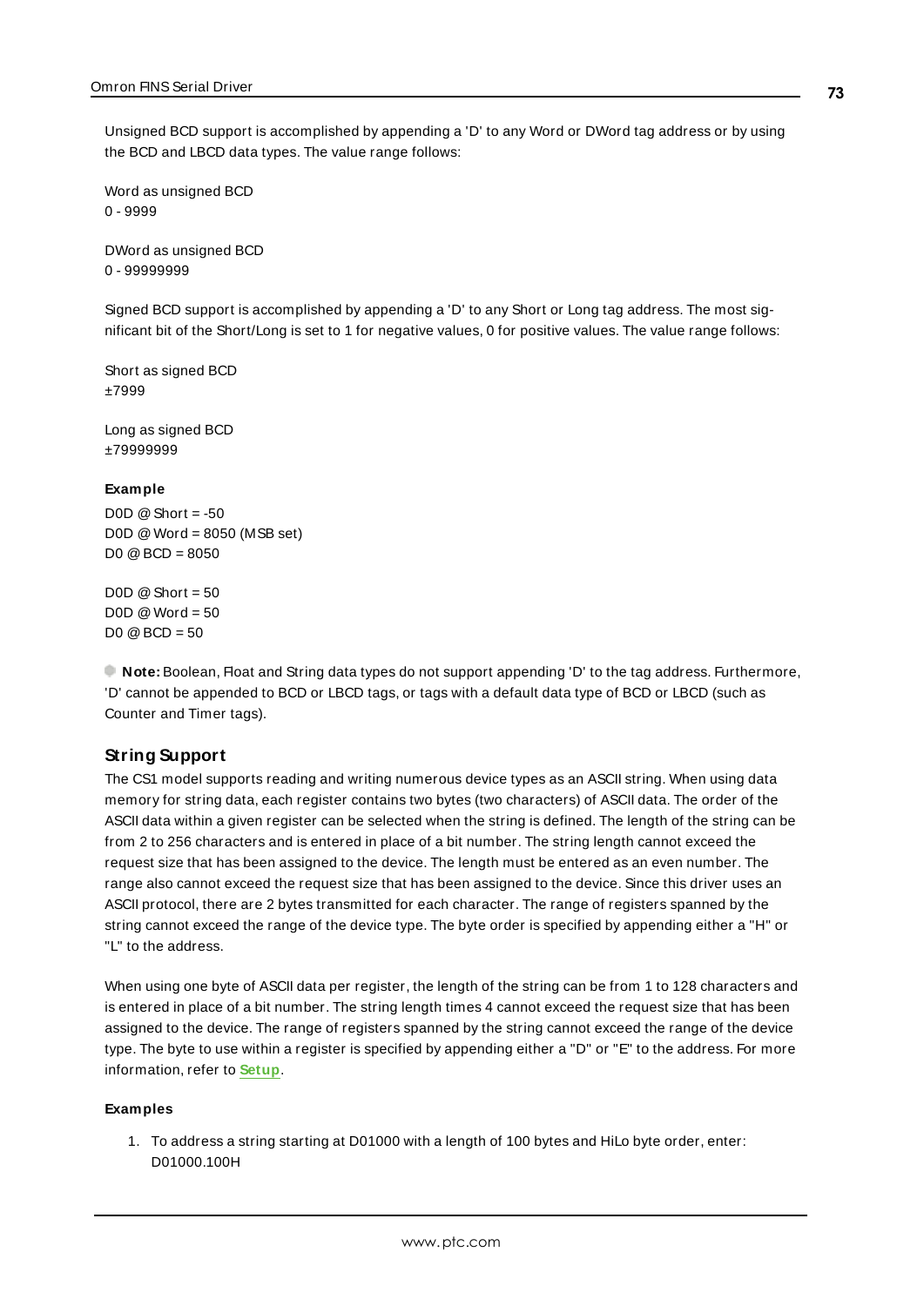Unsigned BCD support is accomplished by appending a 'D' to any Word or DWord tag address or by using the BCD and LBCD data types. The value range follows:

Word as unsigned BCD
0 - 9999

DWord as unsigned BCD
0 - 99999999

Signed BCD support is accomplished by appending a 'D' to any Short or Long tag address. The most significant bit of the Short/Long is set to 1 for negative values, 0 for positive values. The value range follows:

Short as signed BCD
±7999

Long as signed BCD
±79999999

**Example**

D0D @ Short = -50
D0D @ Word = 8050 (MSB set)
D0 @ BCD = 8050

D0D @ Short = 50
D0D @ Word = 50
D0 @ BCD = 50

**Note:** Boolean, Float and String data types do not support appending 'D' to the tag address. Furthermore, 'D' cannot be appended to BCD or LBCD tags, or tags with a default data type of BCD or LBCD (such as Counter and Timer tags).

## String Support

The CS1 model supports reading and writing numerous device types as an ASCII string. When using data memory for string data, each register contains two bytes (two characters) of ASCII data. The order of the ASCII data within a given register can be selected when the string is defined. The length of the string can be from 2 to 256 characters and is entered in place of a bit number. The string length cannot exceed the request size that has been assigned to the device. The length must be entered as an even number. The range also cannot exceed the request size that has been assigned to the device. Since this driver uses an ASCII protocol, there are 2 bytes transmitted for each character. The range of registers spanned by the string cannot exceed the range of the device type. The byte order is specified by appending either a "H" or "L" to the address.

When using one byte of ASCII data per register, the length of the string can be from 1 to 128 characters and is entered in place of a bit number. The string length times 4 cannot exceed the request size that has been assigned to the device. The range of registers spanned by the string cannot exceed the range of the device type. The byte to use within a register is specified by appending either a "D" or "E" to the address. For more information, refer to **Setup**.

**Examples**

1. To address a string starting at D01000 with a length of 100 bytes and HiLo byte order, enter: D01000.100H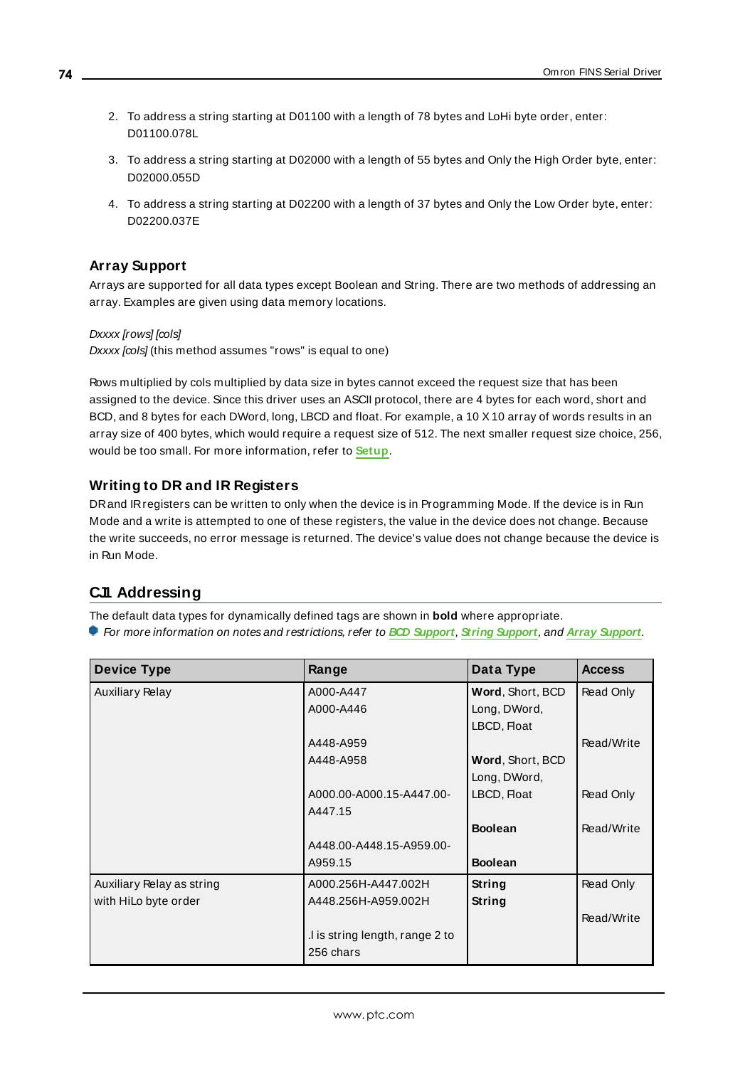2. To address a string starting at D01100 with a length of 78 bytes and LoHi byte order, enter: D01100.078L
3. To address a string starting at D02000 with a length of 55 bytes and Only the High Order byte, enter: D02000.055D
4. To address a string starting at D02200 with a length of 37 bytes and Only the Low Order byte, enter: D02200.037E

### Array Support

Arrays are supported for all data types except Boolean and String. There are two methods of addressing an array. Examples are given using data memory locations.

*Dxxxx [rows] [cols]*
*Dxxxx [cols]* (this method assumes "rows" is equal to one)

Rows multiplied by cols multiplied by data size in bytes cannot exceed the request size that has been assigned to the device. Since this driver uses an ASCII protocol, there are 4 bytes for each word, short and BCD, and 8 bytes for each DWord, long, LBCD and float. For example, a 10 X 10 array of words results in an array size of 400 bytes, which would require a request size of 512. The next smaller request size choice, 256, would be too small. For more information, refer to **Setup**.

### Writing to DR and IR Registers

DR and IR registers can be written to only when the device is in Programming Mode. If the device is in Run Mode and a write is attempted to one of these registers, the value in the device does not change. Because the write succeeds, no error message is returned. The device's value does not change because the device is in Run Mode.

## CJ1 Addressing

The default data types for dynamically defined tags are shown in **bold** where appropriate.
*For more information on notes and restrictions, refer to* ***BCD Support****,* ***String Support****, and* ***Array Support****.*

| Device Type | Range | Data Type | Access |
|---|---|---|---|
| Auxiliary Relay | A000-A447<br>A000-A446<br><br>A448-A959<br>A448-A958<br><br>A000.00-A000.15-A447.00-A447.15<br><br>A448.00-A448.15-A959.00-A959.15 | **Word**, Short, BCD<br>Long, DWord, LBCD, Float<br><br>**Word**, Short, BCD<br>Long, DWord, LBCD, Float<br><br>**Boolean**<br><br>**Boolean** | Read Only<br><br>Read/Write<br><br>Read Only<br><br>Read/Write |
| Auxiliary Relay as string with HiLo byte order | A000.256H-A447.002H<br>A448.256H-A959.002H<br><br>.l is string length, range 2 to 256 chars | **String**<br>**String** | Read Only<br><br>Read/Write |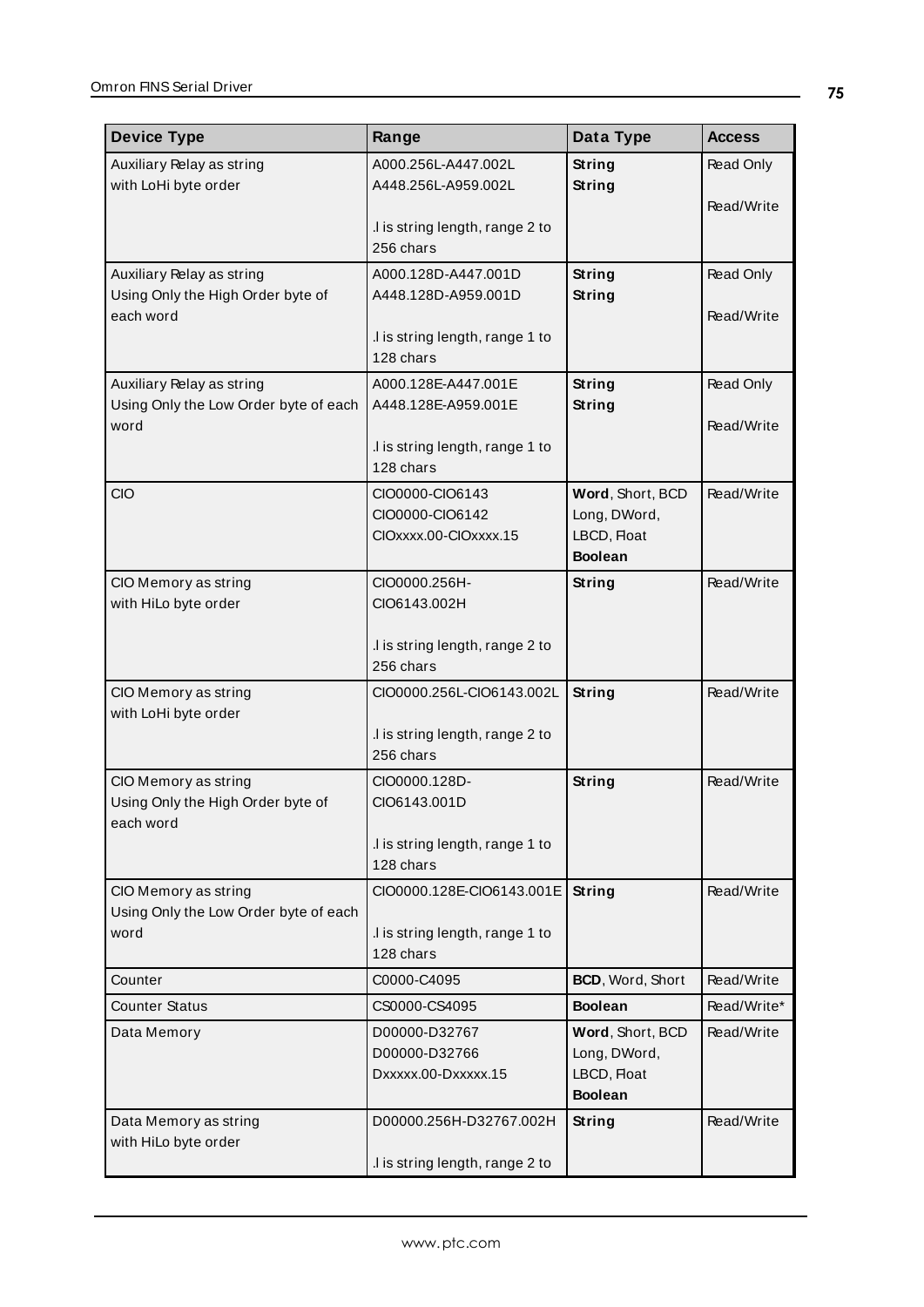| Device Type | Range | Data Type | Access |
|---|---|---|---|
| Auxiliary Relay as string with LoHi byte order | A000.256L-A447.002L<br>A448.256L-A959.002L<br><br>.l is string length, range 2 to 256 chars | **String**<br>**String** | Read Only<br><br>Read/Write |
| Auxiliary Relay as string Using Only the High Order byte of each word | A000.128D-A447.001D<br>A448.128D-A959.001D<br><br>.l is string length, range 1 to 128 chars | **String**<br>**String** | Read Only<br><br>Read/Write |
| Auxiliary Relay as string Using Only the Low Order byte of each word | A000.128E-A447.001E<br>A448.128E-A959.001E<br><br>.l is string length, range 1 to 128 chars | **String**<br>**String** | Read Only<br><br>Read/Write |
| CIO | CIO0000-CIO6143<br>CIO0000-CIO6142<br>CIOxxxx.00-CIOxxxx.15 | **Word**, Short, BCD<br>Long, DWord, LBCD, Float<br>**Boolean** | Read/Write |
| CIO Memory as string with HiLo byte order | CIO0000.256H-CIO6143.002H<br><br>.l is string length, range 2 to 256 chars | **String** | Read/Write |
| CIO Memory as string with LoHi byte order | CIO0000.256L-CIO6143.002L<br><br>.l is string length, range 2 to 256 chars | **String** | Read/Write |
| CIO Memory as string Using Only the High Order byte of each word | CIO0000.128D-CIO6143.001D<br><br>.l is string length, range 1 to 128 chars | **String** | Read/Write |
| CIO Memory as string Using Only the Low Order byte of each word | CIO0000.128E-CIO6143.001E<br><br>.l is string length, range 1 to 128 chars | **String** | Read/Write |
| Counter | C0000-C4095 | **BCD**, Word, Short | Read/Write |
| Counter Status | CS0000-CS4095 | **Boolean** | Read/Write* |
| Data Memory | D00000-D32767<br>D00000-D32766<br>Dxxxxx.00-Dxxxxx.15 | **Word**, Short, BCD<br>Long, DWord, LBCD, Float<br>**Boolean** | Read/Write |
| Data Memory as string with HiLo byte order | D00000.256H-D32767.002H<br><br>.l is string length, range 2 to | **String** | Read/Write |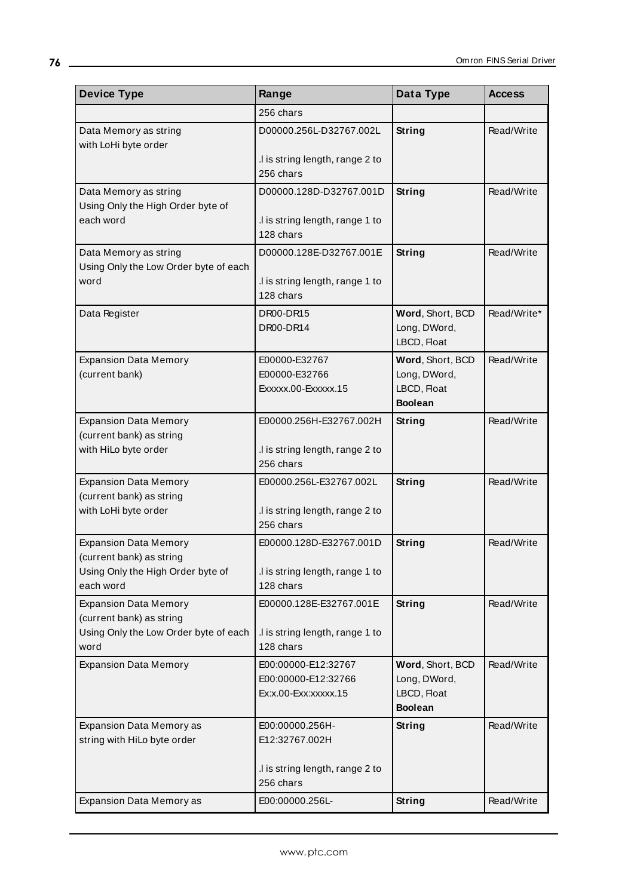| Device Type | Range | Data Type | Access |
|---|---|---|---|
| | 256 chars | | |
| Data Memory as string with LoHi byte order | D00000.256L-D32767.002L<br><br>.l is string length, range 2 to 256 chars | **String** | Read/Write |
| Data Memory as string Using Only the High Order byte of each word | D00000.128D-D32767.001D<br><br>.l is string length, range 1 to 128 chars | **String** | Read/Write |
| Data Memory as string Using Only the Low Order byte of each word | D00000.128E-D32767.001E<br><br>.l is string length, range 1 to 128 chars | **String** | Read/Write |
| Data Register | DR00-DR15<br>DR00-DR14 | **Word**, Short, BCD<br>Long, DWord, LBCD, Float | Read/Write* |
| Expansion Data Memory (current bank) | E00000-E32767<br>E00000-E32766<br>Exxxxx.00-Exxxxx.15 | **Word**, Short, BCD<br>Long, DWord, LBCD, Float<br>**Boolean** | Read/Write |
| Expansion Data Memory (current bank) as string with HiLo byte order | E00000.256H-E32767.002H<br><br>.l is string length, range 2 to 256 chars | **String** | Read/Write |
| Expansion Data Memory (current bank) as string with LoHi byte order | E00000.256L-E32767.002L<br><br>.l is string length, range 2 to 256 chars | **String** | Read/Write |
| Expansion Data Memory (current bank) as string Using Only the High Order byte of each word | E00000.128D-E32767.001D<br><br>.l is string length, range 1 to 128 chars | **String** | Read/Write |
| Expansion Data Memory (current bank) as string Using Only the Low Order byte of each word | E00000.128E-E32767.001E<br><br>.l is string length, range 1 to 128 chars | **String** | Read/Write |
| Expansion Data Memory | E00:00000-E12:32767<br>E00:00000-E12:32766<br>Ex:x.00-Exx:xxxxx.15 | **Word**, Short, BCD<br>Long, DWord, LBCD, Float<br>**Boolean** | Read/Write |
| Expansion Data Memory as string with HiLo byte order | E00:00000.256H-E12:32767.002H<br><br>.l is string length, range 2 to 256 chars | **String** | Read/Write |
| Expansion Data Memory as | E00:00000.256L- | **String** | Read/Write |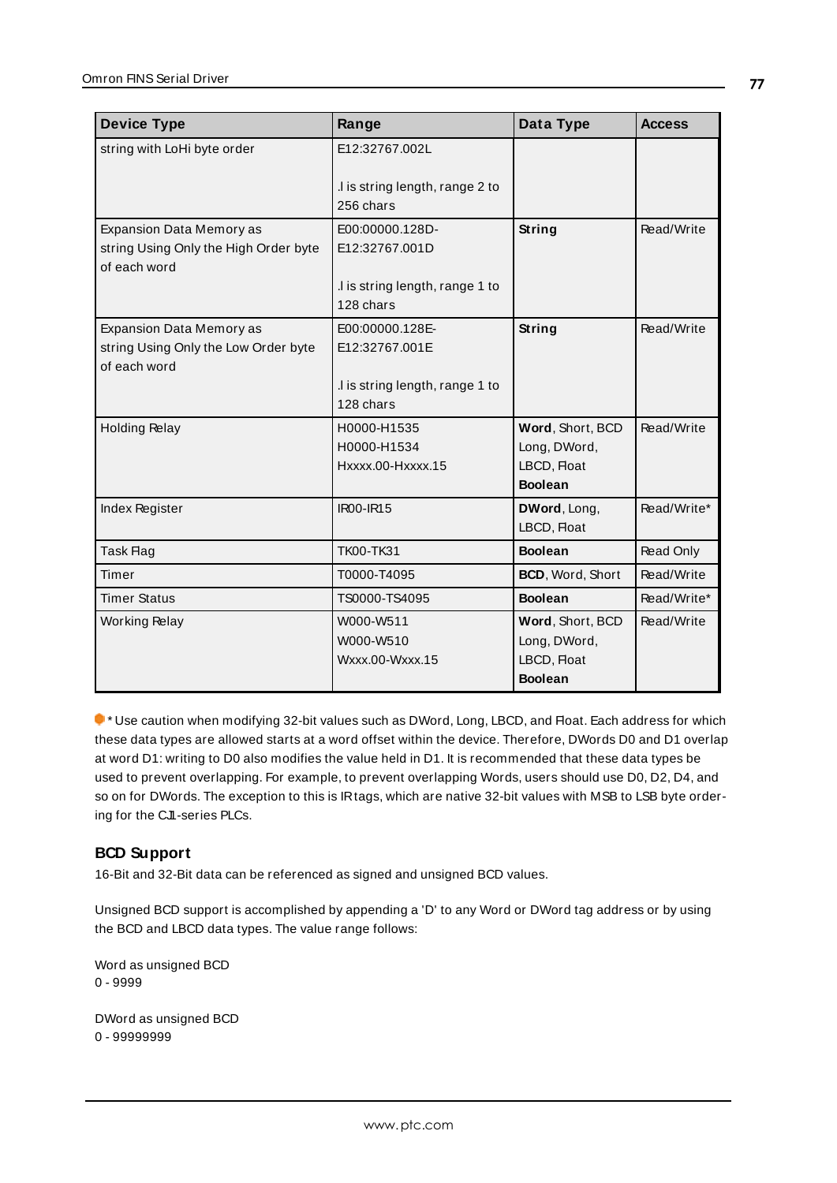| Device Type | Range | Data Type | Access |
|---|---|---|---|
| string with LoHi byte order | E12:32767.002L<br><br>.l is string length, range 2 to 256 chars | | |
| Expansion Data Memory as string Using Only the High Order byte of each word | E00:00000.128D-E12:32767.001D<br><br>.l is string length, range 1 to 128 chars | **String** | Read/Write |
| Expansion Data Memory as string Using Only the Low Order byte of each word | E00:00000.128E-E12:32767.001E<br><br>.l is string length, range 1 to 128 chars | **String** | Read/Write |
| Holding Relay | H0000-H1535<br>H0000-H1534<br>Hxxxx.00-Hxxxx.15 | **Word**, Short, BCD<br>Long, DWord, LBCD, Float<br>**Boolean** | Read/Write |
| Index Register | IR00-IR15 | **DWord**, Long, LBCD, Float | Read/Write* |
| Task Flag | TK00-TK31 | **Boolean** | Read Only |
| Timer | T0000-T4095 | **BCD**, Word, Short | Read/Write |
| Timer Status | TS0000-TS4095 | **Boolean** | Read/Write* |
| Working Relay | W000-W511<br>W000-W510<br>Wxxx.00-Wxxx.15 | **Word**, Short, BCD<br>Long, DWord, LBCD, Float<br>**Boolean** | Read/Write |

* Use caution when modifying 32-bit values such as DWord, Long, LBCD, and Float. Each address for which these data types are allowed starts at a word offset within the device. Therefore, DWords D0 and D1 overlap at word D1: writing to D0 also modifies the value held in D1. It is recommended that these data types be used to prevent overlapping. For example, to prevent overlapping Words, users should use D0, D2, D4, and so on for DWords. The exception to this is IR tags, which are native 32-bit values with MSB to LSB byte ordering for the CJ1-series PLCs.

### BCD Support

16-Bit and 32-Bit data can be referenced as signed and unsigned BCD values.

Unsigned BCD support is accomplished by appending a 'D' to any Word or DWord tag address or by using the BCD and LBCD data types. The value range follows:

Word as unsigned BCD
0 - 9999

DWord as unsigned BCD
0 - 99999999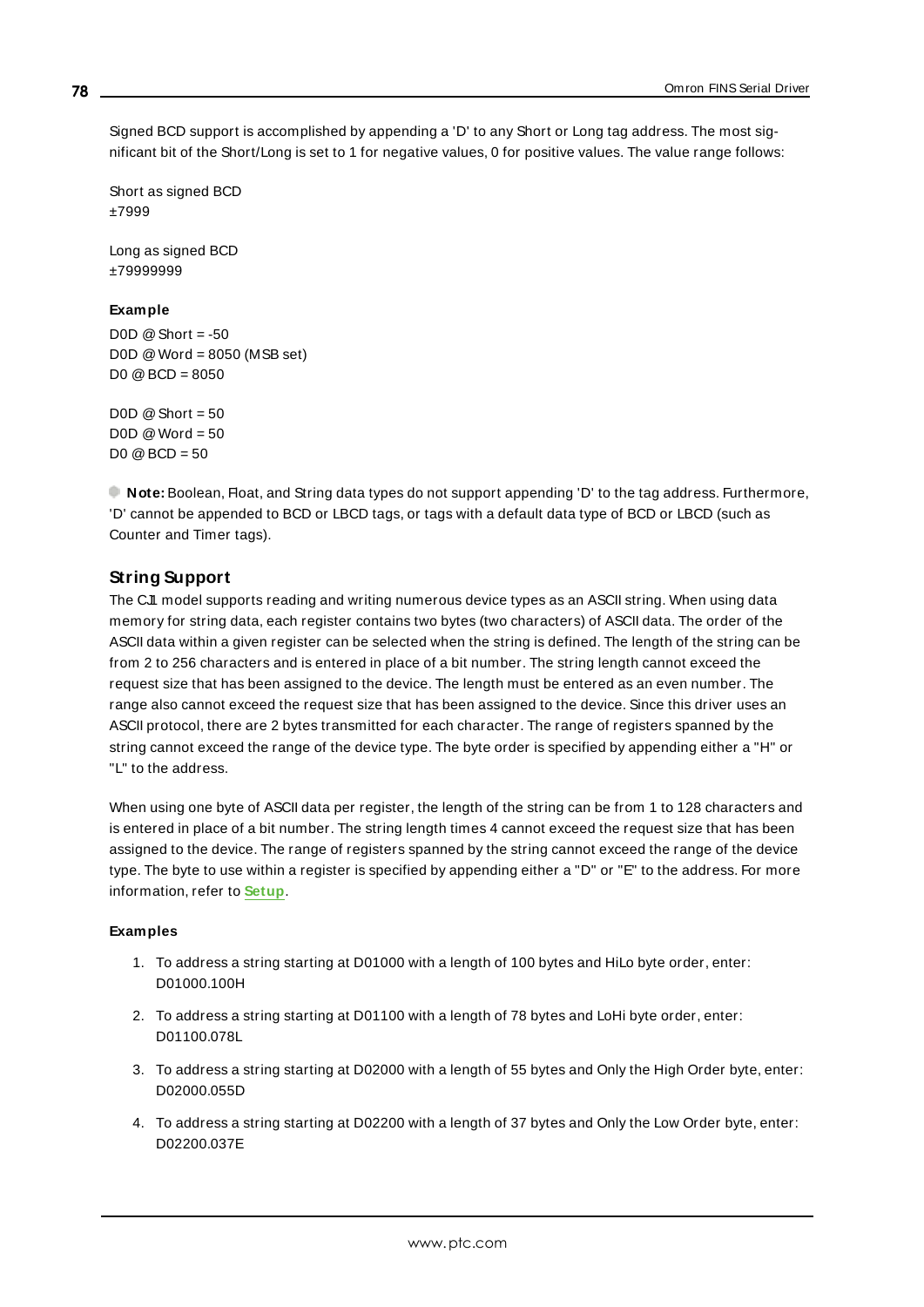Signed BCD support is accomplished by appending a 'D' to any Short or Long tag address. The most significant bit of the Short/Long is set to 1 for negative values, 0 for positive values. The value range follows:

Short as signed BCD
±7999

Long as signed BCD
±79999999

**Example**

D0D @ Short = -50
D0D @ Word = 8050 (MSB set)
D0 @ BCD = 8050

D0D @ Short = 50
D0D @ Word = 50
D0 @ BCD = 50

**Note:** Boolean, Float, and String data types do not support appending 'D' to the tag address. Furthermore, 'D' cannot be appended to BCD or LBCD tags, or tags with a default data type of BCD or LBCD (such as Counter and Timer tags).

## String Support

The CJ1 model supports reading and writing numerous device types as an ASCII string. When using data memory for string data, each register contains two bytes (two characters) of ASCII data. The order of the ASCII data within a given register can be selected when the string is defined. The length of the string can be from 2 to 256 characters and is entered in place of a bit number. The string length cannot exceed the request size that has been assigned to the device. The length must be entered as an even number. The range also cannot exceed the request size that has been assigned to the device. Since this driver uses an ASCII protocol, there are 2 bytes transmitted for each character. The range of registers spanned by the string cannot exceed the range of the device type. The byte order is specified by appending either a "H" or "L" to the address.

When using one byte of ASCII data per register, the length of the string can be from 1 to 128 characters and is entered in place of a bit number. The string length times 4 cannot exceed the request size that has been assigned to the device. The range of registers spanned by the string cannot exceed the range of the device type. The byte to use within a register is specified by appending either a "D" or "E" to the address. For more information, refer to **Setup**.

**Examples**

1. To address a string starting at D01000 with a length of 100 bytes and HiLo byte order, enter: D01000.100H
2. To address a string starting at D01100 with a length of 78 bytes and LoHi byte order, enter: D01100.078L
3. To address a string starting at D02000 with a length of 55 bytes and Only the High Order byte, enter: D02000.055D
4. To address a string starting at D02200 with a length of 37 bytes and Only the Low Order byte, enter: D02200.037E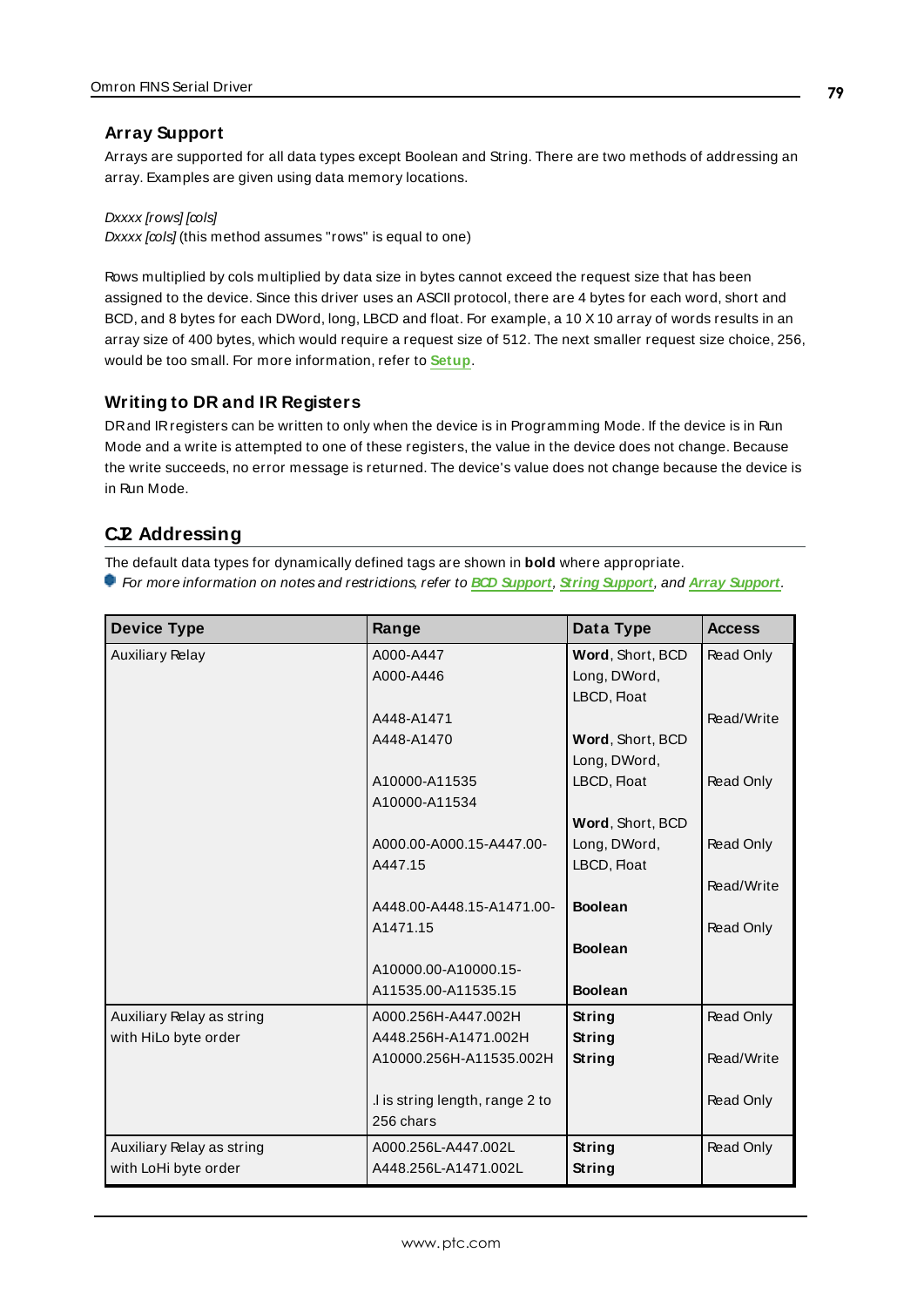### Array Support

Arrays are supported for all data types except Boolean and String. There are two methods of addressing an array. Examples are given using data memory locations.

*Dxxxx [rows] [cols]*
*Dxxxx [cols]* (this method assumes "rows" is equal to one)

Rows multiplied by cols multiplied by data size in bytes cannot exceed the request size that has been assigned to the device. Since this driver uses an ASCII protocol, there are 4 bytes for each word, short and BCD, and 8 bytes for each DWord, long, LBCD and float. For example, a 10 X 10 array of words results in an array size of 400 bytes, which would require a request size of 512. The next smaller request size choice, 256, would be too small. For more information, refer to **Setup**.

### Writing to DR and IR Registers

DR and IR registers can be written to only when the device is in Programming Mode. If the device is in Run Mode and a write is attempted to one of these registers, the value in the device does not change. Because the write succeeds, no error message is returned. The device's value does not change because the device is in Run Mode.

## CJ2 Addressing

The default data types for dynamically defined tags are shown in **bold** where appropriate.

*For more information on notes and restrictions, refer to* ***BCD Support****,* ***String Support****, and* ***Array Support****.*

| Device Type | Range | Data Type | Access |
|---|---|---|---|
| Auxiliary Relay | A000-A447<br>A000-A446<br><br>A448-A1471<br>A448-A1470<br><br>A10000-A11535<br>A10000-A11534<br><br>A000.00-A000.15-A447.00-A447.15<br><br>A448.00-A448.15-A1471.00-A1471.15<br><br>A10000.00-A10000.15-A11535.00-A11535.15 | **Word**, Short, BCD<br>Long, DWord, LBCD, Float<br><br>**Word**, Short, BCD<br>Long, DWord, LBCD, Float<br><br>**Word**, Short, BCD<br>Long, DWord, LBCD, Float<br><br>**Boolean**<br><br>**Boolean**<br><br>**Boolean** | Read Only<br><br>Read/Write<br><br>Read Only<br><br>Read Only<br><br>Read/Write<br><br>Read Only |
| Auxiliary Relay as string with HiLo byte order | A000.256H-A447.002H<br>A448.256H-A1471.002H<br>A10000.256H-A11535.002H<br><br>.l is string length, range 2 to 256 chars | **String**<br>**String**<br>**String** | Read Only<br>Read/Write<br>Read Only |
| Auxiliary Relay as string with LoHi byte order | A000.256L-A447.002L<br>A448.256L-A1471.002L | **String**<br>**String** | Read Only |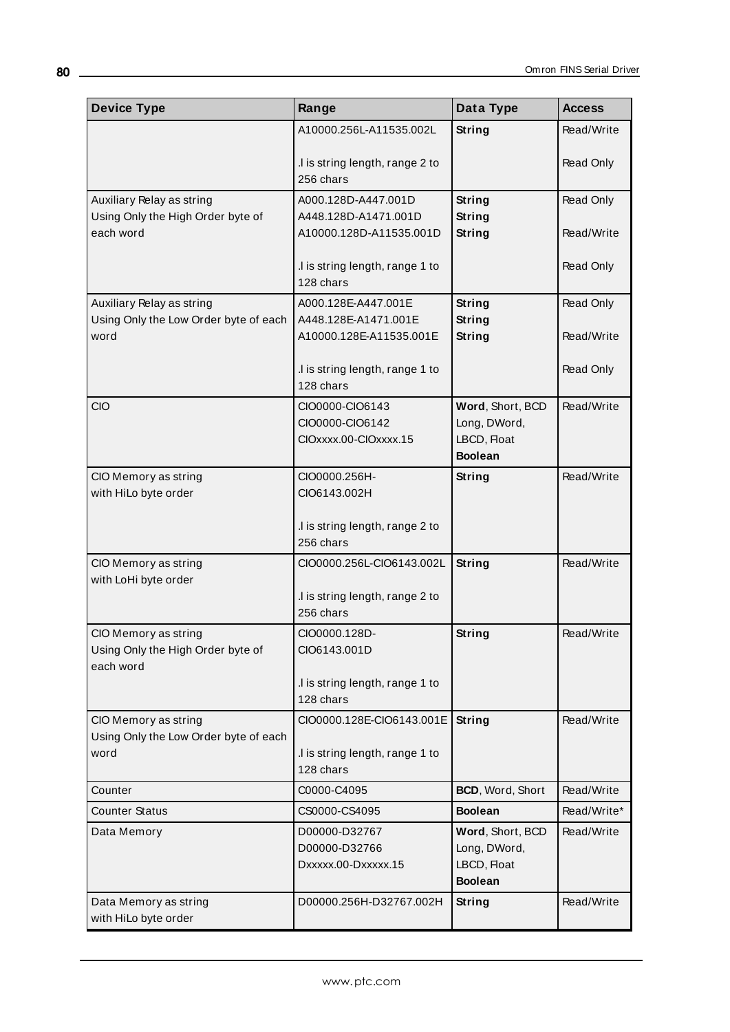| Device Type | Range | Data Type | Access |
|---|---|---|---|
| | A10000.256L-A11535.002L<br><br>.l is string length, range 2 to 256 chars | **String** | Read/Write<br><br>Read Only |
| Auxiliary Relay as string<br>Using Only the High Order byte of each word | A000.128D-A447.001D<br>A448.128D-A1471.001D<br>A10000.128D-A11535.001D<br><br>.l is string length, range 1 to 128 chars | **String**<br>**String**<br>**String** | Read Only<br><br>Read/Write<br><br>Read Only |
| Auxiliary Relay as string<br>Using Only the Low Order byte of each word | A000.128E-A447.001E<br>A448.128E-A1471.001E<br>A10000.128E-A11535.001E<br><br>.l is string length, range 1 to 128 chars | **String**<br>**String**<br>**String** | Read Only<br><br>Read/Write<br><br>Read Only |
| CIO | CIO0000-CIO6143<br>CIO0000-CIO6142<br>CIOxxxx.00-CIOxxxx.15 | **Word**, Short, BCD<br>Long, DWord,<br>LBCD, Float<br>**Boolean** | Read/Write |
| CIO Memory as string<br>with HiLo byte order | CIO0000.256H-<br>CIO6143.002H<br><br>.l is string length, range 2 to 256 chars | **String** | Read/Write |
| CIO Memory as string<br>with LoHi byte order | CIO0000.256L-CIO6143.002L<br><br>.l is string length, range 2 to 256 chars | **String** | Read/Write |
| CIO Memory as string<br>Using Only the High Order byte of each word | CIO0000.128D-<br>CIO6143.001D<br><br>.l is string length, range 1 to 128 chars | **String** | Read/Write |
| CIO Memory as string<br>Using Only the Low Order byte of each word | CIO0000.128E-CIO6143.001E<br><br>.l is string length, range 1 to 128 chars | **String** | Read/Write |
| Counter | C0000-C4095 | **BCD**, Word, Short | Read/Write |
| Counter Status | CS0000-CS4095 | **Boolean** | Read/Write* |
| Data Memory | D00000-D32767<br>D00000-D32766<br>Dxxxxx.00-Dxxxxx.15 | **Word**, Short, BCD<br>Long, DWord,<br>LBCD, Float<br>**Boolean** | Read/Write |
| Data Memory as string<br>with HiLo byte order | D00000.256H-D32767.002H | **String** | Read/Write |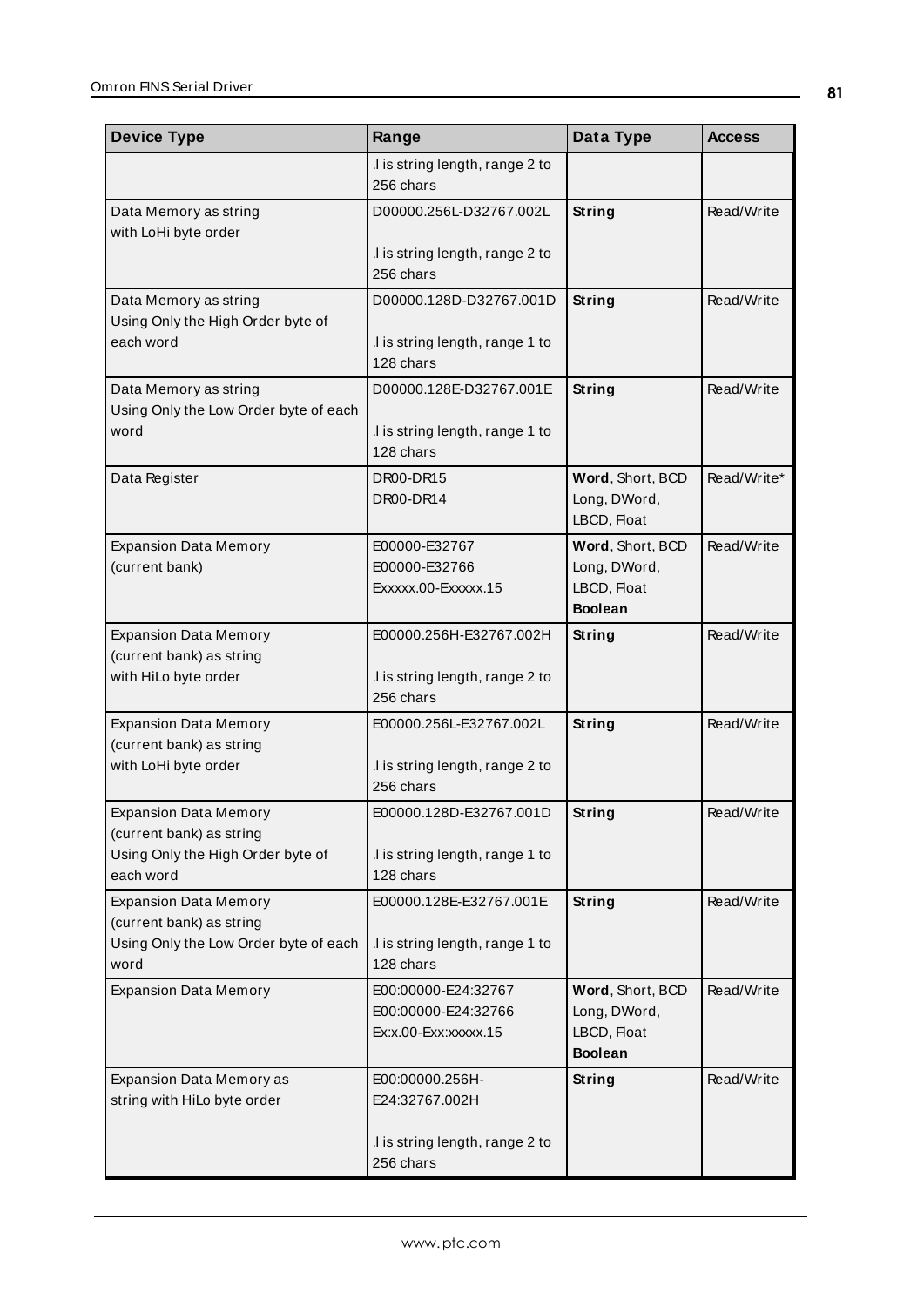| Device Type | Range | Data Type | Access |
|---|---|---|---|
| | .l is string length, range 2 to 256 chars | | |
| Data Memory as string with LoHi byte order | D00000.256L-D32767.002L<br><br>.l is string length, range 2 to 256 chars | **String** | Read/Write |
| Data Memory as string Using Only the High Order byte of each word | D00000.128D-D32767.001D<br><br>.l is string length, range 1 to 128 chars | **String** | Read/Write |
| Data Memory as string Using Only the Low Order byte of each word | D00000.128E-D32767.001E<br><br>.l is string length, range 1 to 128 chars | **String** | Read/Write |
| Data Register | DR00-DR15<br>DR00-DR14 | **Word**, Short, BCD<br>Long, DWord, LBCD, Float | Read/Write* |
| Expansion Data Memory (current bank) | E00000-E32767<br>E00000-E32766<br>Exxxxx.00-Exxxxx.15 | **Word**, Short, BCD<br>Long, DWord, LBCD, Float<br>**Boolean** | Read/Write |
| Expansion Data Memory (current bank) as string with HiLo byte order | E00000.256H-E32767.002H<br><br>.l is string length, range 2 to 256 chars | **String** | Read/Write |
| Expansion Data Memory (current bank) as string with LoHi byte order | E00000.256L-E32767.002L<br><br>.l is string length, range 2 to 256 chars | **String** | Read/Write |
| Expansion Data Memory (current bank) as string Using Only the High Order byte of each word | E00000.128D-E32767.001D<br><br>.l is string length, range 1 to 128 chars | **String** | Read/Write |
| Expansion Data Memory (current bank) as string Using Only the Low Order byte of each word | E00000.128E-E32767.001E<br><br>.l is string length, range 1 to 128 chars | **String** | Read/Write |
| Expansion Data Memory | E00:00000-E24:32767<br>E00:00000-E24:32766<br>Ex:x.00-Exx:xxxxx.15 | **Word**, Short, BCD<br>Long, DWord, LBCD, Float<br>**Boolean** | Read/Write |
| Expansion Data Memory as string with HiLo byte order | E00:00000.256H-E24:32767.002H<br><br>.l is string length, range 2 to 256 chars | **String** | Read/Write |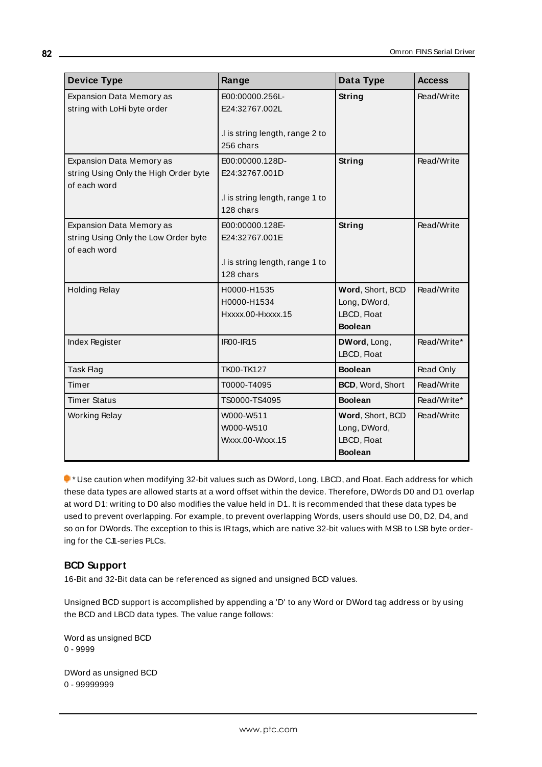| Device Type | Range | Data Type | Access |
|---|---|---|---|
| Expansion Data Memory as string with LoHi byte order | E00:00000.256L-E24:32767.002L<br><br>.l is string length, range 2 to 256 chars | **String** | Read/Write |
| Expansion Data Memory as string Using Only the High Order byte of each word | E00:00000.128D-E24:32767.001D<br><br>.l is string length, range 1 to 128 chars | **String** | Read/Write |
| Expansion Data Memory as string Using Only the Low Order byte of each word | E00:00000.128E-E24:32767.001E<br><br>.l is string length, range 1 to 128 chars | **String** | Read/Write |
| Holding Relay | H0000-H1535<br>H0000-H1534<br>Hxxxx.00-Hxxxx.15 | **Word**, Short, BCD<br>Long, DWord, LBCD, Float<br>**Boolean** | Read/Write |
| Index Register | IR00-IR15 | **DWord**, Long, LBCD, Float | Read/Write* |
| Task Flag | TK00-TK127 | **Boolean** | Read Only |
| Timer | T0000-T4095 | **BCD**, Word, Short | Read/Write |
| Timer Status | TS0000-TS4095 | **Boolean** | Read/Write* |
| Working Relay | W000-W511<br>W000-W510<br>Wxxx.00-Wxxx.15 | **Word**, Short, BCD<br>Long, DWord, LBCD, Float<br>**Boolean** | Read/Write |

\* Use caution when modifying 32-bit values such as DWord, Long, LBCD, and Float. Each address for which these data types are allowed starts at a word offset within the device. Therefore, DWords D0 and D1 overlap at word D1: writing to D0 also modifies the value held in D1. It is recommended that these data types be used to prevent overlapping. For example, to prevent overlapping Words, users should use D0, D2, D4, and so on for DWords. The exception to this is IR tags, which are native 32-bit values with MSB to LSB byte ordering for the CJ1-series PLCs.

### BCD Support

16-Bit and 32-Bit data can be referenced as signed and unsigned BCD values.

Unsigned BCD support is accomplished by appending a 'D' to any Word or DWord tag address or by using the BCD and LBCD data types. The value range follows:

Word as unsigned BCD
0 - 9999

DWord as unsigned BCD
0 - 99999999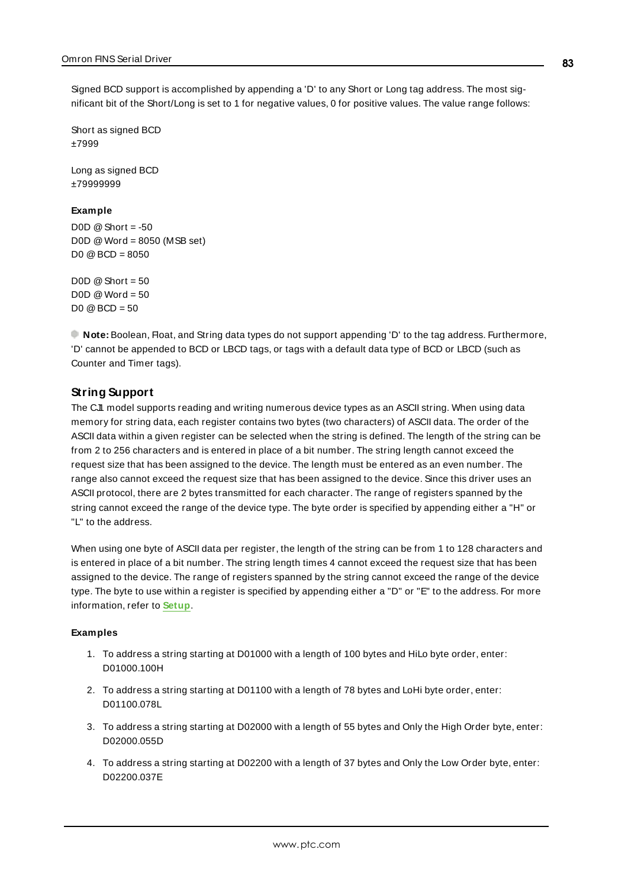Signed BCD support is accomplished by appending a 'D' to any Short or Long tag address. The most significant bit of the Short/Long is set to 1 for negative values, 0 for positive values. The value range follows:

Short as signed BCD
±7999

Long as signed BCD
±79999999

**Example**

D0D @ Short = -50
D0D @ Word = 8050 (MSB set)
D0 @ BCD = 8050

D0D @ Short = 50
D0D @ Word = 50
D0 @ BCD = 50

**Note:** Boolean, Float, and String data types do not support appending 'D' to the tag address. Furthermore, 'D' cannot be appended to BCD or LBCD tags, or tags with a default data type of BCD or LBCD (such as Counter and Timer tags).

## String Support

The CJ1 model supports reading and writing numerous device types as an ASCII string. When using data memory for string data, each register contains two bytes (two characters) of ASCII data. The order of the ASCII data within a given register can be selected when the string is defined. The length of the string can be from 2 to 256 characters and is entered in place of a bit number. The string length cannot exceed the request size that has been assigned to the device. The length must be entered as an even number. The range also cannot exceed the request size that has been assigned to the device. Since this driver uses an ASCII protocol, there are 2 bytes transmitted for each character. The range of registers spanned by the string cannot exceed the range of the device type. The byte order is specified by appending either a "H" or "L" to the address.

When using one byte of ASCII data per register, the length of the string can be from 1 to 128 characters and is entered in place of a bit number. The string length times 4 cannot exceed the request size that has been assigned to the device. The range of registers spanned by the string cannot exceed the range of the device type. The byte to use within a register is specified by appending either a "D" or "E" to the address. For more information, refer to **Setup**.

**Examples**

1. To address a string starting at D01000 with a length of 100 bytes and HiLo byte order, enter: D01000.100H
2. To address a string starting at D01100 with a length of 78 bytes and LoHi byte order, enter: D01100.078L
3. To address a string starting at D02000 with a length of 55 bytes and Only the High Order byte, enter: D02000.055D
4. To address a string starting at D02200 with a length of 37 bytes and Only the Low Order byte, enter: D02200.037E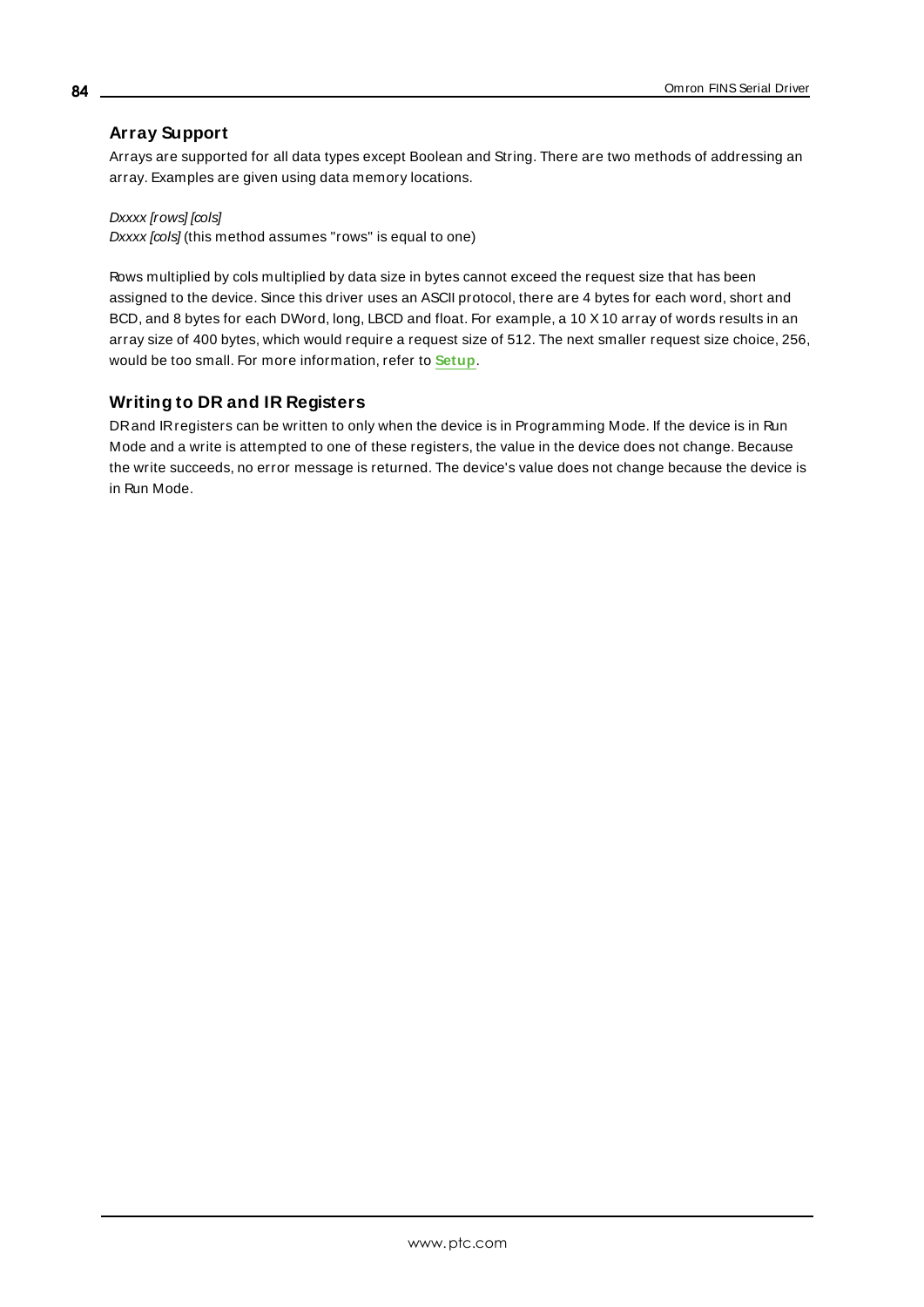## Array Support

Arrays are supported for all data types except Boolean and String. There are two methods of addressing an array. Examples are given using data memory locations.

*Dxxxx [rows] [cols]*
*Dxxxx [cols]* (this method assumes "rows" is equal to one)

Rows multiplied by cols multiplied by data size in bytes cannot exceed the request size that has been assigned to the device. Since this driver uses an ASCII protocol, there are 4 bytes for each word, short and BCD, and 8 bytes for each DWord, long, LBCD and float. For example, a 10 X 10 array of words results in an array size of 400 bytes, which would require a request size of 512. The next smaller request size choice, 256, would be too small. For more information, refer to **Setup**.

## Writing to DR and IR Registers

DR and IR registers can be written to only when the device is in Programming Mode. If the device is in Run Mode and a write is attempted to one of these registers, the value in the device does not change. Because the write succeeds, no error message is returned. The device's value does not change because the device is in Run Mode.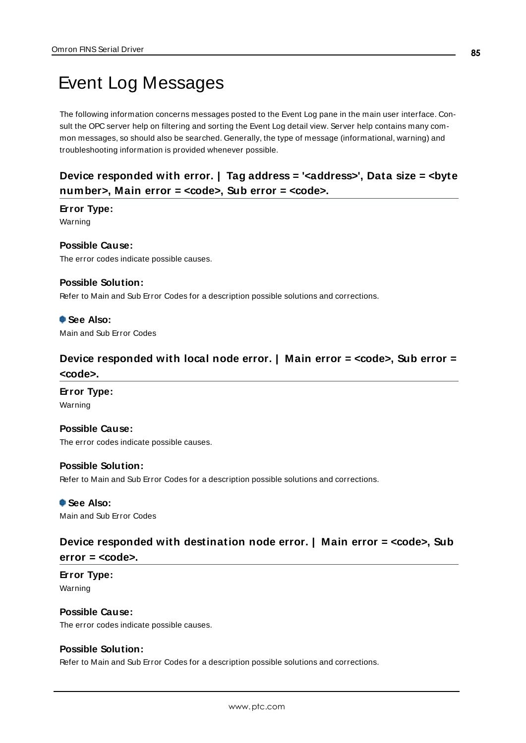# Event Log Messages

The following information concerns messages posted to the Event Log pane in the main user interface. Consult the OPC server help on filtering and sorting the Event Log detail view. Server help contains many common messages, so should also be searched. Generally, the type of message (informational, warning) and troubleshooting information is provided whenever possible.

## Device responded with error. | Tag address = '<address>', Data size = <byte number>, Main error = <code>, Sub error = <code>.

**Error Type:**
Warning

**Possible Cause:**
The error codes indicate possible causes.

**Possible Solution:**
Refer to Main and Sub Error Codes for a description possible solutions and corrections.

**See Also:**
Main and Sub Error Codes

## Device responded with local node error. | Main error = <code>, Sub error = <code>.

**Error Type:**
Warning

**Possible Cause:**
The error codes indicate possible causes.

**Possible Solution:**
Refer to Main and Sub Error Codes for a description possible solutions and corrections.

**See Also:**
Main and Sub Error Codes

## Device responded with destination node error. | Main error = <code>, Sub error = <code>.

**Error Type:**
Warning

**Possible Cause:**
The error codes indicate possible causes.

**Possible Solution:**
Refer to Main and Sub Error Codes for a description possible solutions and corrections.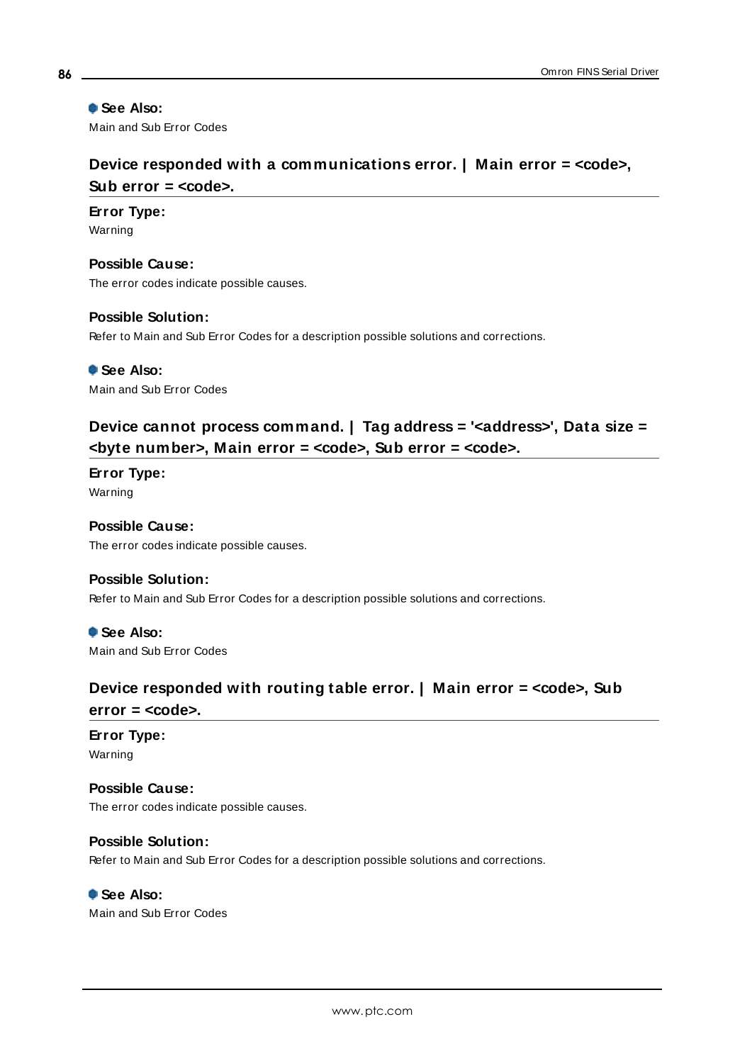**See Also:**
Main and Sub Error Codes

### Device responded with a communications error. | Main error = <code>, Sub error = <code>.

**Error Type:**
Warning

**Possible Cause:**
The error codes indicate possible causes.

**Possible Solution:**
Refer to Main and Sub Error Codes for a description possible solutions and corrections.

**See Also:**
Main and Sub Error Codes

### Device cannot process command. | Tag address = '<address>', Data size = <byte number>, Main error = <code>, Sub error = <code>.

**Error Type:**
Warning

**Possible Cause:**
The error codes indicate possible causes.

**Possible Solution:**
Refer to Main and Sub Error Codes for a description possible solutions and corrections.

**See Also:**
Main and Sub Error Codes

### Device responded with routing table error. | Main error = <code>, Sub error = <code>.

**Error Type:**
Warning

**Possible Cause:**
The error codes indicate possible causes.

**Possible Solution:**
Refer to Main and Sub Error Codes for a description possible solutions and corrections.

**See Also:**
Main and Sub Error Codes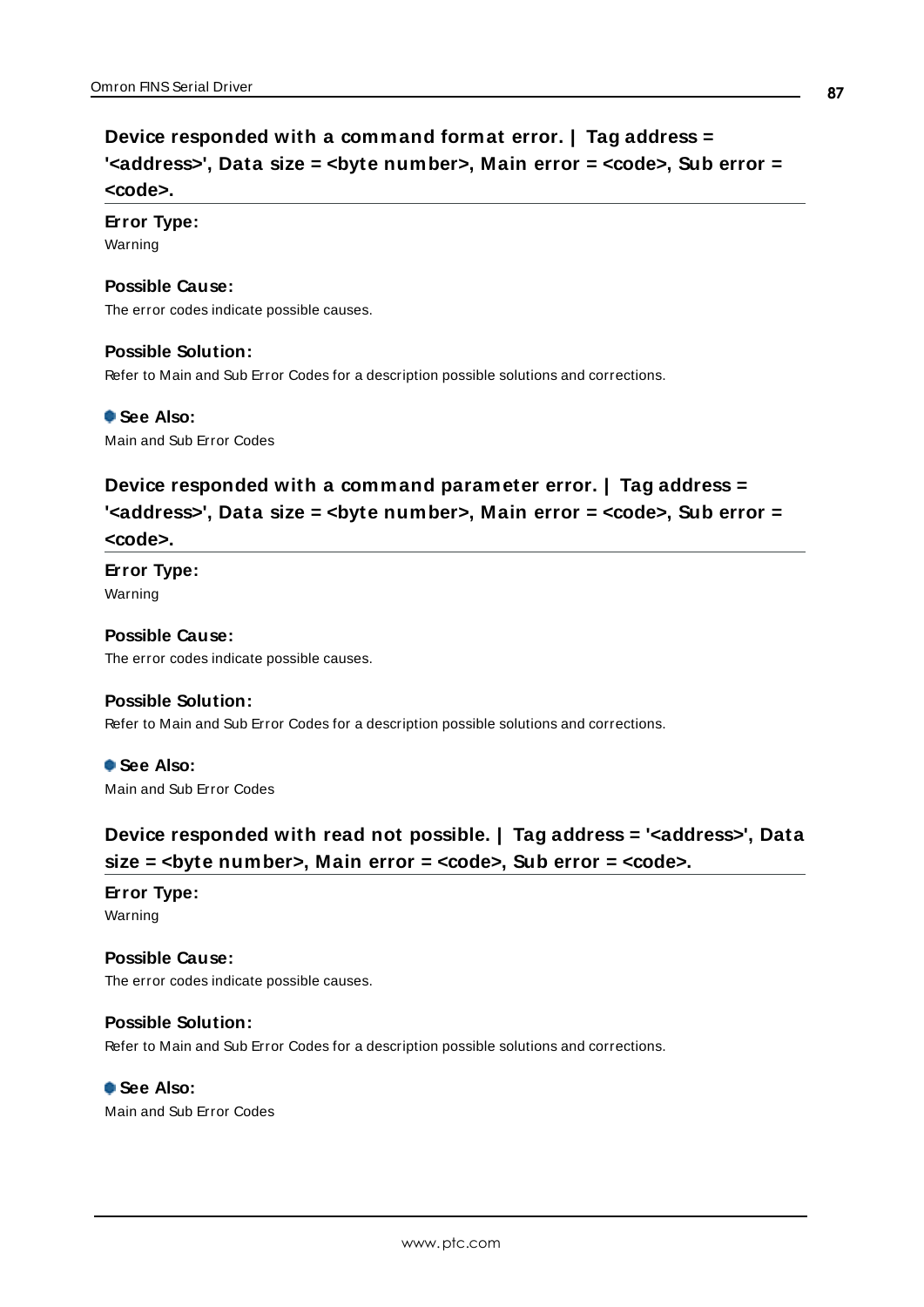## Device responded with a command format error. | Tag address = '<address>', Data size = <byte number>, Main error = <code>, Sub error = <code>.

**Error Type:**
Warning

**Possible Cause:**
The error codes indicate possible causes.

**Possible Solution:**
Refer to Main and Sub Error Codes for a description possible solutions and corrections.

**See Also:**
Main and Sub Error Codes

## Device responded with a command parameter error. | Tag address = '<address>', Data size = <byte number>, Main error = <code>, Sub error = <code>.

**Error Type:**
Warning

**Possible Cause:**
The error codes indicate possible causes.

**Possible Solution:**
Refer to Main and Sub Error Codes for a description possible solutions and corrections.

**See Also:**
Main and Sub Error Codes

## Device responded with read not possible. | Tag address = '<address>', Data size = <byte number>, Main error = <code>, Sub error = <code>.

**Error Type:**
Warning

**Possible Cause:**
The error codes indicate possible causes.

**Possible Solution:**
Refer to Main and Sub Error Codes for a description possible solutions and corrections.

**See Also:**
Main and Sub Error Codes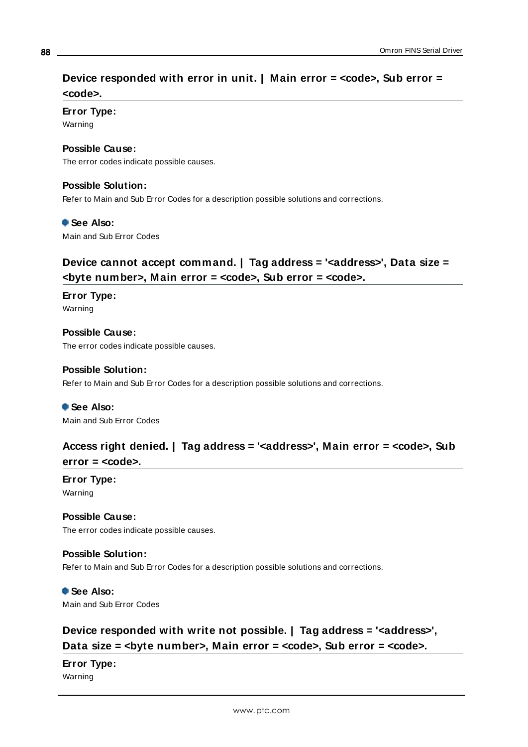## Device responded with error in unit. | Main error = <code>, Sub error = <code>.

**Error Type:**
Warning

**Possible Cause:**
The error codes indicate possible causes.

**Possible Solution:**
Refer to Main and Sub Error Codes for a description possible solutions and corrections.

**See Also:**
Main and Sub Error Codes

## Device cannot accept command. | Tag address = '<address>', Data size = <byte number>, Main error = <code>, Sub error = <code>.

**Error Type:**
Warning

**Possible Cause:**
The error codes indicate possible causes.

**Possible Solution:**
Refer to Main and Sub Error Codes for a description possible solutions and corrections.

**See Also:**
Main and Sub Error Codes

## Access right denied. | Tag address = '<address>', Main error = <code>, Sub error = <code>.

**Error Type:**
Warning

**Possible Cause:**
The error codes indicate possible causes.

**Possible Solution:**
Refer to Main and Sub Error Codes for a description possible solutions and corrections.

**See Also:**
Main and Sub Error Codes

## Device responded with write not possible. | Tag address = '<address>', Data size = <byte number>, Main error = <code>, Sub error = <code>.

**Error Type:**
Warning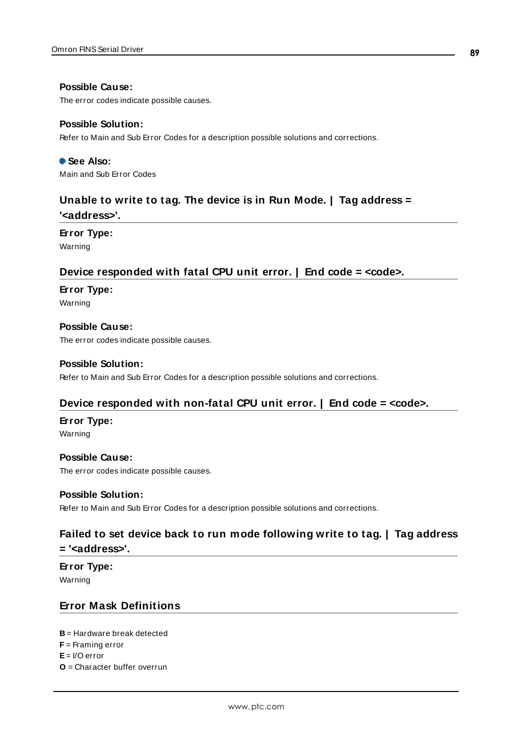#### Possible Cause:
The error codes indicate possible causes.

#### Possible Solution:
Refer to Main and Sub Error Codes for a description possible solutions and corrections.

**See Also:**
Main and Sub Error Codes

## Unable to write to tag. The device is in Run Mode. | Tag address = '<address>'.

#### Error Type:
Warning

## Device responded with fatal CPU unit error. | End code = <code>.

#### Error Type:
Warning

#### Possible Cause:
The error codes indicate possible causes.

#### Possible Solution:
Refer to Main and Sub Error Codes for a description possible solutions and corrections.

## Device responded with non-fatal CPU unit error. | End code = <code>.

#### Error Type:
Warning

#### Possible Cause:
The error codes indicate possible causes.

#### Possible Solution:
Refer to Main and Sub Error Codes for a description possible solutions and corrections.

## Failed to set device back to run mode following write to tag. | Tag address = '<address>'.

#### Error Type:
Warning

## Error Mask Definitions

**B** = Hardware break detected
**F** = Framing error
**E** = I/O error
**O** = Character buffer overrun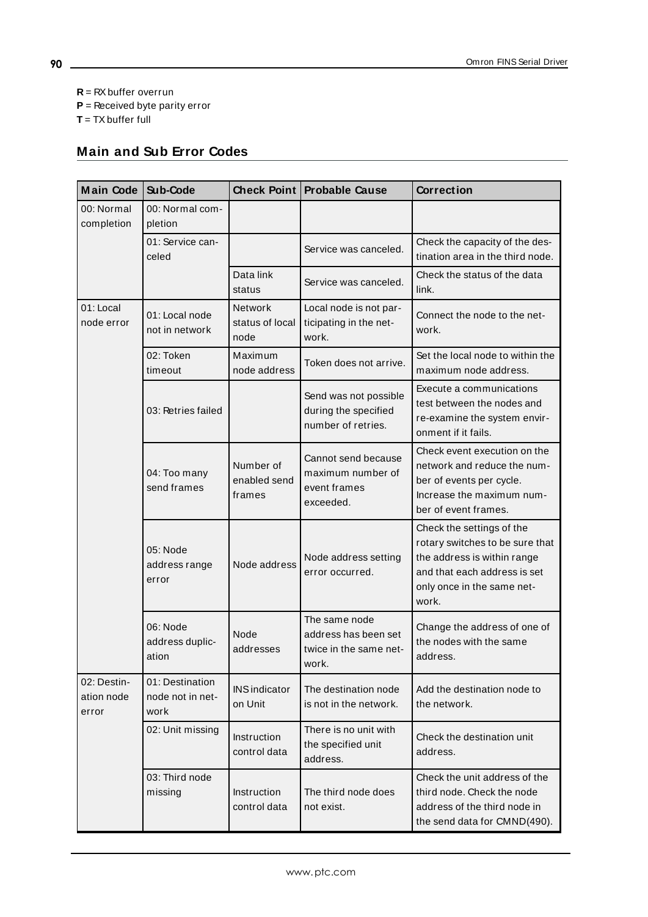**R** = RX buffer overrun
**P** = Received byte parity error
**T** = TX buffer full

## Main and Sub Error Codes

| Main Code | Sub-Code | Check Point | Probable Cause | Correction |
|---|---|---|---|---|
| 00: Normal completion | 00: Normal completion | | | |
| | 01: Service canceled | | Service was canceled. | Check the capacity of the destination area in the third node. |
| | | Data link status | Service was canceled. | Check the status of the data link. |
| 01: Local node error | 01: Local node not in network | Network status of local node | Local node is not participating in the network. | Connect the node to the network. |
| | 02: Token timeout | Maximum node address | Token does not arrive. | Set the local node to within the maximum node address. |
| | 03: Retries failed | | Send was not possible during the specified number of retries. | Execute a communications test between the nodes and re-examine the system environment if it fails. |
| | 04: Too many send frames | Number of enabled send frames | Cannot send because maximum number of event frames exceeded. | Check event execution on the network and reduce the number of events per cycle. Increase the maximum number of event frames. |
| | 05: Node address range error | Node address | Node address setting error occurred. | Check the settings of the rotary switches to be sure that the address is within range and that each address is set only once in the same network. |
| | 06: Node address duplication | Node addresses | The same node address has been set twice in the same network. | Change the address of one of the nodes with the same address. |
| 02: Destination node error | 01: Destination node not in network | INS indicator on Unit | The destination node is not in the network. | Add the destination node to the network. |
| | 02: Unit missing | Instruction control data | There is no unit with the specified unit address. | Check the destination unit address. |
| | 03: Third node missing | Instruction control data | The third node does not exist. | Check the unit address of the third node. Check the node address of the third node in the send data for CMND(490). |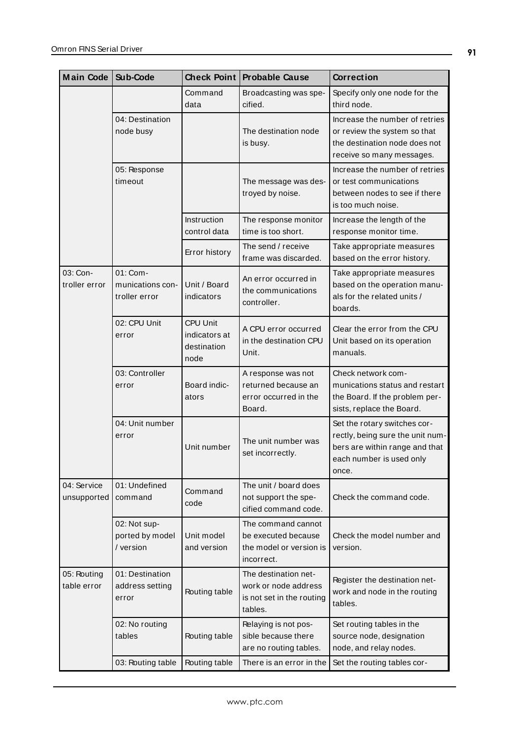| Main Code | Sub-Code | Check Point | Probable Cause | Correction |
|---|---|---|---|---|
| | | Command data | Broadcasting was specified. | Specify only one node for the third node. |
| | 04: Destination node busy | | The destination node is busy. | Increase the number of retries or review the system so that the destination node does not receive so many messages. |
| | 05: Response timeout | | The message was destroyed by noise. | Increase the number of retries or test communications between nodes to see if there is too much noise. |
| | | Instruction control data | The response monitor time is too short. | Increase the length of the response monitor time. |
| | | Error history | The send / receive frame was discarded. | Take appropriate measures based on the error history. |
| 03: Controller error | 01: Communications controller error | Unit / Board indicators | An error occurred in the communications controller. | Take appropriate measures based on the operation manuals for the related units / boards. |
| | 02: CPU Unit error | CPU Unit indicators at destination node | A CPU error occurred in the destination CPU Unit. | Clear the error from the CPU Unit based on its operation manuals. |
| | 03: Controller error | Board indicators | A response was not returned because an error occurred in the Board. | Check network communications status and restart the Board. If the problem persists, replace the Board. |
| | 04: Unit number error | Unit number | The unit number was set incorrectly. | Set the rotary switches correctly, being sure the unit numbers are within range and that each number is used only once. |
| 04: Service unsupported | 01: Undefined command | Command code | The unit / board does not support the specified command code. | Check the command code. |
| | 02: Not supported by model / version | Unit model and version | The command cannot be executed because the model or version is incorrect. | Check the model number and version. |
| 05: Routing table error | 01: Destination address setting error | Routing table | The destination network or node address is not set in the routing tables. | Register the destination network and node in the routing tables. |
| | 02: No routing tables | Routing table | Relaying is not possible because there are no routing tables. | Set routing tables in the source node, designation node, and relay nodes. |
| | 03: Routing table | Routing table | There is an error in the | Set the routing tables cor- |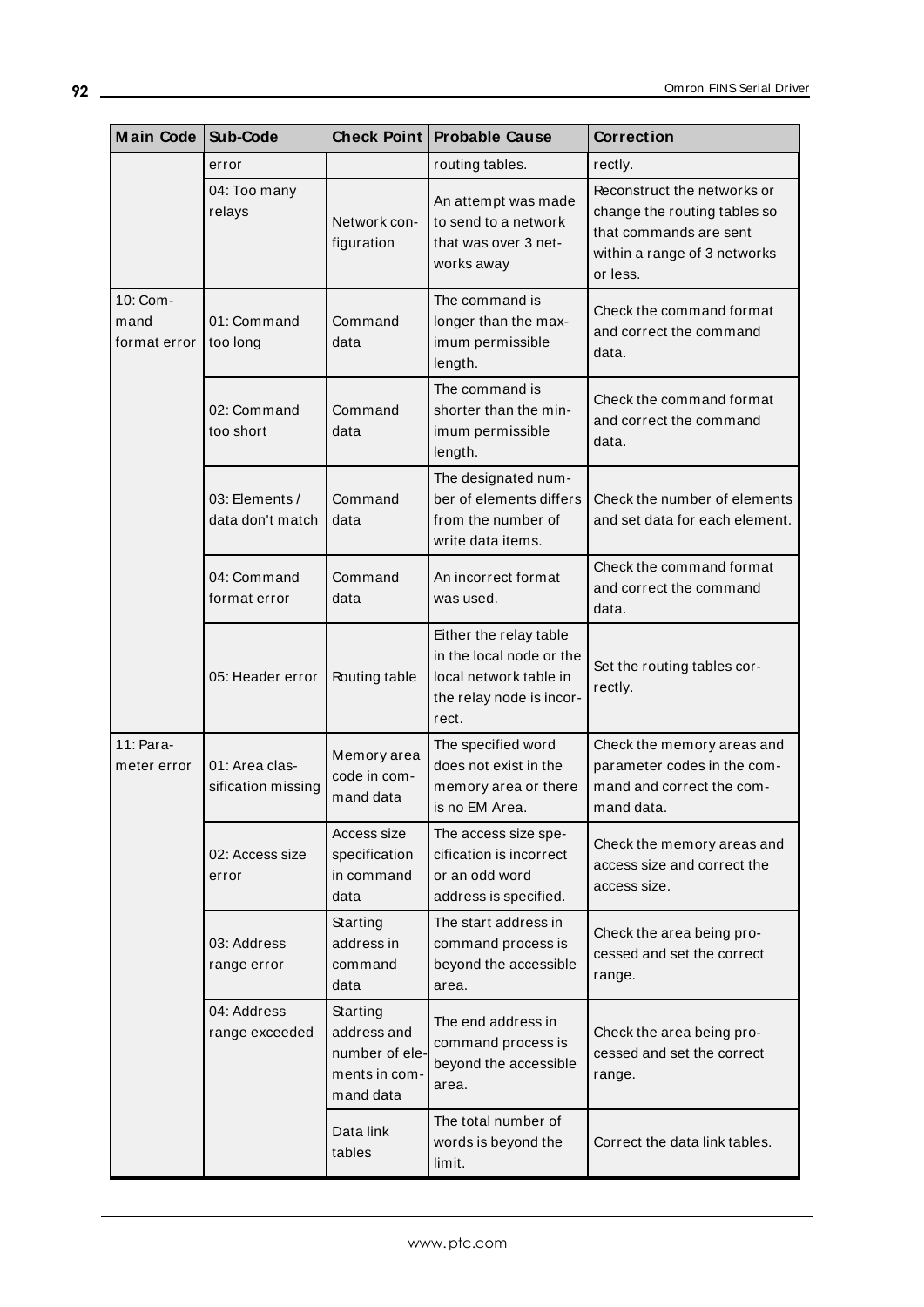| Main Code | Sub-Code | Check Point | Probable Cause | Correction |
|---|---|---|---|---|
| | error | | routing tables. | rectly. |
| | 04: Too many relays | Network configuration | An attempt was made to send to a network that was over 3 networks away | Reconstruct the networks or change the routing tables so that commands are sent within a range of 3 networks or less. |
| 10: Command format error | 01: Command too long | Command data | The command is longer than the maximum permissible length. | Check the command format and correct the command data. |
| | 02: Command too short | Command data | The command is shorter than the minimum permissible length. | Check the command format and correct the command data. |
| | 03: Elements / data don't match | Command data | The designated number of elements differs from the number of write data items. | Check the number of elements and set data for each element. |
| | 04: Command format error | Command data | An incorrect format was used. | Check the command format and correct the command data. |
| | 05: Header error | Routing table | Either the relay table in the local node or the local network table in the relay node is incorrect. | Set the routing tables correctly. |
| 11: Parameter error | 01: Area classification missing | Memory area code in command data | The specified word does not exist in the memory area or there is no EM Area. | Check the memory areas and parameter codes in the command and correct the command data. |
| | 02: Access size error | Access size specification in command data | The access size specification is incorrect or an odd word address is specified. | Check the memory areas and access size and correct the access size. |
| | 03: Address range error | Starting address in command data | The start address in command process is beyond the accessible area. | Check the area being processed and set the correct range. |
| | 04: Address range exceeded | Starting address and number of elements in command data | The end address in command process is beyond the accessible area. | Check the area being processed and set the correct range. |
| | | Data link tables | The total number of words is beyond the limit. | Correct the data link tables. |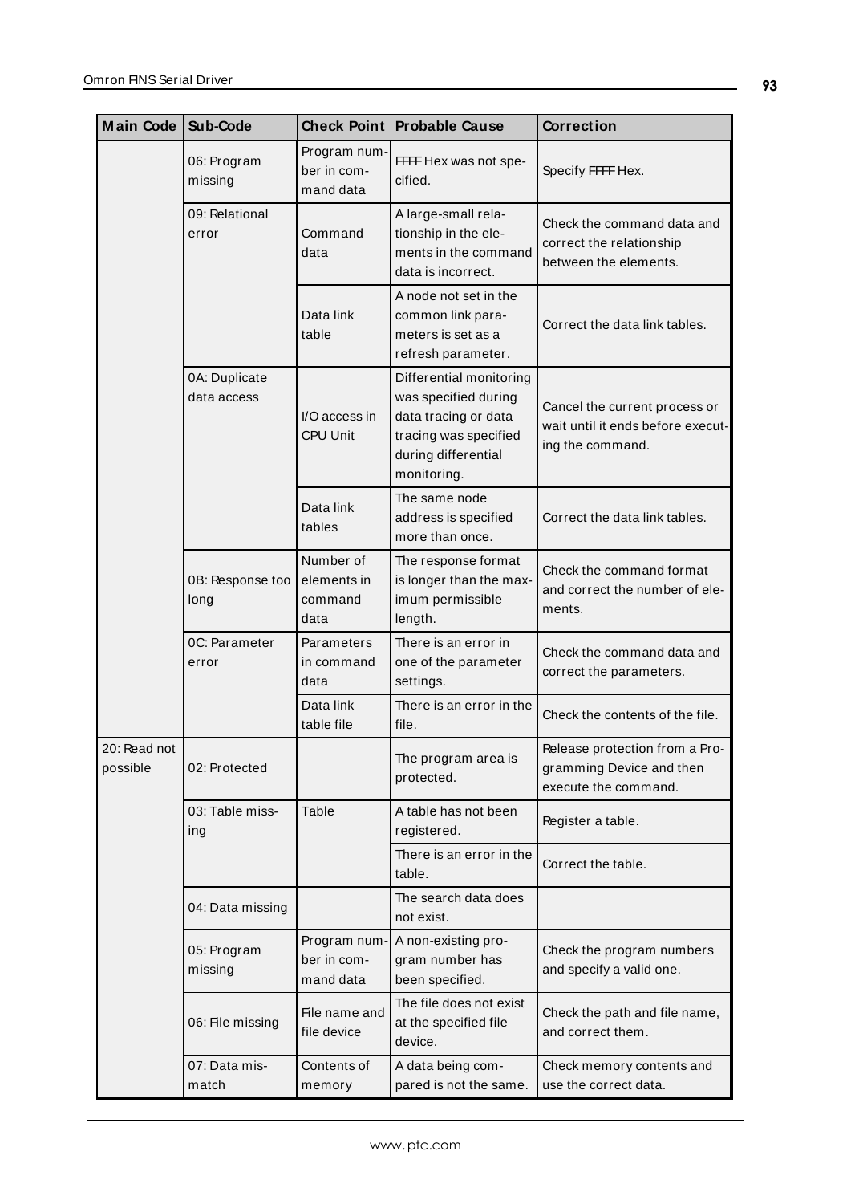| Main Code | Sub-Code | Check Point | Probable Cause | Correction |
|---|---|---|---|---|
| | 06: Program missing | Program number in command data | FFFF Hex was not specified. | Specify FFFF Hex. |
| | 09: Relational error | Command data | A large-small relationship in the elements in the command data is incorrect. | Check the command data and correct the relationship between the elements. |
| | | Data link table | A node not set in the common link parameters is set as a refresh parameter. | Correct the data link tables. |
| | 0A: Duplicate data access | I/O access in CPU Unit | Differential monitoring was specified during data tracing or data tracing was specified during differential monitoring. | Cancel the current process or wait until it ends before executing the command. |
| | | Data link tables | The same node address is specified more than once. | Correct the data link tables. |
| | 0B: Response too long | Number of elements in command data | The response format is longer than the maximum permissible length. | Check the command format and correct the number of elements. |
| | 0C: Parameter error | Parameters in command data | There is an error in one of the parameter settings. | Check the command data and correct the parameters. |
| | | Data link table file | There is an error in the file. | Check the contents of the file. |
| 20: Read not possible | 02: Protected | | The program area is protected. | Release protection from a Programming Device and then execute the command. |
| | 03: Table missing | Table | A table has not been registered. | Register a table. |
| | | | There is an error in the table. | Correct the table. |
| | 04: Data missing | | The search data does not exist. | |
| | 05: Program missing | Program number in command data | A non-existing program number has been specified. | Check the program numbers and specify a valid one. |
| | 06: File missing | File name and file device | The file does not exist at the specified file device. | Check the path and file name, and correct them. |
| | 07: Data mismatch | Contents of memory | A data being compared is not the same. | Check memory contents and use the correct data. |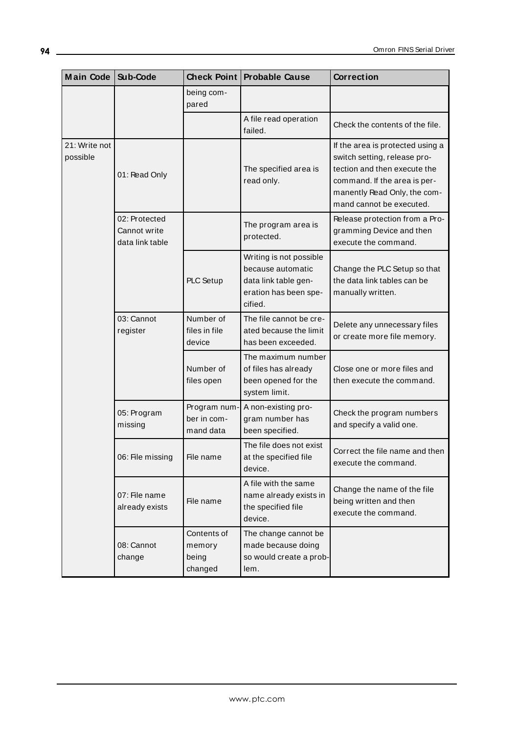| Main Code | Sub-Code | Check Point | Probable Cause | Correction |
|---|---|---|---|---|
| | | being compared | | |
| | | | A file read operation failed. | Check the contents of the file. |
| 21: Write not possible | 01: Read Only | | The specified area is read only. | If the area is protected using a switch setting, release protection and then execute the command. If the area is permanently Read Only, the command cannot be executed. |
| | 02: Protected Cannot write data link table | | The program area is protected. | Release protection from a Programming Device and then execute the command. |
| | | PLC Setup | Writing is not possible because automatic data link table generation has been specified. | Change the PLC Setup so that the data link tables can be manually written. |
| | 03: Cannot register | Number of files in file device | The file cannot be created because the limit has been exceeded. | Delete any unnecessary files or create more file memory. |
| | | Number of files open | The maximum number of files has already been opened for the system limit. | Close one or more files and then execute the command. |
| | 05: Program missing | Program number in command data | A non-existing program number has been specified. | Check the program numbers and specify a valid one. |
| | 06: File missing | File name | The file does not exist at the specified file device. | Correct the file name and then execute the command. |
| | 07: File name already exists | File name | A file with the same name already exists in the specified file device. | Change the name of the file being written and then execute the command. |
| | 08: Cannot change | Contents of memory being changed | The change cannot be made because doing so would create a problem. | |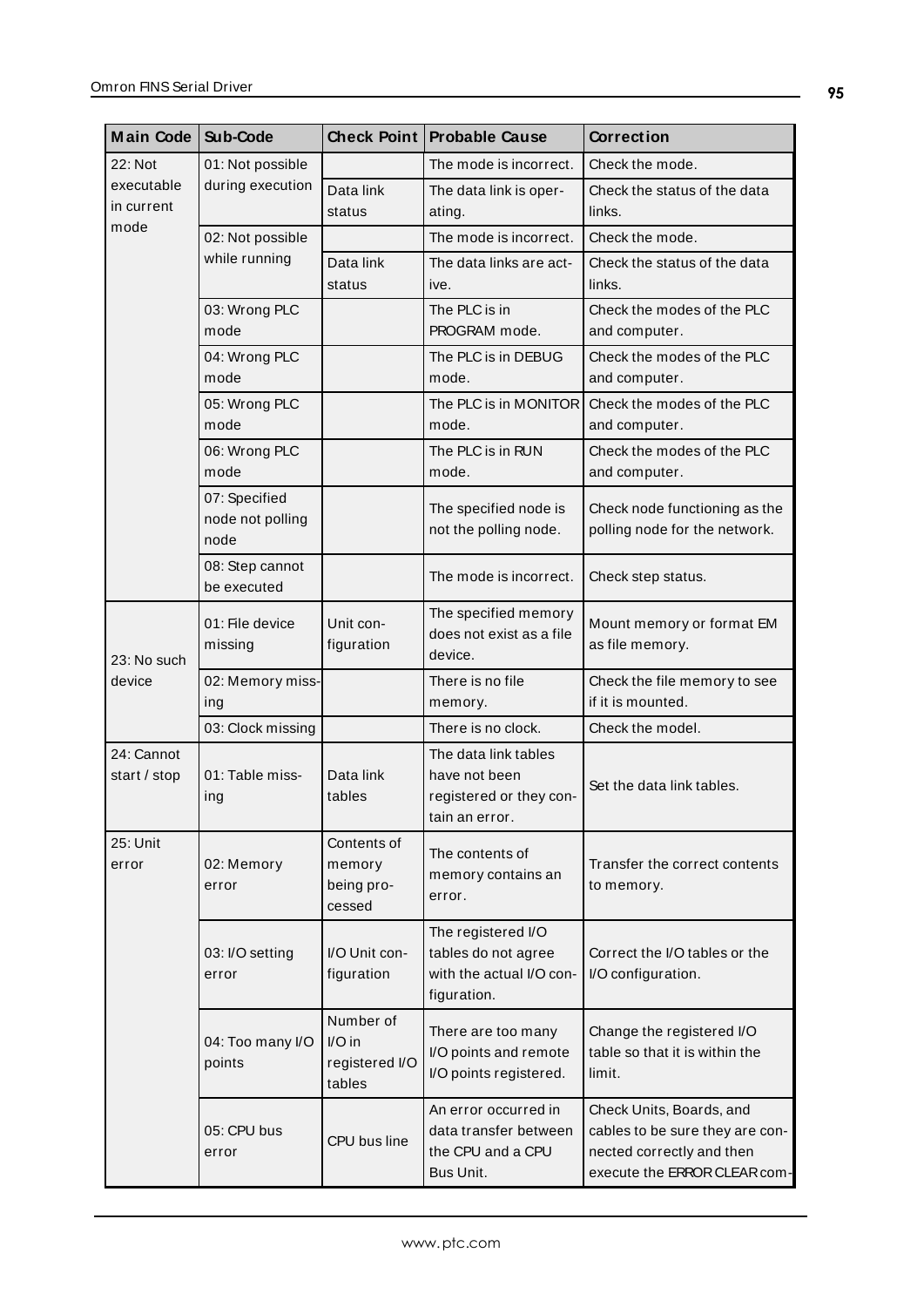| Main Code | Sub-Code | Check Point | Probable Cause | Correction |
|---|---|---|---|---|
| 22: Not executable in current mode | 01: Not possible during execution | | The mode is incorrect. | Check the mode. |
| | | Data link status | The data link is operating. | Check the status of the data links. |
| | 02: Not possible while running | | The mode is incorrect. | Check the mode. |
| | | Data link status | The data links are active. | Check the status of the data links. |
| | 03: Wrong PLC mode | | The PLC is in PROGRAM mode. | Check the modes of the PLC and computer. |
| | 04: Wrong PLC mode | | The PLC is in DEBUG mode. | Check the modes of the PLC and computer. |
| | 05: Wrong PLC mode | | The PLC is in MONITOR mode. | Check the modes of the PLC and computer. |
| | 06: Wrong PLC mode | | The PLC is in RUN mode. | Check the modes of the PLC and computer. |
| | 07: Specified node not polling node | | The specified node is not the polling node. | Check node functioning as the polling node for the network. |
| | 08: Step cannot be executed | | The mode is incorrect. | Check step status. |
| 23: No such device | 01: File device missing | Unit configuration | The specified memory does not exist as a file device. | Mount memory or format EM as file memory. |
| | 02: Memory missing | | There is no file memory. | Check the file memory to see if it is mounted. |
| | 03: Clock missing | | There is no clock. | Check the model. |
| 24: Cannot start / stop | 01: Table missing | Data link tables | The data link tables have not been registered or they contain an error. | Set the data link tables. |
| 25: Unit error | 02: Memory error | Contents of memory being processed | The contents of memory contains an error. | Transfer the correct contents to memory. |
| | 03: I/O setting error | I/O Unit configuration | The registered I/O tables do not agree with the actual I/O configuration. | Correct the I/O tables or the I/O configuration. |
| | 04: Too many I/O points | Number of I/O in registered I/O tables | There are too many I/O points and remote I/O points registered. | Change the registered I/O table so that it is within the limit. |
| | 05: CPU bus error | CPU bus line | An error occurred in data transfer between the CPU and a CPU Bus Unit. | Check Units, Boards, and cables to be sure they are connected correctly and then execute the ERROR CLEAR com- |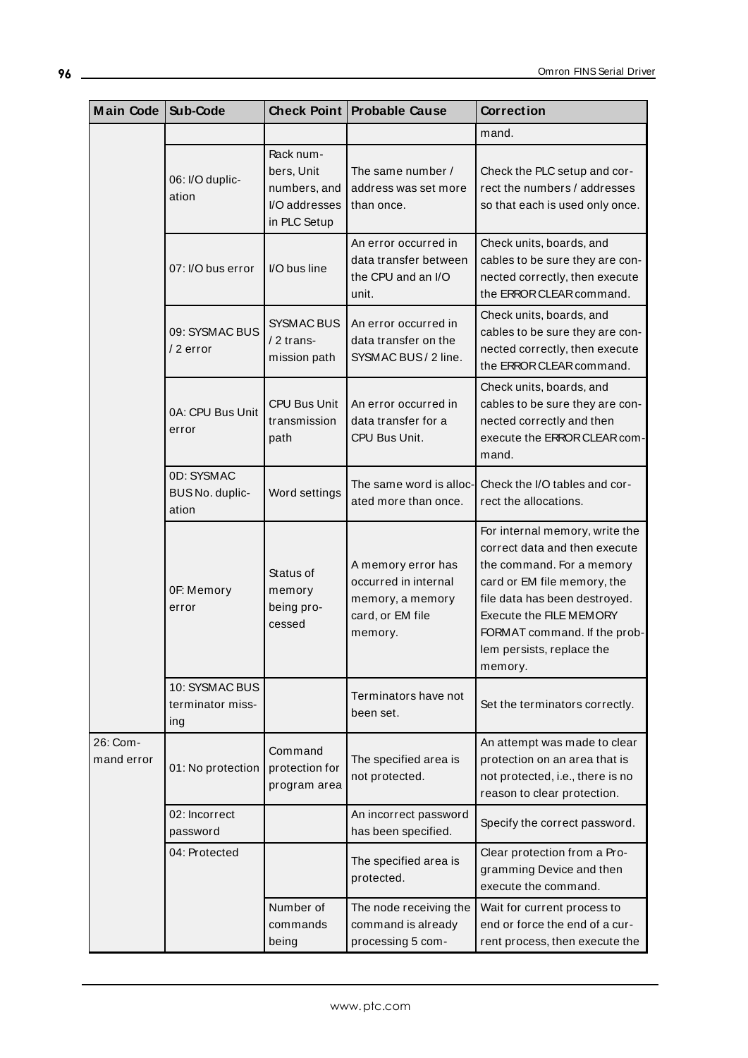| Main Code | Sub-Code | Check Point | Probable Cause | Correction |
|---|---|---|---|---|
| | | | | mand. |
| | 06: I/O duplication | Rack numbers, Unit numbers, and I/O addresses in PLC Setup | The same number / address was set more than once. | Check the PLC setup and correct the numbers / addresses so that each is used only once. |
| | 07: I/O bus error | I/O bus line | An error occurred in data transfer between the CPU and an I/O unit. | Check units, boards, and cables to be sure they are connected correctly, then execute the ERROR CLEAR command. |
| | 09: SYSMAC BUS / 2 error | SYSMAC BUS / 2 transmission path | An error occurred in data transfer on the SYSMAC BUS / 2 line. | Check units, boards, and cables to be sure they are connected correctly, then execute the ERROR CLEAR command. |
| | 0A: CPU Bus Unit error | CPU Bus Unit transmission path | An error occurred in data transfer for a CPU Bus Unit. | Check units, boards, and cables to be sure they are connected correctly and then execute the ERROR CLEAR command. |
| | 0D: SYSMAC BUS No. duplication | Word settings | The same word is allocated more than once. | Check the I/O tables and correct the allocations. |
| | 0F: Memory error | Status of memory being processed | A memory error has occurred in internal memory, a memory card, or EM file memory. | For internal memory, write the correct data and then execute the command. For a memory card or EM file memory, the file data has been destroyed. Execute the FILE MEMORY FORMAT command. If the problem persists, replace the memory. |
| | 10: SYSMAC BUS terminator missing | | Terminators have not been set. | Set the terminators correctly. |
| 26: Command error | 01: No protection | Command protection for program area | The specified area is not protected. | An attempt was made to clear protection on an area that is not protected, i.e., there is no reason to clear protection. |
| | 02: Incorrect password | | An incorrect password has been specified. | Specify the correct password. |
| | 04: Protected | | The specified area is protected. | Clear protection from a Programming Device and then execute the command. |
| | | Number of commands being | The node receiving the command is already processing 5 com- | Wait for current process to end or force the end of a current process, then execute the |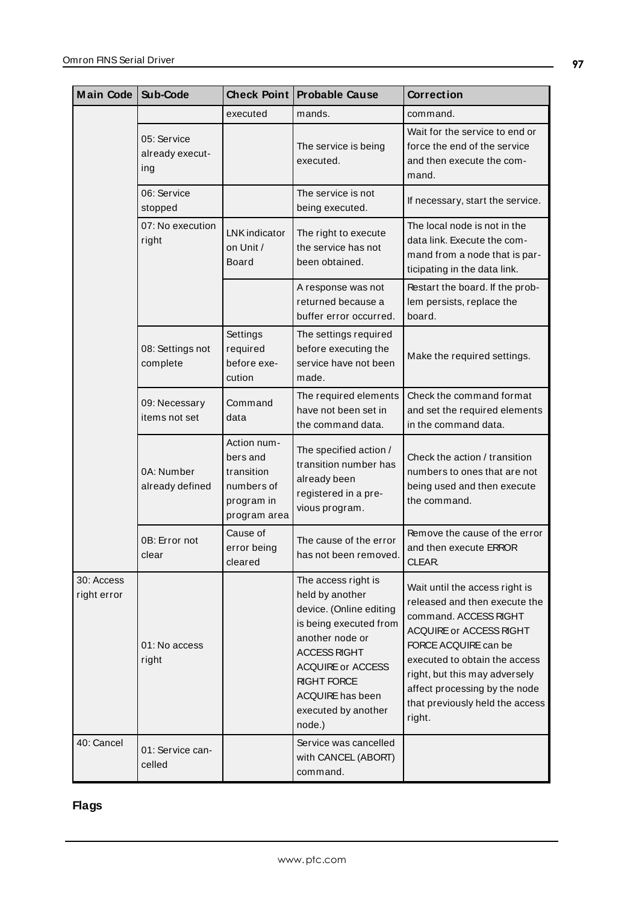| Main Code | Sub-Code | Check Point | Probable Cause | Correction |
| --- | --- | --- | --- | --- |
| | | executed | mands. | command. |
| | 05: Service already executing | | The service is being executed. | Wait for the service to end or force the end of the service and then execute the command. |
| | 06: Service stopped | | The service is not being executed. | If necessary, start the service. |
| | 07: No execution right | LNK indicator on Unit / Board | The right to execute the service has not been obtained. | The local node is not in the data link. Execute the command from a node that is participating in the data link. |
| | | | A response was not returned because a buffer error occurred. | Restart the board. If the problem persists, replace the board. |
| | 08: Settings not complete | Settings required before execution | The settings required before executing the service have not been made. | Make the required settings. |
| | 09: Necessary items not set | Command data | The required elements have not been set in the command data. | Check the command format and set the required elements in the command data. |
| | 0A: Number already defined | Action numbers and transition numbers of program in program area | The specified action / transition number has already been registered in a previous program. | Check the action / transition numbers to ones that are not being used and then execute the command. |
| | 0B: Error not clear | Cause of error being cleared | The cause of the error has not been removed. | Remove the cause of the error and then execute ERROR CLEAR. |
| 30: Access right error | 01: No access right | | The access right is held by another device. (Online editing is being executed from another node or ACCESS RIGHT ACQUIRE or ACCESS RIGHT FORCE ACQUIRE has been executed by another node.) | Wait until the access right is released and then execute the command. ACCESS RIGHT ACQUIRE or ACCESS RIGHT FORCE ACQUIRE can be executed to obtain the access right, but this may adversely affect processing by the node that previously held the access right. |
| 40: Cancel | 01: Service cancelled | | Service was cancelled with CANCEL (ABORT) command. | |

**Flags**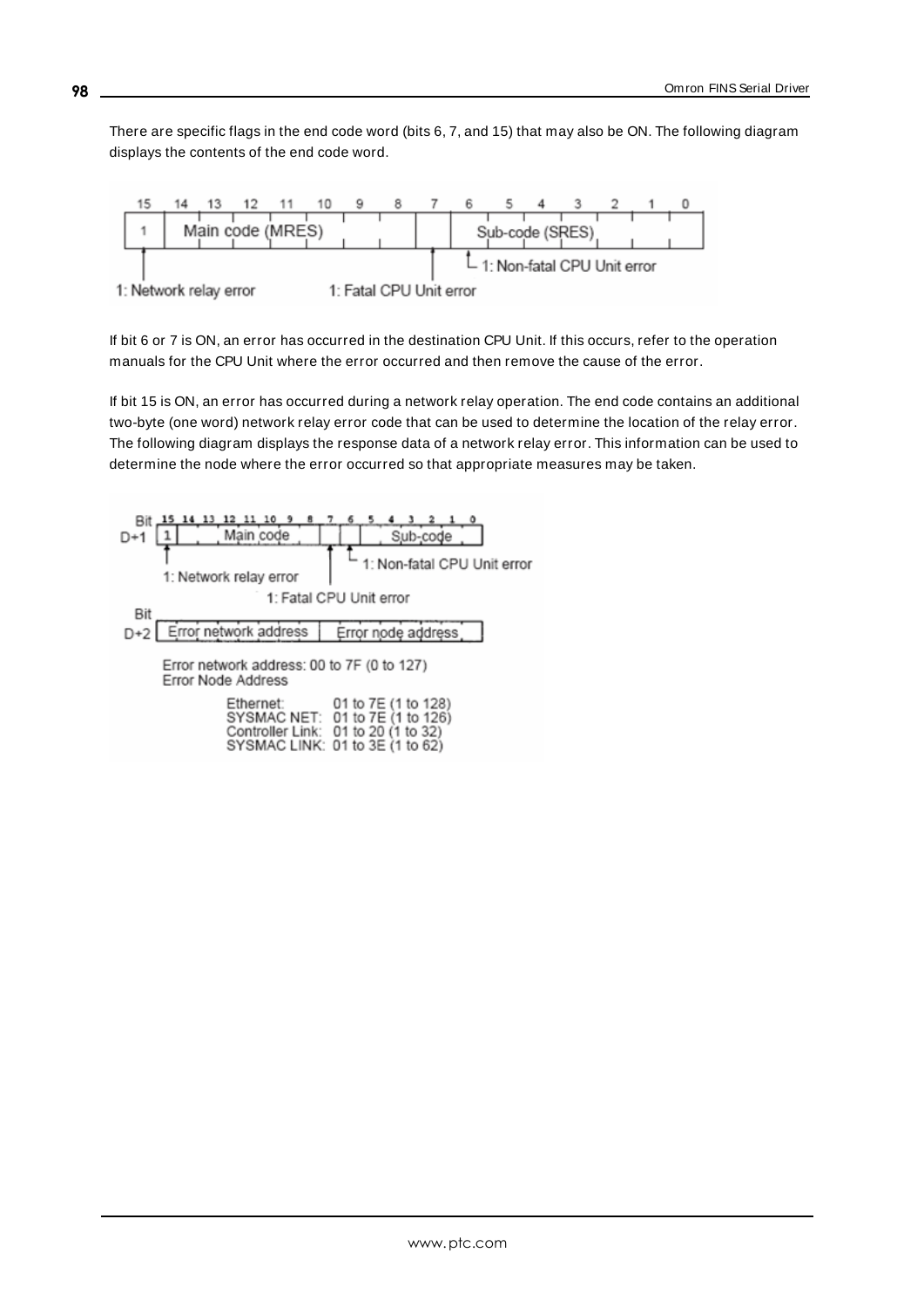There are specific flags in the end code word (bits 6, 7, and 15) that may also be ON. The following diagram displays the contents of the end code word.

| 15 | 14 | 13 | 12 | 11 | 10 | 9 | 8 | 7 | 6 | 5 | 4 | 3 | 2 | 1 | 0 |
|---|---|---|---|---|---|---|---|---|---|---|---|---|---|---|---|
| 1 | Main code (MRES) | | | | | | | | Sub-code (SRES) | | | | | | |

1: Network relay error

1: Fatal CPU Unit error

1: Non-fatal CPU Unit error

If bit 6 or 7 is ON, an error has occurred in the destination CPU Unit. If this occurs, refer to the operation manuals for the CPU Unit where the error occurred and then remove the cause of the error.

If bit 15 is ON, an error has occurred during a network relay operation. The end code contains an additional two-byte (one word) network relay error code that can be used to determine the location of the relay error. The following diagram displays the response data of a network relay error. This information can be used to determine the node where the error occurred so that appropriate measures may be taken.

| Bit | 15 | 14 | 13 | 12 | 11 | 10 | 9 | 8 | 7 | 6 | 5 | 4 | 3 | 2 | 1 | 0 |
|---|---|---|---|---|---|---|---|---|---|---|---|---|---|---|---|---|
| D+1 | 1 | Main code | | | | | | | | | Sub-code | | | | | |
| D+2 | Error network address | | | | | | | | Error node address | | | | | | | |

1: Network relay error

1: Fatal CPU Unit error

1: Non-fatal CPU Unit error

Error network address: 00 to 7F (0 to 127)

Error Node Address

| | |
|---|---|
| Ethernet: | 01 to 7E (1 to 128) |
| SYSMAC NET: | 01 to 7E (1 to 126) |
| Controller Link: | 01 to 20 (1 to 32) |
| SYSMAC LINK: | 01 to 3E (1 to 62) |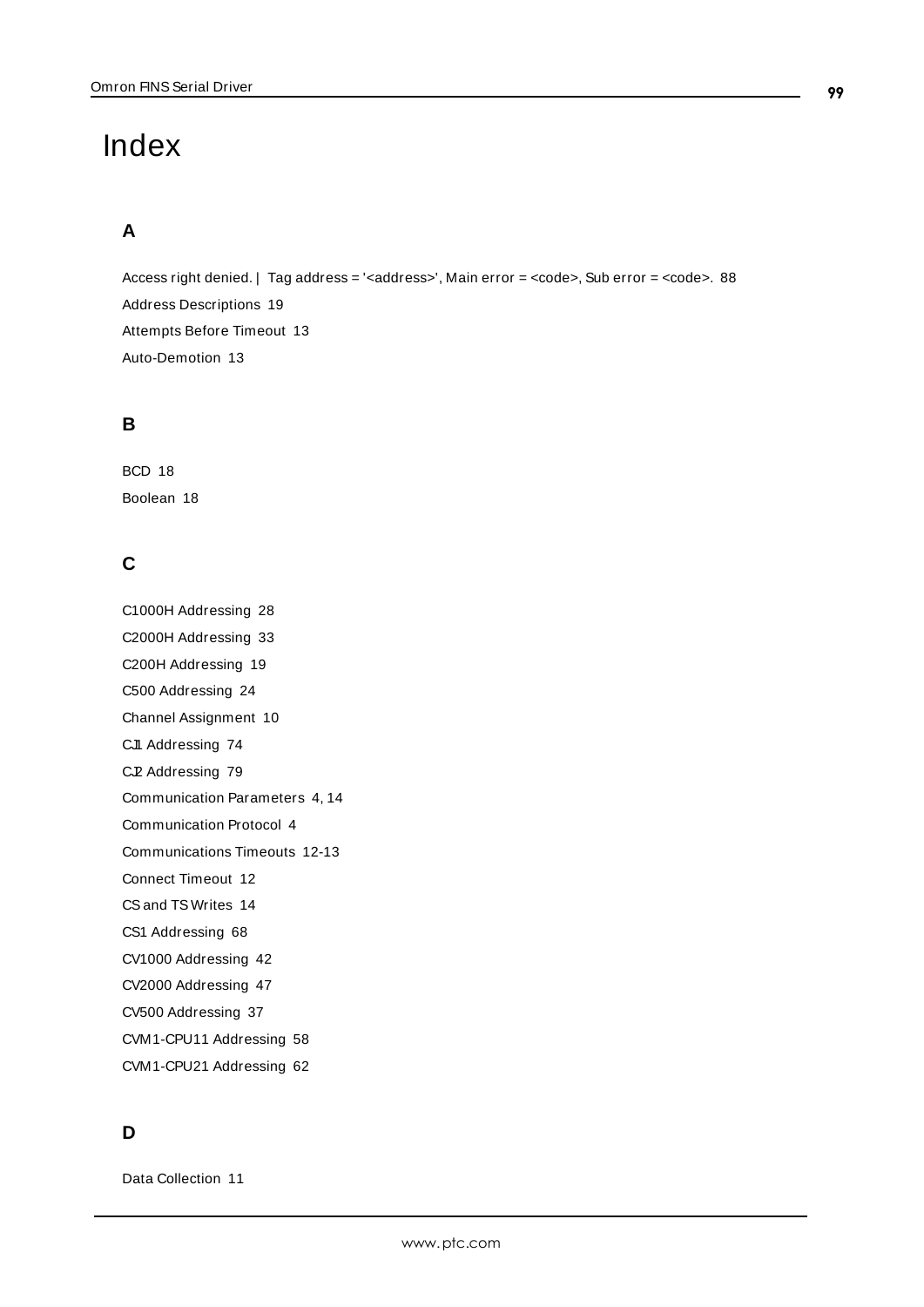# Index

## A

Access right denied. | Tag address = '<address>', Main error = <code>, Sub error = <code>. 88

Address Descriptions 19

Attempts Before Timeout 13

Auto-Demotion 13

## B

BCD 18

Boolean 18

## C

C1000H Addressing 28

C2000H Addressing 33

C200H Addressing 19

C500 Addressing 24

Channel Assignment 10

CJ1 Addressing 74

CJ2 Addressing 79

Communication Parameters 4, 14

Communication Protocol 4

Communications Timeouts 12-13

Connect Timeout 12

CS and TS Writes 14

CS1 Addressing 68

CV1000 Addressing 42

CV2000 Addressing 47

CV500 Addressing 37

CVM1-CPU11 Addressing 58

CVM1-CPU21 Addressing 62

## D

Data Collection 11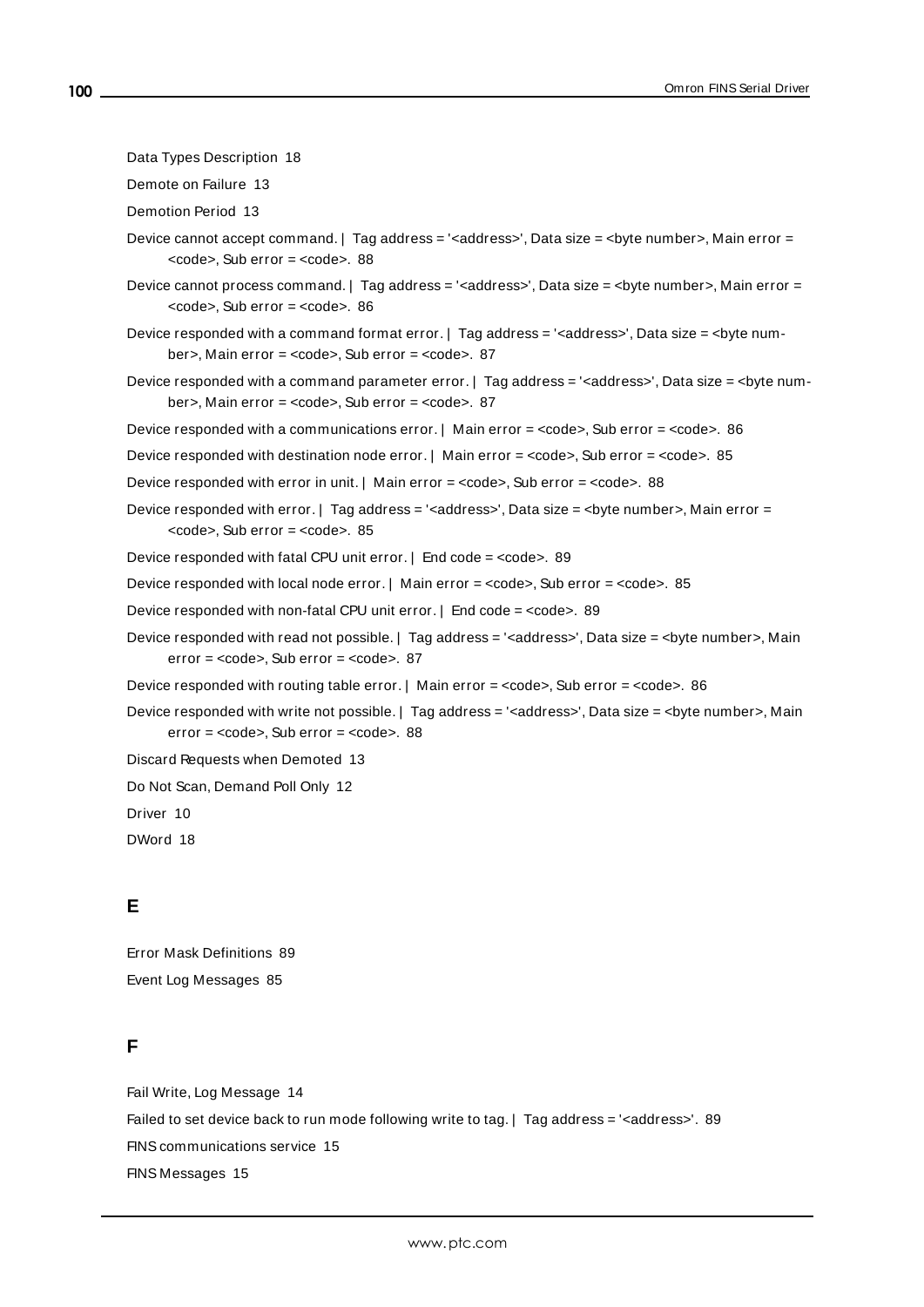Data Types Description 18

Demote on Failure 13

Demotion Period 13

Device cannot accept command. | Tag address = '<address>', Data size = <byte number>, Main error = <code>, Sub error = <code>. 88

Device cannot process command. | Tag address = '<address>', Data size = <byte number>, Main error = <code>, Sub error = <code>. 86

Device responded with a command format error. | Tag address = '<address>', Data size = <byte number>, Main error = <code>, Sub error = <code>. 87

Device responded with a command parameter error. | Tag address = '<address>', Data size = <byte number>, Main error = <code>, Sub error = <code>. 87

Device responded with a communications error. | Main error = <code>, Sub error = <code>. 86

Device responded with destination node error. | Main error = <code>, Sub error = <code>. 85

Device responded with error in unit. | Main error = <code>, Sub error = <code>. 88

Device responded with error. | Tag address = '<address>', Data size = <byte number>, Main error = <code>, Sub error = <code>. 85

Device responded with fatal CPU unit error. | End code = <code>. 89

Device responded with local node error. | Main error = <code>, Sub error = <code>. 85

Device responded with non-fatal CPU unit error. | End code = <code>. 89

Device responded with read not possible. | Tag address = '<address>', Data size = <byte number>, Main error = <code>, Sub error = <code>. 87

Device responded with routing table error. | Main error = <code>, Sub error = <code>. 86

Device responded with write not possible. | Tag address = '<address>', Data size = <byte number>, Main error = <code>, Sub error = <code>. 88

Discard Requests when Demoted 13

Do Not Scan, Demand Poll Only 12

Driver 10

DWord 18

## E

Error Mask Definitions 89

Event Log Messages 85

## F

Fail Write, Log Message 14

Failed to set device back to run mode following write to tag. | Tag address = '<address>'. 89

FINS communications service 15

FINS Messages 15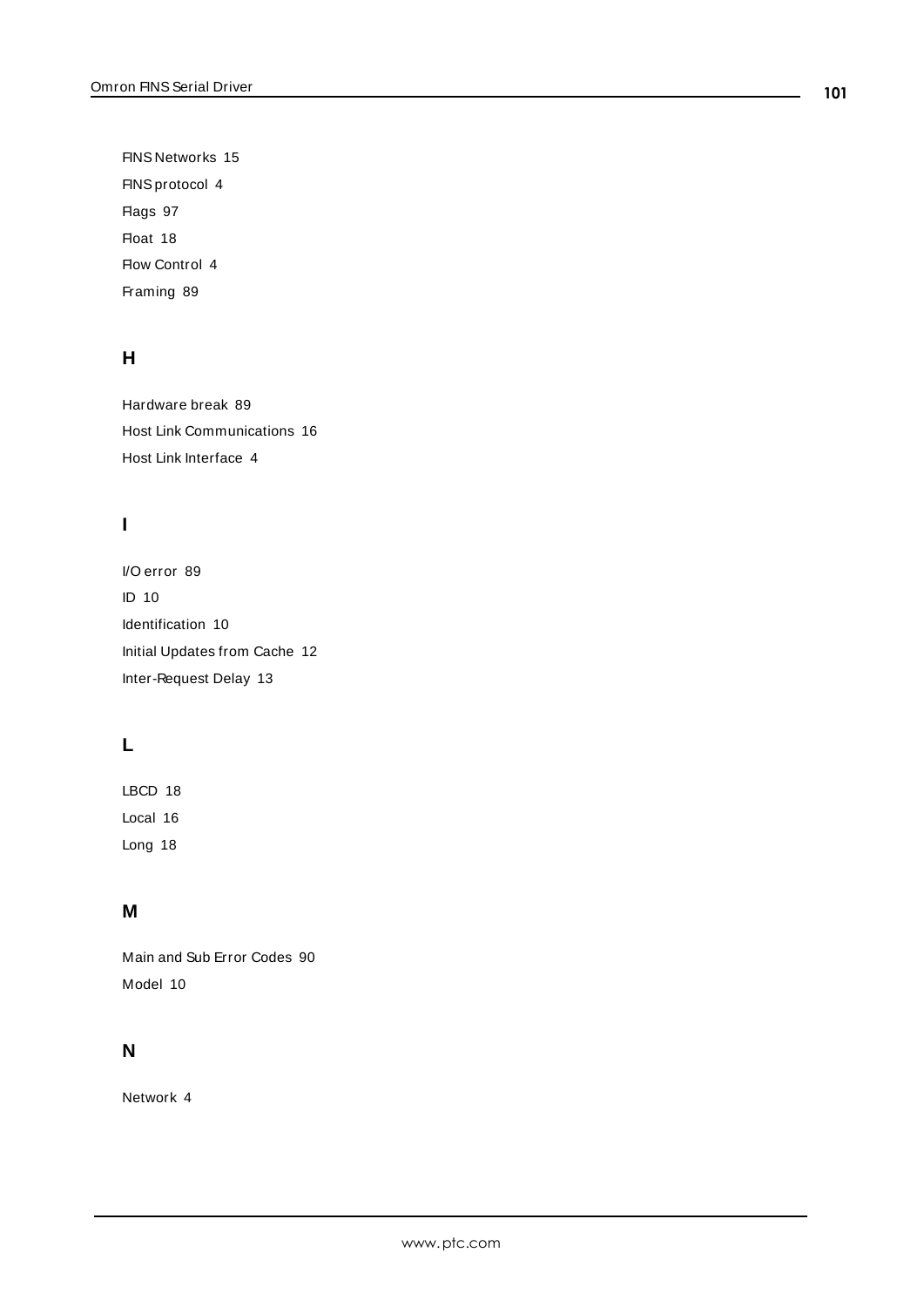FINS Networks 15

FINS protocol 4

Flags 97

Float 18

Flow Control 4

Framing 89

## H

Hardware break 89

Host Link Communications 16

Host Link Interface 4

## I

I/O error 89

ID 10

Identification 10

Initial Updates from Cache 12

Inter-Request Delay 13

## L

LBCD 18

Local 16

Long 18

## M

Main and Sub Error Codes 90

Model 10

## N

Network 4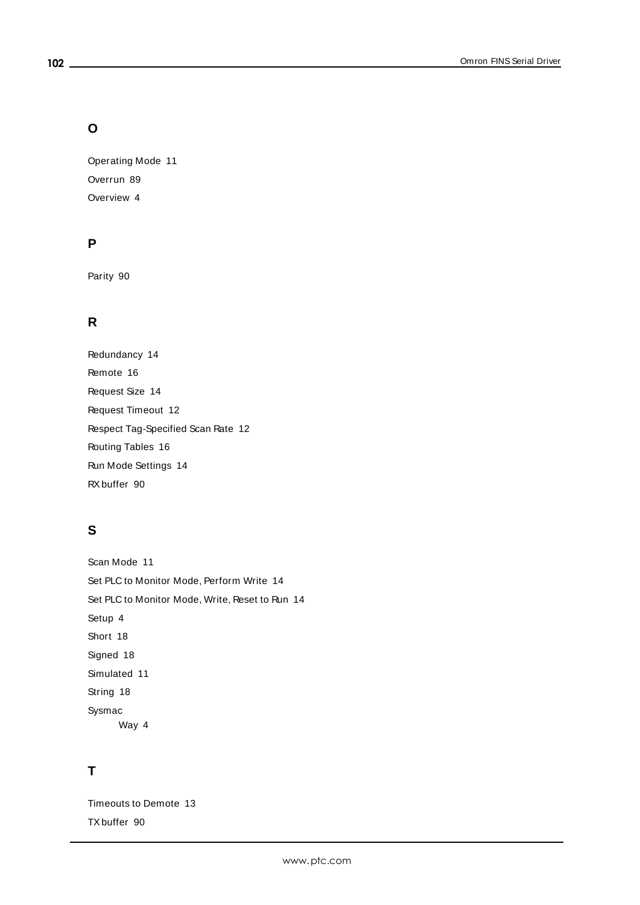## O

Operating Mode 11

Overrun 89

Overview 4

## P

Parity 90

## R

Redundancy 14

Remote 16

Request Size 14

Request Timeout 12

Respect Tag-Specified Scan Rate 12

Routing Tables 16

Run Mode Settings 14

RX buffer 90

## S

Scan Mode 11

Set PLC to Monitor Mode, Perform Write 14

Set PLC to Monitor Mode, Write, Reset to Run 14

Setup 4

Short 18

Signed 18

Simulated 11

String 18

Sysmac

  Way 4

## T

Timeouts to Demote 13

TX buffer 90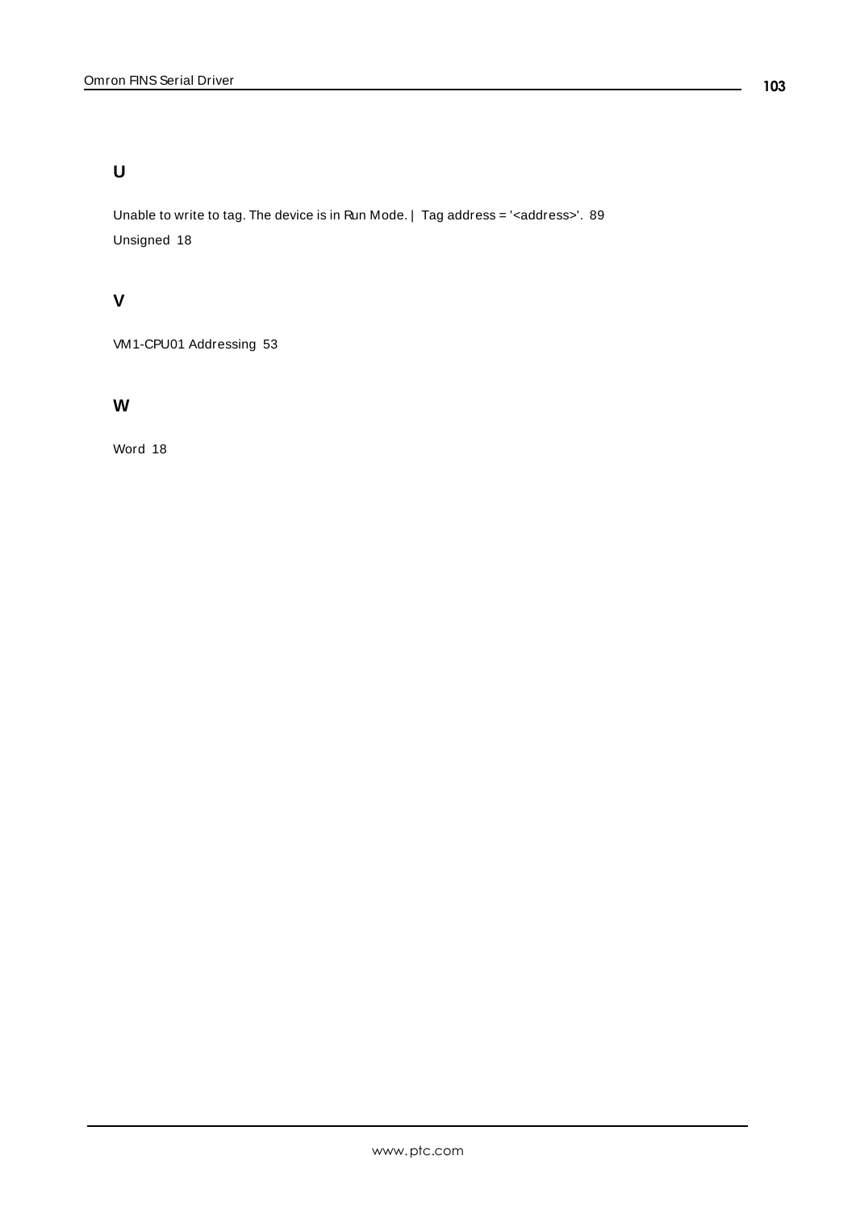## U

Unable to write to tag. The device is in Run Mode. | Tag address = '<address>'. 89

Unsigned 18

## V

VM1-CPU01 Addressing 53

## W

Word 18